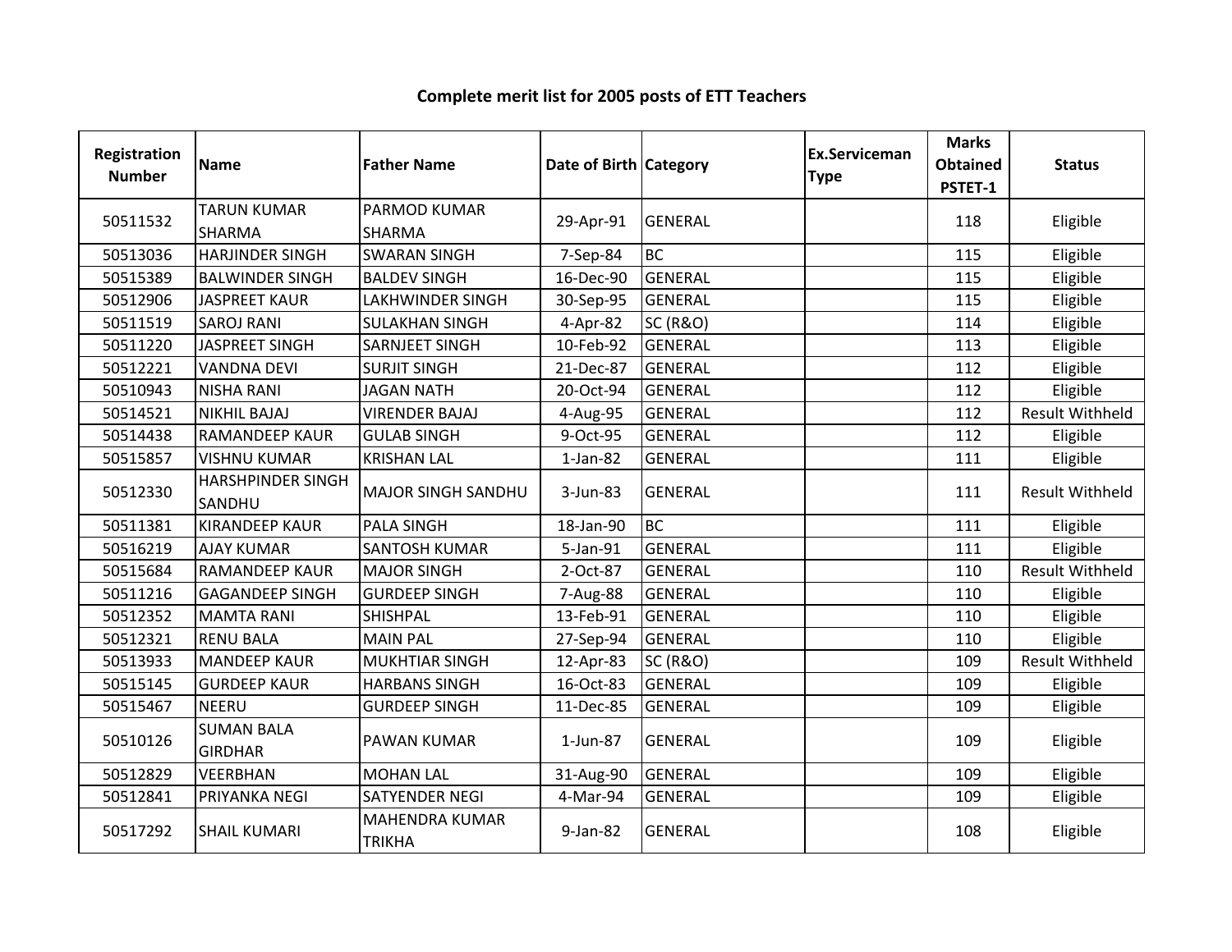# Complete merit list for 2005 posts of ETT Teachers

| Registration Number | Name | Father Name | Date of Birth | Category | Ex.Serviceman Type | Marks Obtained PSTET-1 | Status |
|---|---|---|---|---|---|---|---|
| 50511532 | TARUN KUMAR SHARMA | PARMOD KUMAR SHARMA | 29-Apr-91 | GENERAL | | 118 | Eligible |
| 50513036 | HARJINDER SINGH | SWARAN SINGH | 7-Sep-84 | BC | | 115 | Eligible |
| 50515389 | BALWINDER SINGH | BALDEV SINGH | 16-Dec-90 | GENERAL | | 115 | Eligible |
| 50512906 | JASPREET KAUR | LAKHWINDER SINGH | 30-Sep-95 | GENERAL | | 115 | Eligible |
| 50511519 | SAROJ RANI | SULAKHAN SINGH | 4-Apr-82 | SC (R&O) | | 114 | Eligible |
| 50511220 | JASPREET SINGH | SARNJEET SINGH | 10-Feb-92 | GENERAL | | 113 | Eligible |
| 50512221 | VANDNA DEVI | SURJIT SINGH | 21-Dec-87 | GENERAL | | 112 | Eligible |
| 50510943 | NISHA RANI | JAGAN NATH | 20-Oct-94 | GENERAL | | 112 | Eligible |
| 50514521 | NIKHIL BAJAJ | VIRENDER BAJAJ | 4-Aug-95 | GENERAL | | 112 | Result Withheld |
| 50514438 | RAMANDEEP KAUR | GULAB SINGH | 9-Oct-95 | GENERAL | | 112 | Eligible |
| 50515857 | VISHNU KUMAR | KRISHAN LAL | 1-Jan-82 | GENERAL | | 111 | Eligible |
| 50512330 | HARSHPINDER SINGH SANDHU | MAJOR SINGH SANDHU | 3-Jun-83 | GENERAL | | 111 | Result Withheld |
| 50511381 | KIRANDEEP KAUR | PALA SINGH | 18-Jan-90 | BC | | 111 | Eligible |
| 50516219 | AJAY KUMAR | SANTOSH KUMAR | 5-Jan-91 | GENERAL | | 111 | Eligible |
| 50515684 | RAMANDEEP KAUR | MAJOR SINGH | 2-Oct-87 | GENERAL | | 110 | Result Withheld |
| 50511216 | GAGANDEEP SINGH | GURDEEP SINGH | 7-Aug-88 | GENERAL | | 110 | Eligible |
| 50512352 | MAMTA RANI | SHISHPAL | 13-Feb-91 | GENERAL | | 110 | Eligible |
| 50512321 | RENU BALA | MAIN PAL | 27-Sep-94 | GENERAL | | 110 | Eligible |
| 50513933 | MANDEEP KAUR | MUKHTIAR SINGH | 12-Apr-83 | SC (R&O) | | 109 | Result Withheld |
| 50515145 | GURDEEP KAUR | HARBANS SINGH | 16-Oct-83 | GENERAL | | 109 | Eligible |
| 50515467 | NEERU | GURDEEP SINGH | 11-Dec-85 | GENERAL | | 109 | Eligible |
| 50510126 | SUMAN BALA GIRDHAR | PAWAN KUMAR | 1-Jun-87 | GENERAL | | 109 | Eligible |
| 50512829 | VEERBHAN | MOHAN LAL | 31-Aug-90 | GENERAL | | 109 | Eligible |
| 50512841 | PRIYANKA NEGI | SATYENDER NEGI | 4-Mar-94 | GENERAL | | 109 | Eligible |
| 50517292 | SHAIL KUMARI | MAHENDRA KUMAR TRIKHA | 9-Jan-82 | GENERAL | | 108 | Eligible |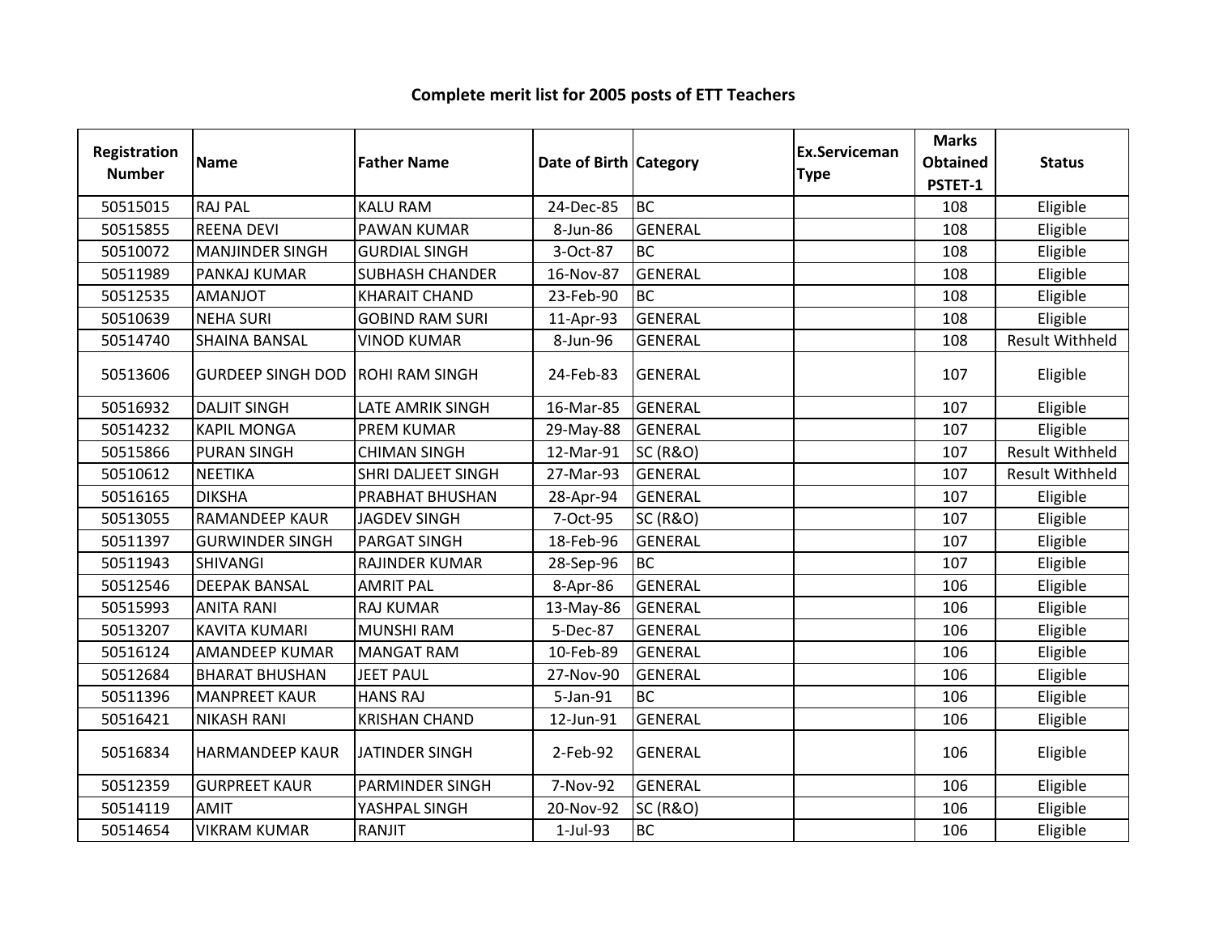# Complete merit list for 2005 posts of ETT Teachers

| Registration Number | Name | Father Name | Date of Birth | Category | Ex.Serviceman Type | Marks Obtained PSTET-1 | Status |
|---|---|---|---|---|---|---|---|
| 50515015 | RAJ PAL | KALU RAM | 24-Dec-85 | BC | | 108 | Eligible |
| 50515855 | REENA DEVI | PAWAN KUMAR | 8-Jun-86 | GENERAL | | 108 | Eligible |
| 50510072 | MANJINDER SINGH | GURDIAL SINGH | 3-Oct-87 | BC | | 108 | Eligible |
| 50511989 | PANKAJ KUMAR | SUBHASH CHANDER | 16-Nov-87 | GENERAL | | 108 | Eligible |
| 50512535 | AMANJOT | KHARAIT CHAND | 23-Feb-90 | BC | | 108 | Eligible |
| 50510639 | NEHA SURI | GOBIND RAM SURI | 11-Apr-93 | GENERAL | | 108 | Eligible |
| 50514740 | SHAINA BANSAL | VINOD KUMAR | 8-Jun-96 | GENERAL | | 108 | Result Withheld |
| 50513606 | GURDEEP SINGH DOD | ROHI RAM SINGH | 24-Feb-83 | GENERAL | | 107 | Eligible |
| 50516932 | DALJIT SINGH | LATE AMRIK SINGH | 16-Mar-85 | GENERAL | | 107 | Eligible |
| 50514232 | KAPIL MONGA | PREM KUMAR | 29-May-88 | GENERAL | | 107 | Eligible |
| 50515866 | PURAN SINGH | CHIMAN SINGH | 12-Mar-91 | SC (R&O) | | 107 | Result Withheld |
| 50510612 | NEETIKA | SHRI DALJEET SINGH | 27-Mar-93 | GENERAL | | 107 | Result Withheld |
| 50516165 | DIKSHA | PRABHAT BHUSHAN | 28-Apr-94 | GENERAL | | 107 | Eligible |
| 50513055 | RAMANDEEP KAUR | JAGDEV SINGH | 7-Oct-95 | SC (R&O) | | 107 | Eligible |
| 50511397 | GURWINDER SINGH | PARGAT SINGH | 18-Feb-96 | GENERAL | | 107 | Eligible |
| 50511943 | SHIVANGI | RAJINDER KUMAR | 28-Sep-96 | BC | | 107 | Eligible |
| 50512546 | DEEPAK BANSAL | AMRIT PAL | 8-Apr-86 | GENERAL | | 106 | Eligible |
| 50515993 | ANITA RANI | RAJ KUMAR | 13-May-86 | GENERAL | | 106 | Eligible |
| 50513207 | KAVITA KUMARI | MUNSHI RAM | 5-Dec-87 | GENERAL | | 106 | Eligible |
| 50516124 | AMANDEEP KUMAR | MANGAT RAM | 10-Feb-89 | GENERAL | | 106 | Eligible |
| 50512684 | BHARAT BHUSHAN | JEET PAUL | 27-Nov-90 | GENERAL | | 106 | Eligible |
| 50511396 | MANPREET KAUR | HANS RAJ | 5-Jan-91 | BC | | 106 | Eligible |
| 50516421 | NIKASH RANI | KRISHAN CHAND | 12-Jun-91 | GENERAL | | 106 | Eligible |
| 50516834 | HARMANDEEP KAUR | JATINDER SINGH | 2-Feb-92 | GENERAL | | 106 | Eligible |
| 50512359 | GURPREET KAUR | PARMINDER SINGH | 7-Nov-92 | GENERAL | | 106 | Eligible |
| 50514119 | AMIT | YASHPAL SINGH | 20-Nov-92 | SC (R&O) | | 106 | Eligible |
| 50514654 | VIKRAM KUMAR | RANJIT | 1-Jul-93 | BC | | 106 | Eligible |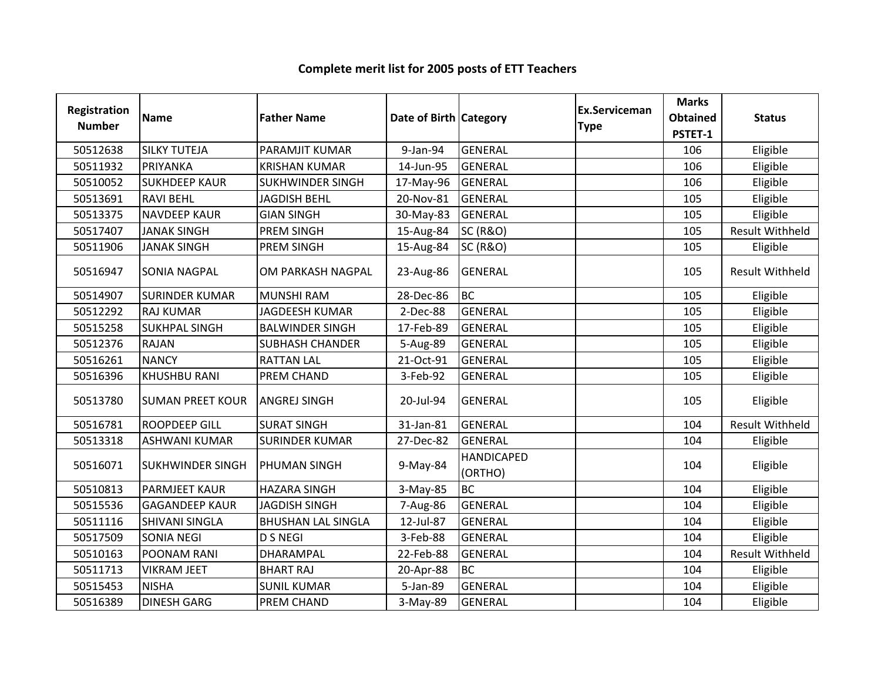**Complete merit list for 2005 posts of ETT Teachers**

| Registration Number | Name | Father Name | Date of Birth | Category | Ex.Serviceman Type | Marks Obtained PSTET-1 | Status |
|---|---|---|---|---|---|---|---|
| 50512638 | SILKY TUTEJA | PARAMJIT KUMAR | 9-Jan-94 | GENERAL | | 106 | Eligible |
| 50511932 | PRIYANKA | KRISHAN KUMAR | 14-Jun-95 | GENERAL | | 106 | Eligible |
| 50510052 | SUKHDEEP KAUR | SUKHWINDER SINGH | 17-May-96 | GENERAL | | 106 | Eligible |
| 50513691 | RAVI BEHL | JAGDISH BEHL | 20-Nov-81 | GENERAL | | 105 | Eligible |
| 50513375 | NAVDEEP KAUR | GIAN SINGH | 30-May-83 | GENERAL | | 105 | Eligible |
| 50517407 | JANAK SINGH | PREM SINGH | 15-Aug-84 | SC (R&O) | | 105 | Result Withheld |
| 50511906 | JANAK SINGH | PREM SINGH | 15-Aug-84 | SC (R&O) | | 105 | Eligible |
| 50516947 | SONIA NAGPAL | OM PARKASH NAGPAL | 23-Aug-86 | GENERAL | | 105 | Result Withheld |
| 50514907 | SURINDER KUMAR | MUNSHI RAM | 28-Dec-86 | BC | | 105 | Eligible |
| 50512292 | RAJ KUMAR | JAGDEESH KUMAR | 2-Dec-88 | GENERAL | | 105 | Eligible |
| 50515258 | SUKHPAL SINGH | BALWINDER SINGH | 17-Feb-89 | GENERAL | | 105 | Eligible |
| 50512376 | RAJAN | SUBHASH CHANDER | 5-Aug-89 | GENERAL | | 105 | Eligible |
| 50516261 | NANCY | RATTAN LAL | 21-Oct-91 | GENERAL | | 105 | Eligible |
| 50516396 | KHUSHBU RANI | PREM CHAND | 3-Feb-92 | GENERAL | | 105 | Eligible |
| 50513780 | SUMAN PREET KOUR | ANGREJ SINGH | 20-Jul-94 | GENERAL | | 105 | Eligible |
| 50516781 | ROOPDEEP GILL | SURAT SINGH | 31-Jan-81 | GENERAL | | 104 | Result Withheld |
| 50513318 | ASHWANI KUMAR | SURINDER KUMAR | 27-Dec-82 | GENERAL | | 104 | Eligible |
| 50516071 | SUKHWINDER SINGH | PHUMAN SINGH | 9-May-84 | HANDICAPED (ORTHO) | | 104 | Eligible |
| 50510813 | PARMJEET KAUR | HAZARA SINGH | 3-May-85 | BC | | 104 | Eligible |
| 50515536 | GAGANDEEP KAUR | JAGDISH SINGH | 7-Aug-86 | GENERAL | | 104 | Eligible |
| 50511116 | SHIVANI SINGLA | BHUSHAN LAL SINGLA | 12-Jul-87 | GENERAL | | 104 | Eligible |
| 50517509 | SONIA NEGI | D S NEGI | 3-Feb-88 | GENERAL | | 104 | Eligible |
| 50510163 | POONAM RANI | DHARAMPAL | 22-Feb-88 | GENERAL | | 104 | Result Withheld |
| 50511713 | VIKRAM JEET | BHART RAJ | 20-Apr-88 | BC | | 104 | Eligible |
| 50515453 | NISHA | SUNIL KUMAR | 5-Jan-89 | GENERAL | | 104 | Eligible |
| 50516389 | DINESH GARG | PREM CHAND | 3-May-89 | GENERAL | | 104 | Eligible |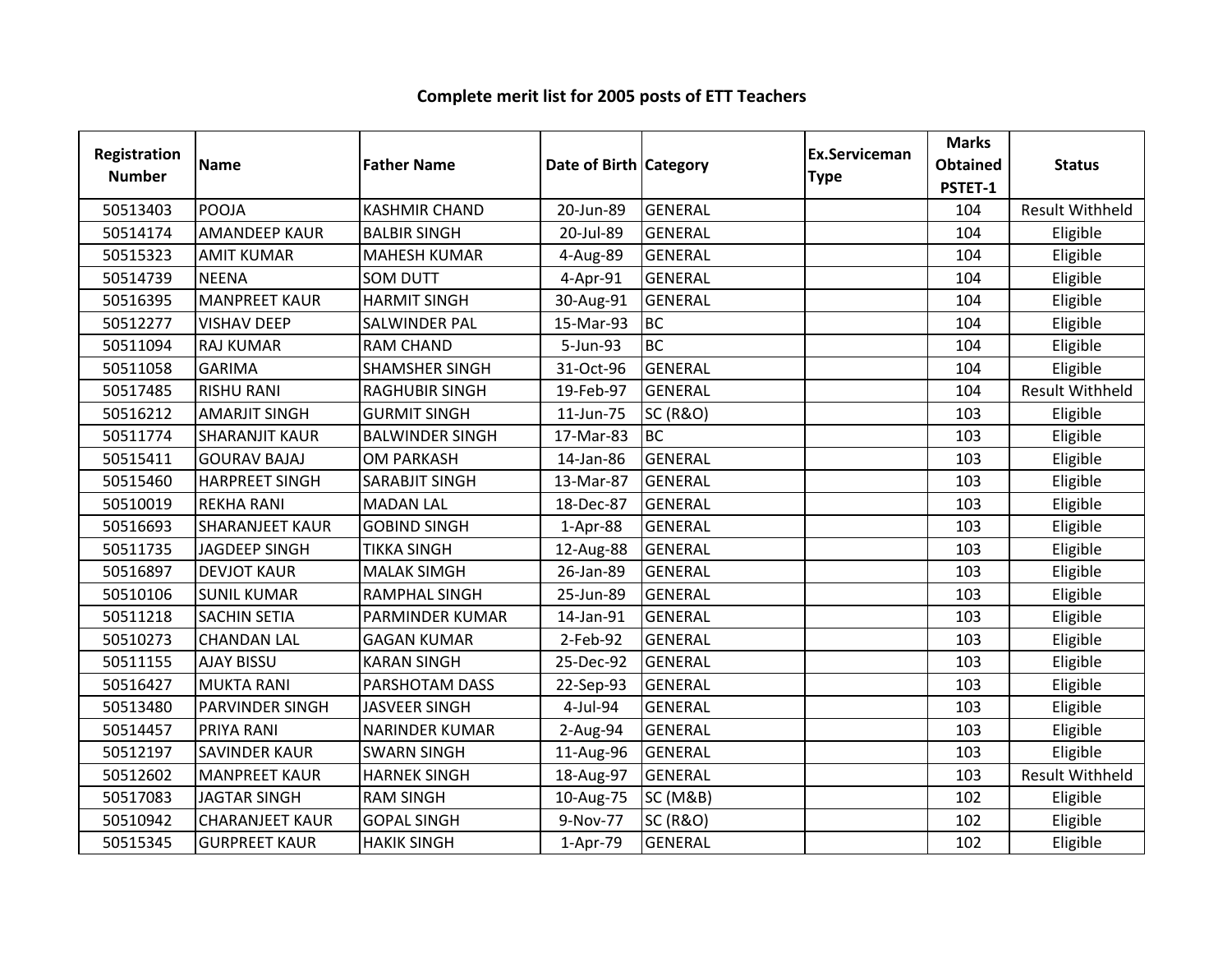# Complete merit list for 2005 posts of ETT Teachers

| Registration Number | Name | Father Name | Date of Birth | Category | Ex.Serviceman Type | Marks Obtained PSTET-1 | Status |
|---|---|---|---|---|---|---|---|
| 50513403 | POOJA | KASHMIR CHAND | 20-Jun-89 | GENERAL | | 104 | Result Withheld |
| 50514174 | AMANDEEP KAUR | BALBIR SINGH | 20-Jul-89 | GENERAL | | 104 | Eligible |
| 50515323 | AMIT KUMAR | MAHESH KUMAR | 4-Aug-89 | GENERAL | | 104 | Eligible |
| 50514739 | NEENA | SOM DUTT | 4-Apr-91 | GENERAL | | 104 | Eligible |
| 50516395 | MANPREET KAUR | HARMIT SINGH | 30-Aug-91 | GENERAL | | 104 | Eligible |
| 50512277 | VISHAV DEEP | SALWINDER PAL | 15-Mar-93 | BC | | 104 | Eligible |
| 50511094 | RAJ KUMAR | RAM CHAND | 5-Jun-93 | BC | | 104 | Eligible |
| 50511058 | GARIMA | SHAMSHER SINGH | 31-Oct-96 | GENERAL | | 104 | Eligible |
| 50517485 | RISHU RANI | RAGHUBIR SINGH | 19-Feb-97 | GENERAL | | 104 | Result Withheld |
| 50516212 | AMARJIT SINGH | GURMIT SINGH | 11-Jun-75 | SC (R&O) | | 103 | Eligible |
| 50511774 | SHARANJIT KAUR | BALWINDER SINGH | 17-Mar-83 | BC | | 103 | Eligible |
| 50515411 | GOURAV BAJAJ | OM PARKASH | 14-Jan-86 | GENERAL | | 103 | Eligible |
| 50515460 | HARPREET SINGH | SARABJIT SINGH | 13-Mar-87 | GENERAL | | 103 | Eligible |
| 50510019 | REKHA RANI | MADAN LAL | 18-Dec-87 | GENERAL | | 103 | Eligible |
| 50516693 | SHARANJEET KAUR | GOBIND SINGH | 1-Apr-88 | GENERAL | | 103 | Eligible |
| 50511735 | JAGDEEP SINGH | TIKKA SINGH | 12-Aug-88 | GENERAL | | 103 | Eligible |
| 50516897 | DEVJOT KAUR | MALAK SIMGH | 26-Jan-89 | GENERAL | | 103 | Eligible |
| 50510106 | SUNIL KUMAR | RAMPHAL SINGH | 25-Jun-89 | GENERAL | | 103 | Eligible |
| 50511218 | SACHIN SETIA | PARMINDER KUMAR | 14-Jan-91 | GENERAL | | 103 | Eligible |
| 50510273 | CHANDAN LAL | GAGAN KUMAR | 2-Feb-92 | GENERAL | | 103 | Eligible |
| 50511155 | AJAY BISSU | KARAN SINGH | 25-Dec-92 | GENERAL | | 103 | Eligible |
| 50516427 | MUKTA RANI | PARSHOTAM DASS | 22-Sep-93 | GENERAL | | 103 | Eligible |
| 50513480 | PARVINDER SINGH | JASVEER SINGH | 4-Jul-94 | GENERAL | | 103 | Eligible |
| 50514457 | PRIYA RANI | NARINDER KUMAR | 2-Aug-94 | GENERAL | | 103 | Eligible |
| 50512197 | SAVINDER KAUR | SWARN SINGH | 11-Aug-96 | GENERAL | | 103 | Eligible |
| 50512602 | MANPREET KAUR | HARNEK SINGH | 18-Aug-97 | GENERAL | | 103 | Result Withheld |
| 50517083 | JAGTAR SINGH | RAM SINGH | 10-Aug-75 | SC (M&B) | | 102 | Eligible |
| 50510942 | CHARANJEET KAUR | GOPAL SINGH | 9-Nov-77 | SC (R&O) | | 102 | Eligible |
| 50515345 | GURPREET KAUR | HAKIK SINGH | 1-Apr-79 | GENERAL | | 102 | Eligible |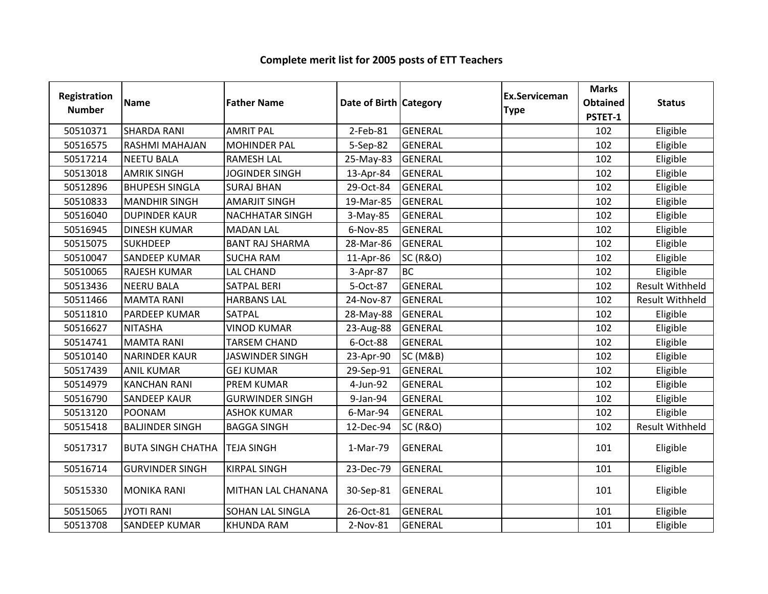**Complete merit list for 2005 posts of ETT Teachers**

| Registration Number | Name | Father Name | Date of Birth | Category | Ex.Serviceman Type | Marks Obtained PSTET-1 | Status |
|---|---|---|---|---|---|---|---|
| 50510371 | SHARDA RANI | AMRIT PAL | 2-Feb-81 | GENERAL | | 102 | Eligible |
| 50516575 | RASHMI MAHAJAN | MOHINDER PAL | 5-Sep-82 | GENERAL | | 102 | Eligible |
| 50517214 | NEETU BALA | RAMESH LAL | 25-May-83 | GENERAL | | 102 | Eligible |
| 50513018 | AMRIK SINGH | JOGINDER SINGH | 13-Apr-84 | GENERAL | | 102 | Eligible |
| 50512896 | BHUPESH SINGLA | SURAJ BHAN | 29-Oct-84 | GENERAL | | 102 | Eligible |
| 50510833 | MANDHIR SINGH | AMARJIT SINGH | 19-Mar-85 | GENERAL | | 102 | Eligible |
| 50516040 | DUPINDER KAUR | NACHHATAR SINGH | 3-May-85 | GENERAL | | 102 | Eligible |
| 50516945 | DINESH KUMAR | MADAN LAL | 6-Nov-85 | GENERAL | | 102 | Eligible |
| 50515075 | SUKHDEEP | BANT RAJ SHARMA | 28-Mar-86 | GENERAL | | 102 | Eligible |
| 50510047 | SANDEEP KUMAR | SUCHA RAM | 11-Apr-86 | SC (R&O) | | 102 | Eligible |
| 50510065 | RAJESH KUMAR | LAL CHAND | 3-Apr-87 | BC | | 102 | Eligible |
| 50513436 | NEERU BALA | SATPAL BERI | 5-Oct-87 | GENERAL | | 102 | Result Withheld |
| 50511466 | MAMTA RANI | HARBANS LAL | 24-Nov-87 | GENERAL | | 102 | Result Withheld |
| 50511810 | PARDEEP KUMAR | SATPAL | 28-May-88 | GENERAL | | 102 | Eligible |
| 50516627 | NITASHA | VINOD KUMAR | 23-Aug-88 | GENERAL | | 102 | Eligible |
| 50514741 | MAMTA RANI | TARSEM CHAND | 6-Oct-88 | GENERAL | | 102 | Eligible |
| 50510140 | NARINDER KAUR | JASWINDER SINGH | 23-Apr-90 | SC (M&B) | | 102 | Eligible |
| 50517439 | ANIL KUMAR | GEJ KUMAR | 29-Sep-91 | GENERAL | | 102 | Eligible |
| 50514979 | KANCHAN RANI | PREM KUMAR | 4-Jun-92 | GENERAL | | 102 | Eligible |
| 50516790 | SANDEEP KAUR | GURWINDER SINGH | 9-Jan-94 | GENERAL | | 102 | Eligible |
| 50513120 | POONAM | ASHOK KUMAR | 6-Mar-94 | GENERAL | | 102 | Eligible |
| 50515418 | BALJINDER SINGH | BAGGA SINGH | 12-Dec-94 | SC (R&O) | | 102 | Result Withheld |
| 50517317 | BUTA SINGH CHATHA | TEJA SINGH | 1-Mar-79 | GENERAL | | 101 | Eligible |
| 50516714 | GURVINDER SINGH | KIRPAL SINGH | 23-Dec-79 | GENERAL | | 101 | Eligible |
| 50515330 | MONIKA RANI | MITHAN LAL CHANANA | 30-Sep-81 | GENERAL | | 101 | Eligible |
| 50515065 | JYOTI RANI | SOHAN LAL SINGLA | 26-Oct-81 | GENERAL | | 101 | Eligible |
| 50513708 | SANDEEP KUMAR | KHUNDA RAM | 2-Nov-81 | GENERAL | | 101 | Eligible |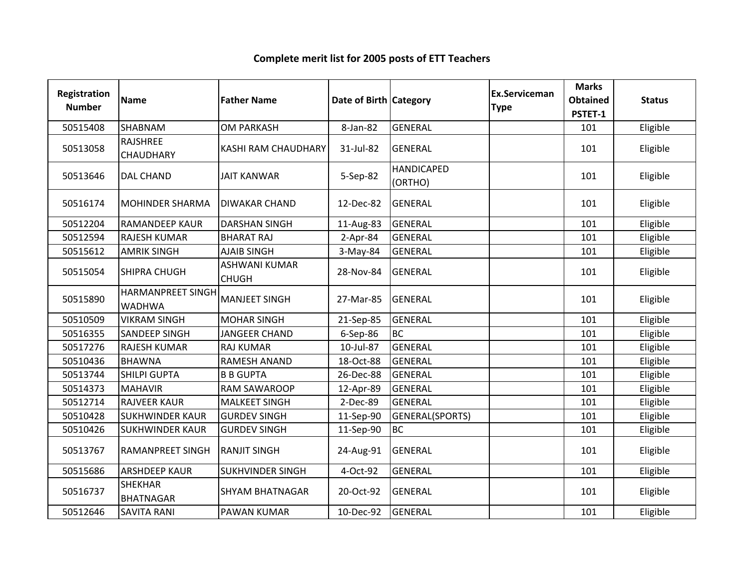**Complete merit list for 2005 posts of ETT Teachers**

| Registration Number | Name | Father Name | Date of Birth | Category | Ex.Serviceman Type | Marks Obtained PSTET-1 | Status |
|---|---|---|---|---|---|---|---|
| 50515408 | SHABNAM | OM PARKASH | 8-Jan-82 | GENERAL | | 101 | Eligible |
| 50513058 | RAJSHREE CHAUDHARY | KASHI RAM CHAUDHARY | 31-Jul-82 | GENERAL | | 101 | Eligible |
| 50513646 | DAL CHAND | JAIT KANWAR | 5-Sep-82 | HANDICAPED (ORTHO) | | 101 | Eligible |
| 50516174 | MOHINDER SHARMA | DIWAKAR CHAND | 12-Dec-82 | GENERAL | | 101 | Eligible |
| 50512204 | RAMANDEEP KAUR | DARSHAN SINGH | 11-Aug-83 | GENERAL | | 101 | Eligible |
| 50512594 | RAJESH KUMAR | BHARAT RAJ | 2-Apr-84 | GENERAL | | 101 | Eligible |
| 50515612 | AMRIK SINGH | AJAIB SINGH | 3-May-84 | GENERAL | | 101 | Eligible |
| 50515054 | SHIPRA CHUGH | ASHWANI KUMAR CHUGH | 28-Nov-84 | GENERAL | | 101 | Eligible |
| 50515890 | HARMANPREET SINGH WADHWA | MANJEET SINGH | 27-Mar-85 | GENERAL | | 101 | Eligible |
| 50510509 | VIKRAM SINGH | MOHAR SINGH | 21-Sep-85 | GENERAL | | 101 | Eligible |
| 50516355 | SANDEEP SINGH | JANGEER CHAND | 6-Sep-86 | BC | | 101 | Eligible |
| 50517276 | RAJESH KUMAR | RAJ KUMAR | 10-Jul-87 | GENERAL | | 101 | Eligible |
| 50510436 | BHAWNA | RAMESH ANAND | 18-Oct-88 | GENERAL | | 101 | Eligible |
| 50513744 | SHILPI GUPTA | B B GUPTA | 26-Dec-88 | GENERAL | | 101 | Eligible |
| 50514373 | MAHAVIR | RAM SAWAROOP | 12-Apr-89 | GENERAL | | 101 | Eligible |
| 50512714 | RAJVEER KAUR | MALKEET SINGH | 2-Dec-89 | GENERAL | | 101 | Eligible |
| 50510428 | SUKHWINDER KAUR | GURDEV SINGH | 11-Sep-90 | GENERAL(SPORTS) | | 101 | Eligible |
| 50510426 | SUKHWINDER KAUR | GURDEV SINGH | 11-Sep-90 | BC | | 101 | Eligible |
| 50513767 | RAMANPREET SINGH | RANJIT SINGH | 24-Aug-91 | GENERAL | | 101 | Eligible |
| 50515686 | ARSHDEEP KAUR | SUKHVINDER SINGH | 4-Oct-92 | GENERAL | | 101 | Eligible |
| 50516737 | SHEKHAR BHATNAGAR | SHYAM BHATNAGAR | 20-Oct-92 | GENERAL | | 101 | Eligible |
| 50512646 | SAVITA RANI | PAWAN KUMAR | 10-Dec-92 | GENERAL | | 101 | Eligible |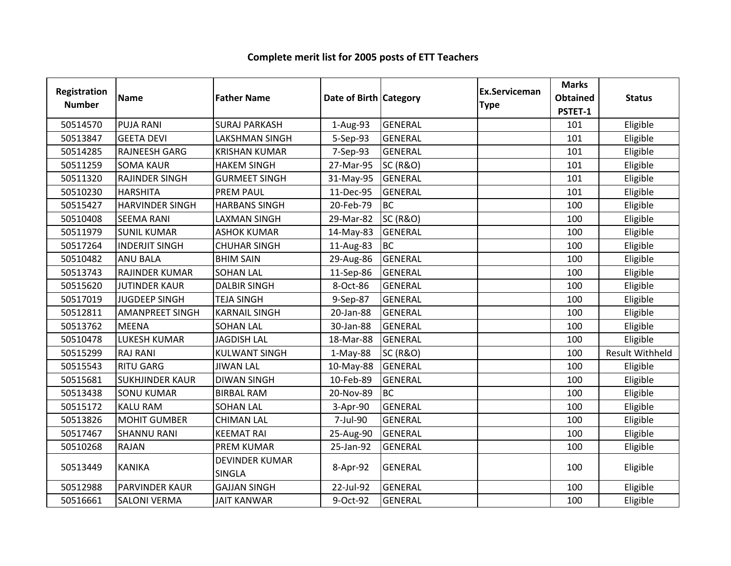# Complete merit list for 2005 posts of ETT Teachers

| Registration Number | Name | Father Name | Date of Birth | Category | Ex.Serviceman Type | Marks Obtained PSTET-1 | Status |
|---|---|---|---|---|---|---|---|
| 50514570 | PUJA RANI | SURAJ PARKASH | 1-Aug-93 | GENERAL | | 101 | Eligible |
| 50513847 | GEETA DEVI | LAKSHMAN SINGH | 5-Sep-93 | GENERAL | | 101 | Eligible |
| 50514285 | RAJNEESH GARG | KRISHAN KUMAR | 7-Sep-93 | GENERAL | | 101 | Eligible |
| 50511259 | SOMA KAUR | HAKEM SINGH | 27-Mar-95 | SC (R&O) | | 101 | Eligible |
| 50511320 | RAJINDER SINGH | GURMEET SINGH | 31-May-95 | GENERAL | | 101 | Eligible |
| 50510230 | HARSHITA | PREM PAUL | 11-Dec-95 | GENERAL | | 101 | Eligible |
| 50515427 | HARVINDER SINGH | HARBANS SINGH | 20-Feb-79 | BC | | 100 | Eligible |
| 50510408 | SEEMA RANI | LAXMAN SINGH | 29-Mar-82 | SC (R&O) | | 100 | Eligible |
| 50511979 | SUNIL KUMAR | ASHOK KUMAR | 14-May-83 | GENERAL | | 100 | Eligible |
| 50517264 | INDERJIT SINGH | CHUHAR SINGH | 11-Aug-83 | BC | | 100 | Eligible |
| 50510482 | ANU BALA | BHIM SAIN | 29-Aug-86 | GENERAL | | 100 | Eligible |
| 50513743 | RAJINDER KUMAR | SOHAN LAL | 11-Sep-86 | GENERAL | | 100 | Eligible |
| 50515620 | JUTINDER KAUR | DALBIR SINGH | 8-Oct-86 | GENERAL | | 100 | Eligible |
| 50517019 | JUGDEEP SINGH | TEJA SINGH | 9-Sep-87 | GENERAL | | 100 | Eligible |
| 50512811 | AMANPREET SINGH | KARNAIL SINGH | 20-Jan-88 | GENERAL | | 100 | Eligible |
| 50513762 | MEENA | SOHAN LAL | 30-Jan-88 | GENERAL | | 100 | Eligible |
| 50510478 | LUKESH KUMAR | JAGDISH LAL | 18-Mar-88 | GENERAL | | 100 | Eligible |
| 50515299 | RAJ RANI | KULWANT SINGH | 1-May-88 | SC (R&O) | | 100 | Result Withheld |
| 50515543 | RITU GARG | JIWAN LAL | 10-May-88 | GENERAL | | 100 | Eligible |
| 50515681 | SUKHJINDER KAUR | DIWAN SINGH | 10-Feb-89 | GENERAL | | 100 | Eligible |
| 50513438 | SONU KUMAR | BIRBAL RAM | 20-Nov-89 | BC | | 100 | Eligible |
| 50515172 | KALU RAM | SOHAN LAL | 3-Apr-90 | GENERAL | | 100 | Eligible |
| 50513826 | MOHIT GUMBER | CHIMAN LAL | 7-Jul-90 | GENERAL | | 100 | Eligible |
| 50517467 | SHANNU RANI | KEEMAT RAI | 25-Aug-90 | GENERAL | | 100 | Eligible |
| 50510268 | RAJAN | PREM KUMAR | 25-Jan-92 | GENERAL | | 100 | Eligible |
| 50513449 | KANIKA | DEVINDER KUMAR SINGLA | 8-Apr-92 | GENERAL | | 100 | Eligible |
| 50512988 | PARVINDER KAUR | GAJJAN SINGH | 22-Jul-92 | GENERAL | | 100 | Eligible |
| 50516661 | SALONI VERMA | JAIT KANWAR | 9-Oct-92 | GENERAL | | 100 | Eligible |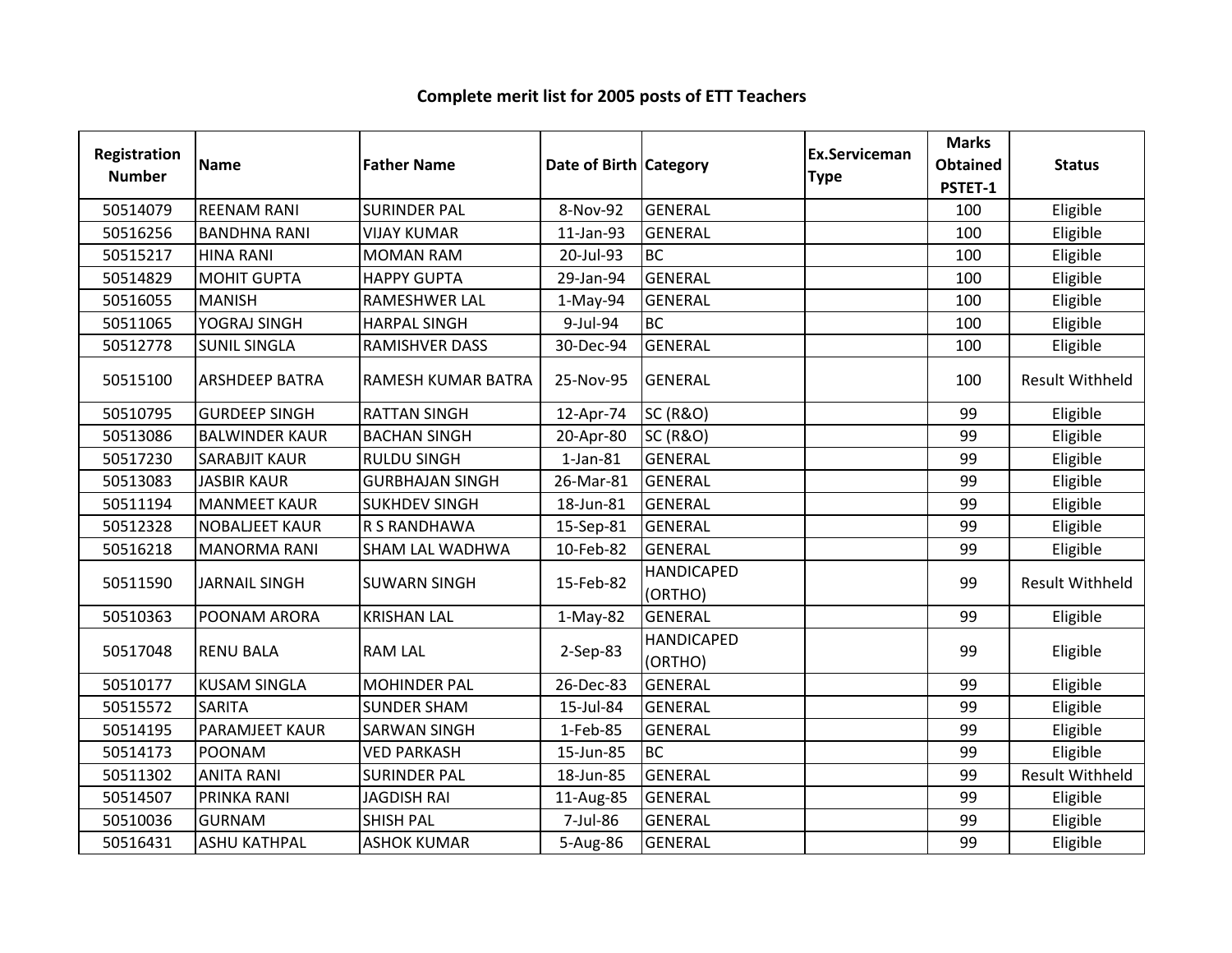**Complete merit list for 2005 posts of ETT Teachers**

| Registration Number | Name | Father Name | Date of Birth | Category | Ex.Serviceman Type | Marks Obtained PSTET-1 | Status |
|---|---|---|---|---|---|---|---|
| 50514079 | REENAM RANI | SURINDER PAL | 8-Nov-92 | GENERAL | | 100 | Eligible |
| 50516256 | BANDHNA RANI | VIJAY KUMAR | 11-Jan-93 | GENERAL | | 100 | Eligible |
| 50515217 | HINA RANI | MOMAN RAM | 20-Jul-93 | BC | | 100 | Eligible |
| 50514829 | MOHIT GUPTA | HAPPY GUPTA | 29-Jan-94 | GENERAL | | 100 | Eligible |
| 50516055 | MANISH | RAMESHWER LAL | 1-May-94 | GENERAL | | 100 | Eligible |
| 50511065 | YOGRAJ SINGH | HARPAL SINGH | 9-Jul-94 | BC | | 100 | Eligible |
| 50512778 | SUNIL SINGLA | RAMISHVER DASS | 30-Dec-94 | GENERAL | | 100 | Eligible |
| 50515100 | ARSHDEEP BATRA | RAMESH KUMAR BATRA | 25-Nov-95 | GENERAL | | 100 | Result Withheld |
| 50510795 | GURDEEP SINGH | RATTAN SINGH | 12-Apr-74 | SC (R&O) | | 99 | Eligible |
| 50513086 | BALWINDER KAUR | BACHAN SINGH | 20-Apr-80 | SC (R&O) | | 99 | Eligible |
| 50517230 | SARABJIT KAUR | RULDU SINGH | 1-Jan-81 | GENERAL | | 99 | Eligible |
| 50513083 | JASBIR KAUR | GURBHAJAN SINGH | 26-Mar-81 | GENERAL | | 99 | Eligible |
| 50511194 | MANMEET KAUR | SUKHDEV SINGH | 18-Jun-81 | GENERAL | | 99 | Eligible |
| 50512328 | NOBALJEET KAUR | R S RANDHAWA | 15-Sep-81 | GENERAL | | 99 | Eligible |
| 50516218 | MANORMA RANI | SHAM LAL WADHWA | 10-Feb-82 | GENERAL | | 99 | Eligible |
| 50511590 | JARNAIL SINGH | SUWARN SINGH | 15-Feb-82 | HANDICAPED (ORTHO) | | 99 | Result Withheld |
| 50510363 | POONAM ARORA | KRISHAN LAL | 1-May-82 | GENERAL | | 99 | Eligible |
| 50517048 | RENU BALA | RAM LAL | 2-Sep-83 | HANDICAPED (ORTHO) | | 99 | Eligible |
| 50510177 | KUSAM SINGLA | MOHINDER PAL | 26-Dec-83 | GENERAL | | 99 | Eligible |
| 50515572 | SARITA | SUNDER SHAM | 15-Jul-84 | GENERAL | | 99 | Eligible |
| 50514195 | PARAMJEET KAUR | SARWAN SINGH | 1-Feb-85 | GENERAL | | 99 | Eligible |
| 50514173 | POONAM | VED PARKASH | 15-Jun-85 | BC | | 99 | Eligible |
| 50511302 | ANITA RANI | SURINDER PAL | 18-Jun-85 | GENERAL | | 99 | Result Withheld |
| 50514507 | PRINKA RANI | JAGDISH RAI | 11-Aug-85 | GENERAL | | 99 | Eligible |
| 50510036 | GURNAM | SHISH PAL | 7-Jul-86 | GENERAL | | 99 | Eligible |
| 50516431 | ASHU KATHPAL | ASHOK KUMAR | 5-Aug-86 | GENERAL | | 99 | Eligible |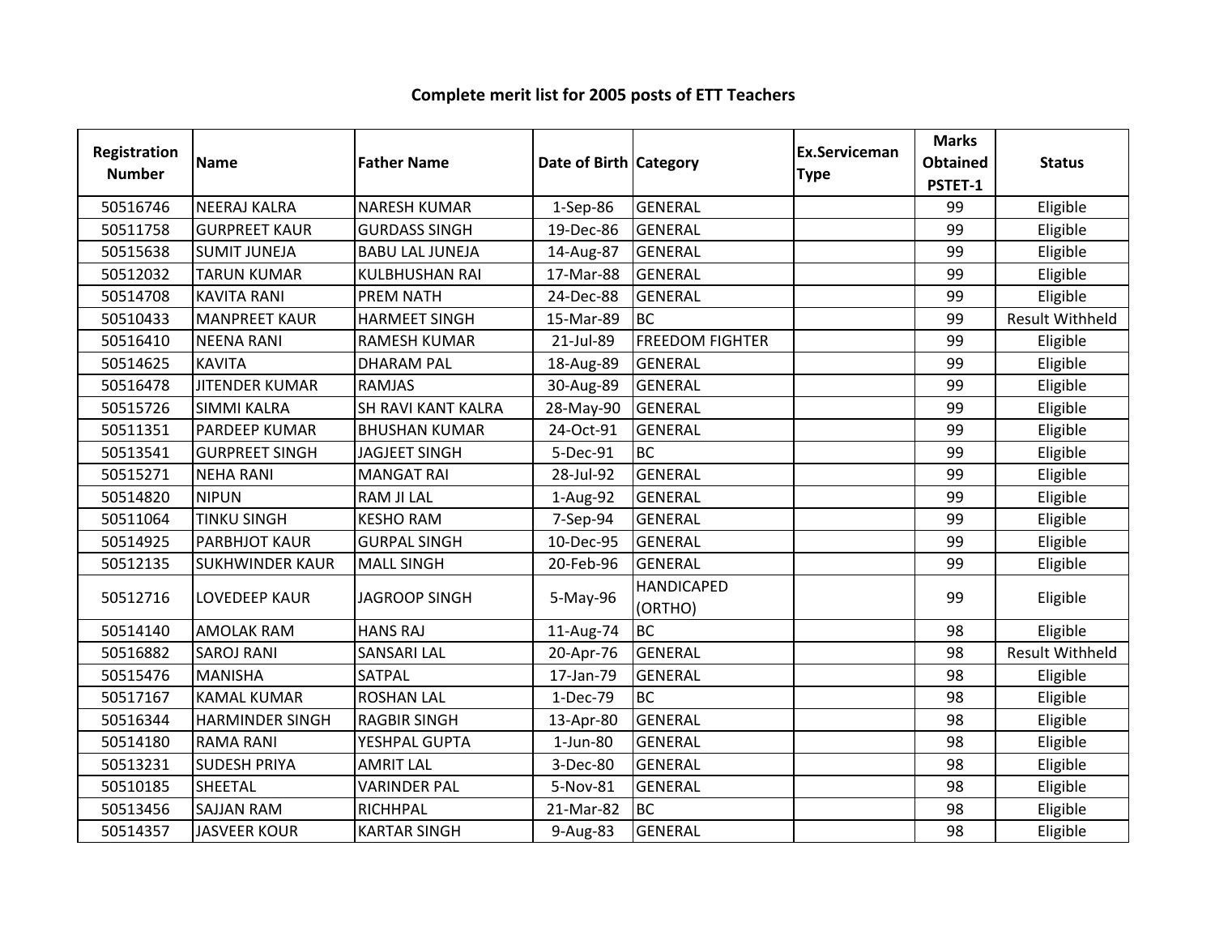## Complete merit list for 2005 posts of ETT Teachers

| Registration Number | Name | Father Name | Date of Birth | Category | Ex.Serviceman Type | Marks Obtained PSTET-1 | Status |
|---|---|---|---|---|---|---|---|
| 50516746 | NEERAJ KALRA | NARESH KUMAR | 1-Sep-86 | GENERAL | | 99 | Eligible |
| 50511758 | GURPREET KAUR | GURDASS SINGH | 19-Dec-86 | GENERAL | | 99 | Eligible |
| 50515638 | SUMIT JUNEJA | BABU LAL JUNEJA | 14-Aug-87 | GENERAL | | 99 | Eligible |
| 50512032 | TARUN KUMAR | KULBHUSHAN RAI | 17-Mar-88 | GENERAL | | 99 | Eligible |
| 50514708 | KAVITA RANI | PREM NATH | 24-Dec-88 | GENERAL | | 99 | Eligible |
| 50510433 | MANPREET KAUR | HARMEET SINGH | 15-Mar-89 | BC | | 99 | Result Withheld |
| 50516410 | NEENA RANI | RAMESH KUMAR | 21-Jul-89 | FREEDOM FIGHTER | | 99 | Eligible |
| 50514625 | KAVITA | DHARAM PAL | 18-Aug-89 | GENERAL | | 99 | Eligible |
| 50516478 | JITENDER KUMAR | RAMJAS | 30-Aug-89 | GENERAL | | 99 | Eligible |
| 50515726 | SIMMI KALRA | SH RAVI KANT KALRA | 28-May-90 | GENERAL | | 99 | Eligible |
| 50511351 | PARDEEP KUMAR | BHUSHAN KUMAR | 24-Oct-91 | GENERAL | | 99 | Eligible |
| 50513541 | GURPREET SINGH | JAGJEET SINGH | 5-Dec-91 | BC | | 99 | Eligible |
| 50515271 | NEHA RANI | MANGAT RAI | 28-Jul-92 | GENERAL | | 99 | Eligible |
| 50514820 | NIPUN | RAM JI LAL | 1-Aug-92 | GENERAL | | 99 | Eligible |
| 50511064 | TINKU SINGH | KESHO RAM | 7-Sep-94 | GENERAL | | 99 | Eligible |
| 50514925 | PARBHJOT KAUR | GURPAL SINGH | 10-Dec-95 | GENERAL | | 99 | Eligible |
| 50512135 | SUKHWINDER KAUR | MALL SINGH | 20-Feb-96 | GENERAL | | 99 | Eligible |
| 50512716 | LOVEDEEP KAUR | JAGROOP SINGH | 5-May-96 | HANDICAPED (ORTHO) | | 99 | Eligible |
| 50514140 | AMOLAK RAM | HANS RAJ | 11-Aug-74 | BC | | 98 | Eligible |
| 50516882 | SAROJ RANI | SANSARI LAL | 20-Apr-76 | GENERAL | | 98 | Result Withheld |
| 50515476 | MANISHA | SATPAL | 17-Jan-79 | GENERAL | | 98 | Eligible |
| 50517167 | KAMAL KUMAR | ROSHAN LAL | 1-Dec-79 | BC | | 98 | Eligible |
| 50516344 | HARMINDER SINGH | RAGBIR SINGH | 13-Apr-80 | GENERAL | | 98 | Eligible |
| 50514180 | RAMA RANI | YESHPAL GUPTA | 1-Jun-80 | GENERAL | | 98 | Eligible |
| 50513231 | SUDESH PRIYA | AMRIT LAL | 3-Dec-80 | GENERAL | | 98 | Eligible |
| 50510185 | SHEETAL | VARINDER PAL | 5-Nov-81 | GENERAL | | 98 | Eligible |
| 50513456 | SAJJAN RAM | RICHHPAL | 21-Mar-82 | BC | | 98 | Eligible |
| 50514357 | JASVEER KOUR | KARTAR SINGH | 9-Aug-83 | GENERAL | | 98 | Eligible |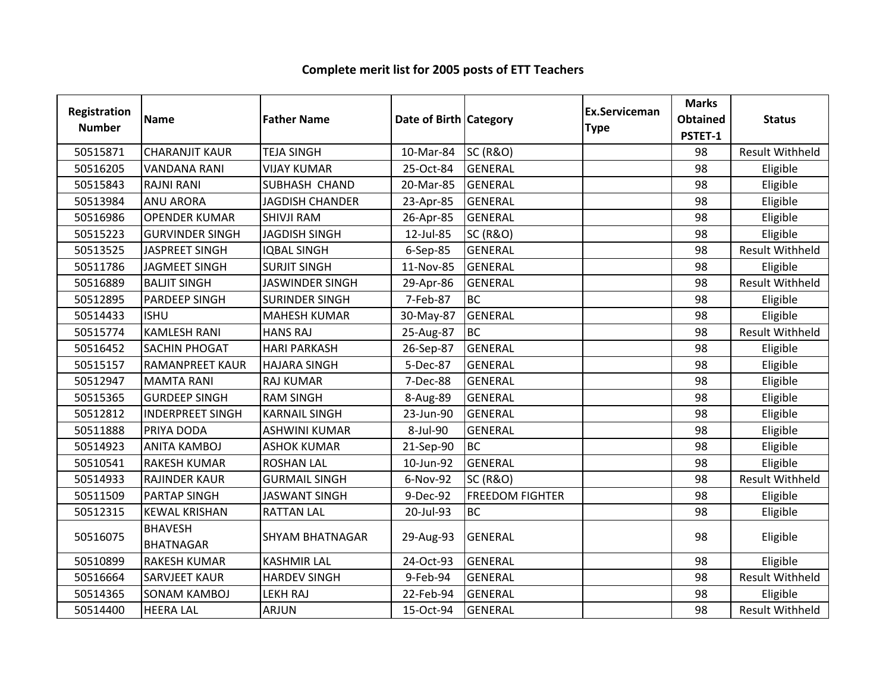**Complete merit list for 2005 posts of ETT Teachers**

| Registration Number | Name | Father Name | Date of Birth | Category | Ex.Serviceman Type | Marks Obtained PSTET-1 | Status |
|---|---|---|---|---|---|---|---|
| 50515871 | CHARANJIT KAUR | TEJA SINGH | 10-Mar-84 | SC (R&O) | | 98 | Result Withheld |
| 50516205 | VANDANA RANI | VIJAY KUMAR | 25-Oct-84 | GENERAL | | 98 | Eligible |
| 50515843 | RAJNI RANI | SUBHASH CHAND | 20-Mar-85 | GENERAL | | 98 | Eligible |
| 50513984 | ANU ARORA | JAGDISH CHANDER | 23-Apr-85 | GENERAL | | 98 | Eligible |
| 50516986 | OPENDER KUMAR | SHIVJI RAM | 26-Apr-85 | GENERAL | | 98 | Eligible |
| 50515223 | GURVINDER SINGH | JAGDISH SINGH | 12-Jul-85 | SC (R&O) | | 98 | Eligible |
| 50513525 | JASPREET SINGH | IQBAL SINGH | 6-Sep-85 | GENERAL | | 98 | Result Withheld |
| 50511786 | JAGMEET SINGH | SURJIT SINGH | 11-Nov-85 | GENERAL | | 98 | Eligible |
| 50516889 | BALJIT SINGH | JASWINDER SINGH | 29-Apr-86 | GENERAL | | 98 | Result Withheld |
| 50512895 | PARDEEP SINGH | SURINDER SINGH | 7-Feb-87 | BC | | 98 | Eligible |
| 50514433 | ISHU | MAHESH KUMAR | 30-May-87 | GENERAL | | 98 | Eligible |
| 50515774 | KAMLESH RANI | HANS RAJ | 25-Aug-87 | BC | | 98 | Result Withheld |
| 50516452 | SACHIN PHOGAT | HARI PARKASH | 26-Sep-87 | GENERAL | | 98 | Eligible |
| 50515157 | RAMANPREET KAUR | HAJARA SINGH | 5-Dec-87 | GENERAL | | 98 | Eligible |
| 50512947 | MAMTA RANI | RAJ KUMAR | 7-Dec-88 | GENERAL | | 98 | Eligible |
| 50515365 | GURDEEP SINGH | RAM SINGH | 8-Aug-89 | GENERAL | | 98 | Eligible |
| 50512812 | INDERPREET SINGH | KARNAIL SINGH | 23-Jun-90 | GENERAL | | 98 | Eligible |
| 50511888 | PRIYA DODA | ASHWINI KUMAR | 8-Jul-90 | GENERAL | | 98 | Eligible |
| 50514923 | ANITA KAMBOJ | ASHOK KUMAR | 21-Sep-90 | BC | | 98 | Eligible |
| 50510541 | RAKESH KUMAR | ROSHAN LAL | 10-Jun-92 | GENERAL | | 98 | Eligible |
| 50514933 | RAJINDER KAUR | GURMAIL SINGH | 6-Nov-92 | SC (R&O) | | 98 | Result Withheld |
| 50511509 | PARTAP SINGH | JASWANT SINGH | 9-Dec-92 | FREEDOM FIGHTER | | 98 | Eligible |
| 50512315 | KEWAL KRISHAN | RATTAN LAL | 20-Jul-93 | BC | | 98 | Eligible |
| 50516075 | BHAVESH BHATNAGAR | SHYAM BHATNAGAR | 29-Aug-93 | GENERAL | | 98 | Eligible |
| 50510899 | RAKESH KUMAR | KASHMIR LAL | 24-Oct-93 | GENERAL | | 98 | Eligible |
| 50516664 | SARVJEET KAUR | HARDEV SINGH | 9-Feb-94 | GENERAL | | 98 | Result Withheld |
| 50514365 | SONAM KAMBOJ | LEKH RAJ | 22-Feb-94 | GENERAL | | 98 | Eligible |
| 50514400 | HEERA LAL | ARJUN | 15-Oct-94 | GENERAL | | 98 | Result Withheld |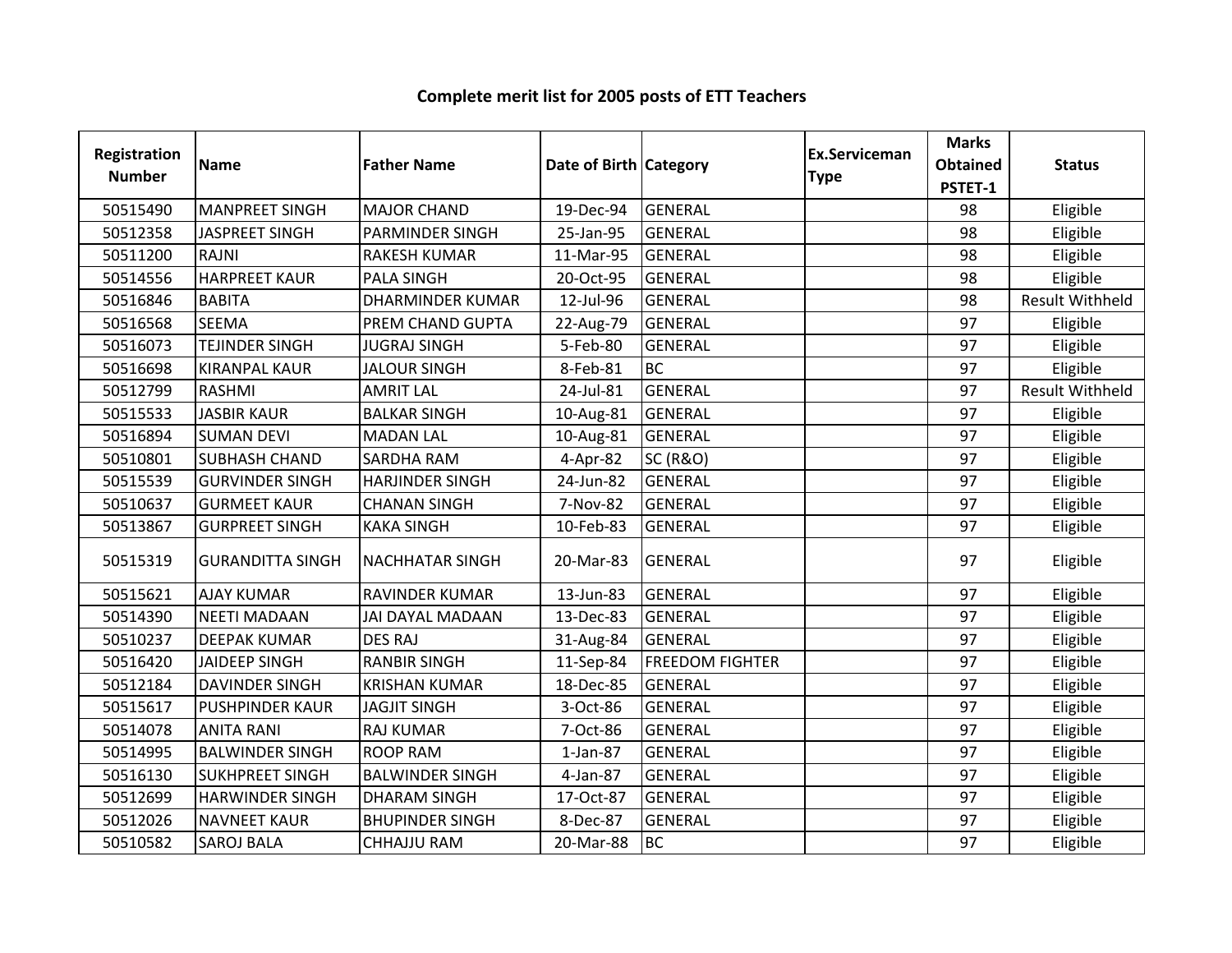# Complete merit list for 2005 posts of ETT Teachers

| Registration Number | Name | Father Name | Date of Birth | Category | Ex.Serviceman Type | Marks Obtained PSTET-1 | Status |
|---|---|---|---|---|---|---|---|
| 50515490 | MANPREET SINGH | MAJOR CHAND | 19-Dec-94 | GENERAL | | 98 | Eligible |
| 50512358 | JASPREET SINGH | PARMINDER SINGH | 25-Jan-95 | GENERAL | | 98 | Eligible |
| 50511200 | RAJNI | RAKESH KUMAR | 11-Mar-95 | GENERAL | | 98 | Eligible |
| 50514556 | HARPREET KAUR | PALA SINGH | 20-Oct-95 | GENERAL | | 98 | Eligible |
| 50516846 | BABITA | DHARMINDER KUMAR | 12-Jul-96 | GENERAL | | 98 | Result Withheld |
| 50516568 | SEEMA | PREM CHAND GUPTA | 22-Aug-79 | GENERAL | | 97 | Eligible |
| 50516073 | TEJINDER SINGH | JUGRAJ SINGH | 5-Feb-80 | GENERAL | | 97 | Eligible |
| 50516698 | KIRANPAL KAUR | JALOUR SINGH | 8-Feb-81 | BC | | 97 | Eligible |
| 50512799 | RASHMI | AMRIT LAL | 24-Jul-81 | GENERAL | | 97 | Result Withheld |
| 50515533 | JASBIR KAUR | BALKAR SINGH | 10-Aug-81 | GENERAL | | 97 | Eligible |
| 50516894 | SUMAN DEVI | MADAN LAL | 10-Aug-81 | GENERAL | | 97 | Eligible |
| 50510801 | SUBHASH CHAND | SARDHA RAM | 4-Apr-82 | SC (R&O) | | 97 | Eligible |
| 50515539 | GURVINDER SINGH | HARJINDER SINGH | 24-Jun-82 | GENERAL | | 97 | Eligible |
| 50510637 | GURMEET KAUR | CHANAN SINGH | 7-Nov-82 | GENERAL | | 97 | Eligible |
| 50513867 | GURPREET SINGH | KAKA SINGH | 10-Feb-83 | GENERAL | | 97 | Eligible |
| 50515319 | GURANDITTA SINGH | NACHHATAR SINGH | 20-Mar-83 | GENERAL | | 97 | Eligible |
| 50515621 | AJAY KUMAR | RAVINDER KUMAR | 13-Jun-83 | GENERAL | | 97 | Eligible |
| 50514390 | NEETI MADAAN | JAI DAYAL MADAAN | 13-Dec-83 | GENERAL | | 97 | Eligible |
| 50510237 | DEEPAK KUMAR | DES RAJ | 31-Aug-84 | GENERAL | | 97 | Eligible |
| 50516420 | JAIDEEP SINGH | RANBIR SINGH | 11-Sep-84 | FREEDOM FIGHTER | | 97 | Eligible |
| 50512184 | DAVINDER SINGH | KRISHAN KUMAR | 18-Dec-85 | GENERAL | | 97 | Eligible |
| 50515617 | PUSHPINDER KAUR | JAGJIT SINGH | 3-Oct-86 | GENERAL | | 97 | Eligible |
| 50514078 | ANITA RANI | RAJ KUMAR | 7-Oct-86 | GENERAL | | 97 | Eligible |
| 50514995 | BALWINDER SINGH | ROOP RAM | 1-Jan-87 | GENERAL | | 97 | Eligible |
| 50516130 | SUKHPREET SINGH | BALWINDER SINGH | 4-Jan-87 | GENERAL | | 97 | Eligible |
| 50512699 | HARWINDER SINGH | DHARAM SINGH | 17-Oct-87 | GENERAL | | 97 | Eligible |
| 50512026 | NAVNEET KAUR | BHUPINDER SINGH | 8-Dec-87 | GENERAL | | 97 | Eligible |
| 50510582 | SAROJ BALA | CHHAJJU RAM | 20-Mar-88 | BC | | 97 | Eligible |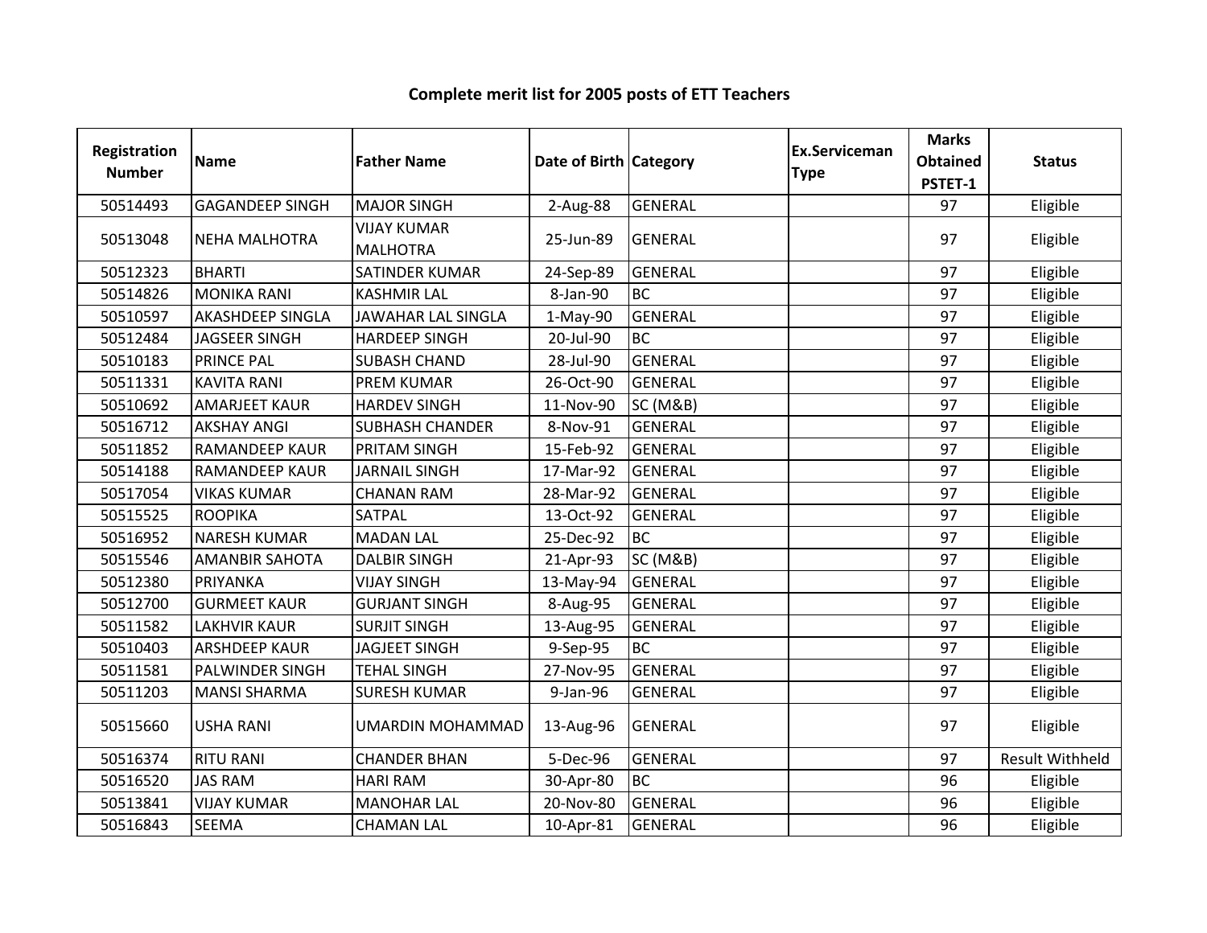# Complete merit list for 2005 posts of ETT Teachers

| Registration Number | Name | Father Name | Date of Birth | Category | Ex.Serviceman Type | Marks Obtained PSTET-1 | Status |
|---|---|---|---|---|---|---|---|
| 50514493 | GAGANDEEP SINGH | MAJOR SINGH | 2-Aug-88 | GENERAL | | 97 | Eligible |
| 50513048 | NEHA MALHOTRA | VIJAY KUMAR MALHOTRA | 25-Jun-89 | GENERAL | | 97 | Eligible |
| 50512323 | BHARTI | SATINDER KUMAR | 24-Sep-89 | GENERAL | | 97 | Eligible |
| 50514826 | MONIKA RANI | KASHMIR LAL | 8-Jan-90 | BC | | 97 | Eligible |
| 50510597 | AKASHDEEP SINGLA | JAWAHAR LAL SINGLA | 1-May-90 | GENERAL | | 97 | Eligible |
| 50512484 | JAGSEER SINGH | HARDEEP SINGH | 20-Jul-90 | BC | | 97 | Eligible |
| 50510183 | PRINCE PAL | SUBASH CHAND | 28-Jul-90 | GENERAL | | 97 | Eligible |
| 50511331 | KAVITA RANI | PREM KUMAR | 26-Oct-90 | GENERAL | | 97 | Eligible |
| 50510692 | AMARJEET KAUR | HARDEV SINGH | 11-Nov-90 | SC (M&B) | | 97 | Eligible |
| 50516712 | AKSHAY ANGI | SUBHASH CHANDER | 8-Nov-91 | GENERAL | | 97 | Eligible |
| 50511852 | RAMANDEEP KAUR | PRITAM SINGH | 15-Feb-92 | GENERAL | | 97 | Eligible |
| 50514188 | RAMANDEEP KAUR | JARNAIL SINGH | 17-Mar-92 | GENERAL | | 97 | Eligible |
| 50517054 | VIKAS KUMAR | CHANAN RAM | 28-Mar-92 | GENERAL | | 97 | Eligible |
| 50515525 | ROOPIKA | SATPAL | 13-Oct-92 | GENERAL | | 97 | Eligible |
| 50516952 | NARESH KUMAR | MADAN LAL | 25-Dec-92 | BC | | 97 | Eligible |
| 50515546 | AMANBIR SAHOTA | DALBIR SINGH | 21-Apr-93 | SC (M&B) | | 97 | Eligible |
| 50512380 | PRIYANKA | VIJAY SINGH | 13-May-94 | GENERAL | | 97 | Eligible |
| 50512700 | GURMEET KAUR | GURJANT SINGH | 8-Aug-95 | GENERAL | | 97 | Eligible |
| 50511582 | LAKHVIR KAUR | SURJIT SINGH | 13-Aug-95 | GENERAL | | 97 | Eligible |
| 50510403 | ARSHDEEP KAUR | JAGJEET SINGH | 9-Sep-95 | BC | | 97 | Eligible |
| 50511581 | PALWINDER SINGH | TEHAL SINGH | 27-Nov-95 | GENERAL | | 97 | Eligible |
| 50511203 | MANSI SHARMA | SURESH KUMAR | 9-Jan-96 | GENERAL | | 97 | Eligible |
| 50515660 | USHA RANI | UMARDIN MOHAMMAD | 13-Aug-96 | GENERAL | | 97 | Eligible |
| 50516374 | RITU RANI | CHANDER BHAN | 5-Dec-96 | GENERAL | | 97 | Result Withheld |
| 50516520 | JAS RAM | HARI RAM | 30-Apr-80 | BC | | 96 | Eligible |
| 50513841 | VIJAY KUMAR | MANOHAR LAL | 20-Nov-80 | GENERAL | | 96 | Eligible |
| 50516843 | SEEMA | CHAMAN LAL | 10-Apr-81 | GENERAL | | 96 | Eligible |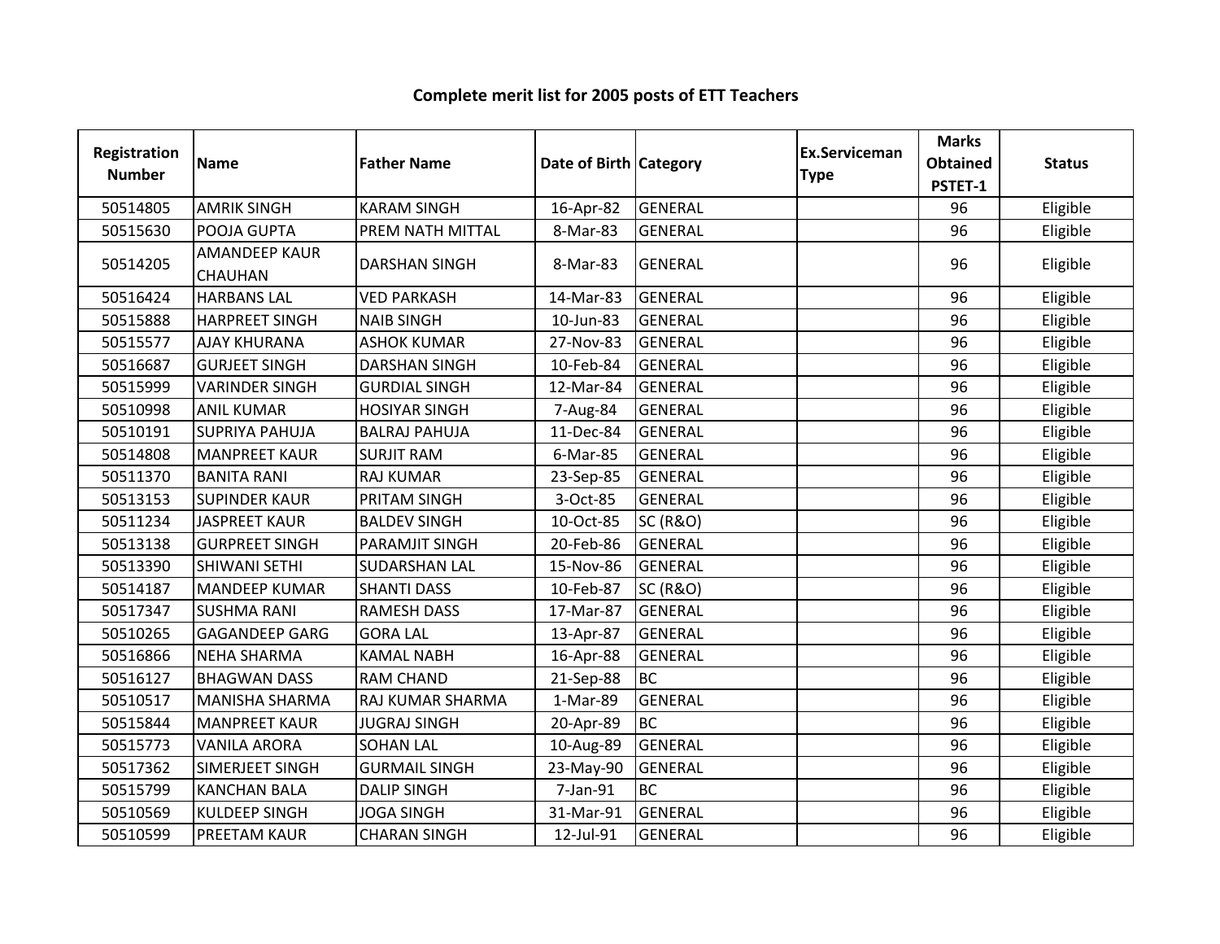# Complete merit list for 2005 posts of ETT Teachers

| Registration Number | Name | Father Name | Date of Birth | Category | Ex.Serviceman Type | Marks Obtained PSTET-1 | Status |
|---|---|---|---|---|---|---|---|
| 50514805 | AMRIK SINGH | KARAM SINGH | 16-Apr-82 | GENERAL | | 96 | Eligible |
| 50515630 | POOJA GUPTA | PREM NATH MITTAL | 8-Mar-83 | GENERAL | | 96 | Eligible |
| 50514205 | AMANDEEP KAUR CHAUHAN | DARSHAN SINGH | 8-Mar-83 | GENERAL | | 96 | Eligible |
| 50516424 | HARBANS LAL | VED PARKASH | 14-Mar-83 | GENERAL | | 96 | Eligible |
| 50515888 | HARPREET SINGH | NAIB SINGH | 10-Jun-83 | GENERAL | | 96 | Eligible |
| 50515577 | AJAY KHURANA | ASHOK KUMAR | 27-Nov-83 | GENERAL | | 96 | Eligible |
| 50516687 | GURJEET SINGH | DARSHAN SINGH | 10-Feb-84 | GENERAL | | 96 | Eligible |
| 50515999 | VARINDER SINGH | GURDIAL SINGH | 12-Mar-84 | GENERAL | | 96 | Eligible |
| 50510998 | ANIL KUMAR | HOSIYAR SINGH | 7-Aug-84 | GENERAL | | 96 | Eligible |
| 50510191 | SUPRIYA PAHUJA | BALRAJ PAHUJA | 11-Dec-84 | GENERAL | | 96 | Eligible |
| 50514808 | MANPREET KAUR | SURJIT RAM | 6-Mar-85 | GENERAL | | 96 | Eligible |
| 50511370 | BANITA RANI | RAJ KUMAR | 23-Sep-85 | GENERAL | | 96 | Eligible |
| 50513153 | SUPINDER KAUR | PRITAM SINGH | 3-Oct-85 | GENERAL | | 96 | Eligible |
| 50511234 | JASPREET KAUR | BALDEV SINGH | 10-Oct-85 | SC (R&O) | | 96 | Eligible |
| 50513138 | GURPREET SINGH | PARAMJIT SINGH | 20-Feb-86 | GENERAL | | 96 | Eligible |
| 50513390 | SHIWANI SETHI | SUDARSHAN LAL | 15-Nov-86 | GENERAL | | 96 | Eligible |
| 50514187 | MANDEEP KUMAR | SHANTI DASS | 10-Feb-87 | SC (R&O) | | 96 | Eligible |
| 50517347 | SUSHMA RANI | RAMESH DASS | 17-Mar-87 | GENERAL | | 96 | Eligible |
| 50510265 | GAGANDEEP GARG | GORA LAL | 13-Apr-87 | GENERAL | | 96 | Eligible |
| 50516866 | NEHA SHARMA | KAMAL NABH | 16-Apr-88 | GENERAL | | 96 | Eligible |
| 50516127 | BHAGWAN DASS | RAM CHAND | 21-Sep-88 | BC | | 96 | Eligible |
| 50510517 | MANISHA SHARMA | RAJ KUMAR SHARMA | 1-Mar-89 | GENERAL | | 96 | Eligible |
| 50515844 | MANPREET KAUR | JUGRAJ SINGH | 20-Apr-89 | BC | | 96 | Eligible |
| 50515773 | VANILA ARORA | SOHAN LAL | 10-Aug-89 | GENERAL | | 96 | Eligible |
| 50517362 | SIMERJEET SINGH | GURMAIL SINGH | 23-May-90 | GENERAL | | 96 | Eligible |
| 50515799 | KANCHAN BALA | DALIP SINGH | 7-Jan-91 | BC | | 96 | Eligible |
| 50510569 | KULDEEP SINGH | JOGA SINGH | 31-Mar-91 | GENERAL | | 96 | Eligible |
| 50510599 | PREETAM KAUR | CHARAN SINGH | 12-Jul-91 | GENERAL | | 96 | Eligible |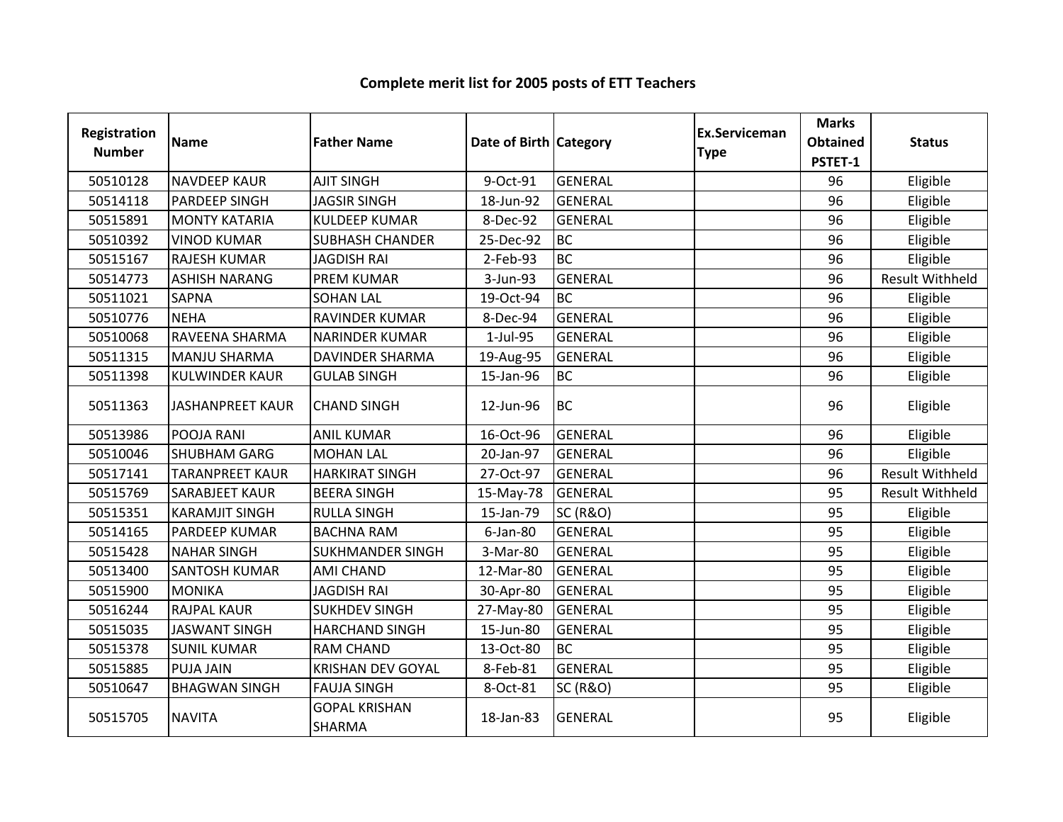# Complete merit list for 2005 posts of ETT Teachers

| Registration Number | Name | Father Name | Date of Birth | Category | Ex.Serviceman Type | Marks Obtained PSTET-1 | Status |
|---|---|---|---|---|---|---|---|
| 50510128 | NAVDEEP KAUR | AJIT SINGH | 9-Oct-91 | GENERAL | | 96 | Eligible |
| 50514118 | PARDEEP SINGH | JAGSIR SINGH | 18-Jun-92 | GENERAL | | 96 | Eligible |
| 50515891 | MONTY KATARIA | KULDEEP KUMAR | 8-Dec-92 | GENERAL | | 96 | Eligible |
| 50510392 | VINOD KUMAR | SUBHASH CHANDER | 25-Dec-92 | BC | | 96 | Eligible |
| 50515167 | RAJESH KUMAR | JAGDISH RAI | 2-Feb-93 | BC | | 96 | Eligible |
| 50514773 | ASHISH NARANG | PREM KUMAR | 3-Jun-93 | GENERAL | | 96 | Result Withheld |
| 50511021 | SAPNA | SOHAN LAL | 19-Oct-94 | BC | | 96 | Eligible |
| 50510776 | NEHA | RAVINDER KUMAR | 8-Dec-94 | GENERAL | | 96 | Eligible |
| 50510068 | RAVEENA SHARMA | NARINDER KUMAR | 1-Jul-95 | GENERAL | | 96 | Eligible |
| 50511315 | MANJU SHARMA | DAVINDER SHARMA | 19-Aug-95 | GENERAL | | 96 | Eligible |
| 50511398 | KULWINDER KAUR | GULAB SINGH | 15-Jan-96 | BC | | 96 | Eligible |
| 50511363 | JASHANPREET KAUR | CHAND SINGH | 12-Jun-96 | BC | | 96 | Eligible |
| 50513986 | POOJA RANI | ANIL KUMAR | 16-Oct-96 | GENERAL | | 96 | Eligible |
| 50510046 | SHUBHAM GARG | MOHAN LAL | 20-Jan-97 | GENERAL | | 96 | Eligible |
| 50517141 | TARANPREET KAUR | HARKIRAT SINGH | 27-Oct-97 | GENERAL | | 96 | Result Withheld |
| 50515769 | SARABJEET KAUR | BEERA SINGH | 15-May-78 | GENERAL | | 95 | Result Withheld |
| 50515351 | KARAMJIT SINGH | RULLA SINGH | 15-Jan-79 | SC (R&O) | | 95 | Eligible |
| 50514165 | PARDEEP KUMAR | BACHNA RAM | 6-Jan-80 | GENERAL | | 95 | Eligible |
| 50515428 | NAHAR SINGH | SUKHMANDER SINGH | 3-Mar-80 | GENERAL | | 95 | Eligible |
| 50513400 | SANTOSH KUMAR | AMI CHAND | 12-Mar-80 | GENERAL | | 95 | Eligible |
| 50515900 | MONIKA | JAGDISH RAI | 30-Apr-80 | GENERAL | | 95 | Eligible |
| 50516244 | RAJPAL KAUR | SUKHDEV SINGH | 27-May-80 | GENERAL | | 95 | Eligible |
| 50515035 | JASWANT SINGH | HARCHAND SINGH | 15-Jun-80 | GENERAL | | 95 | Eligible |
| 50515378 | SUNIL KUMAR | RAM CHAND | 13-Oct-80 | BC | | 95 | Eligible |
| 50515885 | PUJA JAIN | KRISHAN DEV GOYAL | 8-Feb-81 | GENERAL | | 95 | Eligible |
| 50510647 | BHAGWAN SINGH | FAUJA SINGH | 8-Oct-81 | SC (R&O) | | 95 | Eligible |
| 50515705 | NAVITA | GOPAL KRISHAN SHARMA | 18-Jan-83 | GENERAL | | 95 | Eligible |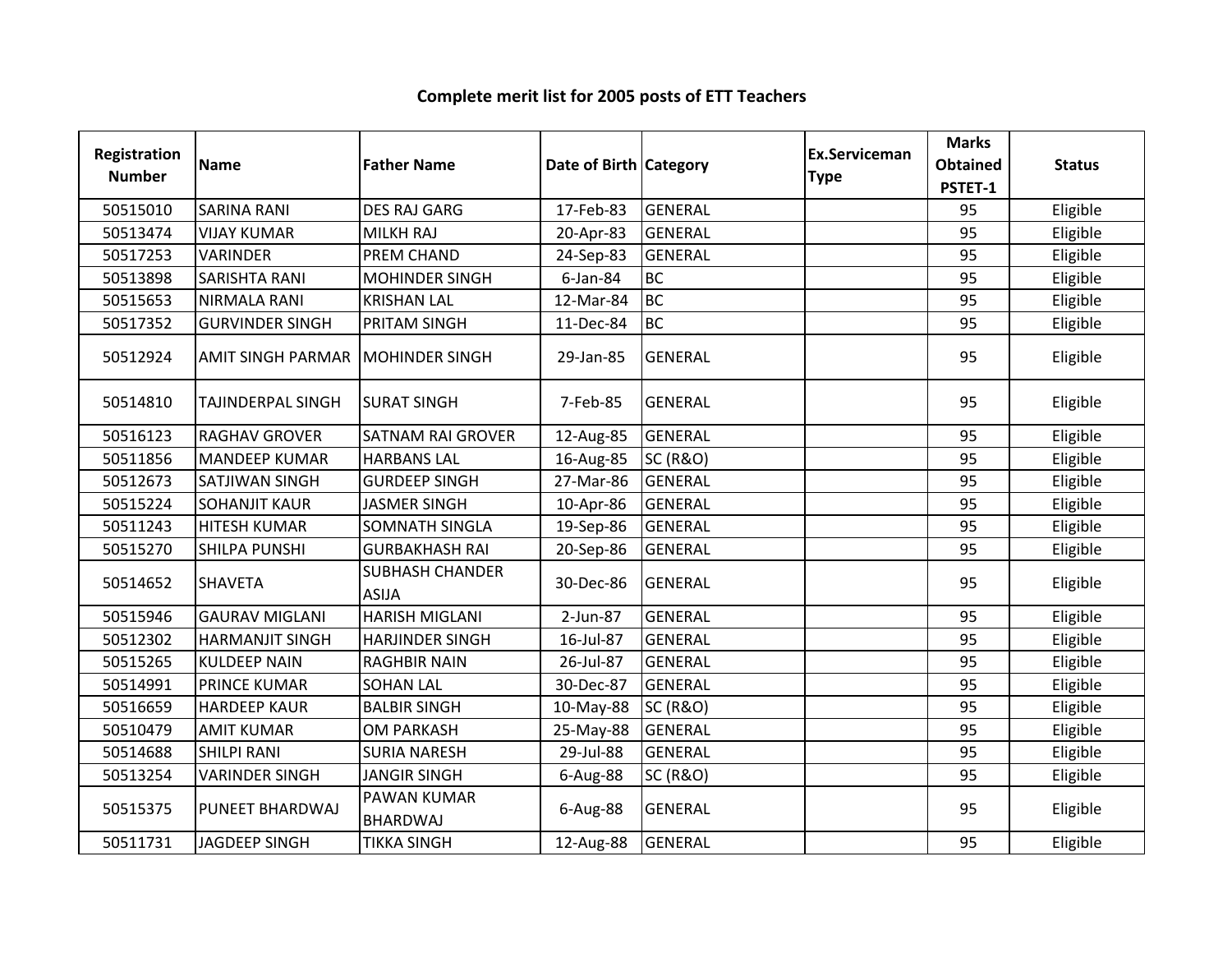**Complete merit list for 2005 posts of ETT Teachers**

| Registration Number | Name | Father Name | Date of Birth | Category | Ex.Serviceman Type | Marks Obtained PSTET-1 | Status |
|---|---|---|---|---|---|---|---|
| 50515010 | SARINA RANI | DES RAJ GARG | 17-Feb-83 | GENERAL | | 95 | Eligible |
| 50513474 | VIJAY KUMAR | MILKH RAJ | 20-Apr-83 | GENERAL | | 95 | Eligible |
| 50517253 | VARINDER | PREM CHAND | 24-Sep-83 | GENERAL | | 95 | Eligible |
| 50513898 | SARISHTA RANI | MOHINDER SINGH | 6-Jan-84 | BC | | 95 | Eligible |
| 50515653 | NIRMALA RANI | KRISHAN LAL | 12-Mar-84 | BC | | 95 | Eligible |
| 50517352 | GURVINDER SINGH | PRITAM SINGH | 11-Dec-84 | BC | | 95 | Eligible |
| 50512924 | AMIT SINGH PARMAR | MOHINDER SINGH | 29-Jan-85 | GENERAL | | 95 | Eligible |
| 50514810 | TAJINDERPAL SINGH | SURAT SINGH | 7-Feb-85 | GENERAL | | 95 | Eligible |
| 50516123 | RAGHAV GROVER | SATNAM RAI GROVER | 12-Aug-85 | GENERAL | | 95 | Eligible |
| 50511856 | MANDEEP KUMAR | HARBANS LAL | 16-Aug-85 | SC (R&O) | | 95 | Eligible |
| 50512673 | SATJIWAN SINGH | GURDEEP SINGH | 27-Mar-86 | GENERAL | | 95 | Eligible |
| 50515224 | SOHANJIT KAUR | JASMER SINGH | 10-Apr-86 | GENERAL | | 95 | Eligible |
| 50511243 | HITESH KUMAR | SOMNATH SINGLA | 19-Sep-86 | GENERAL | | 95 | Eligible |
| 50515270 | SHILPA PUNSHI | GURBAKHASH RAI | 20-Sep-86 | GENERAL | | 95 | Eligible |
| 50514652 | SHAVETA | SUBHASH CHANDER ASIJA | 30-Dec-86 | GENERAL | | 95 | Eligible |
| 50515946 | GAURAV MIGLANI | HARISH MIGLANI | 2-Jun-87 | GENERAL | | 95 | Eligible |
| 50512302 | HARMANJIT SINGH | HARJINDER SINGH | 16-Jul-87 | GENERAL | | 95 | Eligible |
| 50515265 | KULDEEP NAIN | RAGHBIR NAIN | 26-Jul-87 | GENERAL | | 95 | Eligible |
| 50514991 | PRINCE KUMAR | SOHAN LAL | 30-Dec-87 | GENERAL | | 95 | Eligible |
| 50516659 | HARDEEP KAUR | BALBIR SINGH | 10-May-88 | SC (R&O) | | 95 | Eligible |
| 50510479 | AMIT KUMAR | OM PARKASH | 25-May-88 | GENERAL | | 95 | Eligible |
| 50514688 | SHILPI RANI | SURIA NARESH | 29-Jul-88 | GENERAL | | 95 | Eligible |
| 50513254 | VARINDER SINGH | JANGIR SINGH | 6-Aug-88 | SC (R&O) | | 95 | Eligible |
| 50515375 | PUNEET BHARDWAJ | PAWAN KUMAR BHARDWAJ | 6-Aug-88 | GENERAL | | 95 | Eligible |
| 50511731 | JAGDEEP SINGH | TIKKA SINGH | 12-Aug-88 | GENERAL | | 95 | Eligible |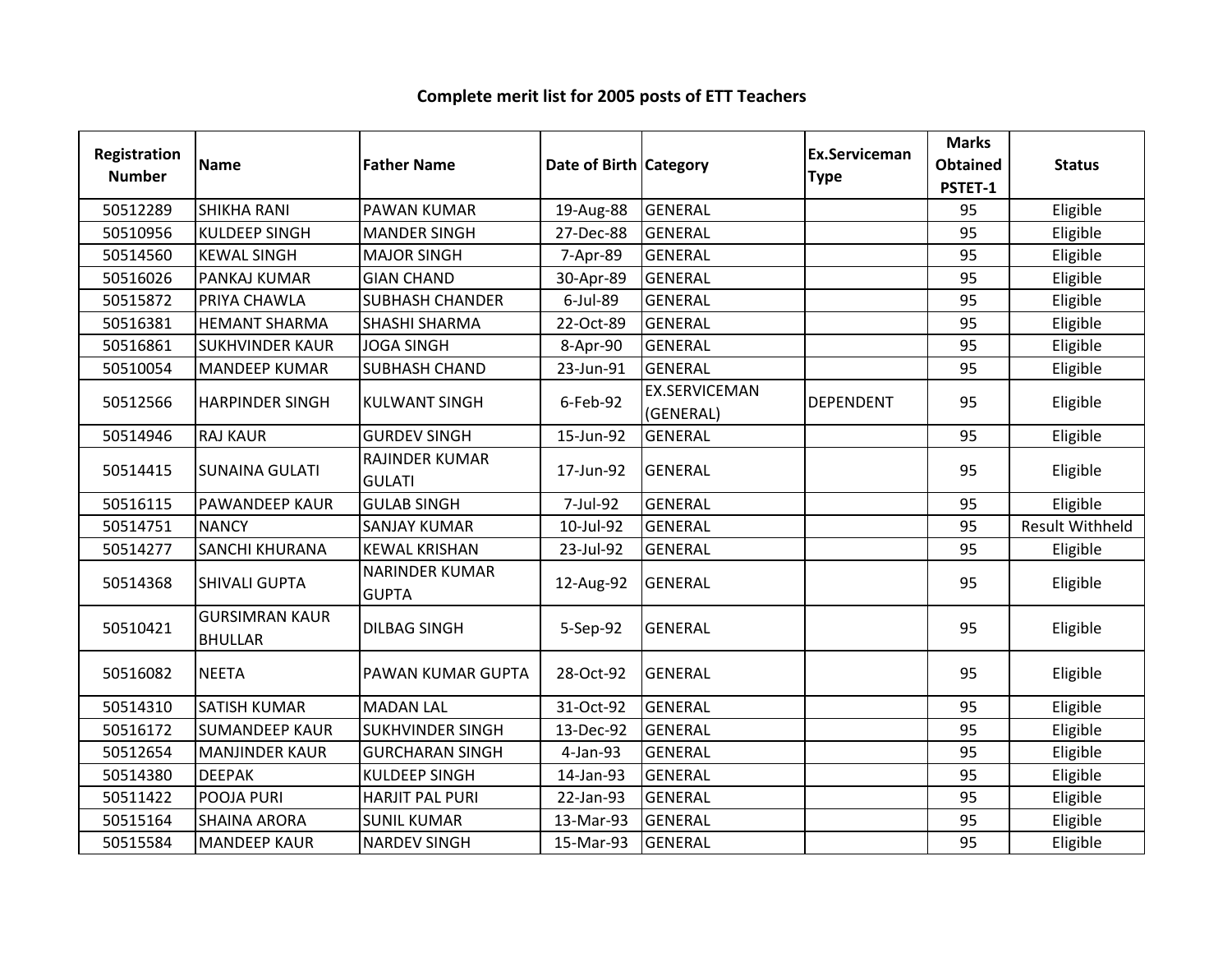## Complete merit list for 2005 posts of ETT Teachers

| Registration Number | Name | Father Name | Date of Birth | Category | Ex.Serviceman Type | Marks Obtained PSTET-1 | Status |
|---|---|---|---|---|---|---|---|
| 50512289 | SHIKHA RANI | PAWAN KUMAR | 19-Aug-88 | GENERAL | | 95 | Eligible |
| 50510956 | KULDEEP SINGH | MANDER SINGH | 27-Dec-88 | GENERAL | | 95 | Eligible |
| 50514560 | KEWAL SINGH | MAJOR SINGH | 7-Apr-89 | GENERAL | | 95 | Eligible |
| 50516026 | PANKAJ KUMAR | GIAN CHAND | 30-Apr-89 | GENERAL | | 95 | Eligible |
| 50515872 | PRIYA CHAWLA | SUBHASH CHANDER | 6-Jul-89 | GENERAL | | 95 | Eligible |
| 50516381 | HEMANT SHARMA | SHASHI SHARMA | 22-Oct-89 | GENERAL | | 95 | Eligible |
| 50516861 | SUKHVINDER KAUR | JOGA SINGH | 8-Apr-90 | GENERAL | | 95 | Eligible |
| 50510054 | MANDEEP KUMAR | SUBHASH CHAND | 23-Jun-91 | GENERAL | | 95 | Eligible |
| 50512566 | HARPINDER SINGH | KULWANT SINGH | 6-Feb-92 | EX.SERVICEMAN (GENERAL) | DEPENDENT | 95 | Eligible |
| 50514946 | RAJ KAUR | GURDEV SINGH | 15-Jun-92 | GENERAL | | 95 | Eligible |
| 50514415 | SUNAINA GULATI | RAJINDER KUMAR GULATI | 17-Jun-92 | GENERAL | | 95 | Eligible |
| 50516115 | PAWANDEEP KAUR | GULAB SINGH | 7-Jul-92 | GENERAL | | 95 | Eligible |
| 50514751 | NANCY | SANJAY KUMAR | 10-Jul-92 | GENERAL | | 95 | Result Withheld |
| 50514277 | SANCHI KHURANA | KEWAL KRISHAN | 23-Jul-92 | GENERAL | | 95 | Eligible |
| 50514368 | SHIVALI GUPTA | NARINDER KUMAR GUPTA | 12-Aug-92 | GENERAL | | 95 | Eligible |
| 50510421 | GURSIMRAN KAUR BHULLAR | DILBAG SINGH | 5-Sep-92 | GENERAL | | 95 | Eligible |
| 50516082 | NEETA | PAWAN KUMAR GUPTA | 28-Oct-92 | GENERAL | | 95 | Eligible |
| 50514310 | SATISH KUMAR | MADAN LAL | 31-Oct-92 | GENERAL | | 95 | Eligible |
| 50516172 | SUMANDEEP KAUR | SUKHVINDER SINGH | 13-Dec-92 | GENERAL | | 95 | Eligible |
| 50512654 | MANJINDER KAUR | GURCHARAN SINGH | 4-Jan-93 | GENERAL | | 95 | Eligible |
| 50514380 | DEEPAK | KULDEEP SINGH | 14-Jan-93 | GENERAL | | 95 | Eligible |
| 50511422 | POOJA PURI | HARJIT PAL PURI | 22-Jan-93 | GENERAL | | 95 | Eligible |
| 50515164 | SHAINA ARORA | SUNIL KUMAR | 13-Mar-93 | GENERAL | | 95 | Eligible |
| 50515584 | MANDEEP KAUR | NARDEV SINGH | 15-Mar-93 | GENERAL | | 95 | Eligible |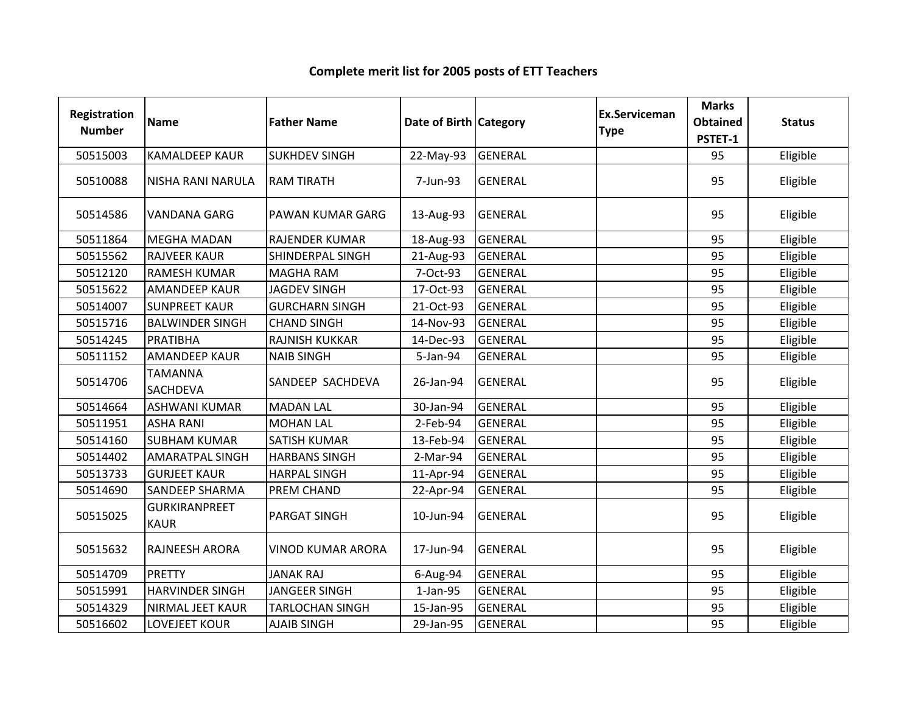# Complete merit list for 2005 posts of ETT Teachers

| Registration Number | Name | Father Name | Date of Birth | Category | Ex.Serviceman Type | Marks Obtained PSTET-1 | Status |
|---|---|---|---|---|---|---|---|
| 50515003 | KAMALDEEP KAUR | SUKHDEV SINGH | 22-May-93 | GENERAL | | 95 | Eligible |
| 50510088 | NISHA RANI NARULA | RAM TIRATH | 7-Jun-93 | GENERAL | | 95 | Eligible |
| 50514586 | VANDANA GARG | PAWAN KUMAR GARG | 13-Aug-93 | GENERAL | | 95 | Eligible |
| 50511864 | MEGHA MADAN | RAJENDER KUMAR | 18-Aug-93 | GENERAL | | 95 | Eligible |
| 50515562 | RAJVEER KAUR | SHINDERPAL SINGH | 21-Aug-93 | GENERAL | | 95 | Eligible |
| 50512120 | RAMESH KUMAR | MAGHA RAM | 7-Oct-93 | GENERAL | | 95 | Eligible |
| 50515622 | AMANDEEP KAUR | JAGDEV SINGH | 17-Oct-93 | GENERAL | | 95 | Eligible |
| 50514007 | SUNPREET KAUR | GURCHARN SINGH | 21-Oct-93 | GENERAL | | 95 | Eligible |
| 50515716 | BALWINDER SINGH | CHAND SINGH | 14-Nov-93 | GENERAL | | 95 | Eligible |
| 50514245 | PRATIBHA | RAJNISH KUKKAR | 14-Dec-93 | GENERAL | | 95 | Eligible |
| 50511152 | AMANDEEP KAUR | NAIB SINGH | 5-Jan-94 | GENERAL | | 95 | Eligible |
| 50514706 | TAMANNA SACHDEVA | SANDEEP SACHDEVA | 26-Jan-94 | GENERAL | | 95 | Eligible |
| 50514664 | ASHWANI KUMAR | MADAN LAL | 30-Jan-94 | GENERAL | | 95 | Eligible |
| 50511951 | ASHA RANI | MOHAN LAL | 2-Feb-94 | GENERAL | | 95 | Eligible |
| 50514160 | SUBHAM KUMAR | SATISH KUMAR | 13-Feb-94 | GENERAL | | 95 | Eligible |
| 50514402 | AMARATPAL SINGH | HARBANS SINGH | 2-Mar-94 | GENERAL | | 95 | Eligible |
| 50513733 | GURJEET KAUR | HARPAL SINGH | 11-Apr-94 | GENERAL | | 95 | Eligible |
| 50514690 | SANDEEP SHARMA | PREM CHAND | 22-Apr-94 | GENERAL | | 95 | Eligible |
| 50515025 | GURKIRANPREET KAUR | PARGAT SINGH | 10-Jun-94 | GENERAL | | 95 | Eligible |
| 50515632 | RAJNEESH ARORA | VINOD KUMAR ARORA | 17-Jun-94 | GENERAL | | 95 | Eligible |
| 50514709 | PRETTY | JANAK RAJ | 6-Aug-94 | GENERAL | | 95 | Eligible |
| 50515991 | HARVINDER SINGH | JANGEER SINGH | 1-Jan-95 | GENERAL | | 95 | Eligible |
| 50514329 | NIRMAL JEET KAUR | TARLOCHAN SINGH | 15-Jan-95 | GENERAL | | 95 | Eligible |
| 50516602 | LOVEJEET KOUR | AJAIB SINGH | 29-Jan-95 | GENERAL | | 95 | Eligible |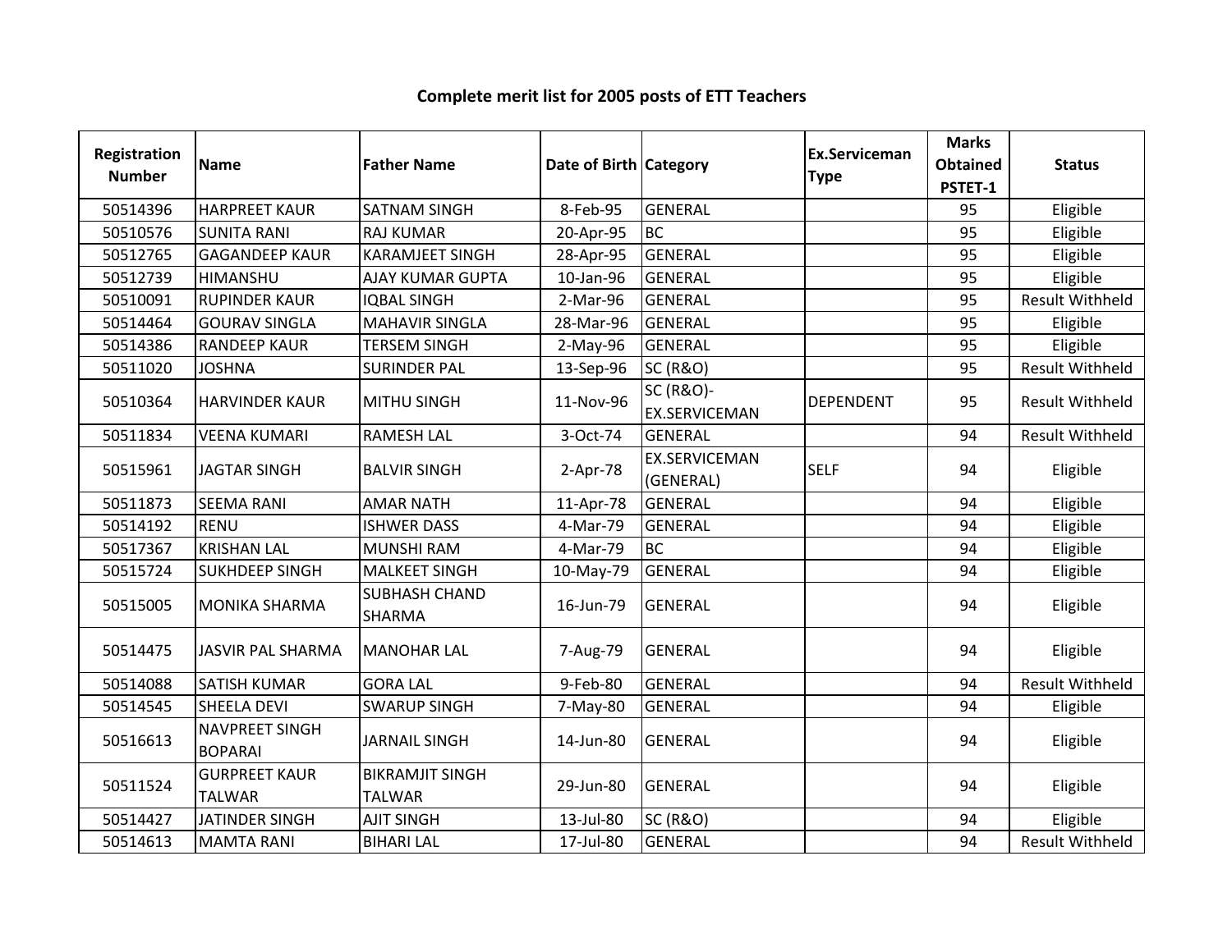**Complete merit list for 2005 posts of ETT Teachers**

| Registration Number | Name | Father Name | Date of Birth | Category | Ex.Serviceman Type | Marks Obtained PSTET-1 | Status |
|---|---|---|---|---|---|---|---|
| 50514396 | HARPREET KAUR | SATNAM SINGH | 8-Feb-95 | GENERAL | | 95 | Eligible |
| 50510576 | SUNITA RANI | RAJ KUMAR | 20-Apr-95 | BC | | 95 | Eligible |
| 50512765 | GAGANDEEP KAUR | KARAMJEET SINGH | 28-Apr-95 | GENERAL | | 95 | Eligible |
| 50512739 | HIMANSHU | AJAY KUMAR GUPTA | 10-Jan-96 | GENERAL | | 95 | Eligible |
| 50510091 | RUPINDER KAUR | IQBAL SINGH | 2-Mar-96 | GENERAL | | 95 | Result Withheld |
| 50514464 | GOURAV SINGLA | MAHAVIR SINGLA | 28-Mar-96 | GENERAL | | 95 | Eligible |
| 50514386 | RANDEEP KAUR | TERSEM SINGH | 2-May-96 | GENERAL | | 95 | Eligible |
| 50511020 | JOSHNA | SURINDER PAL | 13-Sep-96 | SC (R&O) | | 95 | Result Withheld |
| 50510364 | HARVINDER KAUR | MITHU SINGH | 11-Nov-96 | SC (R&O)-EX.SERVICEMAN | DEPENDENT | 95 | Result Withheld |
| 50511834 | VEENA KUMARI | RAMESH LAL | 3-Oct-74 | GENERAL | | 94 | Result Withheld |
| 50515961 | JAGTAR SINGH | BALVIR SINGH | 2-Apr-78 | EX.SERVICEMAN (GENERAL) | SELF | 94 | Eligible |
| 50511873 | SEEMA RANI | AMAR NATH | 11-Apr-78 | GENERAL | | 94 | Eligible |
| 50514192 | RENU | ISHWER DASS | 4-Mar-79 | GENERAL | | 94 | Eligible |
| 50517367 | KRISHAN LAL | MUNSHI RAM | 4-Mar-79 | BC | | 94 | Eligible |
| 50515724 | SUKHDEEP SINGH | MALKEET SINGH | 10-May-79 | GENERAL | | 94 | Eligible |
| 50515005 | MONIKA SHARMA | SUBHASH CHAND SHARMA | 16-Jun-79 | GENERAL | | 94 | Eligible |
| 50514475 | JASVIR PAL SHARMA | MANOHAR LAL | 7-Aug-79 | GENERAL | | 94 | Eligible |
| 50514088 | SATISH KUMAR | GORA LAL | 9-Feb-80 | GENERAL | | 94 | Result Withheld |
| 50514545 | SHEELA DEVI | SWARUP SINGH | 7-May-80 | GENERAL | | 94 | Eligible |
| 50516613 | NAVPREET SINGH BOPARAI | JARNAIL SINGH | 14-Jun-80 | GENERAL | | 94 | Eligible |
| 50511524 | GURPREET KAUR TALWAR | BIKRAMJIT SINGH TALWAR | 29-Jun-80 | GENERAL | | 94 | Eligible |
| 50514427 | JATINDER SINGH | AJIT SINGH | 13-Jul-80 | SC (R&O) | | 94 | Eligible |
| 50514613 | MAMTA RANI | BIHARI LAL | 17-Jul-80 | GENERAL | | 94 | Result Withheld |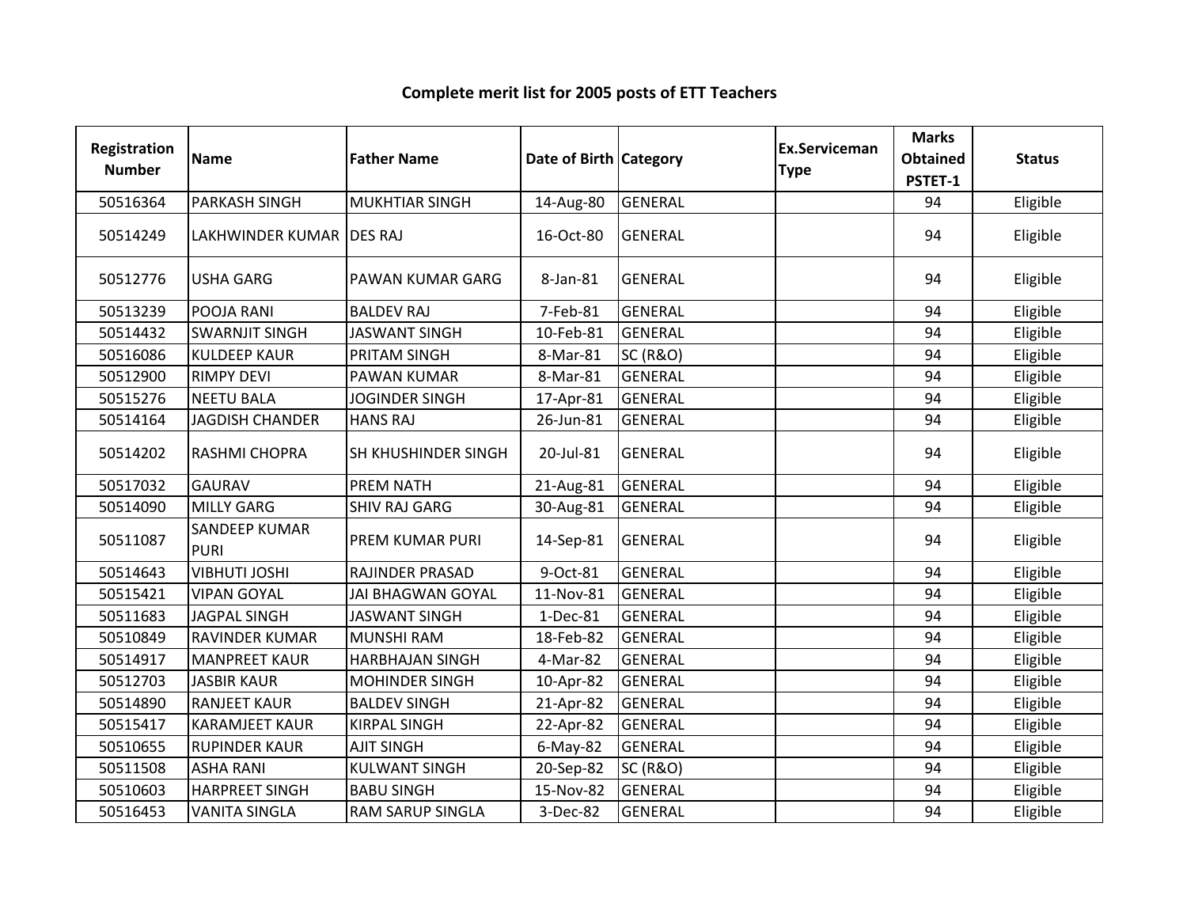# Complete merit list for 2005 posts of ETT Teachers

| Registration Number | Name | Father Name | Date of Birth | Category | Ex.Serviceman Type | Marks Obtained PSTET-1 | Status |
|---|---|---|---|---|---|---|---|
| 50516364 | PARKASH SINGH | MUKHTIAR SINGH | 14-Aug-80 | GENERAL | | 94 | Eligible |
| 50514249 | LAKHWINDER KUMAR | DES RAJ | 16-Oct-80 | GENERAL | | 94 | Eligible |
| 50512776 | USHA GARG | PAWAN KUMAR GARG | 8-Jan-81 | GENERAL | | 94 | Eligible |
| 50513239 | POOJA RANI | BALDEV RAJ | 7-Feb-81 | GENERAL | | 94 | Eligible |
| 50514432 | SWARNJIT SINGH | JASWANT SINGH | 10-Feb-81 | GENERAL | | 94 | Eligible |
| 50516086 | KULDEEP KAUR | PRITAM SINGH | 8-Mar-81 | SC (R&O) | | 94 | Eligible |
| 50512900 | RIMPY DEVI | PAWAN KUMAR | 8-Mar-81 | GENERAL | | 94 | Eligible |
| 50515276 | NEETU BALA | JOGINDER SINGH | 17-Apr-81 | GENERAL | | 94 | Eligible |
| 50514164 | JAGDISH CHANDER | HANS RAJ | 26-Jun-81 | GENERAL | | 94 | Eligible |
| 50514202 | RASHMI CHOPRA | SH KHUSHINDER SINGH | 20-Jul-81 | GENERAL | | 94 | Eligible |
| 50517032 | GAURAV | PREM NATH | 21-Aug-81 | GENERAL | | 94 | Eligible |
| 50514090 | MILLY GARG | SHIV RAJ GARG | 30-Aug-81 | GENERAL | | 94 | Eligible |
| 50511087 | SANDEEP KUMAR PURI | PREM KUMAR PURI | 14-Sep-81 | GENERAL | | 94 | Eligible |
| 50514643 | VIBHUTI JOSHI | RAJINDER PRASAD | 9-Oct-81 | GENERAL | | 94 | Eligible |
| 50515421 | VIPAN GOYAL | JAI BHAGWAN GOYAL | 11-Nov-81 | GENERAL | | 94 | Eligible |
| 50511683 | JAGPAL SINGH | JASWANT SINGH | 1-Dec-81 | GENERAL | | 94 | Eligible |
| 50510849 | RAVINDER KUMAR | MUNSHI RAM | 18-Feb-82 | GENERAL | | 94 | Eligible |
| 50514917 | MANPREET KAUR | HARBHAJAN SINGH | 4-Mar-82 | GENERAL | | 94 | Eligible |
| 50512703 | JASBIR KAUR | MOHINDER SINGH | 10-Apr-82 | GENERAL | | 94 | Eligible |
| 50514890 | RANJEET KAUR | BALDEV SINGH | 21-Apr-82 | GENERAL | | 94 | Eligible |
| 50515417 | KARAMJEET KAUR | KIRPAL SINGH | 22-Apr-82 | GENERAL | | 94 | Eligible |
| 50510655 | RUPINDER KAUR | AJIT SINGH | 6-May-82 | GENERAL | | 94 | Eligible |
| 50511508 | ASHA RANI | KULWANT SINGH | 20-Sep-82 | SC (R&O) | | 94 | Eligible |
| 50510603 | HARPREET SINGH | BABU SINGH | 15-Nov-82 | GENERAL | | 94 | Eligible |
| 50516453 | VANITA SINGLA | RAM SARUP SINGLA | 3-Dec-82 | GENERAL | | 94 | Eligible |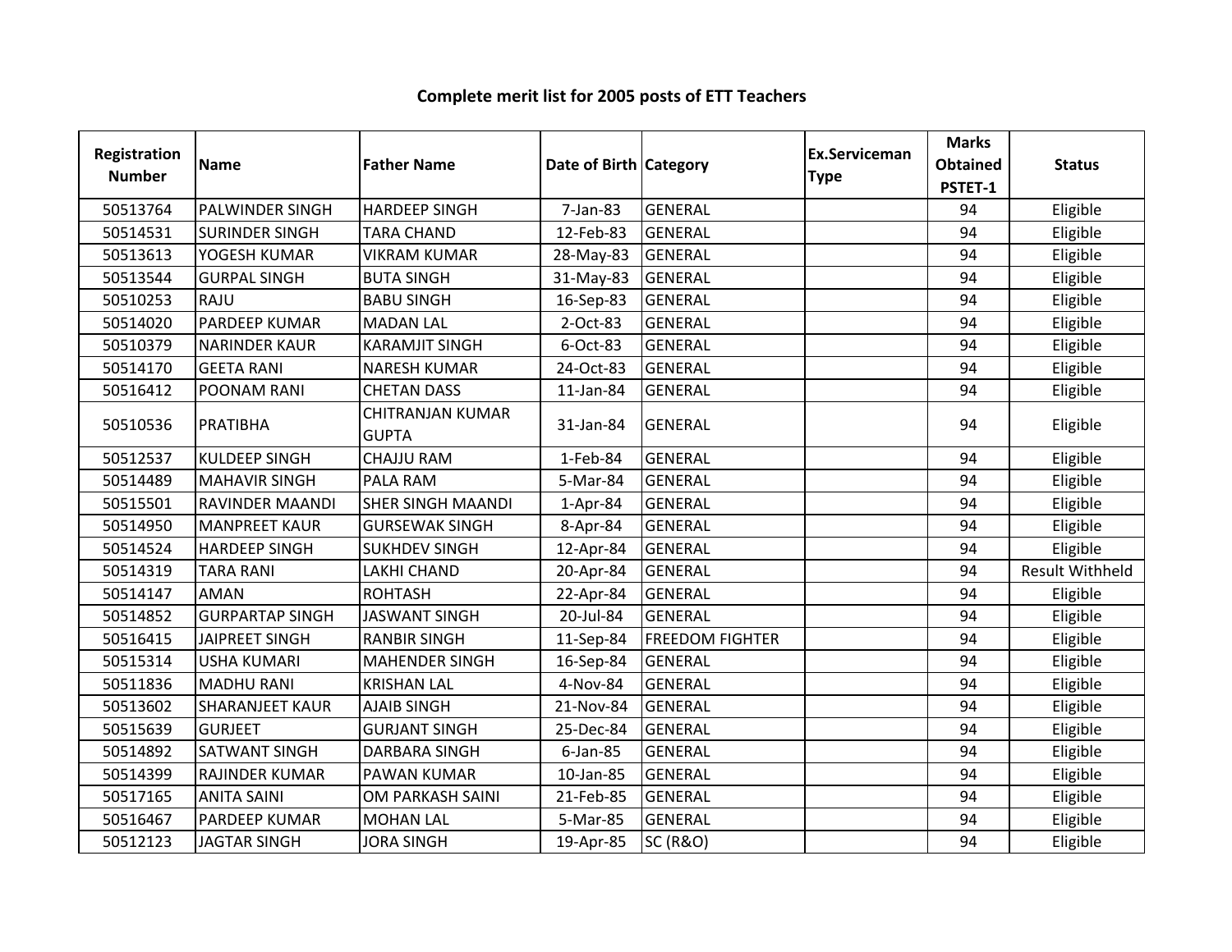**Complete merit list for 2005 posts of ETT Teachers**

| Registration Number | Name | Father Name | Date of Birth | Category | Ex.Serviceman Type | Marks Obtained PSTET-1 | Status |
|---|---|---|---|---|---|---|---|
| 50513764 | PALWINDER SINGH | HARDEEP SINGH | 7-Jan-83 | GENERAL | | 94 | Eligible |
| 50514531 | SURINDER SINGH | TARA CHAND | 12-Feb-83 | GENERAL | | 94 | Eligible |
| 50513613 | YOGESH KUMAR | VIKRAM KUMAR | 28-May-83 | GENERAL | | 94 | Eligible |
| 50513544 | GURPAL SINGH | BUTA SINGH | 31-May-83 | GENERAL | | 94 | Eligible |
| 50510253 | RAJU | BABU SINGH | 16-Sep-83 | GENERAL | | 94 | Eligible |
| 50514020 | PARDEEP KUMAR | MADAN LAL | 2-Oct-83 | GENERAL | | 94 | Eligible |
| 50510379 | NARINDER KAUR | KARAMJIT SINGH | 6-Oct-83 | GENERAL | | 94 | Eligible |
| 50514170 | GEETA RANI | NARESH KUMAR | 24-Oct-83 | GENERAL | | 94 | Eligible |
| 50516412 | POONAM RANI | CHETAN DASS | 11-Jan-84 | GENERAL | | 94 | Eligible |
| 50510536 | PRATIBHA | CHITRANJAN KUMAR GUPTA | 31-Jan-84 | GENERAL | | 94 | Eligible |
| 50512537 | KULDEEP SINGH | CHAJJU RAM | 1-Feb-84 | GENERAL | | 94 | Eligible |
| 50514489 | MAHAVIR SINGH | PALA RAM | 5-Mar-84 | GENERAL | | 94 | Eligible |
| 50515501 | RAVINDER MAANDI | SHER SINGH MAANDI | 1-Apr-84 | GENERAL | | 94 | Eligible |
| 50514950 | MANPREET KAUR | GURSEWAK SINGH | 8-Apr-84 | GENERAL | | 94 | Eligible |
| 50514524 | HARDEEP SINGH | SUKHDEV SINGH | 12-Apr-84 | GENERAL | | 94 | Eligible |
| 50514319 | TARA RANI | LAKHI CHAND | 20-Apr-84 | GENERAL | | 94 | Result Withheld |
| 50514147 | AMAN | ROHTASH | 22-Apr-84 | GENERAL | | 94 | Eligible |
| 50514852 | GURPARTAP SINGH | JASWANT SINGH | 20-Jul-84 | GENERAL | | 94 | Eligible |
| 50516415 | JAIPREET SINGH | RANBIR SINGH | 11-Sep-84 | FREEDOM FIGHTER | | 94 | Eligible |
| 50515314 | USHA KUMARI | MAHENDER SINGH | 16-Sep-84 | GENERAL | | 94 | Eligible |
| 50511836 | MADHU RANI | KRISHAN LAL | 4-Nov-84 | GENERAL | | 94 | Eligible |
| 50513602 | SHARANJEET KAUR | AJAIB SINGH | 21-Nov-84 | GENERAL | | 94 | Eligible |
| 50515639 | GURJEET | GURJANT SINGH | 25-Dec-84 | GENERAL | | 94 | Eligible |
| 50514892 | SATWANT SINGH | DARBARA SINGH | 6-Jan-85 | GENERAL | | 94 | Eligible |
| 50514399 | RAJINDER KUMAR | PAWAN KUMAR | 10-Jan-85 | GENERAL | | 94 | Eligible |
| 50517165 | ANITA SAINI | OM PARKASH SAINI | 21-Feb-85 | GENERAL | | 94 | Eligible |
| 50516467 | PARDEEP KUMAR | MOHAN LAL | 5-Mar-85 | GENERAL | | 94 | Eligible |
| 50512123 | JAGTAR SINGH | JORA SINGH | 19-Apr-85 | SC (R&O) | | 94 | Eligible |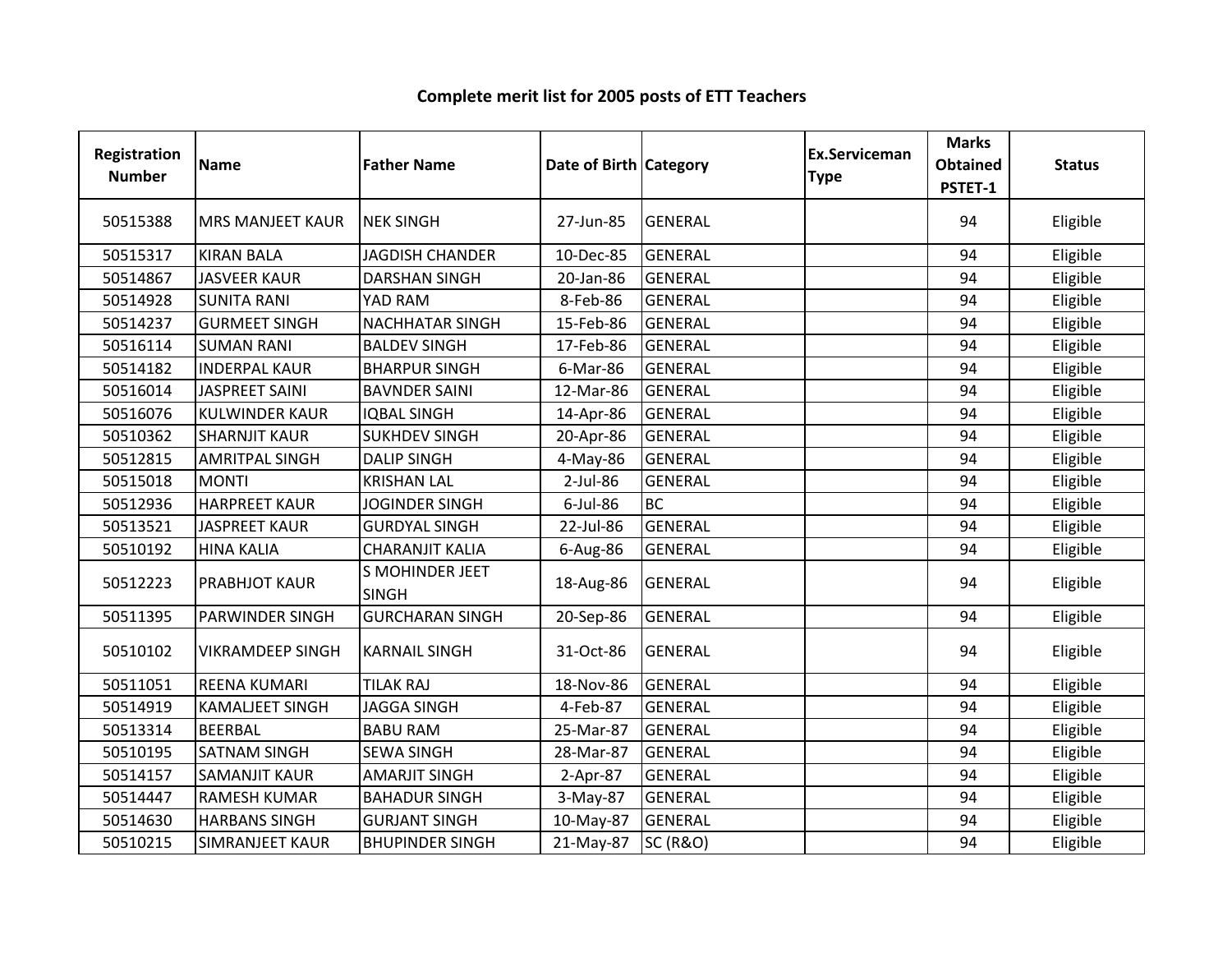# Complete merit list for 2005 posts of ETT Teachers

| Registration Number | Name | Father Name | Date of Birth | Category | Ex.Serviceman Type | Marks Obtained PSTET-1 | Status |
|---|---|---|---|---|---|---|---|
| 50515388 | MRS MANJEET KAUR | NEK SINGH | 27-Jun-85 | GENERAL | | 94 | Eligible |
| 50515317 | KIRAN BALA | JAGDISH CHANDER | 10-Dec-85 | GENERAL | | 94 | Eligible |
| 50514867 | JASVEER KAUR | DARSHAN SINGH | 20-Jan-86 | GENERAL | | 94 | Eligible |
| 50514928 | SUNITA RANI | YAD RAM | 8-Feb-86 | GENERAL | | 94 | Eligible |
| 50514237 | GURMEET SINGH | NACHHATAR SINGH | 15-Feb-86 | GENERAL | | 94 | Eligible |
| 50516114 | SUMAN RANI | BALDEV SINGH | 17-Feb-86 | GENERAL | | 94 | Eligible |
| 50514182 | INDERPAL KAUR | BHARPUR SINGH | 6-Mar-86 | GENERAL | | 94 | Eligible |
| 50516014 | JASPREET SAINI | BAVNDER SAINI | 12-Mar-86 | GENERAL | | 94 | Eligible |
| 50516076 | KULWINDER KAUR | IQBAL SINGH | 14-Apr-86 | GENERAL | | 94 | Eligible |
| 50510362 | SHARNJIT KAUR | SUKHDEV SINGH | 20-Apr-86 | GENERAL | | 94 | Eligible |
| 50512815 | AMRITPAL SINGH | DALIP SINGH | 4-May-86 | GENERAL | | 94 | Eligible |
| 50515018 | MONTI | KRISHAN LAL | 2-Jul-86 | GENERAL | | 94 | Eligible |
| 50512936 | HARPREET KAUR | JOGINDER SINGH | 6-Jul-86 | BC | | 94 | Eligible |
| 50513521 | JASPREET KAUR | GURDYAL SINGH | 22-Jul-86 | GENERAL | | 94 | Eligible |
| 50510192 | HINA KALIA | CHARANJIT KALIA | 6-Aug-86 | GENERAL | | 94 | Eligible |
| 50512223 | PRABHJOT KAUR | S MOHINDER JEET SINGH | 18-Aug-86 | GENERAL | | 94 | Eligible |
| 50511395 | PARWINDER SINGH | GURCHARAN SINGH | 20-Sep-86 | GENERAL | | 94 | Eligible |
| 50510102 | VIKRAMDEEP SINGH | KARNAIL SINGH | 31-Oct-86 | GENERAL | | 94 | Eligible |
| 50511051 | REENA KUMARI | TILAK RAJ | 18-Nov-86 | GENERAL | | 94 | Eligible |
| 50514919 | KAMALJEET SINGH | JAGGA SINGH | 4-Feb-87 | GENERAL | | 94 | Eligible |
| 50513314 | BEERBAL | BABU RAM | 25-Mar-87 | GENERAL | | 94 | Eligible |
| 50510195 | SATNAM SINGH | SEWA SINGH | 28-Mar-87 | GENERAL | | 94 | Eligible |
| 50514157 | SAMANJIT KAUR | AMARJIT SINGH | 2-Apr-87 | GENERAL | | 94 | Eligible |
| 50514447 | RAMESH KUMAR | BAHADUR SINGH | 3-May-87 | GENERAL | | 94 | Eligible |
| 50514630 | HARBANS SINGH | GURJANT SINGH | 10-May-87 | GENERAL | | 94 | Eligible |
| 50510215 | SIMRANJEET KAUR | BHUPINDER SINGH | 21-May-87 | SC (R&O) | | 94 | Eligible |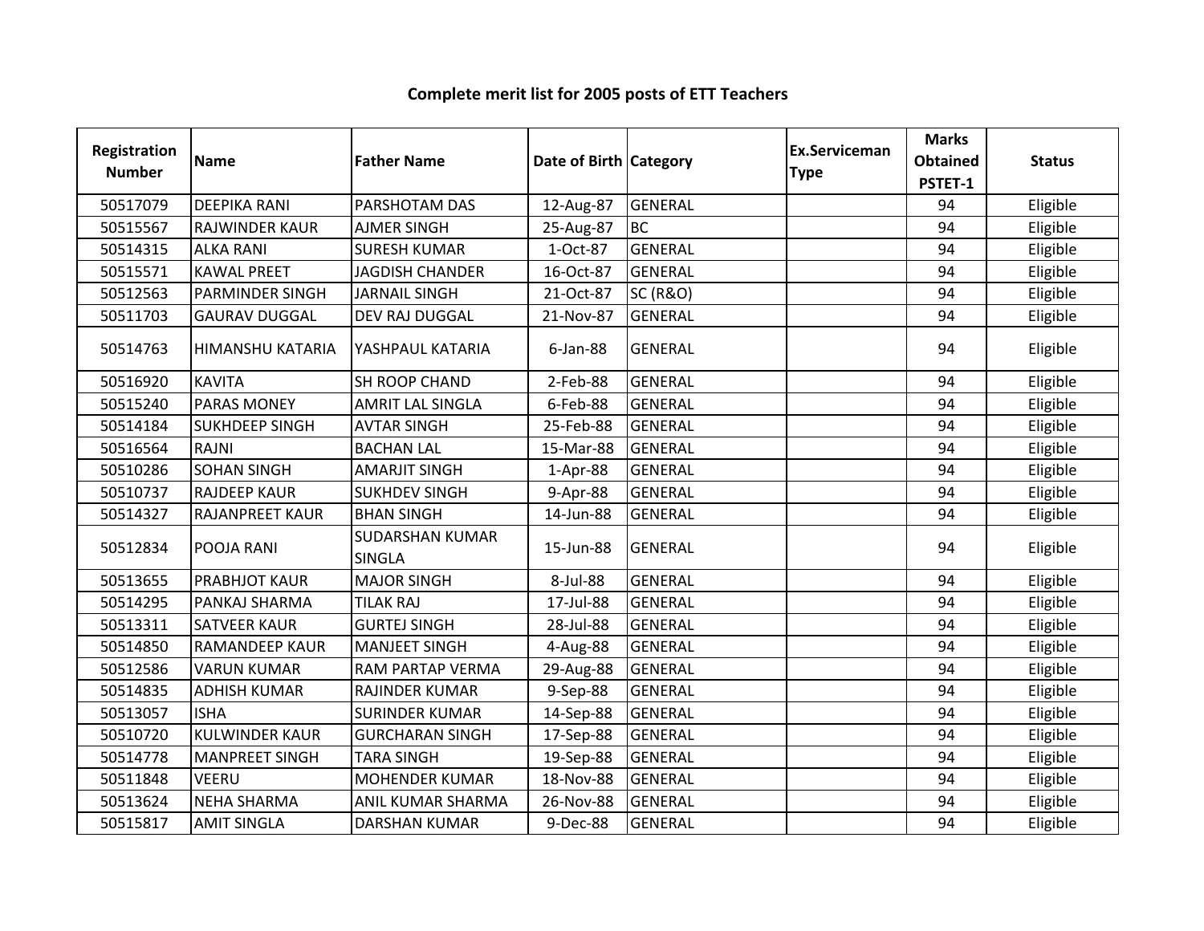# Complete merit list for 2005 posts of ETT Teachers

| Registration Number | Name | Father Name | Date of Birth | Category | Ex.Serviceman Type | Marks Obtained PSTET-1 | Status |
|---|---|---|---|---|---|---|---|
| 50517079 | DEEPIKA RANI | PARSHOTAM DAS | 12-Aug-87 | GENERAL | | 94 | Eligible |
| 50515567 | RAJWINDER KAUR | AJMER SINGH | 25-Aug-87 | BC | | 94 | Eligible |
| 50514315 | ALKA RANI | SURESH KUMAR | 1-Oct-87 | GENERAL | | 94 | Eligible |
| 50515571 | KAWAL PREET | JAGDISH CHANDER | 16-Oct-87 | GENERAL | | 94 | Eligible |
| 50512563 | PARMINDER SINGH | JARNAIL SINGH | 21-Oct-87 | SC (R&O) | | 94 | Eligible |
| 50511703 | GAURAV DUGGAL | DEV RAJ DUGGAL | 21-Nov-87 | GENERAL | | 94 | Eligible |
| 50514763 | HIMANSHU KATARIA | YASHPAUL KATARIA | 6-Jan-88 | GENERAL | | 94 | Eligible |
| 50516920 | KAVITA | SH ROOP CHAND | 2-Feb-88 | GENERAL | | 94 | Eligible |
| 50515240 | PARAS MONEY | AMRIT LAL SINGLA | 6-Feb-88 | GENERAL | | 94 | Eligible |
| 50514184 | SUKHDEEP SINGH | AVTAR SINGH | 25-Feb-88 | GENERAL | | 94 | Eligible |
| 50516564 | RAJNI | BACHAN LAL | 15-Mar-88 | GENERAL | | 94 | Eligible |
| 50510286 | SOHAN SINGH | AMARJIT SINGH | 1-Apr-88 | GENERAL | | 94 | Eligible |
| 50510737 | RAJDEEP KAUR | SUKHDEV SINGH | 9-Apr-88 | GENERAL | | 94 | Eligible |
| 50514327 | RAJANPREET KAUR | BHAN SINGH | 14-Jun-88 | GENERAL | | 94 | Eligible |
| 50512834 | POOJA RANI | SUDARSHAN KUMAR SINGLA | 15-Jun-88 | GENERAL | | 94 | Eligible |
| 50513655 | PRABHJOT KAUR | MAJOR SINGH | 8-Jul-88 | GENERAL | | 94 | Eligible |
| 50514295 | PANKAJ SHARMA | TILAK RAJ | 17-Jul-88 | GENERAL | | 94 | Eligible |
| 50513311 | SATVEER KAUR | GURTEJ SINGH | 28-Jul-88 | GENERAL | | 94 | Eligible |
| 50514850 | RAMANDEEP KAUR | MANJEET SINGH | 4-Aug-88 | GENERAL | | 94 | Eligible |
| 50512586 | VARUN KUMAR | RAM PARTAP VERMA | 29-Aug-88 | GENERAL | | 94 | Eligible |
| 50514835 | ADHISH KUMAR | RAJINDER KUMAR | 9-Sep-88 | GENERAL | | 94 | Eligible |
| 50513057 | ISHA | SURINDER KUMAR | 14-Sep-88 | GENERAL | | 94 | Eligible |
| 50510720 | KULWINDER KAUR | GURCHARAN SINGH | 17-Sep-88 | GENERAL | | 94 | Eligible |
| 50514778 | MANPREET SINGH | TARA SINGH | 19-Sep-88 | GENERAL | | 94 | Eligible |
| 50511848 | VEERU | MOHENDER KUMAR | 18-Nov-88 | GENERAL | | 94 | Eligible |
| 50513624 | NEHA SHARMA | ANIL KUMAR SHARMA | 26-Nov-88 | GENERAL | | 94 | Eligible |
| 50515817 | AMIT SINGLA | DARSHAN KUMAR | 9-Dec-88 | GENERAL | | 94 | Eligible |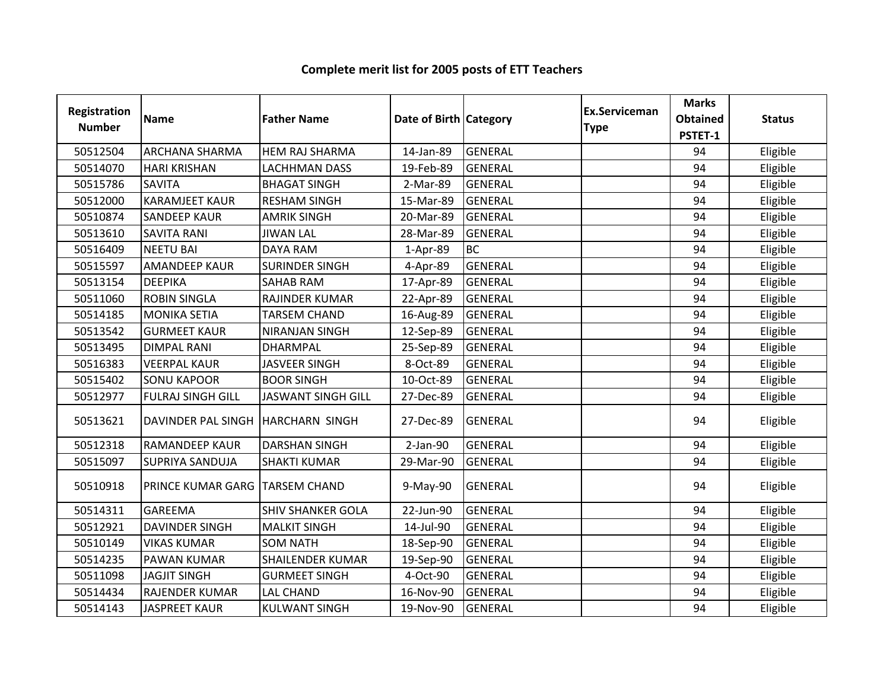## Complete merit list for 2005 posts of ETT Teachers

| Registration Number | Name | Father Name | Date of Birth | Category | Ex.Serviceman Type | Marks Obtained PSTET-1 | Status |
|---|---|---|---|---|---|---|---|
| 50512504 | ARCHANA SHARMA | HEM RAJ SHARMA | 14-Jan-89 | GENERAL | | 94 | Eligible |
| 50514070 | HARI KRISHAN | LACHHMAN DASS | 19-Feb-89 | GENERAL | | 94 | Eligible |
| 50515786 | SAVITA | BHAGAT SINGH | 2-Mar-89 | GENERAL | | 94 | Eligible |
| 50512000 | KARAMJEET KAUR | RESHAM SINGH | 15-Mar-89 | GENERAL | | 94 | Eligible |
| 50510874 | SANDEEP KAUR | AMRIK SINGH | 20-Mar-89 | GENERAL | | 94 | Eligible |
| 50513610 | SAVITA RANI | JIWAN LAL | 28-Mar-89 | GENERAL | | 94 | Eligible |
| 50516409 | NEETU BAI | DAYA RAM | 1-Apr-89 | BC | | 94 | Eligible |
| 50515597 | AMANDEEP KAUR | SURINDER SINGH | 4-Apr-89 | GENERAL | | 94 | Eligible |
| 50513154 | DEEPIKA | SAHAB RAM | 17-Apr-89 | GENERAL | | 94 | Eligible |
| 50511060 | ROBIN SINGLA | RAJINDER KUMAR | 22-Apr-89 | GENERAL | | 94 | Eligible |
| 50514185 | MONIKA SETIA | TARSEM CHAND | 16-Aug-89 | GENERAL | | 94 | Eligible |
| 50513542 | GURMEET KAUR | NIRANJAN SINGH | 12-Sep-89 | GENERAL | | 94 | Eligible |
| 50513495 | DIMPAL RANI | DHARMPAL | 25-Sep-89 | GENERAL | | 94 | Eligible |
| 50516383 | VEERPAL KAUR | JASVEER SINGH | 8-Oct-89 | GENERAL | | 94 | Eligible |
| 50515402 | SONU KAPOOR | BOOR SINGH | 10-Oct-89 | GENERAL | | 94 | Eligible |
| 50512977 | FULRAJ SINGH GILL | JASWANT SINGH GILL | 27-Dec-89 | GENERAL | | 94 | Eligible |
| 50513621 | DAVINDER PAL SINGH | HARCHARN SINGH | 27-Dec-89 | GENERAL | | 94 | Eligible |
| 50512318 | RAMANDEEP KAUR | DARSHAN SINGH | 2-Jan-90 | GENERAL | | 94 | Eligible |
| 50515097 | SUPRIYA SANDUJA | SHAKTI KUMAR | 29-Mar-90 | GENERAL | | 94 | Eligible |
| 50510918 | PRINCE KUMAR GARG | TARSEM CHAND | 9-May-90 | GENERAL | | 94 | Eligible |
| 50514311 | GAREEMA | SHIV SHANKER GOLA | 22-Jun-90 | GENERAL | | 94 | Eligible |
| 50512921 | DAVINDER SINGH | MALKIT SINGH | 14-Jul-90 | GENERAL | | 94 | Eligible |
| 50510149 | VIKAS KUMAR | SOM NATH | 18-Sep-90 | GENERAL | | 94 | Eligible |
| 50514235 | PAWAN KUMAR | SHAILENDER KUMAR | 19-Sep-90 | GENERAL | | 94 | Eligible |
| 50511098 | JAGJIT SINGH | GURMEET SINGH | 4-Oct-90 | GENERAL | | 94 | Eligible |
| 50514434 | RAJENDER KUMAR | LAL CHAND | 16-Nov-90 | GENERAL | | 94 | Eligible |
| 50514143 | JASPREET KAUR | KULWANT SINGH | 19-Nov-90 | GENERAL | | 94 | Eligible |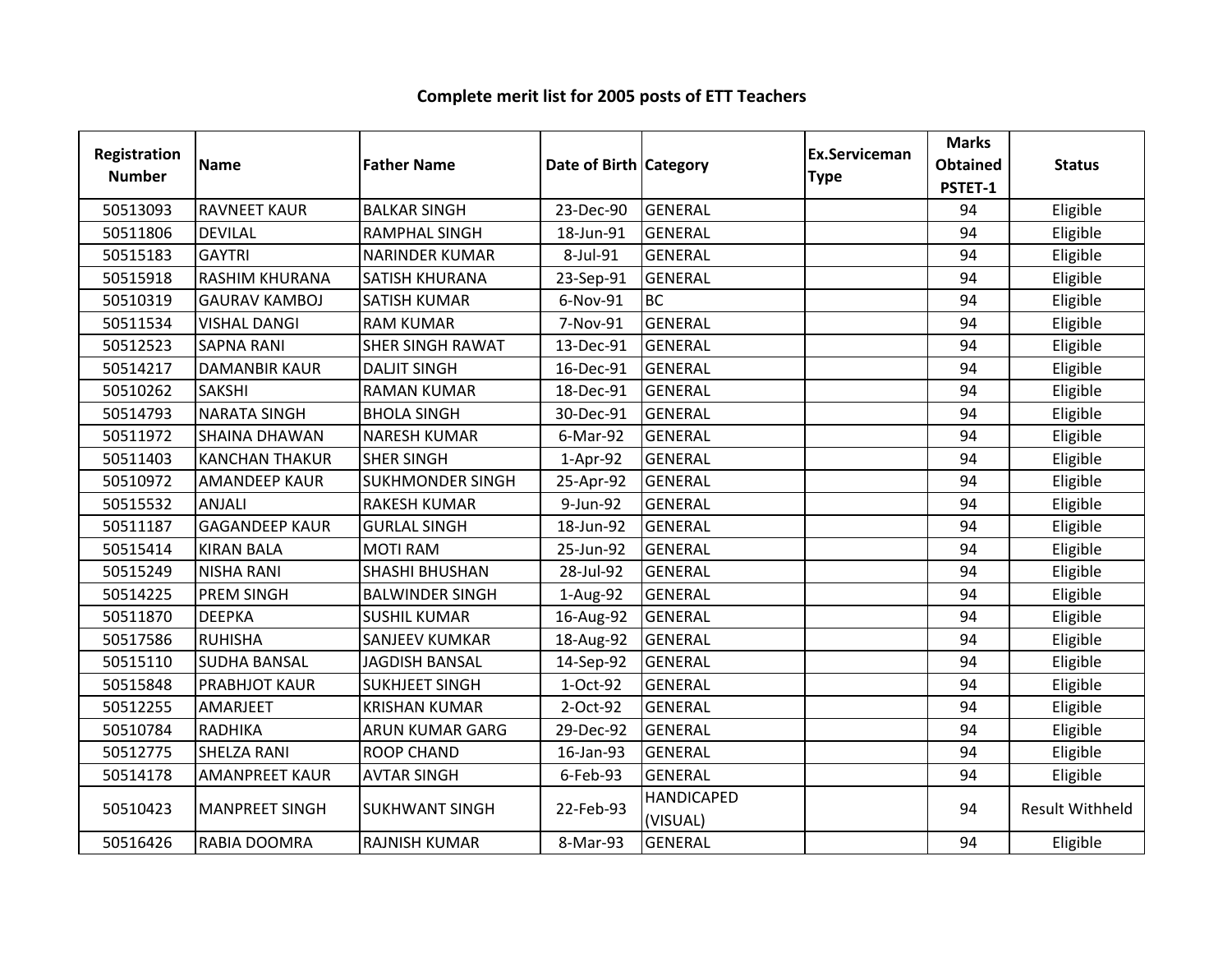## Complete merit list for 2005 posts of ETT Teachers

| Registration Number | Name | Father Name | Date of Birth | Category | Ex.Serviceman Type | Marks Obtained PSTET-1 | Status |
|---|---|---|---|---|---|---|---|
| 50513093 | RAVNEET KAUR | BALKAR SINGH | 23-Dec-90 | GENERAL | | 94 | Eligible |
| 50511806 | DEVILAL | RAMPHAL SINGH | 18-Jun-91 | GENERAL | | 94 | Eligible |
| 50515183 | GAYTRI | NARINDER KUMAR | 8-Jul-91 | GENERAL | | 94 | Eligible |
| 50515918 | RASHIM KHURANA | SATISH KHURANA | 23-Sep-91 | GENERAL | | 94 | Eligible |
| 50510319 | GAURAV KAMBOJ | SATISH KUMAR | 6-Nov-91 | BC | | 94 | Eligible |
| 50511534 | VISHAL DANGI | RAM KUMAR | 7-Nov-91 | GENERAL | | 94 | Eligible |
| 50512523 | SAPNA RANI | SHER SINGH RAWAT | 13-Dec-91 | GENERAL | | 94 | Eligible |
| 50514217 | DAMANBIR KAUR | DALJIT SINGH | 16-Dec-91 | GENERAL | | 94 | Eligible |
| 50510262 | SAKSHI | RAMAN KUMAR | 18-Dec-91 | GENERAL | | 94 | Eligible |
| 50514793 | NARATA SINGH | BHOLA SINGH | 30-Dec-91 | GENERAL | | 94 | Eligible |
| 50511972 | SHAINA DHAWAN | NARESH KUMAR | 6-Mar-92 | GENERAL | | 94 | Eligible |
| 50511403 | KANCHAN THAKUR | SHER SINGH | 1-Apr-92 | GENERAL | | 94 | Eligible |
| 50510972 | AMANDEEP KAUR | SUKHMONDER SINGH | 25-Apr-92 | GENERAL | | 94 | Eligible |
| 50515532 | ANJALI | RAKESH KUMAR | 9-Jun-92 | GENERAL | | 94 | Eligible |
| 50511187 | GAGANDEEP KAUR | GURLAL SINGH | 18-Jun-92 | GENERAL | | 94 | Eligible |
| 50515414 | KIRAN BALA | MOTI RAM | 25-Jun-92 | GENERAL | | 94 | Eligible |
| 50515249 | NISHA RANI | SHASHI BHUSHAN | 28-Jul-92 | GENERAL | | 94 | Eligible |
| 50514225 | PREM SINGH | BALWINDER SINGH | 1-Aug-92 | GENERAL | | 94 | Eligible |
| 50511870 | DEEPKA | SUSHIL KUMAR | 16-Aug-92 | GENERAL | | 94 | Eligible |
| 50517586 | RUHISHA | SANJEEV KUMKAR | 18-Aug-92 | GENERAL | | 94 | Eligible |
| 50515110 | SUDHA BANSAL | JAGDISH BANSAL | 14-Sep-92 | GENERAL | | 94 | Eligible |
| 50515848 | PRABHJOT KAUR | SUKHJEET SINGH | 1-Oct-92 | GENERAL | | 94 | Eligible |
| 50512255 | AMARJEET | KRISHAN KUMAR | 2-Oct-92 | GENERAL | | 94 | Eligible |
| 50510784 | RADHIKA | ARUN KUMAR GARG | 29-Dec-92 | GENERAL | | 94 | Eligible |
| 50512775 | SHELZA RANI | ROOP CHAND | 16-Jan-93 | GENERAL | | 94 | Eligible |
| 50514178 | AMANPREET KAUR | AVTAR SINGH | 6-Feb-93 | GENERAL | | 94 | Eligible |
| 50510423 | MANPREET SINGH | SUKHWANT SINGH | 22-Feb-93 | HANDICAPED (VISUAL) | | 94 | Result Withheld |
| 50516426 | RABIA DOOMRA | RAJNISH KUMAR | 8-Mar-93 | GENERAL | | 94 | Eligible |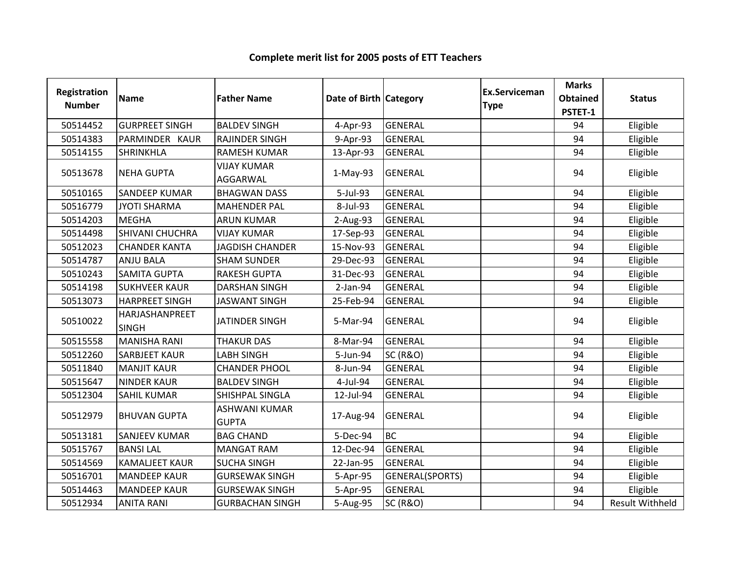## Complete merit list for 2005 posts of ETT Teachers

| Registration Number | Name | Father Name | Date of Birth | Category | Ex.Serviceman Type | Marks Obtained PSTET-1 | Status |
|---|---|---|---|---|---|---|---|
| 50514452 | GURPREET SINGH | BALDEV SINGH | 4-Apr-93 | GENERAL | | 94 | Eligible |
| 50514383 | PARMINDER KAUR | RAJINDER SINGH | 9-Apr-93 | GENERAL | | 94 | Eligible |
| 50514155 | SHRINKHLA | RAMESH KUMAR | 13-Apr-93 | GENERAL | | 94 | Eligible |
| 50513678 | NEHA GUPTA | VIJAY KUMAR AGGARWAL | 1-May-93 | GENERAL | | 94 | Eligible |
| 50510165 | SANDEEP KUMAR | BHAGWAN DASS | 5-Jul-93 | GENERAL | | 94 | Eligible |
| 50516779 | JYOTI SHARMA | MAHENDER PAL | 8-Jul-93 | GENERAL | | 94 | Eligible |
| 50514203 | MEGHA | ARUN KUMAR | 2-Aug-93 | GENERAL | | 94 | Eligible |
| 50514498 | SHIVANI CHUCHRA | VIJAY KUMAR | 17-Sep-93 | GENERAL | | 94 | Eligible |
| 50512023 | CHANDER KANTA | JAGDISH CHANDER | 15-Nov-93 | GENERAL | | 94 | Eligible |
| 50514787 | ANJU BALA | SHAM SUNDER | 29-Dec-93 | GENERAL | | 94 | Eligible |
| 50510243 | SAMITA GUPTA | RAKESH GUPTA | 31-Dec-93 | GENERAL | | 94 | Eligible |
| 50514198 | SUKHVEER KAUR | DARSHAN SINGH | 2-Jan-94 | GENERAL | | 94 | Eligible |
| 50513073 | HARPREET SINGH | JASWANT SINGH | 25-Feb-94 | GENERAL | | 94 | Eligible |
| 50510022 | HARJASHANPREET SINGH | JATINDER SINGH | 5-Mar-94 | GENERAL | | 94 | Eligible |
| 50515558 | MANISHA RANI | THAKUR DAS | 8-Mar-94 | GENERAL | | 94 | Eligible |
| 50512260 | SARBJEET KAUR | LABH SINGH | 5-Jun-94 | SC (R&O) | | 94 | Eligible |
| 50511840 | MANJIT KAUR | CHANDER PHOOL | 8-Jun-94 | GENERAL | | 94 | Eligible |
| 50515647 | NINDER KAUR | BALDEV SINGH | 4-Jul-94 | GENERAL | | 94 | Eligible |
| 50512304 | SAHIL KUMAR | SHISHPAL SINGLA | 12-Jul-94 | GENERAL | | 94 | Eligible |
| 50512979 | BHUVAN GUPTA | ASHWANI KUMAR GUPTA | 17-Aug-94 | GENERAL | | 94 | Eligible |
| 50513181 | SANJEEV KUMAR | BAG CHAND | 5-Dec-94 | BC | | 94 | Eligible |
| 50515767 | BANSI LAL | MANGAT RAM | 12-Dec-94 | GENERAL | | 94 | Eligible |
| 50514569 | KAMALJEET KAUR | SUCHA SINGH | 22-Jan-95 | GENERAL | | 94 | Eligible |
| 50516701 | MANDEEP KAUR | GURSEWAK SINGH | 5-Apr-95 | GENERAL(SPORTS) | | 94 | Eligible |
| 50514463 | MANDEEP KAUR | GURSEWAK SINGH | 5-Apr-95 | GENERAL | | 94 | Eligible |
| 50512934 | ANITA RANI | GURBACHAN SINGH | 5-Aug-95 | SC (R&O) | | 94 | Result Withheld |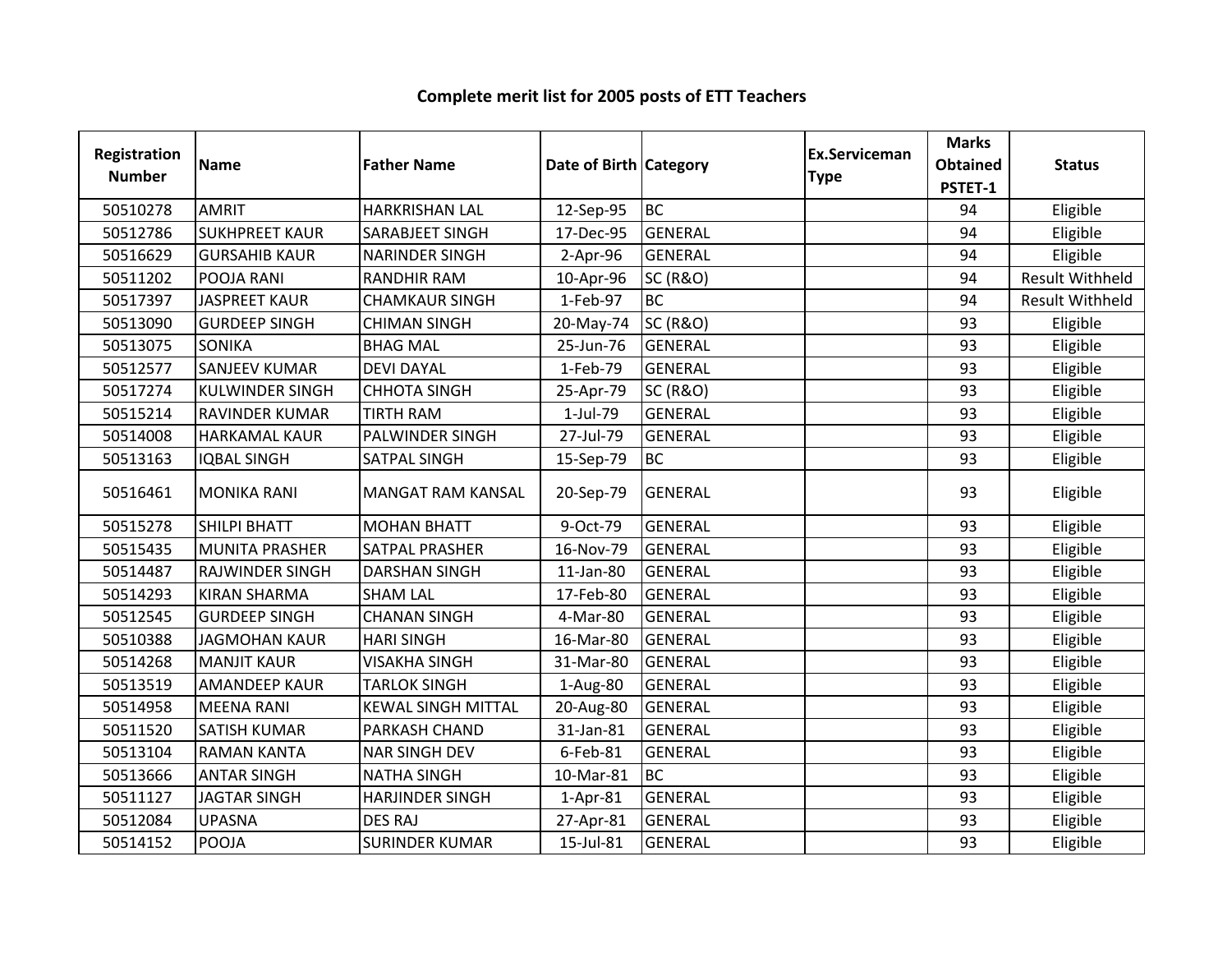## Complete merit list for 2005 posts of ETT Teachers

| Registration Number | Name | Father Name | Date of Birth | Category | Ex.Serviceman Type | Marks Obtained PSTET-1 | Status |
|---|---|---|---|---|---|---|---|
| 50510278 | AMRIT | HARKRISHAN LAL | 12-Sep-95 | BC | | 94 | Eligible |
| 50512786 | SUKHPREET KAUR | SARABJEET SINGH | 17-Dec-95 | GENERAL | | 94 | Eligible |
| 50516629 | GURSAHIB KAUR | NARINDER SINGH | 2-Apr-96 | GENERAL | | 94 | Eligible |
| 50511202 | POOJA RANI | RANDHIR RAM | 10-Apr-96 | SC (R&O) | | 94 | Result Withheld |
| 50517397 | JASPREET KAUR | CHAMKAUR SINGH | 1-Feb-97 | BC | | 94 | Result Withheld |
| 50513090 | GURDEEP SINGH | CHIMAN SINGH | 20-May-74 | SC (R&O) | | 93 | Eligible |
| 50513075 | SONIKA | BHAG MAL | 25-Jun-76 | GENERAL | | 93 | Eligible |
| 50512577 | SANJEEV KUMAR | DEVI DAYAL | 1-Feb-79 | GENERAL | | 93 | Eligible |
| 50517274 | KULWINDER SINGH | CHHOTA SINGH | 25-Apr-79 | SC (R&O) | | 93 | Eligible |
| 50515214 | RAVINDER KUMAR | TIRTH RAM | 1-Jul-79 | GENERAL | | 93 | Eligible |
| 50514008 | HARKAMAL KAUR | PALWINDER SINGH | 27-Jul-79 | GENERAL | | 93 | Eligible |
| 50513163 | IQBAL SINGH | SATPAL SINGH | 15-Sep-79 | BC | | 93 | Eligible |
| 50516461 | MONIKA RANI | MANGAT RAM KANSAL | 20-Sep-79 | GENERAL | | 93 | Eligible |
| 50515278 | SHILPI BHATT | MOHAN BHATT | 9-Oct-79 | GENERAL | | 93 | Eligible |
| 50515435 | MUNITA PRASHER | SATPAL PRASHER | 16-Nov-79 | GENERAL | | 93 | Eligible |
| 50514487 | RAJWINDER SINGH | DARSHAN SINGH | 11-Jan-80 | GENERAL | | 93 | Eligible |
| 50514293 | KIRAN SHARMA | SHAM LAL | 17-Feb-80 | GENERAL | | 93 | Eligible |
| 50512545 | GURDEEP SINGH | CHANAN SINGH | 4-Mar-80 | GENERAL | | 93 | Eligible |
| 50510388 | JAGMOHAN KAUR | HARI SINGH | 16-Mar-80 | GENERAL | | 93 | Eligible |
| 50514268 | MANJIT KAUR | VISAKHA SINGH | 31-Mar-80 | GENERAL | | 93 | Eligible |
| 50513519 | AMANDEEP KAUR | TARLOK SINGH | 1-Aug-80 | GENERAL | | 93 | Eligible |
| 50514958 | MEENA RANI | KEWAL SINGH MITTAL | 20-Aug-80 | GENERAL | | 93 | Eligible |
| 50511520 | SATISH KUMAR | PARKASH CHAND | 31-Jan-81 | GENERAL | | 93 | Eligible |
| 50513104 | RAMAN KANTA | NAR SINGH DEV | 6-Feb-81 | GENERAL | | 93 | Eligible |
| 50513666 | ANTAR SINGH | NATHA SINGH | 10-Mar-81 | BC | | 93 | Eligible |
| 50511127 | JAGTAR SINGH | HARJINDER SINGH | 1-Apr-81 | GENERAL | | 93 | Eligible |
| 50512084 | UPASNA | DES RAJ | 27-Apr-81 | GENERAL | | 93 | Eligible |
| 50514152 | POOJA | SURINDER KUMAR | 15-Jul-81 | GENERAL | | 93 | Eligible |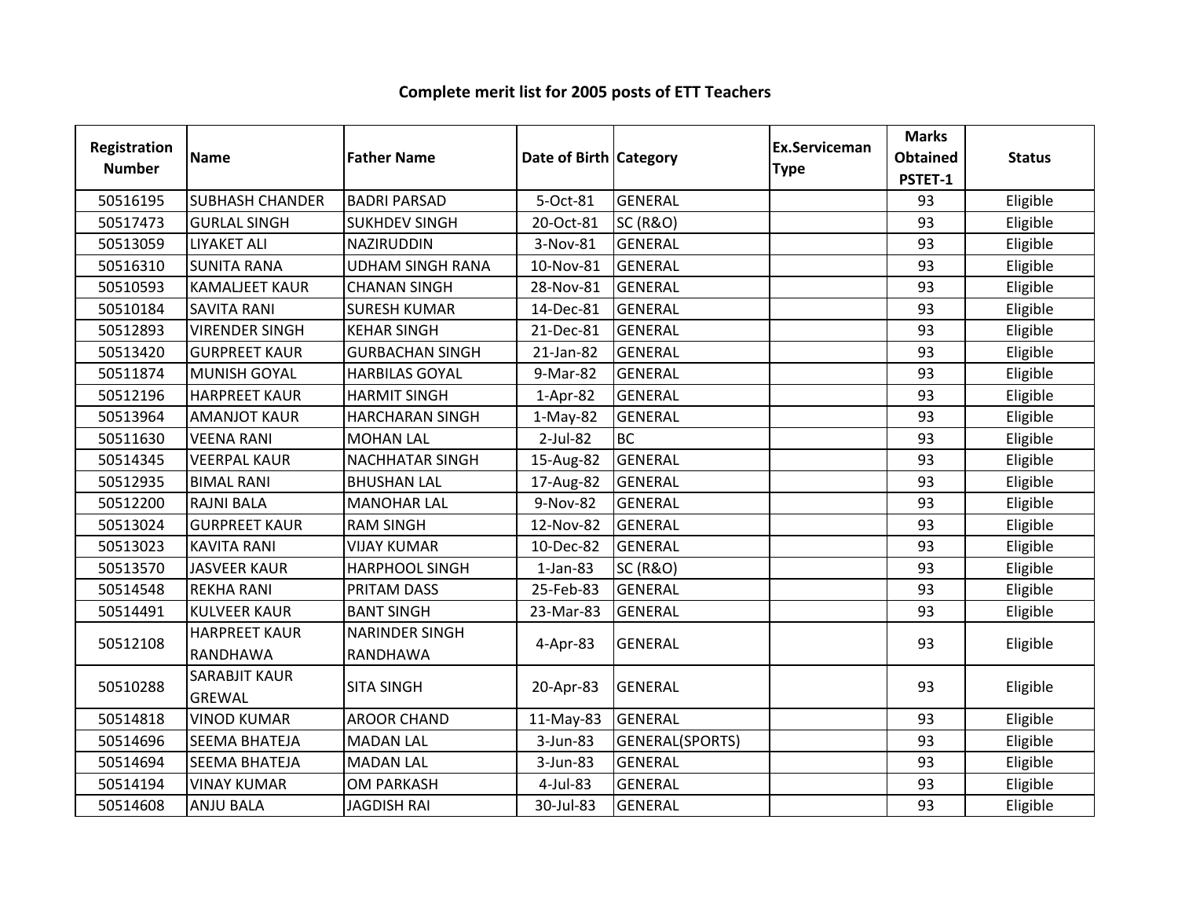# Complete merit list for 2005 posts of ETT Teachers

| Registration Number | Name | Father Name | Date of Birth | Category | Ex.Serviceman Type | Marks Obtained PSTET-1 | Status |
|---|---|---|---|---|---|---|---|
| 50516195 | SUBHASH CHANDER | BADRI PARSAD | 5-Oct-81 | GENERAL | | 93 | Eligible |
| 50517473 | GURLAL SINGH | SUKHDEV SINGH | 20-Oct-81 | SC (R&O) | | 93 | Eligible |
| 50513059 | LIYAKET ALI | NAZIRUDDIN | 3-Nov-81 | GENERAL | | 93 | Eligible |
| 50516310 | SUNITA RANA | UDHAM SINGH RANA | 10-Nov-81 | GENERAL | | 93 | Eligible |
| 50510593 | KAMALJEET KAUR | CHANAN SINGH | 28-Nov-81 | GENERAL | | 93 | Eligible |
| 50510184 | SAVITA RANI | SURESH KUMAR | 14-Dec-81 | GENERAL | | 93 | Eligible |
| 50512893 | VIRENDER SINGH | KEHAR SINGH | 21-Dec-81 | GENERAL | | 93 | Eligible |
| 50513420 | GURPREET KAUR | GURBACHAN SINGH | 21-Jan-82 | GENERAL | | 93 | Eligible |
| 50511874 | MUNISH GOYAL | HARBILAS GOYAL | 9-Mar-82 | GENERAL | | 93 | Eligible |
| 50512196 | HARPREET KAUR | HARMIT SINGH | 1-Apr-82 | GENERAL | | 93 | Eligible |
| 50513964 | AMANJOT KAUR | HARCHARAN SINGH | 1-May-82 | GENERAL | | 93 | Eligible |
| 50511630 | VEENA RANI | MOHAN LAL | 2-Jul-82 | BC | | 93 | Eligible |
| 50514345 | VEERPAL KAUR | NACHHATAR SINGH | 15-Aug-82 | GENERAL | | 93 | Eligible |
| 50512935 | BIMAL RANI | BHUSHAN LAL | 17-Aug-82 | GENERAL | | 93 | Eligible |
| 50512200 | RAJNI BALA | MANOHAR LAL | 9-Nov-82 | GENERAL | | 93 | Eligible |
| 50513024 | GURPREET KAUR | RAM SINGH | 12-Nov-82 | GENERAL | | 93 | Eligible |
| 50513023 | KAVITA RANI | VIJAY KUMAR | 10-Dec-82 | GENERAL | | 93 | Eligible |
| 50513570 | JASVEER KAUR | HARPHOOL SINGH | 1-Jan-83 | SC (R&O) | | 93 | Eligible |
| 50514548 | REKHA RANI | PRITAM DASS | 25-Feb-83 | GENERAL | | 93 | Eligible |
| 50514491 | KULVEER KAUR | BANT SINGH | 23-Mar-83 | GENERAL | | 93 | Eligible |
| 50512108 | HARPREET KAUR RANDHAWA | NARINDER SINGH RANDHAWA | 4-Apr-83 | GENERAL | | 93 | Eligible |
| 50510288 | SARABJIT KAUR GREWAL | SITA SINGH | 20-Apr-83 | GENERAL | | 93 | Eligible |
| 50514818 | VINOD KUMAR | AROOR CHAND | 11-May-83 | GENERAL | | 93 | Eligible |
| 50514696 | SEEMA BHATEJA | MADAN LAL | 3-Jun-83 | GENERAL(SPORTS) | | 93 | Eligible |
| 50514694 | SEEMA BHATEJA | MADAN LAL | 3-Jun-83 | GENERAL | | 93 | Eligible |
| 50514194 | VINAY KUMAR | OM PARKASH | 4-Jul-83 | GENERAL | | 93 | Eligible |
| 50514608 | ANJU BALA | JAGDISH RAI | 30-Jul-83 | GENERAL | | 93 | Eligible |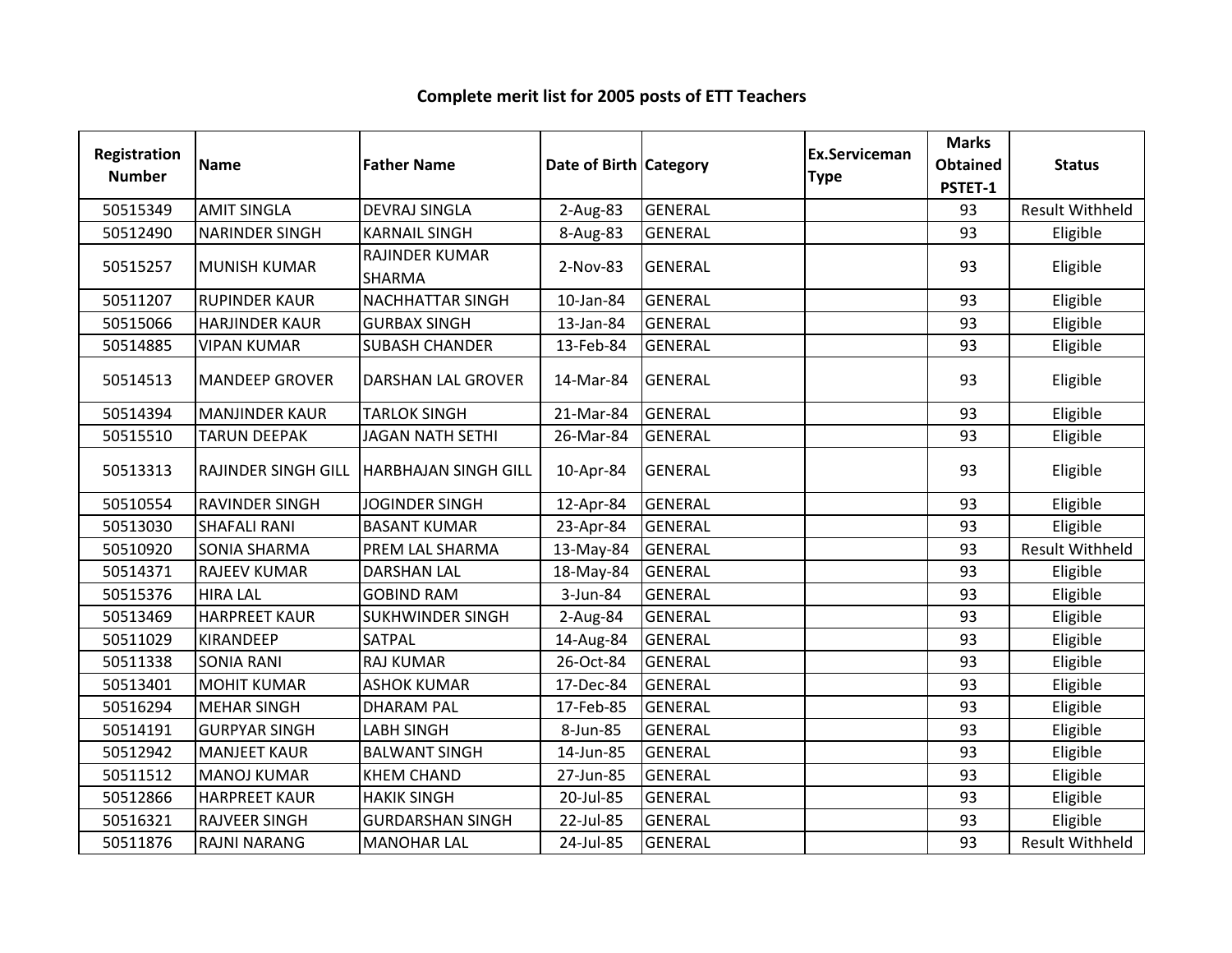**Complete merit list for 2005 posts of ETT Teachers**

| Registration Number | Name | Father Name | Date of Birth | Category | Ex.Serviceman Type | Marks Obtained PSTET-1 | Status |
|---|---|---|---|---|---|---|---|
| 50515349 | AMIT SINGLA | DEVRAJ SINGLA | 2-Aug-83 | GENERAL | | 93 | Result Withheld |
| 50512490 | NARINDER SINGH | KARNAIL SINGH | 8-Aug-83 | GENERAL | | 93 | Eligible |
| 50515257 | MUNISH KUMAR | RAJINDER KUMAR SHARMA | 2-Nov-83 | GENERAL | | 93 | Eligible |
| 50511207 | RUPINDER KAUR | NACHHATTAR SINGH | 10-Jan-84 | GENERAL | | 93 | Eligible |
| 50515066 | HARJINDER KAUR | GURBAX SINGH | 13-Jan-84 | GENERAL | | 93 | Eligible |
| 50514885 | VIPAN KUMAR | SUBASH CHANDER | 13-Feb-84 | GENERAL | | 93 | Eligible |
| 50514513 | MANDEEP GROVER | DARSHAN LAL GROVER | 14-Mar-84 | GENERAL | | 93 | Eligible |
| 50514394 | MANJINDER KAUR | TARLOK SINGH | 21-Mar-84 | GENERAL | | 93 | Eligible |
| 50515510 | TARUN DEEPAK | JAGAN NATH SETHI | 26-Mar-84 | GENERAL | | 93 | Eligible |
| 50513313 | RAJINDER SINGH GILL | HARBHAJAN SINGH GILL | 10-Apr-84 | GENERAL | | 93 | Eligible |
| 50510554 | RAVINDER SINGH | JOGINDER SINGH | 12-Apr-84 | GENERAL | | 93 | Eligible |
| 50513030 | SHAFALI RANI | BASANT KUMAR | 23-Apr-84 | GENERAL | | 93 | Eligible |
| 50510920 | SONIA SHARMA | PREM LAL SHARMA | 13-May-84 | GENERAL | | 93 | Result Withheld |
| 50514371 | RAJEEV KUMAR | DARSHAN LAL | 18-May-84 | GENERAL | | 93 | Eligible |
| 50515376 | HIRA LAL | GOBIND RAM | 3-Jun-84 | GENERAL | | 93 | Eligible |
| 50513469 | HARPREET KAUR | SUKHWINDER SINGH | 2-Aug-84 | GENERAL | | 93 | Eligible |
| 50511029 | KIRANDEEP | SATPAL | 14-Aug-84 | GENERAL | | 93 | Eligible |
| 50511338 | SONIA RANI | RAJ KUMAR | 26-Oct-84 | GENERAL | | 93 | Eligible |
| 50513401 | MOHIT KUMAR | ASHOK KUMAR | 17-Dec-84 | GENERAL | | 93 | Eligible |
| 50516294 | MEHAR SINGH | DHARAM PAL | 17-Feb-85 | GENERAL | | 93 | Eligible |
| 50514191 | GURPYAR SINGH | LABH SINGH | 8-Jun-85 | GENERAL | | 93 | Eligible |
| 50512942 | MANJEET KAUR | BALWANT SINGH | 14-Jun-85 | GENERAL | | 93 | Eligible |
| 50511512 | MANOJ KUMAR | KHEM CHAND | 27-Jun-85 | GENERAL | | 93 | Eligible |
| 50512866 | HARPREET KAUR | HAKIK SINGH | 20-Jul-85 | GENERAL | | 93 | Eligible |
| 50516321 | RAJVEER SINGH | GURDARSHAN SINGH | 22-Jul-85 | GENERAL | | 93 | Eligible |
| 50511876 | RAJNI NARANG | MANOHAR LAL | 24-Jul-85 | GENERAL | | 93 | Result Withheld |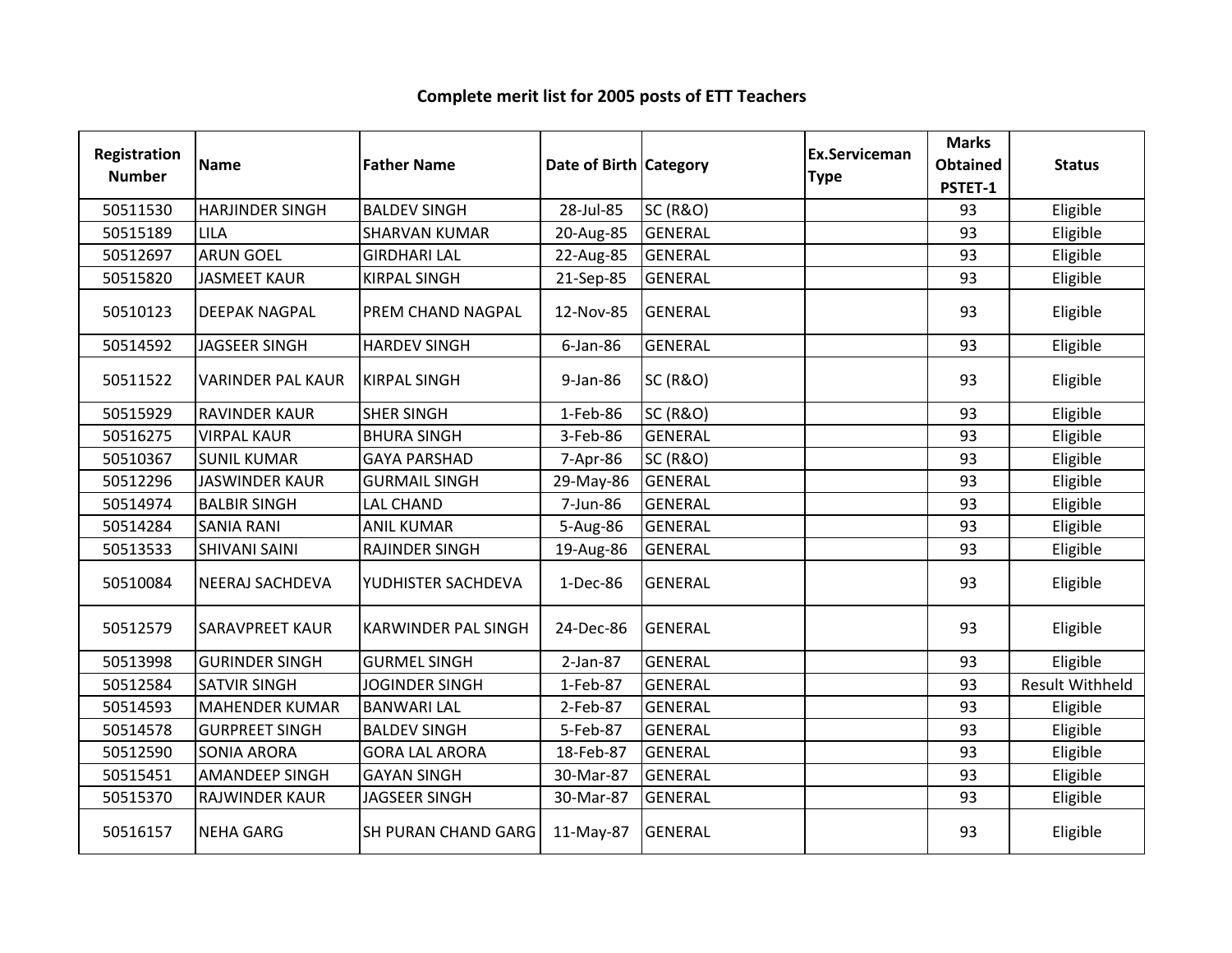# Complete merit list for 2005 posts of ETT Teachers

| Registration Number | Name | Father Name | Date of Birth | Category | Ex.Serviceman Type | Marks Obtained PSTET-1 | Status |
|---|---|---|---|---|---|---|---|
| 50511530 | HARJINDER SINGH | BALDEV SINGH | 28-Jul-85 | SC (R&O) | | 93 | Eligible |
| 50515189 | LILA | SHARVAN KUMAR | 20-Aug-85 | GENERAL | | 93 | Eligible |
| 50512697 | ARUN GOEL | GIRDHARI LAL | 22-Aug-85 | GENERAL | | 93 | Eligible |
| 50515820 | JASMEET KAUR | KIRPAL SINGH | 21-Sep-85 | GENERAL | | 93 | Eligible |
| 50510123 | DEEPAK NAGPAL | PREM CHAND NAGPAL | 12-Nov-85 | GENERAL | | 93 | Eligible |
| 50514592 | JAGSEER SINGH | HARDEV SINGH | 6-Jan-86 | GENERAL | | 93 | Eligible |
| 50511522 | VARINDER PAL KAUR | KIRPAL SINGH | 9-Jan-86 | SC (R&O) | | 93 | Eligible |
| 50515929 | RAVINDER KAUR | SHER SINGH | 1-Feb-86 | SC (R&O) | | 93 | Eligible |
| 50516275 | VIRPAL KAUR | BHURA SINGH | 3-Feb-86 | GENERAL | | 93 | Eligible |
| 50510367 | SUNIL KUMAR | GAYA PARSHAD | 7-Apr-86 | SC (R&O) | | 93 | Eligible |
| 50512296 | JASWINDER KAUR | GURMAIL SINGH | 29-May-86 | GENERAL | | 93 | Eligible |
| 50514974 | BALBIR SINGH | LAL CHAND | 7-Jun-86 | GENERAL | | 93 | Eligible |
| 50514284 | SANIA RANI | ANIL KUMAR | 5-Aug-86 | GENERAL | | 93 | Eligible |
| 50513533 | SHIVANI SAINI | RAJINDER SINGH | 19-Aug-86 | GENERAL | | 93 | Eligible |
| 50510084 | NEERAJ SACHDEVA | YUDHISTER SACHDEVA | 1-Dec-86 | GENERAL | | 93 | Eligible |
| 50512579 | SARAVPREET KAUR | KARWINDER PAL SINGH | 24-Dec-86 | GENERAL | | 93 | Eligible |
| 50513998 | GURINDER SINGH | GURMEL SINGH | 2-Jan-87 | GENERAL | | 93 | Eligible |
| 50512584 | SATVIR SINGH | JOGINDER SINGH | 1-Feb-87 | GENERAL | | 93 | Result Withheld |
| 50514593 | MAHENDER KUMAR | BANWARI LAL | 2-Feb-87 | GENERAL | | 93 | Eligible |
| 50514578 | GURPREET SINGH | BALDEV SINGH | 5-Feb-87 | GENERAL | | 93 | Eligible |
| 50512590 | SONIA ARORA | GORA LAL ARORA | 18-Feb-87 | GENERAL | | 93 | Eligible |
| 50515451 | AMANDEEP SINGH | GAYAN SINGH | 30-Mar-87 | GENERAL | | 93 | Eligible |
| 50515370 | RAJWINDER KAUR | JAGSEER SINGH | 30-Mar-87 | GENERAL | | 93 | Eligible |
| 50516157 | NEHA GARG | SH PURAN CHAND GARG | 11-May-87 | GENERAL | | 93 | Eligible |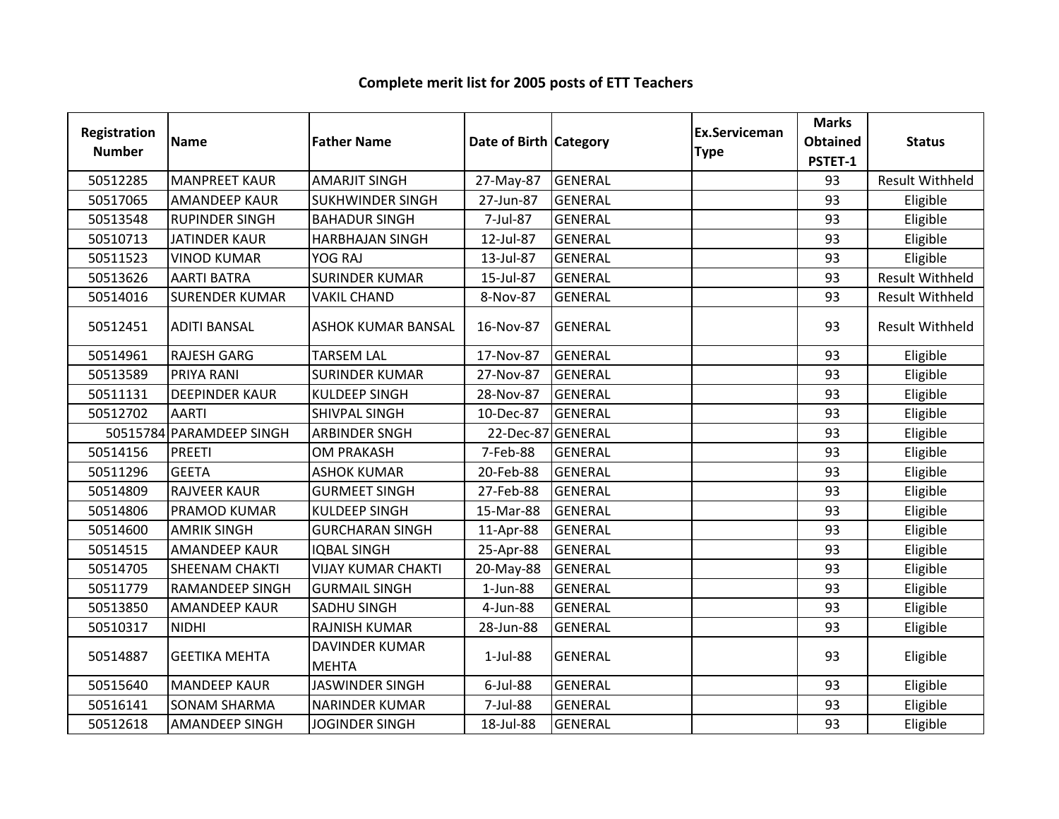## Complete merit list for 2005 posts of ETT Teachers

| Registration Number | Name | Father Name | Date of Birth | Category | Ex.Serviceman Type | Marks Obtained PSTET-1 | Status |
|---|---|---|---|---|---|---|---|
| 50512285 | MANPREET KAUR | AMARJIT SINGH | 27-May-87 | GENERAL | | 93 | Result Withheld |
| 50517065 | AMANDEEP KAUR | SUKHWINDER SINGH | 27-Jun-87 | GENERAL | | 93 | Eligible |
| 50513548 | RUPINDER SINGH | BAHADUR SINGH | 7-Jul-87 | GENERAL | | 93 | Eligible |
| 50510713 | JATINDER KAUR | HARBHAJAN SINGH | 12-Jul-87 | GENERAL | | 93 | Eligible |
| 50511523 | VINOD KUMAR | YOG RAJ | 13-Jul-87 | GENERAL | | 93 | Eligible |
| 50513626 | AARTI BATRA | SURINDER KUMAR | 15-Jul-87 | GENERAL | | 93 | Result Withheld |
| 50514016 | SURENDER KUMAR | VAKIL CHAND | 8-Nov-87 | GENERAL | | 93 | Result Withheld |
| 50512451 | ADITI BANSAL | ASHOK KUMAR BANSAL | 16-Nov-87 | GENERAL | | 93 | Result Withheld |
| 50514961 | RAJESH GARG | TARSEM LAL | 17-Nov-87 | GENERAL | | 93 | Eligible |
| 50513589 | PRIYA RANI | SURINDER KUMAR | 27-Nov-87 | GENERAL | | 93 | Eligible |
| 50511131 | DEEPINDER KAUR | KULDEEP SINGH | 28-Nov-87 | GENERAL | | 93 | Eligible |
| 50512702 | AARTI | SHIVPAL SINGH | 10-Dec-87 | GENERAL | | 93 | Eligible |
| 50515784 | PARAMDEEP SINGH | ARBINDER SNGH | 22-Dec-87 | GENERAL | | 93 | Eligible |
| 50514156 | PREETI | OM PRAKASH | 7-Feb-88 | GENERAL | | 93 | Eligible |
| 50511296 | GEETA | ASHOK KUMAR | 20-Feb-88 | GENERAL | | 93 | Eligible |
| 50514809 | RAJVEER KAUR | GURMEET SINGH | 27-Feb-88 | GENERAL | | 93 | Eligible |
| 50514806 | PRAMOD KUMAR | KULDEEP SINGH | 15-Mar-88 | GENERAL | | 93 | Eligible |
| 50514600 | AMRIK SINGH | GURCHARAN SINGH | 11-Apr-88 | GENERAL | | 93 | Eligible |
| 50514515 | AMANDEEP KAUR | IQBAL SINGH | 25-Apr-88 | GENERAL | | 93 | Eligible |
| 50514705 | SHEENAM CHAKTI | VIJAY KUMAR CHAKTI | 20-May-88 | GENERAL | | 93 | Eligible |
| 50511779 | RAMANDEEP SINGH | GURMAIL SINGH | 1-Jun-88 | GENERAL | | 93 | Eligible |
| 50513850 | AMANDEEP KAUR | SADHU SINGH | 4-Jun-88 | GENERAL | | 93 | Eligible |
| 50510317 | NIDHI | RAJNISH KUMAR | 28-Jun-88 | GENERAL | | 93 | Eligible |
| 50514887 | GEETIKA MEHTA | DAVINDER KUMAR MEHTA | 1-Jul-88 | GENERAL | | 93 | Eligible |
| 50515640 | MANDEEP KAUR | JASWINDER SINGH | 6-Jul-88 | GENERAL | | 93 | Eligible |
| 50516141 | SONAM SHARMA | NARINDER KUMAR | 7-Jul-88 | GENERAL | | 93 | Eligible |
| 50512618 | AMANDEEP SINGH | JOGINDER SINGH | 18-Jul-88 | GENERAL | | 93 | Eligible |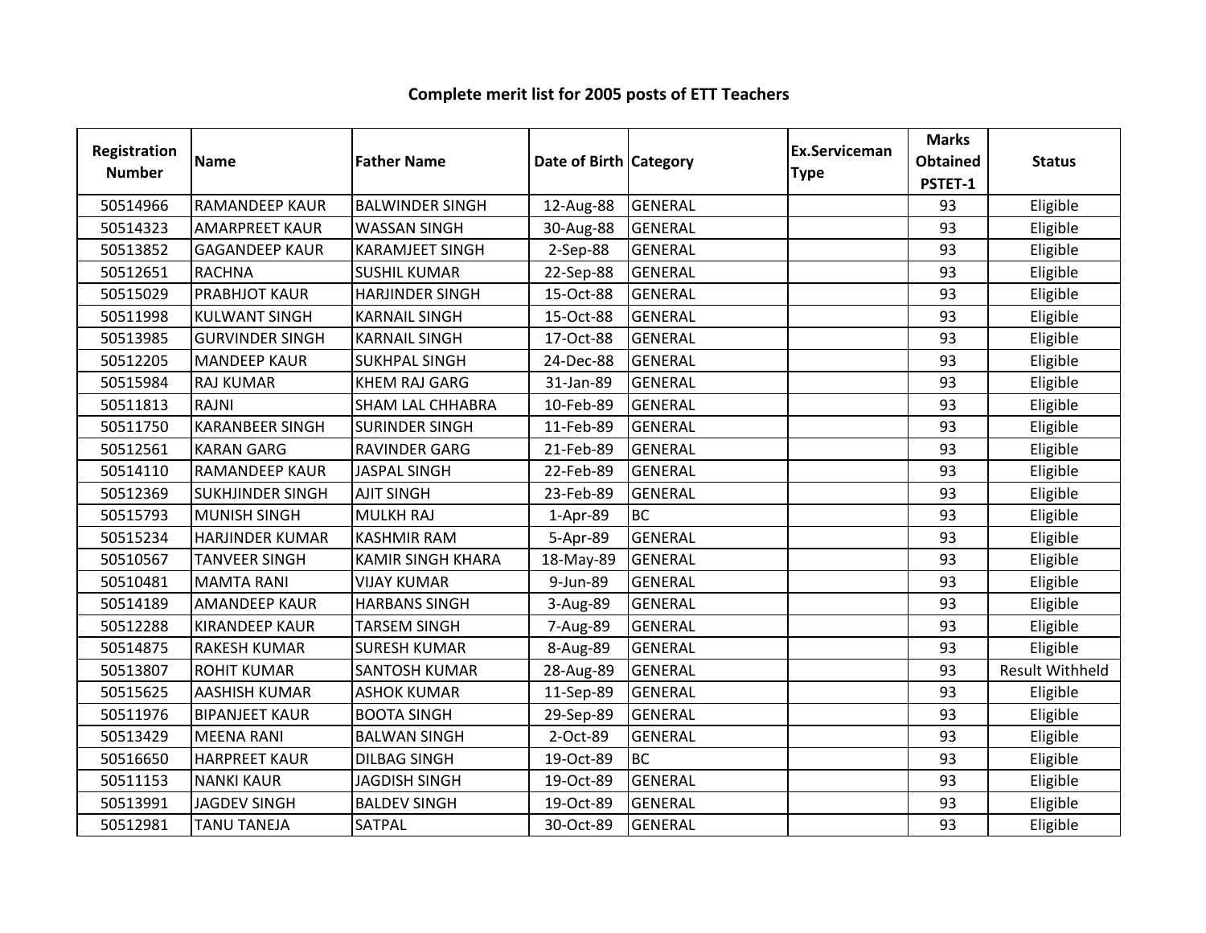# Complete merit list for 2005 posts of ETT Teachers

| Registration Number | Name | Father Name | Date of Birth | Category | Ex.Serviceman Type | Marks Obtained PSTET-1 | Status |
|---|---|---|---|---|---|---|---|
| 50514966 | RAMANDEEP KAUR | BALWINDER SINGH | 12-Aug-88 | GENERAL | | 93 | Eligible |
| 50514323 | AMARPREET KAUR | WASSAN SINGH | 30-Aug-88 | GENERAL | | 93 | Eligible |
| 50513852 | GAGANDEEP KAUR | KARAMJEET SINGH | 2-Sep-88 | GENERAL | | 93 | Eligible |
| 50512651 | RACHNA | SUSHIL KUMAR | 22-Sep-88 | GENERAL | | 93 | Eligible |
| 50515029 | PRABHJOT KAUR | HARJINDER SINGH | 15-Oct-88 | GENERAL | | 93 | Eligible |
| 50511998 | KULWANT SINGH | KARNAIL SINGH | 15-Oct-88 | GENERAL | | 93 | Eligible |
| 50513985 | GURVINDER SINGH | KARNAIL SINGH | 17-Oct-88 | GENERAL | | 93 | Eligible |
| 50512205 | MANDEEP KAUR | SUKHPAL SINGH | 24-Dec-88 | GENERAL | | 93 | Eligible |
| 50515984 | RAJ KUMAR | KHEM RAJ GARG | 31-Jan-89 | GENERAL | | 93 | Eligible |
| 50511813 | RAJNI | SHAM LAL CHHABRA | 10-Feb-89 | GENERAL | | 93 | Eligible |
| 50511750 | KARANBEER SINGH | SURINDER SINGH | 11-Feb-89 | GENERAL | | 93 | Eligible |
| 50512561 | KARAN GARG | RAVINDER GARG | 21-Feb-89 | GENERAL | | 93 | Eligible |
| 50514110 | RAMANDEEP KAUR | JASPAL SINGH | 22-Feb-89 | GENERAL | | 93 | Eligible |
| 50512369 | SUKHJINDER SINGH | AJIT SINGH | 23-Feb-89 | GENERAL | | 93 | Eligible |
| 50515793 | MUNISH SINGH | MULKH RAJ | 1-Apr-89 | BC | | 93 | Eligible |
| 50515234 | HARJINDER KUMAR | KASHMIR RAM | 5-Apr-89 | GENERAL | | 93 | Eligible |
| 50510567 | TANVEER SINGH | KAMIR SINGH KHARA | 18-May-89 | GENERAL | | 93 | Eligible |
| 50510481 | MAMTA RANI | VIJAY KUMAR | 9-Jun-89 | GENERAL | | 93 | Eligible |
| 50514189 | AMANDEEP KAUR | HARBANS SINGH | 3-Aug-89 | GENERAL | | 93 | Eligible |
| 50512288 | KIRANDEEP KAUR | TARSEM SINGH | 7-Aug-89 | GENERAL | | 93 | Eligible |
| 50514875 | RAKESH KUMAR | SURESH KUMAR | 8-Aug-89 | GENERAL | | 93 | Eligible |
| 50513807 | ROHIT KUMAR | SANTOSH KUMAR | 28-Aug-89 | GENERAL | | 93 | Result Withheld |
| 50515625 | AASHISH KUMAR | ASHOK KUMAR | 11-Sep-89 | GENERAL | | 93 | Eligible |
| 50511976 | BIPANJEET KAUR | BOOTA SINGH | 29-Sep-89 | GENERAL | | 93 | Eligible |
| 50513429 | MEENA RANI | BALWAN SINGH | 2-Oct-89 | GENERAL | | 93 | Eligible |
| 50516650 | HARPREET KAUR | DILBAG SINGH | 19-Oct-89 | BC | | 93 | Eligible |
| 50511153 | NANKI KAUR | JAGDISH SINGH | 19-Oct-89 | GENERAL | | 93 | Eligible |
| 50513991 | JAGDEV SINGH | BALDEV SINGH | 19-Oct-89 | GENERAL | | 93 | Eligible |
| 50512981 | TANU TANEJA | SATPAL | 30-Oct-89 | GENERAL | | 93 | Eligible |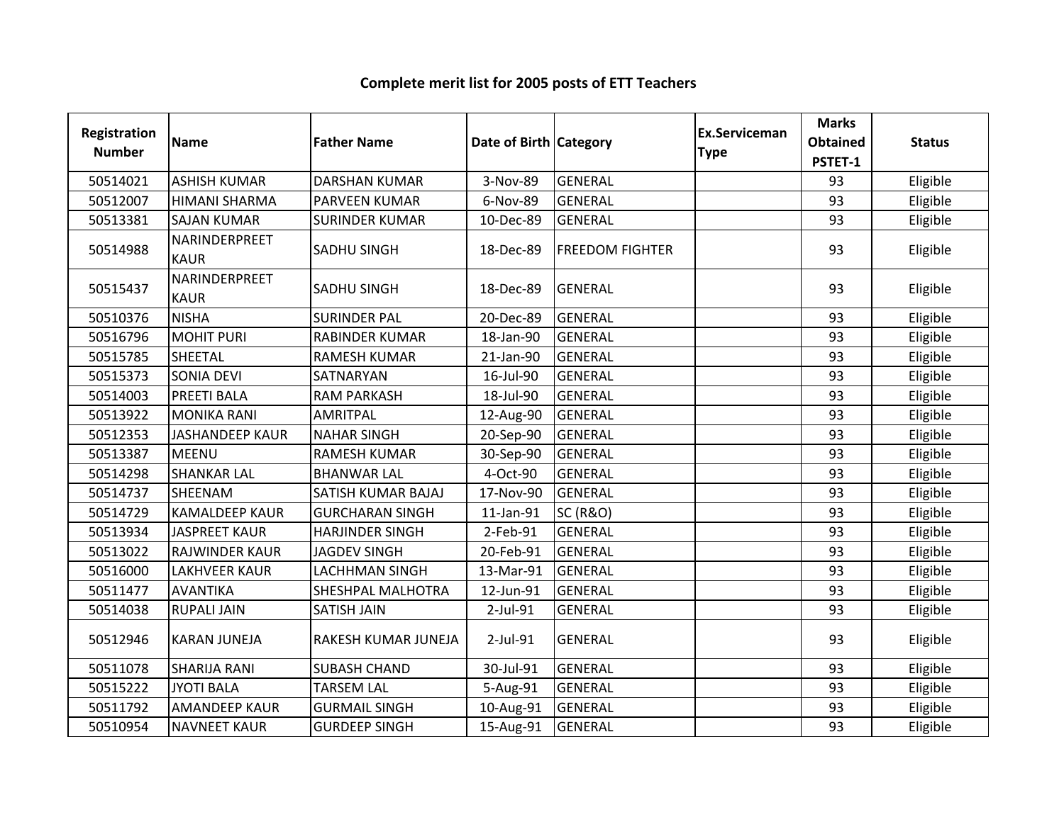# Complete merit list for 2005 posts of ETT Teachers

| Registration Number | Name | Father Name | Date of Birth | Category | Ex.Serviceman Type | Marks Obtained PSTET-1 | Status |
|---|---|---|---|---|---|---|---|
| 50514021 | ASHISH KUMAR | DARSHAN KUMAR | 3-Nov-89 | GENERAL | | 93 | Eligible |
| 50512007 | HIMANI SHARMA | PARVEEN KUMAR | 6-Nov-89 | GENERAL | | 93 | Eligible |
| 50513381 | SAJAN KUMAR | SURINDER KUMAR | 10-Dec-89 | GENERAL | | 93 | Eligible |
| 50514988 | NARINDERPREET KAUR | SADHU SINGH | 18-Dec-89 | FREEDOM FIGHTER | | 93 | Eligible |
| 50515437 | NARINDERPREET KAUR | SADHU SINGH | 18-Dec-89 | GENERAL | | 93 | Eligible |
| 50510376 | NISHA | SURINDER PAL | 20-Dec-89 | GENERAL | | 93 | Eligible |
| 50516796 | MOHIT PURI | RABINDER KUMAR | 18-Jan-90 | GENERAL | | 93 | Eligible |
| 50515785 | SHEETAL | RAMESH KUMAR | 21-Jan-90 | GENERAL | | 93 | Eligible |
| 50515373 | SONIA DEVI | SATNARYAN | 16-Jul-90 | GENERAL | | 93 | Eligible |
| 50514003 | PREETI BALA | RAM PARKASH | 18-Jul-90 | GENERAL | | 93 | Eligible |
| 50513922 | MONIKA RANI | AMRITPAL | 12-Aug-90 | GENERAL | | 93 | Eligible |
| 50512353 | JASHANDEEP KAUR | NAHAR SINGH | 20-Sep-90 | GENERAL | | 93 | Eligible |
| 50513387 | MEENU | RAMESH KUMAR | 30-Sep-90 | GENERAL | | 93 | Eligible |
| 50514298 | SHANKAR LAL | BHANWAR LAL | 4-Oct-90 | GENERAL | | 93 | Eligible |
| 50514737 | SHEENAM | SATISH KUMAR BAJAJ | 17-Nov-90 | GENERAL | | 93 | Eligible |
| 50514729 | KAMALDEEP KAUR | GURCHARAN SINGH | 11-Jan-91 | SC (R&O) | | 93 | Eligible |
| 50513934 | JASPREET KAUR | HARJINDER SINGH | 2-Feb-91 | GENERAL | | 93 | Eligible |
| 50513022 | RAJWINDER KAUR | JAGDEV SINGH | 20-Feb-91 | GENERAL | | 93 | Eligible |
| 50516000 | LAKHVEER KAUR | LACHHMAN SINGH | 13-Mar-91 | GENERAL | | 93 | Eligible |
| 50511477 | AVANTIKA | SHESHPAL MALHOTRA | 12-Jun-91 | GENERAL | | 93 | Eligible |
| 50514038 | RUPALI JAIN | SATISH JAIN | 2-Jul-91 | GENERAL | | 93 | Eligible |
| 50512946 | KARAN JUNEJA | RAKESH KUMAR JUNEJA | 2-Jul-91 | GENERAL | | 93 | Eligible |
| 50511078 | SHARIJA RANI | SUBASH CHAND | 30-Jul-91 | GENERAL | | 93 | Eligible |
| 50515222 | JYOTI BALA | TARSEM LAL | 5-Aug-91 | GENERAL | | 93 | Eligible |
| 50511792 | AMANDEEP KAUR | GURMAIL SINGH | 10-Aug-91 | GENERAL | | 93 | Eligible |
| 50510954 | NAVNEET KAUR | GURDEEP SINGH | 15-Aug-91 | GENERAL | | 93 | Eligible |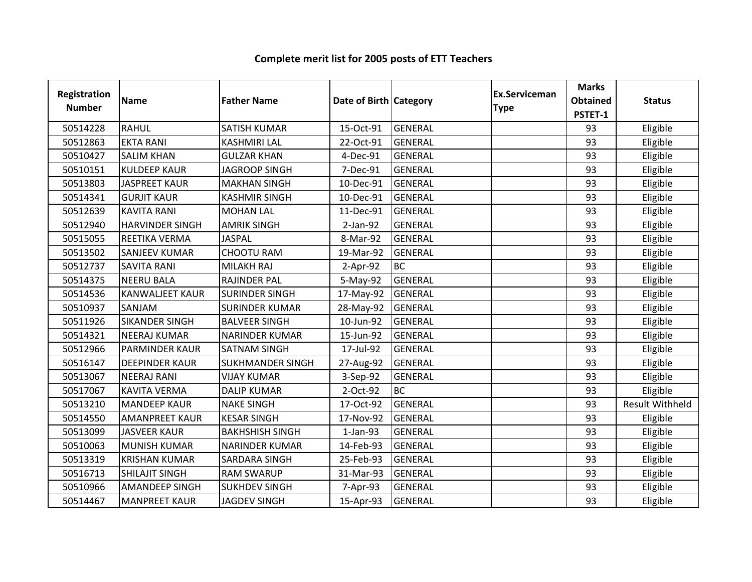## Complete merit list for 2005 posts of ETT Teachers

| Registration Number | Name | Father Name | Date of Birth | Category | Ex.Serviceman Type | Marks Obtained PSTET-1 | Status |
|---|---|---|---|---|---|---|---|
| 50514228 | RAHUL | SATISH KUMAR | 15-Oct-91 | GENERAL | | 93 | Eligible |
| 50512863 | EKTA RANI | KASHMIRI LAL | 22-Oct-91 | GENERAL | | 93 | Eligible |
| 50510427 | SALIM KHAN | GULZAR KHAN | 4-Dec-91 | GENERAL | | 93 | Eligible |
| 50510151 | KULDEEP KAUR | JAGROOP SINGH | 7-Dec-91 | GENERAL | | 93 | Eligible |
| 50513803 | JASPREET KAUR | MAKHAN SINGH | 10-Dec-91 | GENERAL | | 93 | Eligible |
| 50514341 | GURJIT KAUR | KASHMIR SINGH | 10-Dec-91 | GENERAL | | 93 | Eligible |
| 50512639 | KAVITA RANI | MOHAN LAL | 11-Dec-91 | GENERAL | | 93 | Eligible |
| 50512940 | HARVINDER SINGH | AMRIK SINGH | 2-Jan-92 | GENERAL | | 93 | Eligible |
| 50515055 | REETIKA VERMA | JASPAL | 8-Mar-92 | GENERAL | | 93 | Eligible |
| 50513502 | SANJEEV KUMAR | CHOOTU RAM | 19-Mar-92 | GENERAL | | 93 | Eligible |
| 50512737 | SAVITA RANI | MILAKH RAJ | 2-Apr-92 | BC | | 93 | Eligible |
| 50514375 | NEERU BALA | RAJINDER PAL | 5-May-92 | GENERAL | | 93 | Eligible |
| 50514536 | KANWALJEET KAUR | SURINDER SINGH | 17-May-92 | GENERAL | | 93 | Eligible |
| 50510937 | SANJAM | SURINDER KUMAR | 28-May-92 | GENERAL | | 93 | Eligible |
| 50511926 | SIKANDER SINGH | BALVEER SINGH | 10-Jun-92 | GENERAL | | 93 | Eligible |
| 50514321 | NEERAJ KUMAR | NARINDER KUMAR | 15-Jun-92 | GENERAL | | 93 | Eligible |
| 50512966 | PARMINDER KAUR | SATNAM SINGH | 17-Jul-92 | GENERAL | | 93 | Eligible |
| 50516147 | DEEPINDER KAUR | SUKHMANDER SINGH | 27-Aug-92 | GENERAL | | 93 | Eligible |
| 50513067 | NEERAJ RANI | VIJAY KUMAR | 3-Sep-92 | GENERAL | | 93 | Eligible |
| 50517067 | KAVITA VERMA | DALIP KUMAR | 2-Oct-92 | BC | | 93 | Eligible |
| 50513210 | MANDEEP KAUR | NAKE SINGH | 17-Oct-92 | GENERAL | | 93 | Result Withheld |
| 50514550 | AMANPREET KAUR | KESAR SINGH | 17-Nov-92 | GENERAL | | 93 | Eligible |
| 50513099 | JASVEER KAUR | BAKHSHISH SINGH | 1-Jan-93 | GENERAL | | 93 | Eligible |
| 50510063 | MUNISH KUMAR | NARINDER KUMAR | 14-Feb-93 | GENERAL | | 93 | Eligible |
| 50513319 | KRISHAN KUMAR | SARDARA SINGH | 25-Feb-93 | GENERAL | | 93 | Eligible |
| 50516713 | SHILAJIT SINGH | RAM SWARUP | 31-Mar-93 | GENERAL | | 93 | Eligible |
| 50510966 | AMANDEEP SINGH | SUKHDEV SINGH | 7-Apr-93 | GENERAL | | 93 | Eligible |
| 50514467 | MANPREET KAUR | JAGDEV SINGH | 15-Apr-93 | GENERAL | | 93 | Eligible |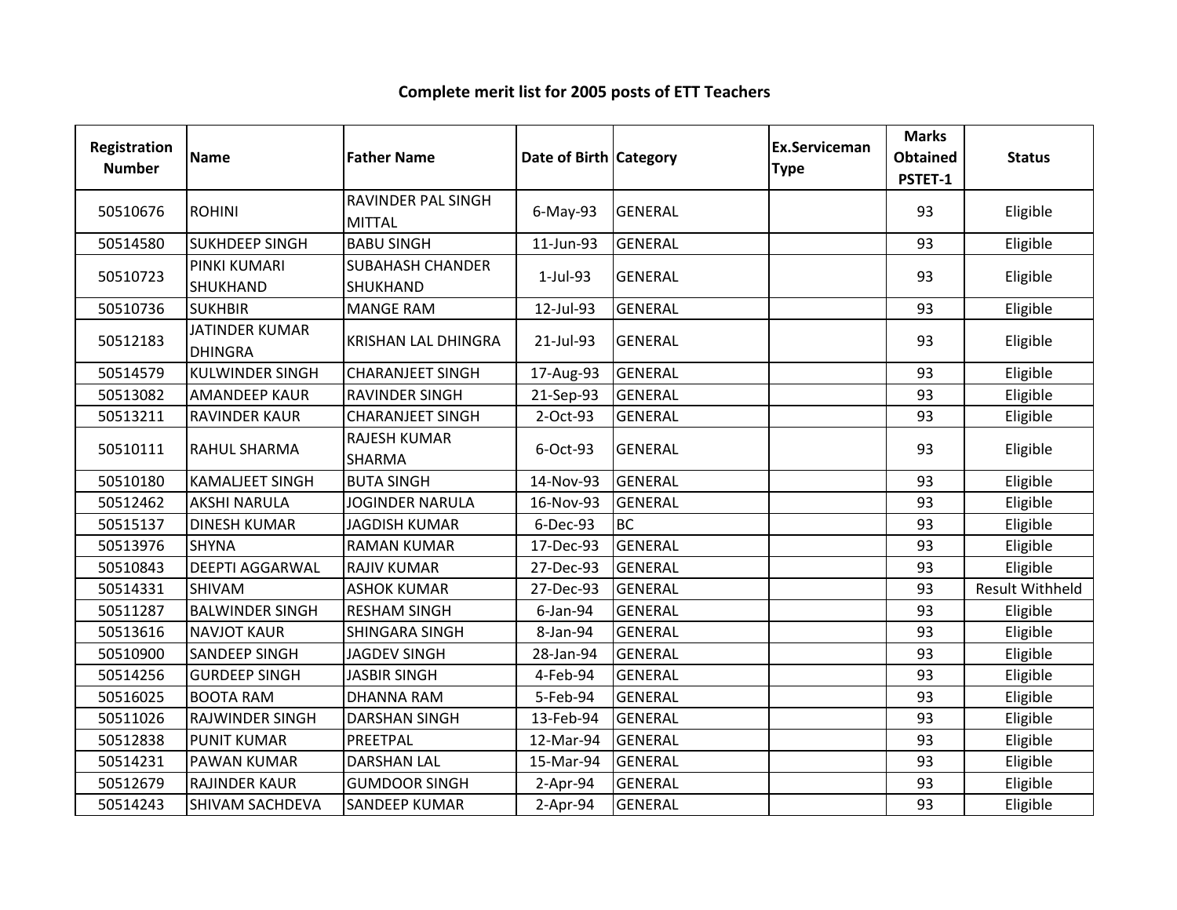**Complete merit list for 2005 posts of ETT Teachers**

| Registration Number | Name | Father Name | Date of Birth | Category | Ex.Serviceman Type | Marks Obtained PSTET-1 | Status |
|---|---|---|---|---|---|---|---|
| 50510676 | ROHINI | RAVINDER PAL SINGH MITTAL | 6-May-93 | GENERAL | | 93 | Eligible |
| 50514580 | SUKHDEEP SINGH | BABU SINGH | 11-Jun-93 | GENERAL | | 93 | Eligible |
| 50510723 | PINKI KUMARI SHUKHAND | SUBAHASH CHANDER SHUKHAND | 1-Jul-93 | GENERAL | | 93 | Eligible |
| 50510736 | SUKHBIR | MANGE RAM | 12-Jul-93 | GENERAL | | 93 | Eligible |
| 50512183 | JATINDER KUMAR DHINGRA | KRISHAN LAL DHINGRA | 21-Jul-93 | GENERAL | | 93 | Eligible |
| 50514579 | KULWINDER SINGH | CHARANJEET SINGH | 17-Aug-93 | GENERAL | | 93 | Eligible |
| 50513082 | AMANDEEP KAUR | RAVINDER SINGH | 21-Sep-93 | GENERAL | | 93 | Eligible |
| 50513211 | RAVINDER KAUR | CHARANJEET SINGH | 2-Oct-93 | GENERAL | | 93 | Eligible |
| 50510111 | RAHUL SHARMA | RAJESH KUMAR SHARMA | 6-Oct-93 | GENERAL | | 93 | Eligible |
| 50510180 | KAMALJEET SINGH | BUTA SINGH | 14-Nov-93 | GENERAL | | 93 | Eligible |
| 50512462 | AKSHI NARULA | JOGINDER NARULA | 16-Nov-93 | GENERAL | | 93 | Eligible |
| 50515137 | DINESH KUMAR | JAGDISH KUMAR | 6-Dec-93 | BC | | 93 | Eligible |
| 50513976 | SHYNA | RAMAN KUMAR | 17-Dec-93 | GENERAL | | 93 | Eligible |
| 50510843 | DEEPTI AGGARWAL | RAJIV KUMAR | 27-Dec-93 | GENERAL | | 93 | Eligible |
| 50514331 | SHIVAM | ASHOK KUMAR | 27-Dec-93 | GENERAL | | 93 | Result Withheld |
| 50511287 | BALWINDER SINGH | RESHAM SINGH | 6-Jan-94 | GENERAL | | 93 | Eligible |
| 50513616 | NAVJOT KAUR | SHINGARA SINGH | 8-Jan-94 | GENERAL | | 93 | Eligible |
| 50510900 | SANDEEP SINGH | JAGDEV SINGH | 28-Jan-94 | GENERAL | | 93 | Eligible |
| 50514256 | GURDEEP SINGH | JASBIR SINGH | 4-Feb-94 | GENERAL | | 93 | Eligible |
| 50516025 | BOOTA RAM | DHANNA RAM | 5-Feb-94 | GENERAL | | 93 | Eligible |
| 50511026 | RAJWINDER SINGH | DARSHAN SINGH | 13-Feb-94 | GENERAL | | 93 | Eligible |
| 50512838 | PUNIT KUMAR | PREETPAL | 12-Mar-94 | GENERAL | | 93 | Eligible |
| 50514231 | PAWAN KUMAR | DARSHAN LAL | 15-Mar-94 | GENERAL | | 93 | Eligible |
| 50512679 | RAJINDER KAUR | GUMDOOR SINGH | 2-Apr-94 | GENERAL | | 93 | Eligible |
| 50514243 | SHIVAM SACHDEVA | SANDEEP KUMAR | 2-Apr-94 | GENERAL | | 93 | Eligible |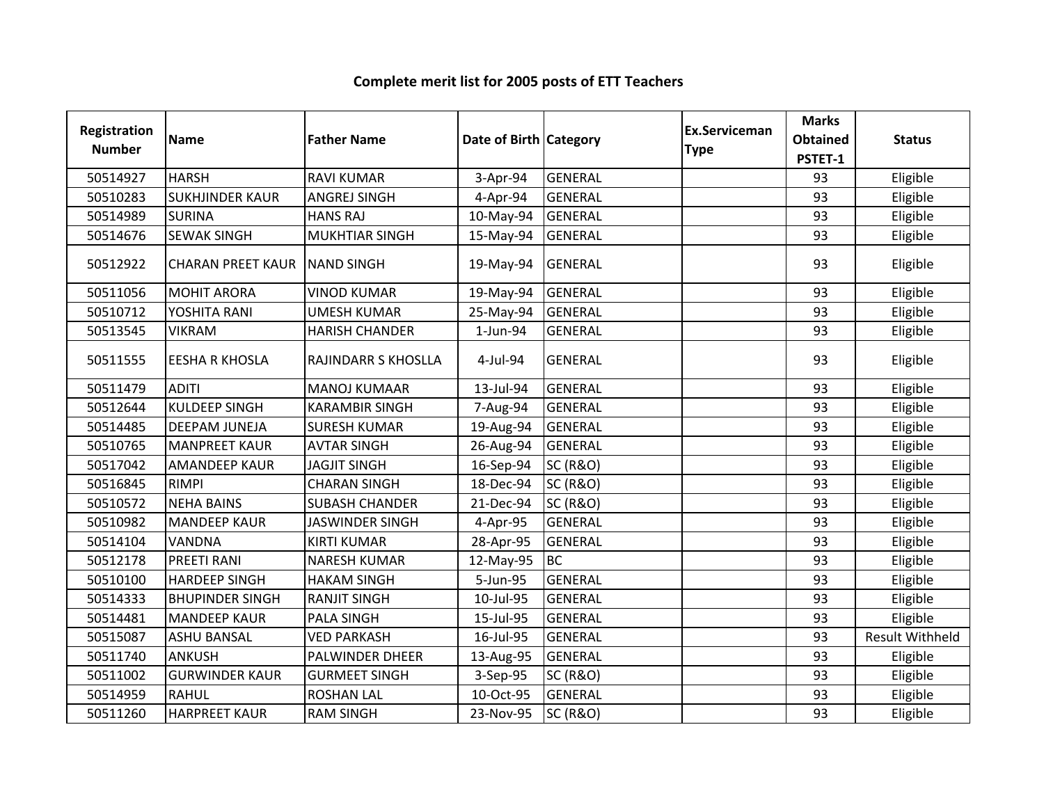# Complete merit list for 2005 posts of ETT Teachers

| Registration Number | Name | Father Name | Date of Birth | Category | Ex.Serviceman Type | Marks Obtained PSTET-1 | Status |
|---|---|---|---|---|---|---|---|
| 50514927 | HARSH | RAVI KUMAR | 3-Apr-94 | GENERAL | | 93 | Eligible |
| 50510283 | SUKHJINDER KAUR | ANGREJ SINGH | 4-Apr-94 | GENERAL | | 93 | Eligible |
| 50514989 | SURINA | HANS RAJ | 10-May-94 | GENERAL | | 93 | Eligible |
| 50514676 | SEWAK SINGH | MUKHTIAR SINGH | 15-May-94 | GENERAL | | 93 | Eligible |
| 50512922 | CHARAN PREET KAUR | NAND SINGH | 19-May-94 | GENERAL | | 93 | Eligible |
| 50511056 | MOHIT ARORA | VINOD KUMAR | 19-May-94 | GENERAL | | 93 | Eligible |
| 50510712 | YOSHITA RANI | UMESH KUMAR | 25-May-94 | GENERAL | | 93 | Eligible |
| 50513545 | VIKRAM | HARISH CHANDER | 1-Jun-94 | GENERAL | | 93 | Eligible |
| 50511555 | EESHA R KHOSLA | RAJINDARR S KHOSLLA | 4-Jul-94 | GENERAL | | 93 | Eligible |
| 50511479 | ADITI | MANOJ KUMAAR | 13-Jul-94 | GENERAL | | 93 | Eligible |
| 50512644 | KULDEEP SINGH | KARAMBIR SINGH | 7-Aug-94 | GENERAL | | 93 | Eligible |
| 50514485 | DEEPAM JUNEJA | SURESH KUMAR | 19-Aug-94 | GENERAL | | 93 | Eligible |
| 50510765 | MANPREET KAUR | AVTAR SINGH | 26-Aug-94 | GENERAL | | 93 | Eligible |
| 50517042 | AMANDEEP KAUR | JAGJIT SINGH | 16-Sep-94 | SC (R&O) | | 93 | Eligible |
| 50516845 | RIMPI | CHARAN SINGH | 18-Dec-94 | SC (R&O) | | 93 | Eligible |
| 50510572 | NEHA BAINS | SUBASH CHANDER | 21-Dec-94 | SC (R&O) | | 93 | Eligible |
| 50510982 | MANDEEP KAUR | JASWINDER SINGH | 4-Apr-95 | GENERAL | | 93 | Eligible |
| 50514104 | VANDNA | KIRTI KUMAR | 28-Apr-95 | GENERAL | | 93 | Eligible |
| 50512178 | PREETI RANI | NARESH KUMAR | 12-May-95 | BC | | 93 | Eligible |
| 50510100 | HARDEEP SINGH | HAKAM SINGH | 5-Jun-95 | GENERAL | | 93 | Eligible |
| 50514333 | BHUPINDER SINGH | RANJIT SINGH | 10-Jul-95 | GENERAL | | 93 | Eligible |
| 50514481 | MANDEEP KAUR | PALA SINGH | 15-Jul-95 | GENERAL | | 93 | Eligible |
| 50515087 | ASHU BANSAL | VED PARKASH | 16-Jul-95 | GENERAL | | 93 | Result Withheld |
| 50511740 | ANKUSH | PALWINDER DHEER | 13-Aug-95 | GENERAL | | 93 | Eligible |
| 50511002 | GURWINDER KAUR | GURMEET SINGH | 3-Sep-95 | SC (R&O) | | 93 | Eligible |
| 50514959 | RAHUL | ROSHAN LAL | 10-Oct-95 | GENERAL | | 93 | Eligible |
| 50511260 | HARPREET KAUR | RAM SINGH | 23-Nov-95 | SC (R&O) | | 93 | Eligible |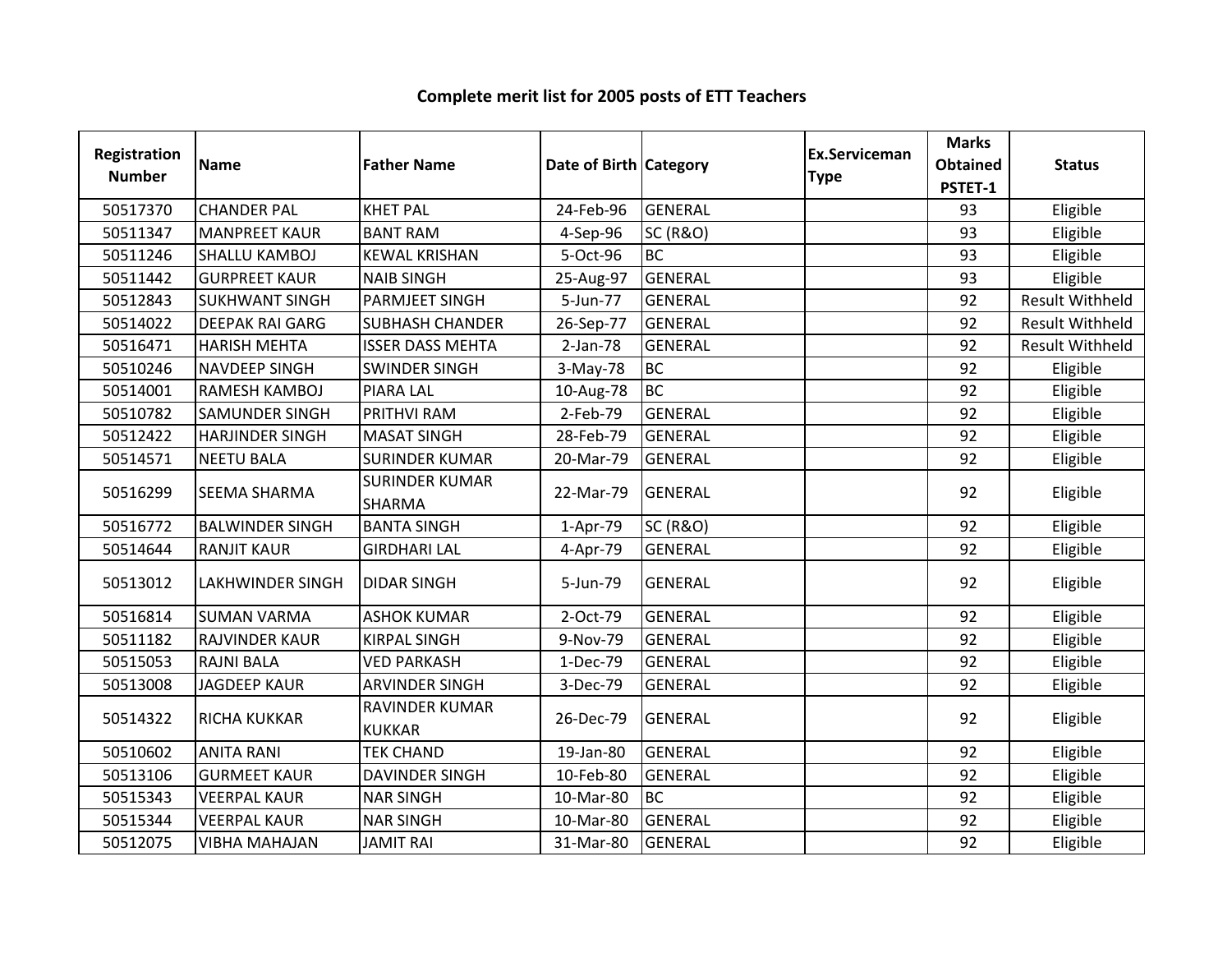**Complete merit list for 2005 posts of ETT Teachers**

| Registration Number | Name | Father Name | Date of Birth | Category | Ex.Serviceman Type | Marks Obtained PSTET-1 | Status |
|---|---|---|---|---|---|---|---|
| 50517370 | CHANDER PAL | KHET PAL | 24-Feb-96 | GENERAL | | 93 | Eligible |
| 50511347 | MANPREET KAUR | BANT RAM | 4-Sep-96 | SC (R&O) | | 93 | Eligible |
| 50511246 | SHALLU KAMBOJ | KEWAL KRISHAN | 5-Oct-96 | BC | | 93 | Eligible |
| 50511442 | GURPREET KAUR | NAIB SINGH | 25-Aug-97 | GENERAL | | 93 | Eligible |
| 50512843 | SUKHWANT SINGH | PARMJEET SINGH | 5-Jun-77 | GENERAL | | 92 | Result Withheld |
| 50514022 | DEEPAK RAI GARG | SUBHASH CHANDER | 26-Sep-77 | GENERAL | | 92 | Result Withheld |
| 50516471 | HARISH MEHTA | ISSER DASS MEHTA | 2-Jan-78 | GENERAL | | 92 | Result Withheld |
| 50510246 | NAVDEEP SINGH | SWINDER SINGH | 3-May-78 | BC | | 92 | Eligible |
| 50514001 | RAMESH KAMBOJ | PIARA LAL | 10-Aug-78 | BC | | 92 | Eligible |
| 50510782 | SAMUNDER SINGH | PRITHVI RAM | 2-Feb-79 | GENERAL | | 92 | Eligible |
| 50512422 | HARJINDER SINGH | MASAT SINGH | 28-Feb-79 | GENERAL | | 92 | Eligible |
| 50514571 | NEETU BALA | SURINDER KUMAR | 20-Mar-79 | GENERAL | | 92 | Eligible |
| 50516299 | SEEMA SHARMA | SURINDER KUMAR SHARMA | 22-Mar-79 | GENERAL | | 92 | Eligible |
| 50516772 | BALWINDER SINGH | BANTA SINGH | 1-Apr-79 | SC (R&O) | | 92 | Eligible |
| 50514644 | RANJIT KAUR | GIRDHARI LAL | 4-Apr-79 | GENERAL | | 92 | Eligible |
| 50513012 | LAKHWINDER SINGH | DIDAR SINGH | 5-Jun-79 | GENERAL | | 92 | Eligible |
| 50516814 | SUMAN VARMA | ASHOK KUMAR | 2-Oct-79 | GENERAL | | 92 | Eligible |
| 50511182 | RAJVINDER KAUR | KIRPAL SINGH | 9-Nov-79 | GENERAL | | 92 | Eligible |
| 50515053 | RAJNI BALA | VED PARKASH | 1-Dec-79 | GENERAL | | 92 | Eligible |
| 50513008 | JAGDEEP KAUR | ARVINDER SINGH | 3-Dec-79 | GENERAL | | 92 | Eligible |
| 50514322 | RICHA KUKKAR | RAVINDER KUMAR KUKKAR | 26-Dec-79 | GENERAL | | 92 | Eligible |
| 50510602 | ANITA RANI | TEK CHAND | 19-Jan-80 | GENERAL | | 92 | Eligible |
| 50513106 | GURMEET KAUR | DAVINDER SINGH | 10-Feb-80 | GENERAL | | 92 | Eligible |
| 50515343 | VEERPAL KAUR | NAR SINGH | 10-Mar-80 | BC | | 92 | Eligible |
| 50515344 | VEERPAL KAUR | NAR SINGH | 10-Mar-80 | GENERAL | | 92 | Eligible |
| 50512075 | VIBHA MAHAJAN | JAMIT RAI | 31-Mar-80 | GENERAL | | 92 | Eligible |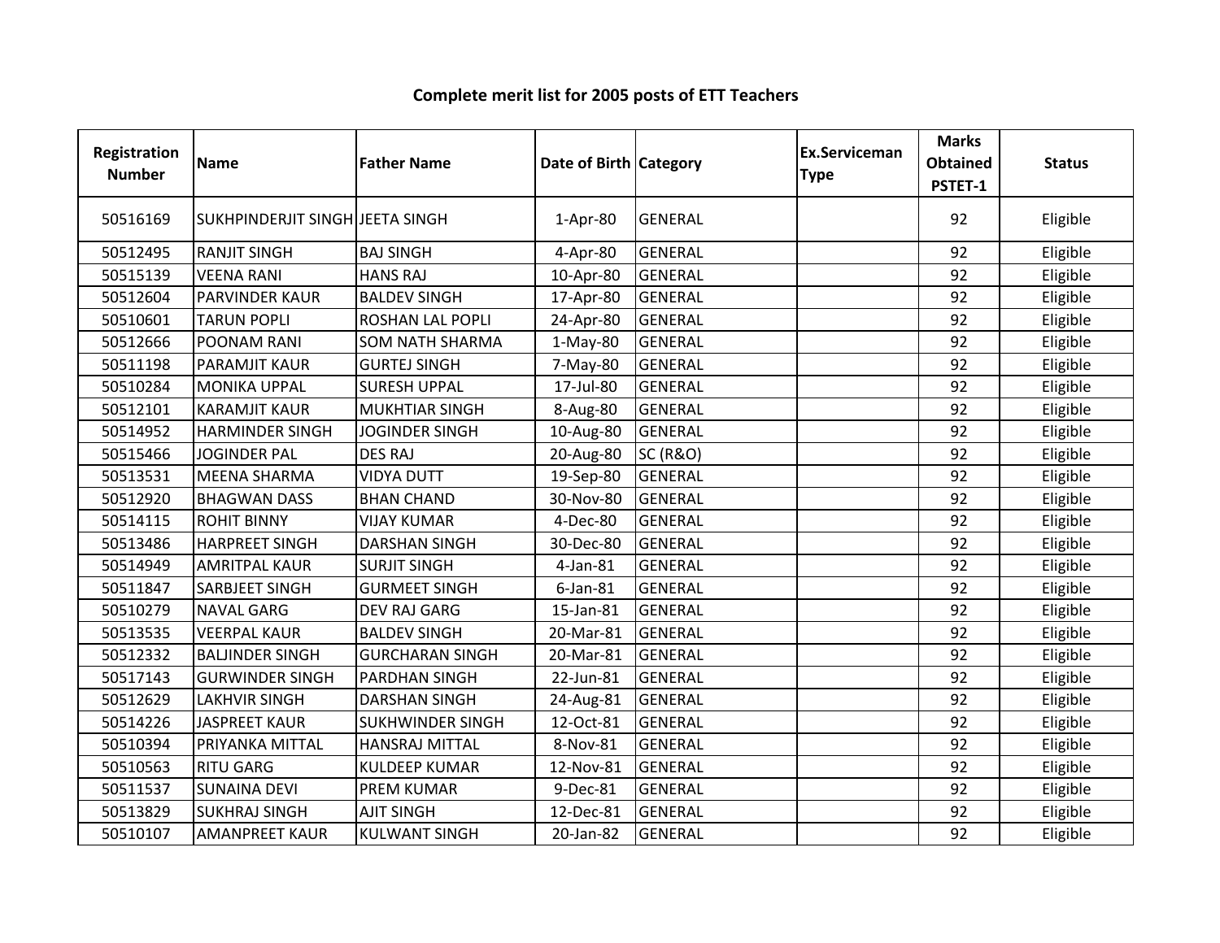## Complete merit list for 2005 posts of ETT Teachers

| Registration Number | Name | Father Name | Date of Birth | Category | Ex.Serviceman Type | Marks Obtained PSTET-1 | Status |
|---|---|---|---|---|---|---|---|
| 50516169 | SUKHPINDERJIT SINGH | JEETA SINGH | 1-Apr-80 | GENERAL | | 92 | Eligible |
| 50512495 | RANJIT SINGH | BAJ SINGH | 4-Apr-80 | GENERAL | | 92 | Eligible |
| 50515139 | VEENA RANI | HANS RAJ | 10-Apr-80 | GENERAL | | 92 | Eligible |
| 50512604 | PARVINDER KAUR | BALDEV SINGH | 17-Apr-80 | GENERAL | | 92 | Eligible |
| 50510601 | TARUN POPLI | ROSHAN LAL POPLI | 24-Apr-80 | GENERAL | | 92 | Eligible |
| 50512666 | POONAM RANI | SOM NATH SHARMA | 1-May-80 | GENERAL | | 92 | Eligible |
| 50511198 | PARAMJIT KAUR | GURTEJ SINGH | 7-May-80 | GENERAL | | 92 | Eligible |
| 50510284 | MONIKA UPPAL | SURESH UPPAL | 17-Jul-80 | GENERAL | | 92 | Eligible |
| 50512101 | KARAMJIT KAUR | MUKHTIAR SINGH | 8-Aug-80 | GENERAL | | 92 | Eligible |
| 50514952 | HARMINDER SINGH | JOGINDER SINGH | 10-Aug-80 | GENERAL | | 92 | Eligible |
| 50515466 | JOGINDER PAL | DES RAJ | 20-Aug-80 | SC (R&O) | | 92 | Eligible |
| 50513531 | MEENA SHARMA | VIDYA DUTT | 19-Sep-80 | GENERAL | | 92 | Eligible |
| 50512920 | BHAGWAN DASS | BHAN CHAND | 30-Nov-80 | GENERAL | | 92 | Eligible |
| 50514115 | ROHIT BINNY | VIJAY KUMAR | 4-Dec-80 | GENERAL | | 92 | Eligible |
| 50513486 | HARPREET SINGH | DARSHAN SINGH | 30-Dec-80 | GENERAL | | 92 | Eligible |
| 50514949 | AMRITPAL KAUR | SURJIT SINGH | 4-Jan-81 | GENERAL | | 92 | Eligible |
| 50511847 | SARBJEET SINGH | GURMEET SINGH | 6-Jan-81 | GENERAL | | 92 | Eligible |
| 50510279 | NAVAL GARG | DEV RAJ GARG | 15-Jan-81 | GENERAL | | 92 | Eligible |
| 50513535 | VEERPAL KAUR | BALDEV SINGH | 20-Mar-81 | GENERAL | | 92 | Eligible |
| 50512332 | BALJINDER SINGH | GURCHARAN SINGH | 20-Mar-81 | GENERAL | | 92 | Eligible |
| 50517143 | GURWINDER SINGH | PARDHAN SINGH | 22-Jun-81 | GENERAL | | 92 | Eligible |
| 50512629 | LAKHVIR SINGH | DARSHAN SINGH | 24-Aug-81 | GENERAL | | 92 | Eligible |
| 50514226 | JASPREET KAUR | SUKHWINDER SINGH | 12-Oct-81 | GENERAL | | 92 | Eligible |
| 50510394 | PRIYANKA MITTAL | HANSRAJ MITTAL | 8-Nov-81 | GENERAL | | 92 | Eligible |
| 50510563 | RITU GARG | KULDEEP KUMAR | 12-Nov-81 | GENERAL | | 92 | Eligible |
| 50511537 | SUNAINA DEVI | PREM KUMAR | 9-Dec-81 | GENERAL | | 92 | Eligible |
| 50513829 | SUKHRAJ SINGH | AJIT SINGH | 12-Dec-81 | GENERAL | | 92 | Eligible |
| 50510107 | AMANPREET KAUR | KULWANT SINGH | 20-Jan-82 | GENERAL | | 92 | Eligible |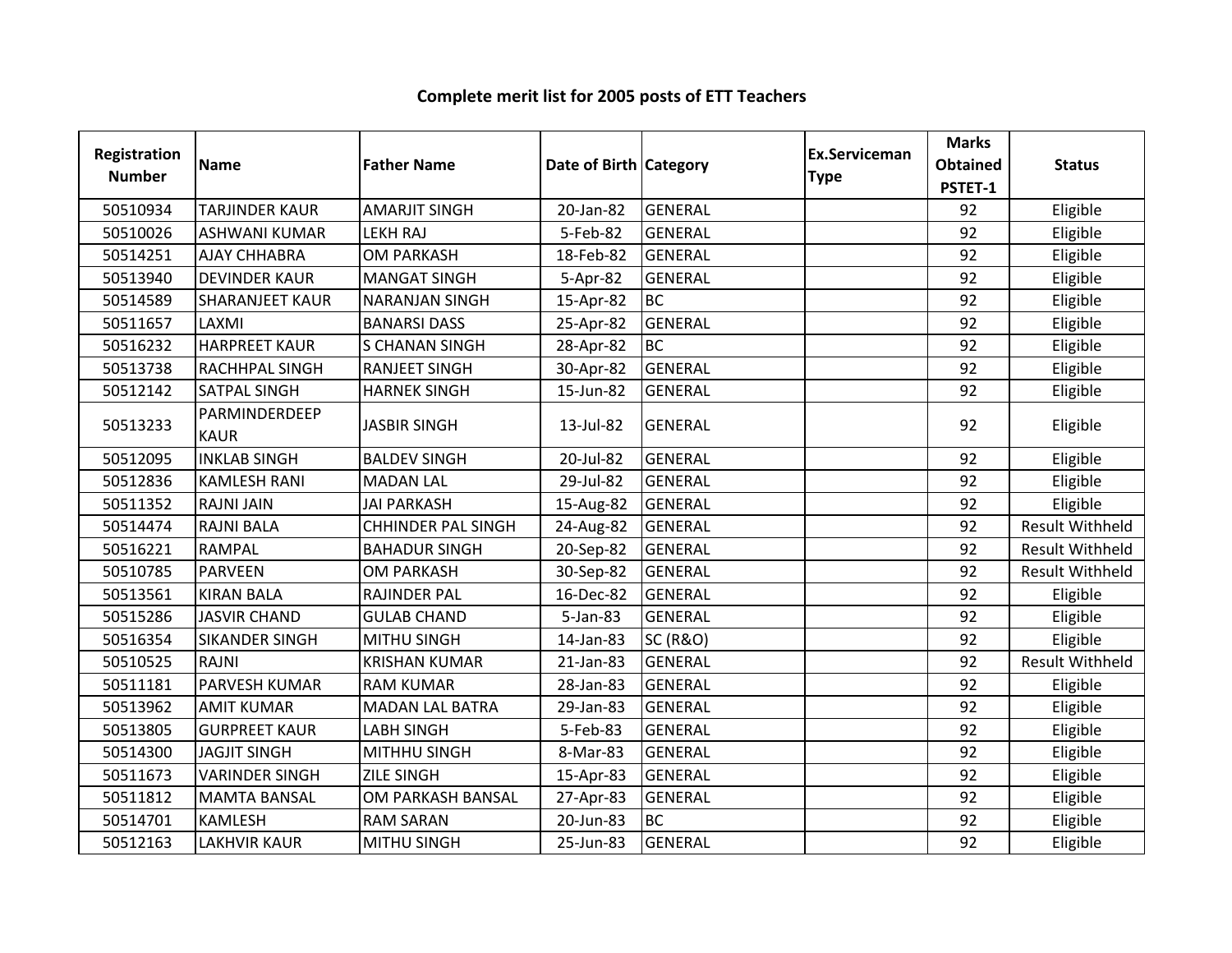# Complete merit list for 2005 posts of ETT Teachers

| Registration Number | Name | Father Name | Date of Birth | Category | Ex.Serviceman Type | Marks Obtained PSTET-1 | Status |
|---|---|---|---|---|---|---|---|
| 50510934 | TARJINDER KAUR | AMARJIT SINGH | 20-Jan-82 | GENERAL | | 92 | Eligible |
| 50510026 | ASHWANI KUMAR | LEKH RAJ | 5-Feb-82 | GENERAL | | 92 | Eligible |
| 50514251 | AJAY CHHABRA | OM PARKASH | 18-Feb-82 | GENERAL | | 92 | Eligible |
| 50513940 | DEVINDER KAUR | MANGAT SINGH | 5-Apr-82 | GENERAL | | 92 | Eligible |
| 50514589 | SHARANJEET KAUR | NARANJAN SINGH | 15-Apr-82 | BC | | 92 | Eligible |
| 50511657 | LAXMI | BANARSI DASS | 25-Apr-82 | GENERAL | | 92 | Eligible |
| 50516232 | HARPREET KAUR | S CHANAN SINGH | 28-Apr-82 | BC | | 92 | Eligible |
| 50513738 | RACHHPAL SINGH | RANJEET SINGH | 30-Apr-82 | GENERAL | | 92 | Eligible |
| 50512142 | SATPAL SINGH | HARNEK SINGH | 15-Jun-82 | GENERAL | | 92 | Eligible |
| 50513233 | PARMINDERDEEP KAUR | JASBIR SINGH | 13-Jul-82 | GENERAL | | 92 | Eligible |
| 50512095 | INKLAB SINGH | BALDEV SINGH | 20-Jul-82 | GENERAL | | 92 | Eligible |
| 50512836 | KAMLESH RANI | MADAN LAL | 29-Jul-82 | GENERAL | | 92 | Eligible |
| 50511352 | RAJNI JAIN | JAI PARKASH | 15-Aug-82 | GENERAL | | 92 | Eligible |
| 50514474 | RAJNI BALA | CHHINDER PAL SINGH | 24-Aug-82 | GENERAL | | 92 | Result Withheld |
| 50516221 | RAMPAL | BAHADUR SINGH | 20-Sep-82 | GENERAL | | 92 | Result Withheld |
| 50510785 | PARVEEN | OM PARKASH | 30-Sep-82 | GENERAL | | 92 | Result Withheld |
| 50513561 | KIRAN BALA | RAJINDER PAL | 16-Dec-82 | GENERAL | | 92 | Eligible |
| 50515286 | JASVIR CHAND | GULAB CHAND | 5-Jan-83 | GENERAL | | 92 | Eligible |
| 50516354 | SIKANDER SINGH | MITHU SINGH | 14-Jan-83 | SC (R&O) | | 92 | Eligible |
| 50510525 | RAJNI | KRISHAN KUMAR | 21-Jan-83 | GENERAL | | 92 | Result Withheld |
| 50511181 | PARVESH KUMAR | RAM KUMAR | 28-Jan-83 | GENERAL | | 92 | Eligible |
| 50513962 | AMIT KUMAR | MADAN LAL BATRA | 29-Jan-83 | GENERAL | | 92 | Eligible |
| 50513805 | GURPREET KAUR | LABH SINGH | 5-Feb-83 | GENERAL | | 92 | Eligible |
| 50514300 | JAGJIT SINGH | MITHHU SINGH | 8-Mar-83 | GENERAL | | 92 | Eligible |
| 50511673 | VARINDER SINGH | ZILE SINGH | 15-Apr-83 | GENERAL | | 92 | Eligible |
| 50511812 | MAMTA BANSAL | OM PARKASH BANSAL | 27-Apr-83 | GENERAL | | 92 | Eligible |
| 50514701 | KAMLESH | RAM SARAN | 20-Jun-83 | BC | | 92 | Eligible |
| 50512163 | LAKHVIR KAUR | MITHU SINGH | 25-Jun-83 | GENERAL | | 92 | Eligible |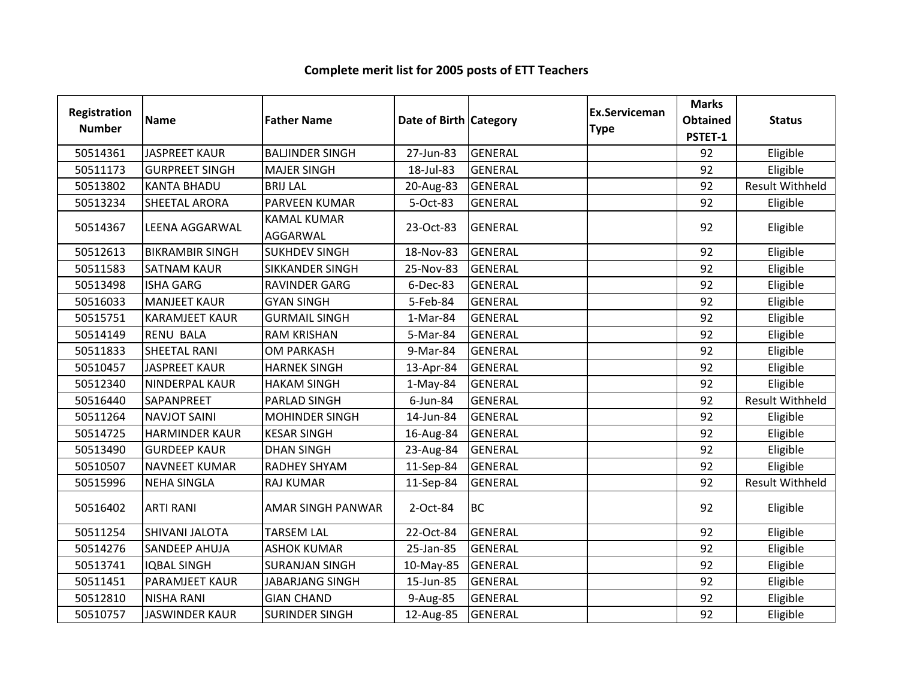# Complete merit list for 2005 posts of ETT Teachers

| Registration Number | Name | Father Name | Date of Birth | Category | Ex.Serviceman Type | Marks Obtained PSTET-1 | Status |
|---|---|---|---|---|---|---|---|
| 50514361 | JASPREET KAUR | BALJINDER SINGH | 27-Jun-83 | GENERAL | | 92 | Eligible |
| 50511173 | GURPREET SINGH | MAJER SINGH | 18-Jul-83 | GENERAL | | 92 | Eligible |
| 50513802 | KANTA BHADU | BRIJ LAL | 20-Aug-83 | GENERAL | | 92 | Result Withheld |
| 50513234 | SHEETAL ARORA | PARVEEN KUMAR | 5-Oct-83 | GENERAL | | 92 | Eligible |
| 50514367 | LEENA AGGARWAL | KAMAL KUMAR AGGARWAL | 23-Oct-83 | GENERAL | | 92 | Eligible |
| 50512613 | BIKRAMBIR SINGH | SUKHDEV SINGH | 18-Nov-83 | GENERAL | | 92 | Eligible |
| 50511583 | SATNAM KAUR | SIKKANDER SINGH | 25-Nov-83 | GENERAL | | 92 | Eligible |
| 50513498 | ISHA GARG | RAVINDER GARG | 6-Dec-83 | GENERAL | | 92 | Eligible |
| 50516033 | MANJEET KAUR | GYAN SINGH | 5-Feb-84 | GENERAL | | 92 | Eligible |
| 50515751 | KARAMJEET KAUR | GURMAIL SINGH | 1-Mar-84 | GENERAL | | 92 | Eligible |
| 50514149 | RENU BALA | RAM KRISHAN | 5-Mar-84 | GENERAL | | 92 | Eligible |
| 50511833 | SHEETAL RANI | OM PARKASH | 9-Mar-84 | GENERAL | | 92 | Eligible |
| 50510457 | JASPREET KAUR | HARNEK SINGH | 13-Apr-84 | GENERAL | | 92 | Eligible |
| 50512340 | NINDERPAL KAUR | HAKAM SINGH | 1-May-84 | GENERAL | | 92 | Eligible |
| 50516440 | SAPANPREET | PARLAD SINGH | 6-Jun-84 | GENERAL | | 92 | Result Withheld |
| 50511264 | NAVJOT SAINI | MOHINDER SINGH | 14-Jun-84 | GENERAL | | 92 | Eligible |
| 50514725 | HARMINDER KAUR | KESAR SINGH | 16-Aug-84 | GENERAL | | 92 | Eligible |
| 50513490 | GURDEEP KAUR | DHAN SINGH | 23-Aug-84 | GENERAL | | 92 | Eligible |
| 50510507 | NAVNEET KUMAR | RADHEY SHYAM | 11-Sep-84 | GENERAL | | 92 | Eligible |
| 50515996 | NEHA SINGLA | RAJ KUMAR | 11-Sep-84 | GENERAL | | 92 | Result Withheld |
| 50516402 | ARTI RANI | AMAR SINGH PANWAR | 2-Oct-84 | BC | | 92 | Eligible |
| 50511254 | SHIVANI JALOTA | TARSEM LAL | 22-Oct-84 | GENERAL | | 92 | Eligible |
| 50514276 | SANDEEP AHUJA | ASHOK KUMAR | 25-Jan-85 | GENERAL | | 92 | Eligible |
| 50513741 | IQBAL SINGH | SURANJAN SINGH | 10-May-85 | GENERAL | | 92 | Eligible |
| 50511451 | PARAMJEET KAUR | JABARJANG SINGH | 15-Jun-85 | GENERAL | | 92 | Eligible |
| 50512810 | NISHA RANI | GIAN CHAND | 9-Aug-85 | GENERAL | | 92 | Eligible |
| 50510757 | JASWINDER KAUR | SURINDER SINGH | 12-Aug-85 | GENERAL | | 92 | Eligible |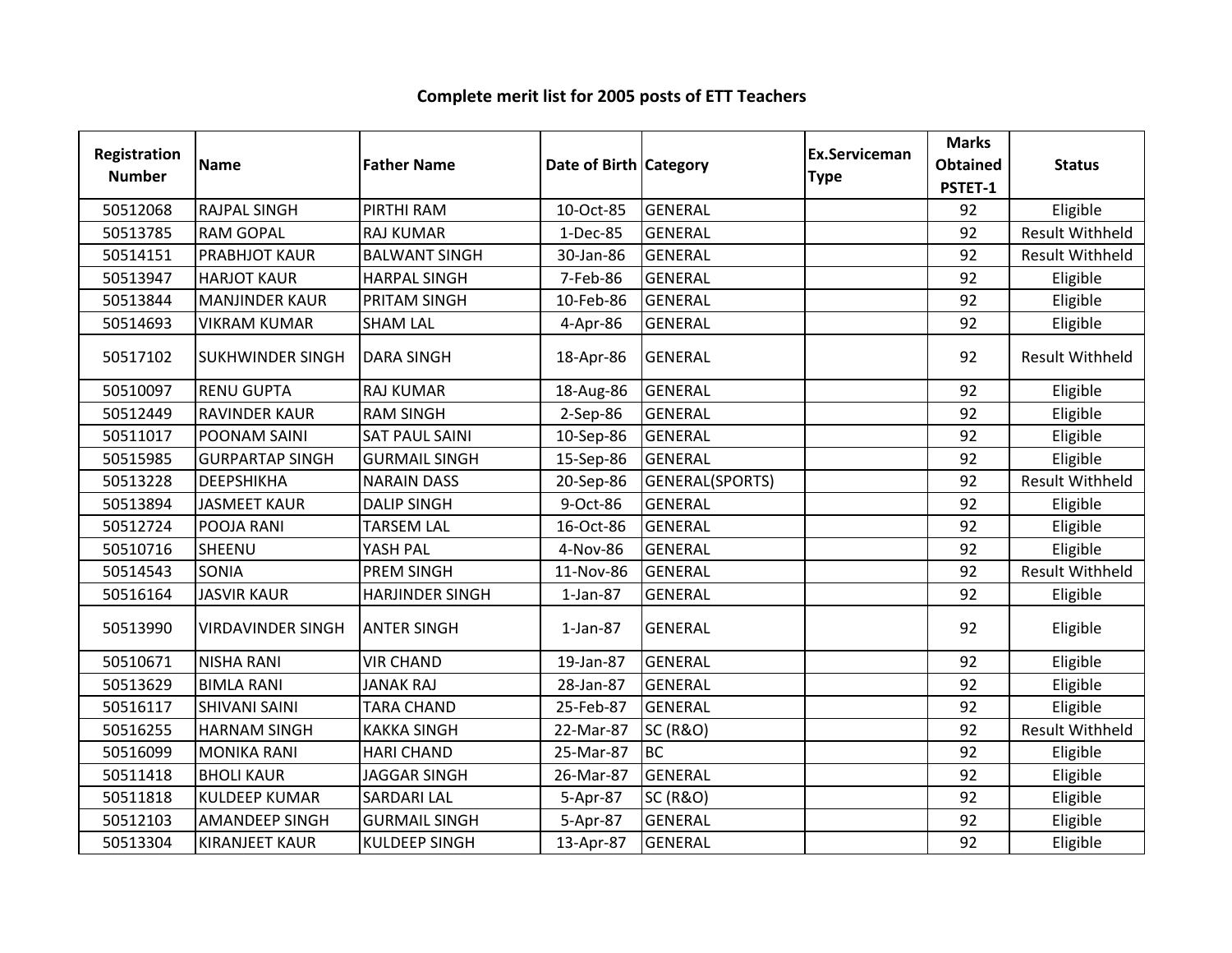# Complete merit list for 2005 posts of ETT Teachers

| Registration Number | Name | Father Name | Date of Birth | Category | Ex.Serviceman Type | Marks Obtained PSTET-1 | Status |
|---|---|---|---|---|---|---|---|
| 50512068 | RAJPAL SINGH | PIRTHI RAM | 10-Oct-85 | GENERAL | | 92 | Eligible |
| 50513785 | RAM GOPAL | RAJ KUMAR | 1-Dec-85 | GENERAL | | 92 | Result Withheld |
| 50514151 | PRABHJOT KAUR | BALWANT SINGH | 30-Jan-86 | GENERAL | | 92 | Result Withheld |
| 50513947 | HARJOT KAUR | HARPAL SINGH | 7-Feb-86 | GENERAL | | 92 | Eligible |
| 50513844 | MANJINDER KAUR | PRITAM SINGH | 10-Feb-86 | GENERAL | | 92 | Eligible |
| 50514693 | VIKRAM KUMAR | SHAM LAL | 4-Apr-86 | GENERAL | | 92 | Eligible |
| 50517102 | SUKHWINDER SINGH | DARA SINGH | 18-Apr-86 | GENERAL | | 92 | Result Withheld |
| 50510097 | RENU GUPTA | RAJ KUMAR | 18-Aug-86 | GENERAL | | 92 | Eligible |
| 50512449 | RAVINDER KAUR | RAM SINGH | 2-Sep-86 | GENERAL | | 92 | Eligible |
| 50511017 | POONAM SAINI | SAT PAUL SAINI | 10-Sep-86 | GENERAL | | 92 | Eligible |
| 50515985 | GURPARTAP SINGH | GURMAIL SINGH | 15-Sep-86 | GENERAL | | 92 | Eligible |
| 50513228 | DEEPSHIKHA | NARAIN DASS | 20-Sep-86 | GENERAL(SPORTS) | | 92 | Result Withheld |
| 50513894 | JASMEET KAUR | DALIP SINGH | 9-Oct-86 | GENERAL | | 92 | Eligible |
| 50512724 | POOJA RANI | TARSEM LAL | 16-Oct-86 | GENERAL | | 92 | Eligible |
| 50510716 | SHEENU | YASH PAL | 4-Nov-86 | GENERAL | | 92 | Eligible |
| 50514543 | SONIA | PREM SINGH | 11-Nov-86 | GENERAL | | 92 | Result Withheld |
| 50516164 | JASVIR KAUR | HARJINDER SINGH | 1-Jan-87 | GENERAL | | 92 | Eligible |
| 50513990 | VIRDAVINDER SINGH | ANTER SINGH | 1-Jan-87 | GENERAL | | 92 | Eligible |
| 50510671 | NISHA RANI | VIR CHAND | 19-Jan-87 | GENERAL | | 92 | Eligible |
| 50513629 | BIMLA RANI | JANAK RAJ | 28-Jan-87 | GENERAL | | 92 | Eligible |
| 50516117 | SHIVANI SAINI | TARA CHAND | 25-Feb-87 | GENERAL | | 92 | Eligible |
| 50516255 | HARNAM SINGH | KAKKA SINGH | 22-Mar-87 | SC (R&O) | | 92 | Result Withheld |
| 50516099 | MONIKA RANI | HARI CHAND | 25-Mar-87 | BC | | 92 | Eligible |
| 50511418 | BHOLI KAUR | JAGGAR SINGH | 26-Mar-87 | GENERAL | | 92 | Eligible |
| 50511818 | KULDEEP KUMAR | SARDARI LAL | 5-Apr-87 | SC (R&O) | | 92 | Eligible |
| 50512103 | AMANDEEP SINGH | GURMAIL SINGH | 5-Apr-87 | GENERAL | | 92 | Eligible |
| 50513304 | KIRANJEET KAUR | KULDEEP SINGH | 13-Apr-87 | GENERAL | | 92 | Eligible |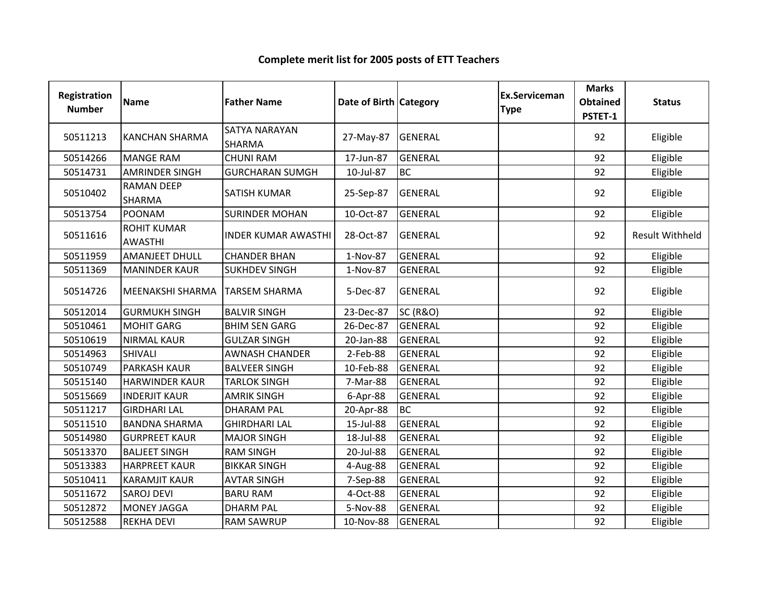# Complete merit list for 2005 posts of ETT Teachers

| Registration Number | Name | Father Name | Date of Birth | Category | Ex.Serviceman Type | Marks Obtained PSTET-1 | Status |
|---|---|---|---|---|---|---|---|
| 50511213 | KANCHAN SHARMA | SATYA NARAYAN SHARMA | 27-May-87 | GENERAL | | 92 | Eligible |
| 50514266 | MANGE RAM | CHUNI RAM | 17-Jun-87 | GENERAL | | 92 | Eligible |
| 50514731 | AMRINDER SINGH | GURCHARAN SUMGH | 10-Jul-87 | BC | | 92 | Eligible |
| 50510402 | RAMAN DEEP SHARMA | SATISH KUMAR | 25-Sep-87 | GENERAL | | 92 | Eligible |
| 50513754 | POONAM | SURINDER MOHAN | 10-Oct-87 | GENERAL | | 92 | Eligible |
| 50511616 | ROHIT KUMAR AWASTHI | INDER KUMAR AWASTHI | 28-Oct-87 | GENERAL | | 92 | Result Withheld |
| 50511959 | AMANJEET DHULL | CHANDER BHAN | 1-Nov-87 | GENERAL | | 92 | Eligible |
| 50511369 | MANINDER KAUR | SUKHDEV SINGH | 1-Nov-87 | GENERAL | | 92 | Eligible |
| 50514726 | MEENAKSHI SHARMA | TARSEM SHARMA | 5-Dec-87 | GENERAL | | 92 | Eligible |
| 50512014 | GURMUKH SINGH | BALVIR SINGH | 23-Dec-87 | SC (R&O) | | 92 | Eligible |
| 50510461 | MOHIT GARG | BHIM SEN GARG | 26-Dec-87 | GENERAL | | 92 | Eligible |
| 50510619 | NIRMAL KAUR | GULZAR SINGH | 20-Jan-88 | GENERAL | | 92 | Eligible |
| 50514963 | SHIVALI | AWNASH CHANDER | 2-Feb-88 | GENERAL | | 92 | Eligible |
| 50510749 | PARKASH KAUR | BALVEER SINGH | 10-Feb-88 | GENERAL | | 92 | Eligible |
| 50515140 | HARWINDER KAUR | TARLOK SINGH | 7-Mar-88 | GENERAL | | 92 | Eligible |
| 50515669 | INDERJIT KAUR | AMRIK SINGH | 6-Apr-88 | GENERAL | | 92 | Eligible |
| 50511217 | GIRDHARI LAL | DHARAM PAL | 20-Apr-88 | BC | | 92 | Eligible |
| 50511510 | BANDNA SHARMA | GHIRDHARI LAL | 15-Jul-88 | GENERAL | | 92 | Eligible |
| 50514980 | GURPREET KAUR | MAJOR SINGH | 18-Jul-88 | GENERAL | | 92 | Eligible |
| 50513370 | BALJEET SINGH | RAM SINGH | 20-Jul-88 | GENERAL | | 92 | Eligible |
| 50513383 | HARPREET KAUR | BIKKAR SINGH | 4-Aug-88 | GENERAL | | 92 | Eligible |
| 50510411 | KARAMJIT KAUR | AVTAR SINGH | 7-Sep-88 | GENERAL | | 92 | Eligible |
| 50511672 | SAROJ DEVI | BARU RAM | 4-Oct-88 | GENERAL | | 92 | Eligible |
| 50512872 | MONEY JAGGA | DHARM PAL | 5-Nov-88 | GENERAL | | 92 | Eligible |
| 50512588 | REKHA DEVI | RAM SAWRUP | 10-Nov-88 | GENERAL | | 92 | Eligible |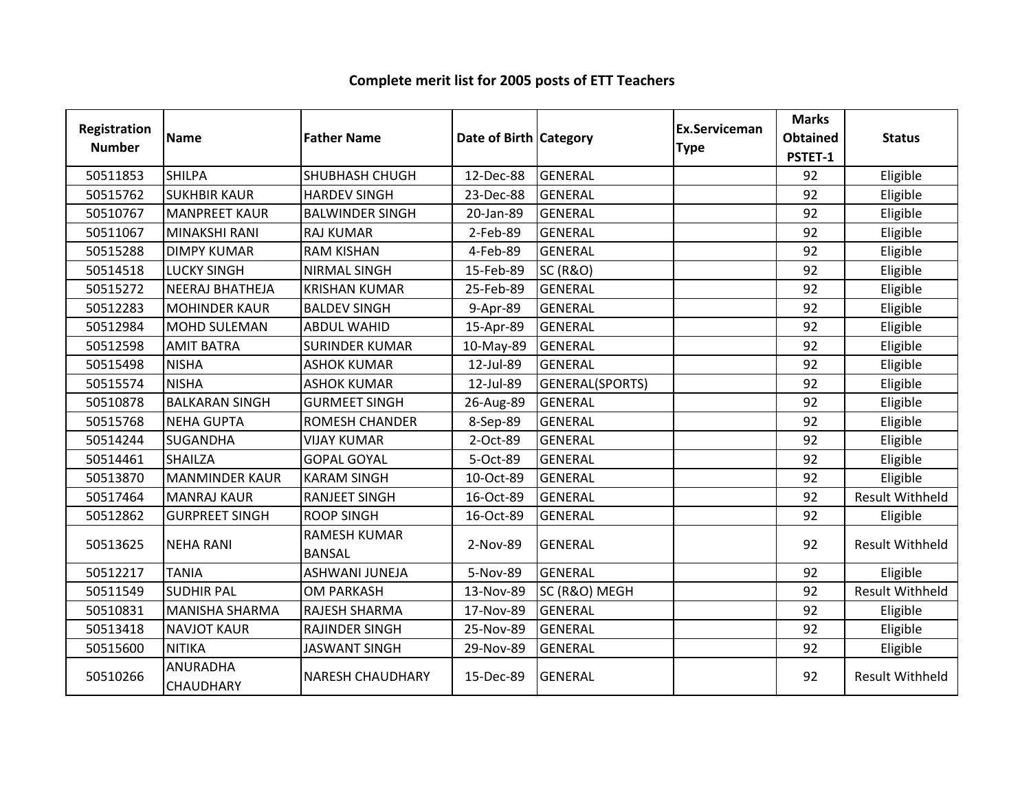# Complete merit list for 2005 posts of ETT Teachers

| Registration Number | Name | Father Name | Date of Birth | Category | Ex.Serviceman Type | Marks Obtained PSTET-1 | Status |
|---|---|---|---|---|---|---|---|
| 50511853 | SHILPA | SHUBHASH CHUGH | 12-Dec-88 | GENERAL | | 92 | Eligible |
| 50515762 | SUKHBIR KAUR | HARDEV SINGH | 23-Dec-88 | GENERAL | | 92 | Eligible |
| 50510767 | MANPREET KAUR | BALWINDER SINGH | 20-Jan-89 | GENERAL | | 92 | Eligible |
| 50511067 | MINAKSHI RANI | RAJ KUMAR | 2-Feb-89 | GENERAL | | 92 | Eligible |
| 50515288 | DIMPY KUMAR | RAM KISHAN | 4-Feb-89 | GENERAL | | 92 | Eligible |
| 50514518 | LUCKY SINGH | NIRMAL SINGH | 15-Feb-89 | SC (R&O) | | 92 | Eligible |
| 50515272 | NEERAJ BHATHEJA | KRISHAN KUMAR | 25-Feb-89 | GENERAL | | 92 | Eligible |
| 50512283 | MOHINDER KAUR | BALDEV SINGH | 9-Apr-89 | GENERAL | | 92 | Eligible |
| 50512984 | MOHD SULEMAN | ABDUL WAHID | 15-Apr-89 | GENERAL | | 92 | Eligible |
| 50512598 | AMIT BATRA | SURINDER KUMAR | 10-May-89 | GENERAL | | 92 | Eligible |
| 50515498 | NISHA | ASHOK KUMAR | 12-Jul-89 | GENERAL | | 92 | Eligible |
| 50515574 | NISHA | ASHOK KUMAR | 12-Jul-89 | GENERAL(SPORTS) | | 92 | Eligible |
| 50510878 | BALKARAN SINGH | GURMEET SINGH | 26-Aug-89 | GENERAL | | 92 | Eligible |
| 50515768 | NEHA GUPTA | ROMESH CHANDER | 8-Sep-89 | GENERAL | | 92 | Eligible |
| 50514244 | SUGANDHA | VIJAY KUMAR | 2-Oct-89 | GENERAL | | 92 | Eligible |
| 50514461 | SHAILZA | GOPAL GOYAL | 5-Oct-89 | GENERAL | | 92 | Eligible |
| 50513870 | MANMINDER KAUR | KARAM SINGH | 10-Oct-89 | GENERAL | | 92 | Eligible |
| 50517464 | MANRAJ KAUR | RANJEET SINGH | 16-Oct-89 | GENERAL | | 92 | Result Withheld |
| 50512862 | GURPREET SINGH | ROOP SINGH | 16-Oct-89 | GENERAL | | 92 | Eligible |
| 50513625 | NEHA RANI | RAMESH KUMAR BANSAL | 2-Nov-89 | GENERAL | | 92 | Result Withheld |
| 50512217 | TANIA | ASHWANI JUNEJA | 5-Nov-89 | GENERAL | | 92 | Eligible |
| 50511549 | SUDHIR PAL | OM PARKASH | 13-Nov-89 | SC (R&O) MEGH | | 92 | Result Withheld |
| 50510831 | MANISHA SHARMA | RAJESH SHARMA | 17-Nov-89 | GENERAL | | 92 | Eligible |
| 50513418 | NAVJOT KAUR | RAJINDER SINGH | 25-Nov-89 | GENERAL | | 92 | Eligible |
| 50515600 | NITIKA | JASWANT SINGH | 29-Nov-89 | GENERAL | | 92 | Eligible |
| 50510266 | ANURADHA CHAUDHARY | NARESH CHAUDHARY | 15-Dec-89 | GENERAL | | 92 | Result Withheld |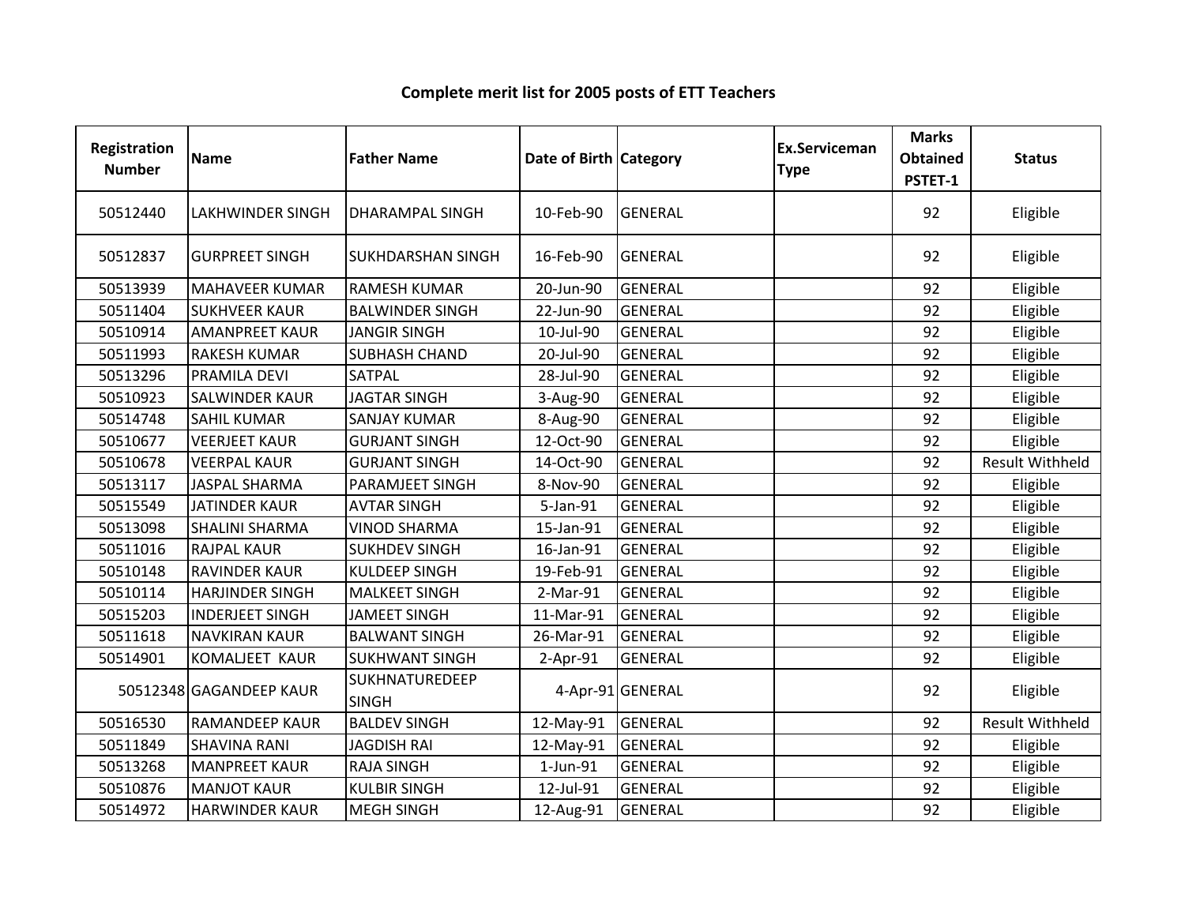# Complete merit list for 2005 posts of ETT Teachers

| Registration Number | Name | Father Name | Date of Birth | Category | Ex.Serviceman Type | Marks Obtained PSTET-1 | Status |
|---|---|---|---|---|---|---|---|
| 50512440 | LAKHWINDER SINGH | DHARAMPAL SINGH | 10-Feb-90 | GENERAL | | 92 | Eligible |
| 50512837 | GURPREET SINGH | SUKHDARSHAN SINGH | 16-Feb-90 | GENERAL | | 92 | Eligible |
| 50513939 | MAHAVEER KUMAR | RAMESH KUMAR | 20-Jun-90 | GENERAL | | 92 | Eligible |
| 50511404 | SUKHVEER KAUR | BALWINDER SINGH | 22-Jun-90 | GENERAL | | 92 | Eligible |
| 50510914 | AMANPREET KAUR | JANGIR SINGH | 10-Jul-90 | GENERAL | | 92 | Eligible |
| 50511993 | RAKESH KUMAR | SUBHASH CHAND | 20-Jul-90 | GENERAL | | 92 | Eligible |
| 50513296 | PRAMILA DEVI | SATPAL | 28-Jul-90 | GENERAL | | 92 | Eligible |
| 50510923 | SALWINDER KAUR | JAGTAR SINGH | 3-Aug-90 | GENERAL | | 92 | Eligible |
| 50514748 | SAHIL KUMAR | SANJAY KUMAR | 8-Aug-90 | GENERAL | | 92 | Eligible |
| 50510677 | VEERJEET KAUR | GURJANT SINGH | 12-Oct-90 | GENERAL | | 92 | Eligible |
| 50510678 | VEERPAL KAUR | GURJANT SINGH | 14-Oct-90 | GENERAL | | 92 | Result Withheld |
| 50513117 | JASPAL SHARMA | PARAMJEET SINGH | 8-Nov-90 | GENERAL | | 92 | Eligible |
| 50515549 | JATINDER KAUR | AVTAR SINGH | 5-Jan-91 | GENERAL | | 92 | Eligible |
| 50513098 | SHALINI SHARMA | VINOD SHARMA | 15-Jan-91 | GENERAL | | 92 | Eligible |
| 50511016 | RAJPAL KAUR | SUKHDEV SINGH | 16-Jan-91 | GENERAL | | 92 | Eligible |
| 50510148 | RAVINDER KAUR | KULDEEP SINGH | 19-Feb-91 | GENERAL | | 92 | Eligible |
| 50510114 | HARJINDER SINGH | MALKEET SINGH | 2-Mar-91 | GENERAL | | 92 | Eligible |
| 50515203 | INDERJEET SINGH | JAMEET SINGH | 11-Mar-91 | GENERAL | | 92 | Eligible |
| 50511618 | NAVKIRAN KAUR | BALWANT SINGH | 26-Mar-91 | GENERAL | | 92 | Eligible |
| 50514901 | KOMALJEET KAUR | SUKHWANT SINGH | 2-Apr-91 | GENERAL | | 92 | Eligible |
| 50512348 | GAGANDEEP KAUR | SUKHNATUREDEEP SINGH | 4-Apr-91 | GENERAL | | 92 | Eligible |
| 50516530 | RAMANDEEP KAUR | BALDEV SINGH | 12-May-91 | GENERAL | | 92 | Result Withheld |
| 50511849 | SHAVINA RANI | JAGDISH RAI | 12-May-91 | GENERAL | | 92 | Eligible |
| 50513268 | MANPREET KAUR | RAJA SINGH | 1-Jun-91 | GENERAL | | 92 | Eligible |
| 50510876 | MANJOT KAUR | KULBIR SINGH | 12-Jul-91 | GENERAL | | 92 | Eligible |
| 50514972 | HARWINDER KAUR | MEGH SINGH | 12-Aug-91 | GENERAL | | 92 | Eligible |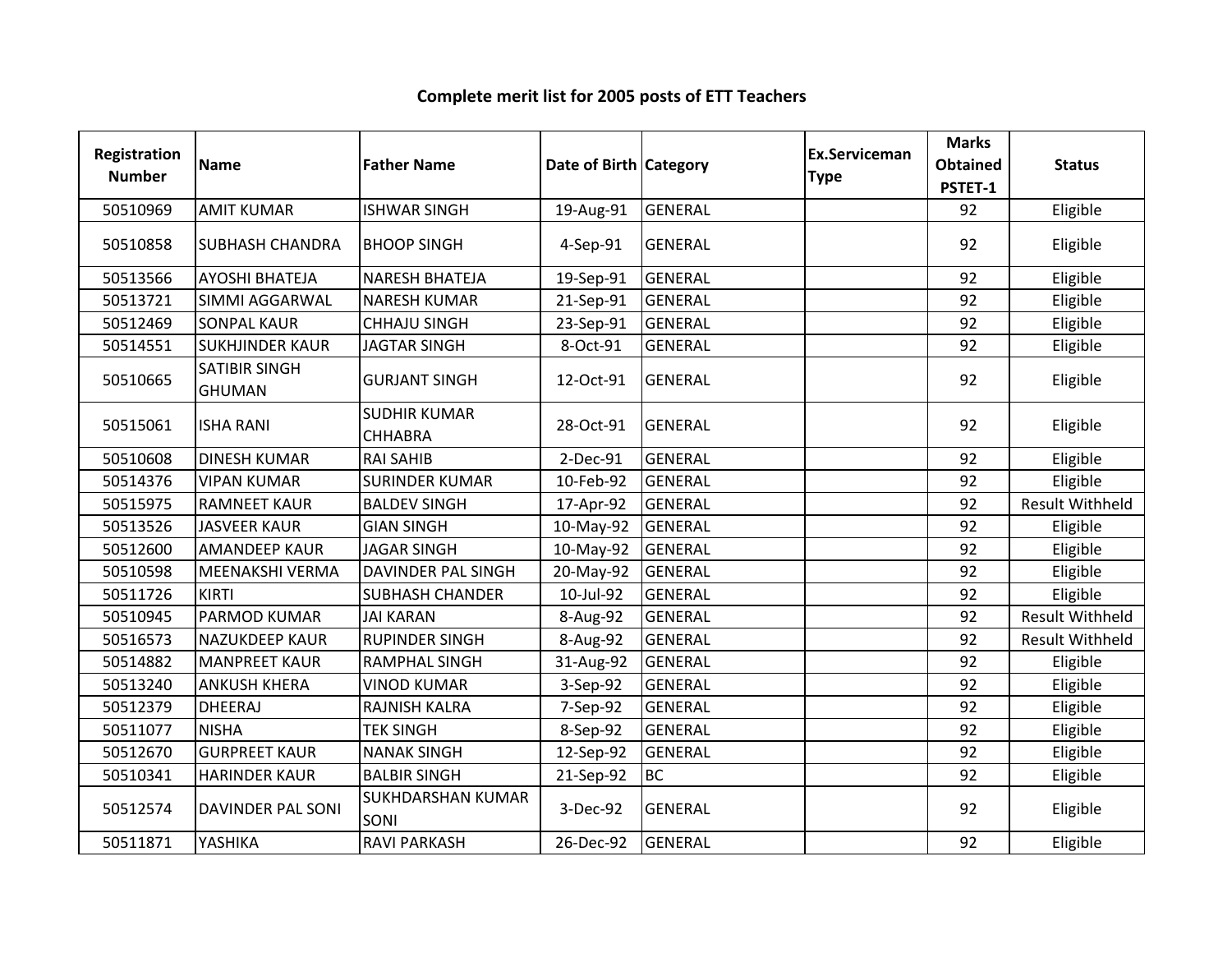# Complete merit list for 2005 posts of ETT Teachers

| Registration Number | Name | Father Name | Date of Birth | Category | Ex.Serviceman Type | Marks Obtained PSTET-1 | Status |
|---|---|---|---|---|---|---|---|
| 50510969 | AMIT KUMAR | ISHWAR SINGH | 19-Aug-91 | GENERAL | | 92 | Eligible |
| 50510858 | SUBHASH CHANDRA | BHOOP SINGH | 4-Sep-91 | GENERAL | | 92 | Eligible |
| 50513566 | AYOSHI BHATEJA | NARESH BHATEJA | 19-Sep-91 | GENERAL | | 92 | Eligible |
| 50513721 | SIMMI AGGARWAL | NARESH KUMAR | 21-Sep-91 | GENERAL | | 92 | Eligible |
| 50512469 | SONPAL KAUR | CHHAJU SINGH | 23-Sep-91 | GENERAL | | 92 | Eligible |
| 50514551 | SUKHJINDER KAUR | JAGTAR SINGH | 8-Oct-91 | GENERAL | | 92 | Eligible |
| 50510665 | SATIBIR SINGH GHUMAN | GURJANT SINGH | 12-Oct-91 | GENERAL | | 92 | Eligible |
| 50515061 | ISHA RANI | SUDHIR KUMAR CHHABRA | 28-Oct-91 | GENERAL | | 92 | Eligible |
| 50510608 | DINESH KUMAR | RAI SAHIB | 2-Dec-91 | GENERAL | | 92 | Eligible |
| 50514376 | VIPAN KUMAR | SURINDER KUMAR | 10-Feb-92 | GENERAL | | 92 | Eligible |
| 50515975 | RAMNEET KAUR | BALDEV SINGH | 17-Apr-92 | GENERAL | | 92 | Result Withheld |
| 50513526 | JASVEER KAUR | GIAN SINGH | 10-May-92 | GENERAL | | 92 | Eligible |
| 50512600 | AMANDEEP KAUR | JAGAR SINGH | 10-May-92 | GENERAL | | 92 | Eligible |
| 50510598 | MEENAKSHI VERMA | DAVINDER PAL SINGH | 20-May-92 | GENERAL | | 92 | Eligible |
| 50511726 | KIRTI | SUBHASH CHANDER | 10-Jul-92 | GENERAL | | 92 | Eligible |
| 50510945 | PARMOD KUMAR | JAI KARAN | 8-Aug-92 | GENERAL | | 92 | Result Withheld |
| 50516573 | NAZUKDEEP KAUR | RUPINDER SINGH | 8-Aug-92 | GENERAL | | 92 | Result Withheld |
| 50514882 | MANPREET KAUR | RAMPHAL SINGH | 31-Aug-92 | GENERAL | | 92 | Eligible |
| 50513240 | ANKUSH KHERA | VINOD KUMAR | 3-Sep-92 | GENERAL | | 92 | Eligible |
| 50512379 | DHEERAJ | RAJNISH KALRA | 7-Sep-92 | GENERAL | | 92 | Eligible |
| 50511077 | NISHA | TEK SINGH | 8-Sep-92 | GENERAL | | 92 | Eligible |
| 50512670 | GURPREET KAUR | NANAK SINGH | 12-Sep-92 | GENERAL | | 92 | Eligible |
| 50510341 | HARINDER KAUR | BALBIR SINGH | 21-Sep-92 | BC | | 92 | Eligible |
| 50512574 | DAVINDER PAL SONI | SUKHDARSHAN KUMAR SONI | 3-Dec-92 | GENERAL | | 92 | Eligible |
| 50511871 | YASHIKA | RAVI PARKASH | 26-Dec-92 | GENERAL | | 92 | Eligible |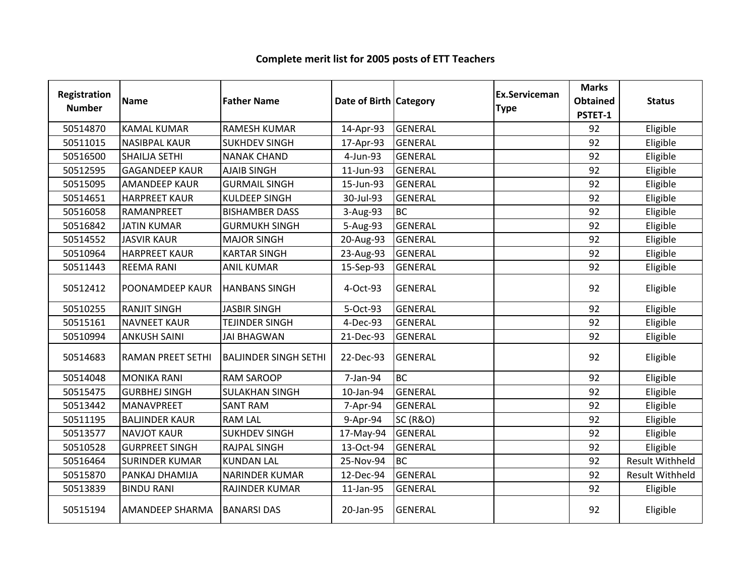# Complete merit list for 2005 posts of ETT Teachers

| Registration Number | Name | Father Name | Date of Birth | Category | Ex.Serviceman Type | Marks Obtained PSTET-1 | Status |
|---|---|---|---|---|---|---|---|
| 50514870 | KAMAL KUMAR | RAMESH KUMAR | 14-Apr-93 | GENERAL | | 92 | Eligible |
| 50511015 | NASIBPAL KAUR | SUKHDEV SINGH | 17-Apr-93 | GENERAL | | 92 | Eligible |
| 50516500 | SHAILJA SETHI | NANAK CHAND | 4-Jun-93 | GENERAL | | 92 | Eligible |
| 50512595 | GAGANDEEP KAUR | AJAIB SINGH | 11-Jun-93 | GENERAL | | 92 | Eligible |
| 50515095 | AMANDEEP KAUR | GURMAIL SINGH | 15-Jun-93 | GENERAL | | 92 | Eligible |
| 50514651 | HARPREET KAUR | KULDEEP SINGH | 30-Jul-93 | GENERAL | | 92 | Eligible |
| 50516058 | RAMANPREET | BISHAMBER DASS | 3-Aug-93 | BC | | 92 | Eligible |
| 50516842 | JATIN KUMAR | GURMUKH SINGH | 5-Aug-93 | GENERAL | | 92 | Eligible |
| 50514552 | JASVIR KAUR | MAJOR SINGH | 20-Aug-93 | GENERAL | | 92 | Eligible |
| 50510964 | HARPREET KAUR | KARTAR SINGH | 23-Aug-93 | GENERAL | | 92 | Eligible |
| 50511443 | REEMA RANI | ANIL KUMAR | 15-Sep-93 | GENERAL | | 92 | Eligible |
| 50512412 | POONAMDEEP KAUR | HANBANS SINGH | 4-Oct-93 | GENERAL | | 92 | Eligible |
| 50510255 | RANJIT SINGH | JASBIR SINGH | 5-Oct-93 | GENERAL | | 92 | Eligible |
| 50515161 | NAVNEET KAUR | TEJINDER SINGH | 4-Dec-93 | GENERAL | | 92 | Eligible |
| 50510994 | ANKUSH SAINI | JAI BHAGWAN | 21-Dec-93 | GENERAL | | 92 | Eligible |
| 50514683 | RAMAN PREET SETHI | BALJINDER SINGH SETHI | 22-Dec-93 | GENERAL | | 92 | Eligible |
| 50514048 | MONIKA RANI | RAM SAROOP | 7-Jan-94 | BC | | 92 | Eligible |
| 50515475 | GURBHEJ SINGH | SULAKHAN SINGH | 10-Jan-94 | GENERAL | | 92 | Eligible |
| 50513442 | MANAVPREET | SANT RAM | 7-Apr-94 | GENERAL | | 92 | Eligible |
| 50511195 | BALJINDER KAUR | RAM LAL | 9-Apr-94 | SC (R&O) | | 92 | Eligible |
| 50513577 | NAVJOT KAUR | SUKHDEV SINGH | 17-May-94 | GENERAL | | 92 | Eligible |
| 50510528 | GURPREET SINGH | RAJPAL SINGH | 13-Oct-94 | GENERAL | | 92 | Eligible |
| 50516464 | SURINDER KUMAR | KUNDAN LAL | 25-Nov-94 | BC | | 92 | Result Withheld |
| 50515870 | PANKAJ DHAMIJA | NARINDER KUMAR | 12-Dec-94 | GENERAL | | 92 | Result Withheld |
| 50513839 | BINDU RANI | RAJINDER KUMAR | 11-Jan-95 | GENERAL | | 92 | Eligible |
| 50515194 | AMANDEEP SHARMA | BANARSI DAS | 20-Jan-95 | GENERAL | | 92 | Eligible |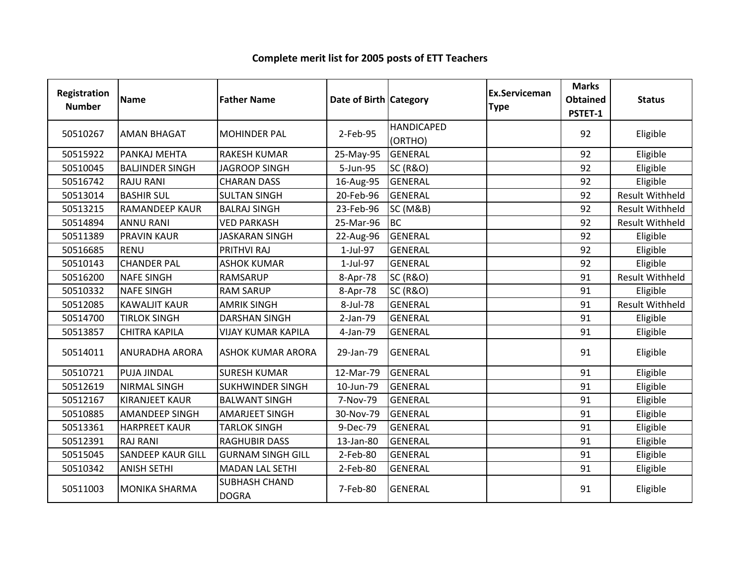# Complete merit list for 2005 posts of ETT Teachers

| Registration Number | Name | Father Name | Date of Birth | Category | Ex.Serviceman Type | Marks Obtained PSTET-1 | Status |
|---|---|---|---|---|---|---|---|
| 50510267 | AMAN BHAGAT | MOHINDER PAL | 2-Feb-95 | HANDICAPED (ORTHO) | | 92 | Eligible |
| 50515922 | PANKAJ MEHTA | RAKESH KUMAR | 25-May-95 | GENERAL | | 92 | Eligible |
| 50510045 | BALJINDER SINGH | JAGROOP SINGH | 5-Jun-95 | SC (R&O) | | 92 | Eligible |
| 50516742 | RAJU RANI | CHARAN DASS | 16-Aug-95 | GENERAL | | 92 | Eligible |
| 50513014 | BASHIR SUL | SULTAN SINGH | 20-Feb-96 | GENERAL | | 92 | Result Withheld |
| 50513215 | RAMANDEEP KAUR | BALRAJ SINGH | 23-Feb-96 | SC (M&B) | | 92 | Result Withheld |
| 50514894 | ANNU RANI | VED PARKASH | 25-Mar-96 | BC | | 92 | Result Withheld |
| 50511389 | PRAVIN KAUR | JASKARAN SINGH | 22-Aug-96 | GENERAL | | 92 | Eligible |
| 50516685 | RENU | PRITHVI RAJ | 1-Jul-97 | GENERAL | | 92 | Eligible |
| 50510143 | CHANDER PAL | ASHOK KUMAR | 1-Jul-97 | GENERAL | | 92 | Eligible |
| 50516200 | NAFE SINGH | RAMSARUP | 8-Apr-78 | SC (R&O) | | 91 | Result Withheld |
| 50510332 | NAFE SINGH | RAM SARUP | 8-Apr-78 | SC (R&O) | | 91 | Eligible |
| 50512085 | KAWALJIT KAUR | AMRIK SINGH | 8-Jul-78 | GENERAL | | 91 | Result Withheld |
| 50514700 | TIRLOK SINGH | DARSHAN SINGH | 2-Jan-79 | GENERAL | | 91 | Eligible |
| 50513857 | CHITRA KAPILA | VIJAY KUMAR KAPILA | 4-Jan-79 | GENERAL | | 91 | Eligible |
| 50514011 | ANURADHA ARORA | ASHOK KUMAR ARORA | 29-Jan-79 | GENERAL | | 91 | Eligible |
| 50510721 | PUJA JINDAL | SURESH KUMAR | 12-Mar-79 | GENERAL | | 91 | Eligible |
| 50512619 | NIRMAL SINGH | SUKHWINDER SINGH | 10-Jun-79 | GENERAL | | 91 | Eligible |
| 50512167 | KIRANJEET KAUR | BALWANT SINGH | 7-Nov-79 | GENERAL | | 91 | Eligible |
| 50510885 | AMANDEEP SINGH | AMARJEET SINGH | 30-Nov-79 | GENERAL | | 91 | Eligible |
| 50513361 | HARPREET KAUR | TARLOK SINGH | 9-Dec-79 | GENERAL | | 91 | Eligible |
| 50512391 | RAJ RANI | RAGHUBIR DASS | 13-Jan-80 | GENERAL | | 91 | Eligible |
| 50515045 | SANDEEP KAUR GILL | GURNAM SINGH GILL | 2-Feb-80 | GENERAL | | 91 | Eligible |
| 50510342 | ANISH SETHI | MADAN LAL SETHI | 2-Feb-80 | GENERAL | | 91 | Eligible |
| 50511003 | MONIKA SHARMA | SUBHASH CHAND DOGRA | 7-Feb-80 | GENERAL | | 91 | Eligible |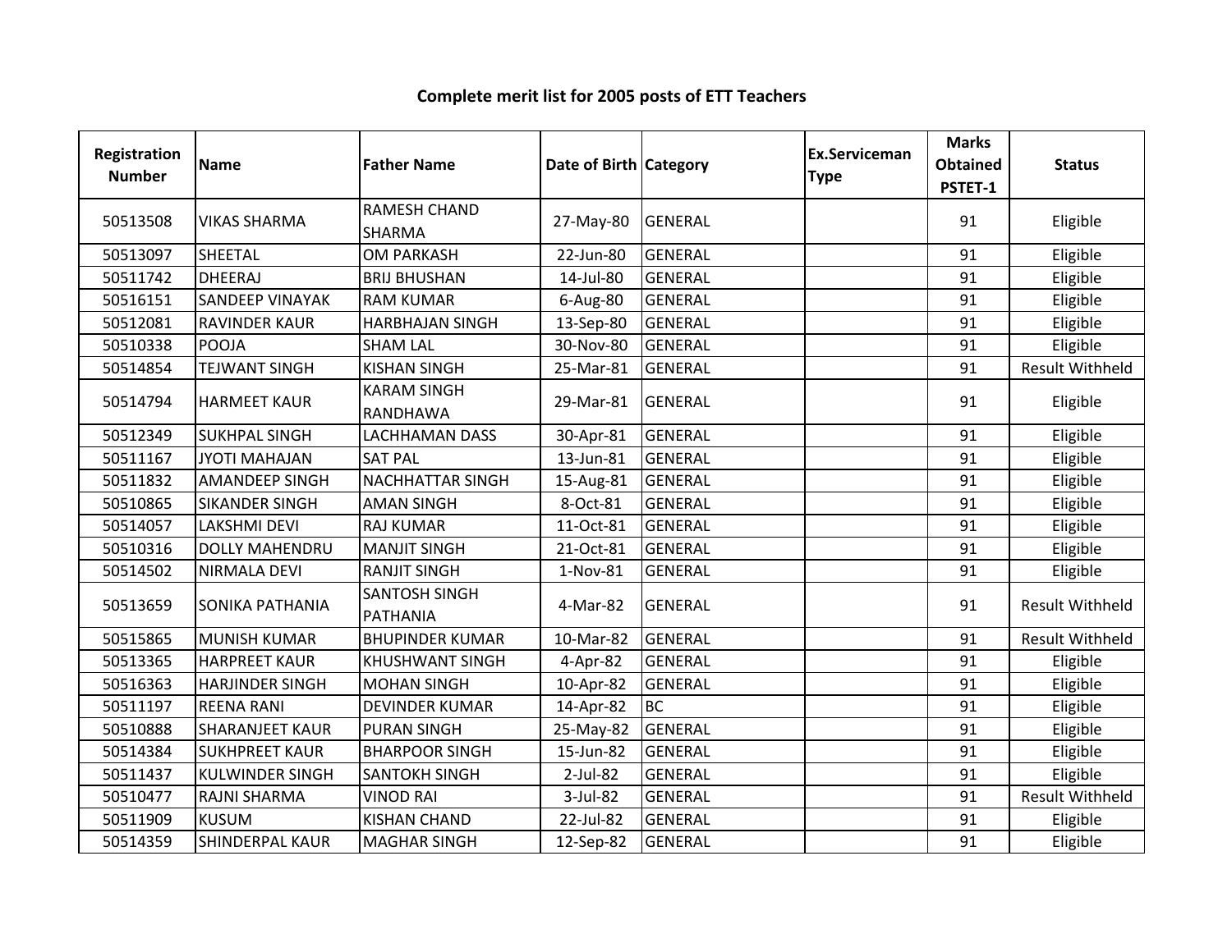## Complete merit list for 2005 posts of ETT Teachers

| Registration Number | Name | Father Name | Date of Birth | Category | Ex.Serviceman Type | Marks Obtained PSTET-1 | Status |
|---|---|---|---|---|---|---|---|
| 50513508 | VIKAS SHARMA | RAMESH CHAND SHARMA | 27-May-80 | GENERAL | | 91 | Eligible |
| 50513097 | SHEETAL | OM PARKASH | 22-Jun-80 | GENERAL | | 91 | Eligible |
| 50511742 | DHEERAJ | BRIJ BHUSHAN | 14-Jul-80 | GENERAL | | 91 | Eligible |
| 50516151 | SANDEEP VINAYAK | RAM KUMAR | 6-Aug-80 | GENERAL | | 91 | Eligible |
| 50512081 | RAVINDER KAUR | HARBHAJAN SINGH | 13-Sep-80 | GENERAL | | 91 | Eligible |
| 50510338 | POOJA | SHAM LAL | 30-Nov-80 | GENERAL | | 91 | Eligible |
| 50514854 | TEJWANT SINGH | KISHAN SINGH | 25-Mar-81 | GENERAL | | 91 | Result Withheld |
| 50514794 | HARMEET KAUR | KARAM SINGH RANDHAWA | 29-Mar-81 | GENERAL | | 91 | Eligible |
| 50512349 | SUKHPAL SINGH | LACHHAMAN DASS | 30-Apr-81 | GENERAL | | 91 | Eligible |
| 50511167 | JYOTI MAHAJAN | SAT PAL | 13-Jun-81 | GENERAL | | 91 | Eligible |
| 50511832 | AMANDEEP SINGH | NACHHATTAR SINGH | 15-Aug-81 | GENERAL | | 91 | Eligible |
| 50510865 | SIKANDER SINGH | AMAN SINGH | 8-Oct-81 | GENERAL | | 91 | Eligible |
| 50514057 | LAKSHMI DEVI | RAJ KUMAR | 11-Oct-81 | GENERAL | | 91 | Eligible |
| 50510316 | DOLLY MAHENDRU | MANJIT SINGH | 21-Oct-81 | GENERAL | | 91 | Eligible |
| 50514502 | NIRMALA DEVI | RANJIT SINGH | 1-Nov-81 | GENERAL | | 91 | Eligible |
| 50513659 | SONIKA PATHANIA | SANTOSH SINGH PATHANIA | 4-Mar-82 | GENERAL | | 91 | Result Withheld |
| 50515865 | MUNISH KUMAR | BHUPINDER KUMAR | 10-Mar-82 | GENERAL | | 91 | Result Withheld |
| 50513365 | HARPREET KAUR | KHUSHWANT SINGH | 4-Apr-82 | GENERAL | | 91 | Eligible |
| 50516363 | HARJINDER SINGH | MOHAN SINGH | 10-Apr-82 | GENERAL | | 91 | Eligible |
| 50511197 | REENA RANI | DEVINDER KUMAR | 14-Apr-82 | BC | | 91 | Eligible |
| 50510888 | SHARANJEET KAUR | PURAN SINGH | 25-May-82 | GENERAL | | 91 | Eligible |
| 50514384 | SUKHPREET KAUR | BHARPOOR SINGH | 15-Jun-82 | GENERAL | | 91 | Eligible |
| 50511437 | KULWINDER SINGH | SANTOKH SINGH | 2-Jul-82 | GENERAL | | 91 | Eligible |
| 50510477 | RAJNI SHARMA | VINOD RAI | 3-Jul-82 | GENERAL | | 91 | Result Withheld |
| 50511909 | KUSUM | KISHAN CHAND | 22-Jul-82 | GENERAL | | 91 | Eligible |
| 50514359 | SHINDERPAL KAUR | MAGHAR SINGH | 12-Sep-82 | GENERAL | | 91 | Eligible |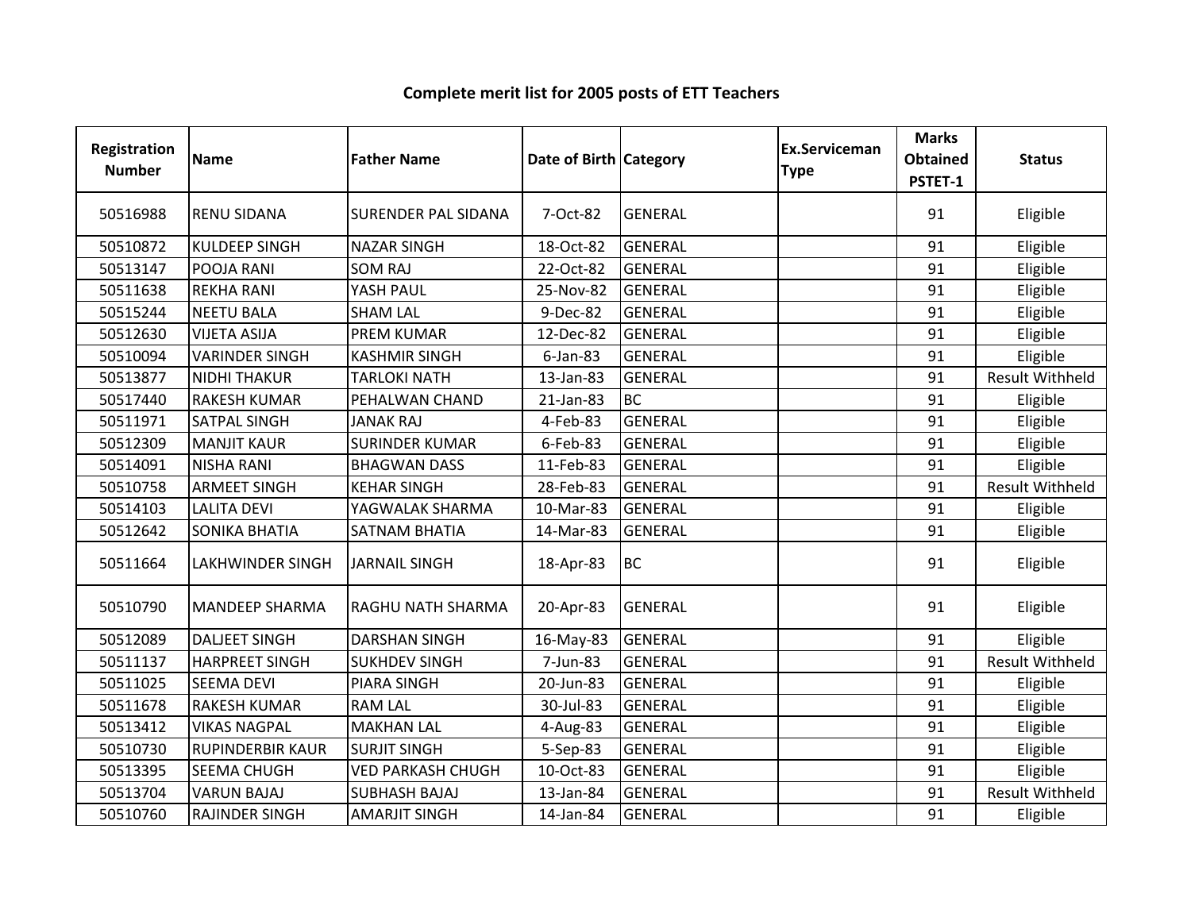# Complete merit list for 2005 posts of ETT Teachers

| Registration Number | Name | Father Name | Date of Birth | Category | Ex.Serviceman Type | Marks Obtained PSTET-1 | Status |
|---|---|---|---|---|---|---|---|
| 50516988 | RENU SIDANA | SURENDER PAL SIDANA | 7-Oct-82 | GENERAL | | 91 | Eligible |
| 50510872 | KULDEEP SINGH | NAZAR SINGH | 18-Oct-82 | GENERAL | | 91 | Eligible |
| 50513147 | POOJA RANI | SOM RAJ | 22-Oct-82 | GENERAL | | 91 | Eligible |
| 50511638 | REKHA RANI | YASH PAUL | 25-Nov-82 | GENERAL | | 91 | Eligible |
| 50515244 | NEETU BALA | SHAM LAL | 9-Dec-82 | GENERAL | | 91 | Eligible |
| 50512630 | VIJETA ASIJA | PREM KUMAR | 12-Dec-82 | GENERAL | | 91 | Eligible |
| 50510094 | VARINDER SINGH | KASHMIR SINGH | 6-Jan-83 | GENERAL | | 91 | Eligible |
| 50513877 | NIDHI THAKUR | TARLOKI NATH | 13-Jan-83 | GENERAL | | 91 | Result Withheld |
| 50517440 | RAKESH KUMAR | PEHALWAN CHAND | 21-Jan-83 | BC | | 91 | Eligible |
| 50511971 | SATPAL SINGH | JANAK RAJ | 4-Feb-83 | GENERAL | | 91 | Eligible |
| 50512309 | MANJIT KAUR | SURINDER KUMAR | 6-Feb-83 | GENERAL | | 91 | Eligible |
| 50514091 | NISHA RANI | BHAGWAN DASS | 11-Feb-83 | GENERAL | | 91 | Eligible |
| 50510758 | ARMEET SINGH | KEHAR SINGH | 28-Feb-83 | GENERAL | | 91 | Result Withheld |
| 50514103 | LALITA DEVI | YAGWALAK SHARMA | 10-Mar-83 | GENERAL | | 91 | Eligible |
| 50512642 | SONIKA BHATIA | SATNAM BHATIA | 14-Mar-83 | GENERAL | | 91 | Eligible |
| 50511664 | LAKHWINDER SINGH | JARNAIL SINGH | 18-Apr-83 | BC | | 91 | Eligible |
| 50510790 | MANDEEP SHARMA | RAGHU NATH SHARMA | 20-Apr-83 | GENERAL | | 91 | Eligible |
| 50512089 | DALJEET SINGH | DARSHAN SINGH | 16-May-83 | GENERAL | | 91 | Eligible |
| 50511137 | HARPREET SINGH | SUKHDEV SINGH | 7-Jun-83 | GENERAL | | 91 | Result Withheld |
| 50511025 | SEEMA DEVI | PIARA SINGH | 20-Jun-83 | GENERAL | | 91 | Eligible |
| 50511678 | RAKESH KUMAR | RAM LAL | 30-Jul-83 | GENERAL | | 91 | Eligible |
| 50513412 | VIKAS NAGPAL | MAKHAN LAL | 4-Aug-83 | GENERAL | | 91 | Eligible |
| 50510730 | RUPINDERBIR KAUR | SURJIT SINGH | 5-Sep-83 | GENERAL | | 91 | Eligible |
| 50513395 | SEEMA CHUGH | VED PARKASH CHUGH | 10-Oct-83 | GENERAL | | 91 | Eligible |
| 50513704 | VARUN BAJAJ | SUBHASH BAJAJ | 13-Jan-84 | GENERAL | | 91 | Result Withheld |
| 50510760 | RAJINDER SINGH | AMARJIT SINGH | 14-Jan-84 | GENERAL | | 91 | Eligible |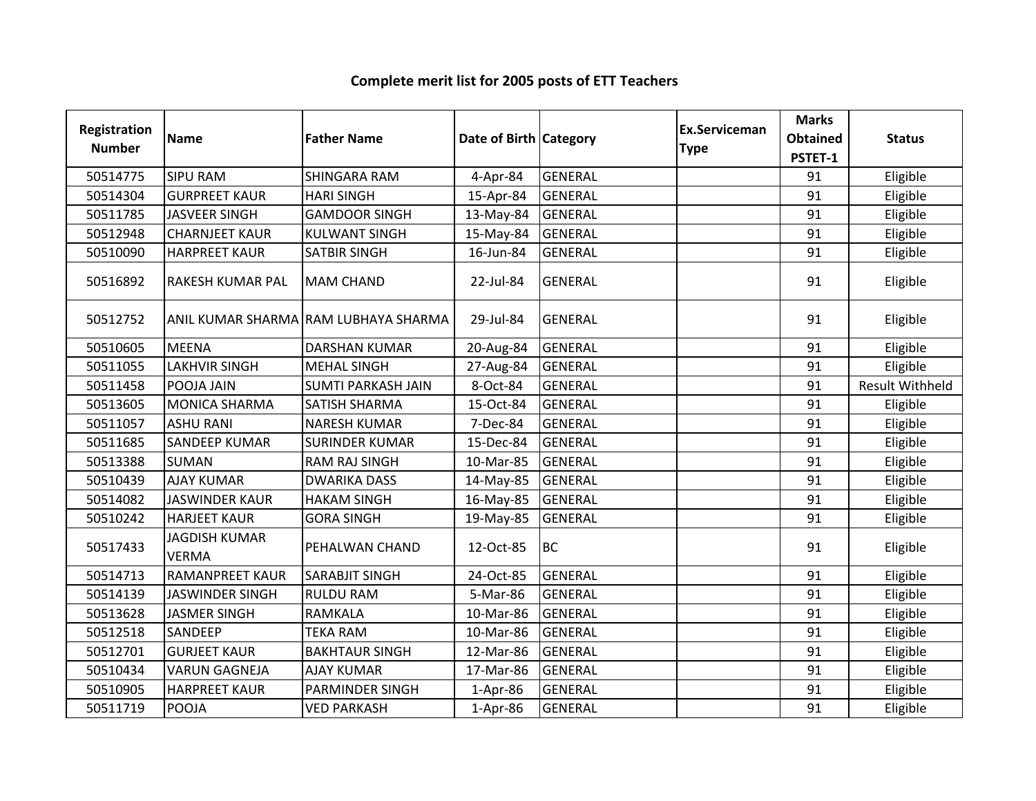# Complete merit list for 2005 posts of ETT Teachers

| Registration Number | Name | Father Name | Date of Birth | Category | Ex.Serviceman Type | Marks Obtained PSTET-1 | Status |
|---|---|---|---|---|---|---|---|
| 50514775 | SIPU RAM | SHINGARA RAM | 4-Apr-84 | GENERAL | | 91 | Eligible |
| 50514304 | GURPREET KAUR | HARI SINGH | 15-Apr-84 | GENERAL | | 91 | Eligible |
| 50511785 | JASVEER SINGH | GAMDOOR SINGH | 13-May-84 | GENERAL | | 91 | Eligible |
| 50512948 | CHARNJEET KAUR | KULWANT SINGH | 15-May-84 | GENERAL | | 91 | Eligible |
| 50510090 | HARPREET KAUR | SATBIR SINGH | 16-Jun-84 | GENERAL | | 91 | Eligible |
| 50516892 | RAKESH KUMAR PAL | MAM CHAND | 22-Jul-84 | GENERAL | | 91 | Eligible |
| 50512752 | ANIL KUMAR SHARMA | RAM LUBHAYA SHARMA | 29-Jul-84 | GENERAL | | 91 | Eligible |
| 50510605 | MEENA | DARSHAN KUMAR | 20-Aug-84 | GENERAL | | 91 | Eligible |
| 50511055 | LAKHVIR SINGH | MEHAL SINGH | 27-Aug-84 | GENERAL | | 91 | Eligible |
| 50511458 | POOJA JAIN | SUMTI PARKASH JAIN | 8-Oct-84 | GENERAL | | 91 | Result Withheld |
| 50513605 | MONICA SHARMA | SATISH SHARMA | 15-Oct-84 | GENERAL | | 91 | Eligible |
| 50511057 | ASHU RANI | NARESH KUMAR | 7-Dec-84 | GENERAL | | 91 | Eligible |
| 50511685 | SANDEEP KUMAR | SURINDER KUMAR | 15-Dec-84 | GENERAL | | 91 | Eligible |
| 50513388 | SUMAN | RAM RAJ SINGH | 10-Mar-85 | GENERAL | | 91 | Eligible |
| 50510439 | AJAY KUMAR | DWARIKA DASS | 14-May-85 | GENERAL | | 91 | Eligible |
| 50514082 | JASWINDER KAUR | HAKAM SINGH | 16-May-85 | GENERAL | | 91 | Eligible |
| 50510242 | HARJEET KAUR | GORA SINGH | 19-May-85 | GENERAL | | 91 | Eligible |
| 50517433 | JAGDISH KUMAR VERMA | PEHALWAN CHAND | 12-Oct-85 | BC | | 91 | Eligible |
| 50514713 | RAMANPREET KAUR | SARABJIT SINGH | 24-Oct-85 | GENERAL | | 91 | Eligible |
| 50514139 | JASWINDER SINGH | RULDU RAM | 5-Mar-86 | GENERAL | | 91 | Eligible |
| 50513628 | JASMER SINGH | RAMKALA | 10-Mar-86 | GENERAL | | 91 | Eligible |
| 50512518 | SANDEEP | TEKA RAM | 10-Mar-86 | GENERAL | | 91 | Eligible |
| 50512701 | GURJEET KAUR | BAKHTAUR SINGH | 12-Mar-86 | GENERAL | | 91 | Eligible |
| 50510434 | VARUN GAGNEJA | AJAY KUMAR | 17-Mar-86 | GENERAL | | 91 | Eligible |
| 50510905 | HARPREET KAUR | PARMINDER SINGH | 1-Apr-86 | GENERAL | | 91 | Eligible |
| 50511719 | POOJA | VED PARKASH | 1-Apr-86 | GENERAL | | 91 | Eligible |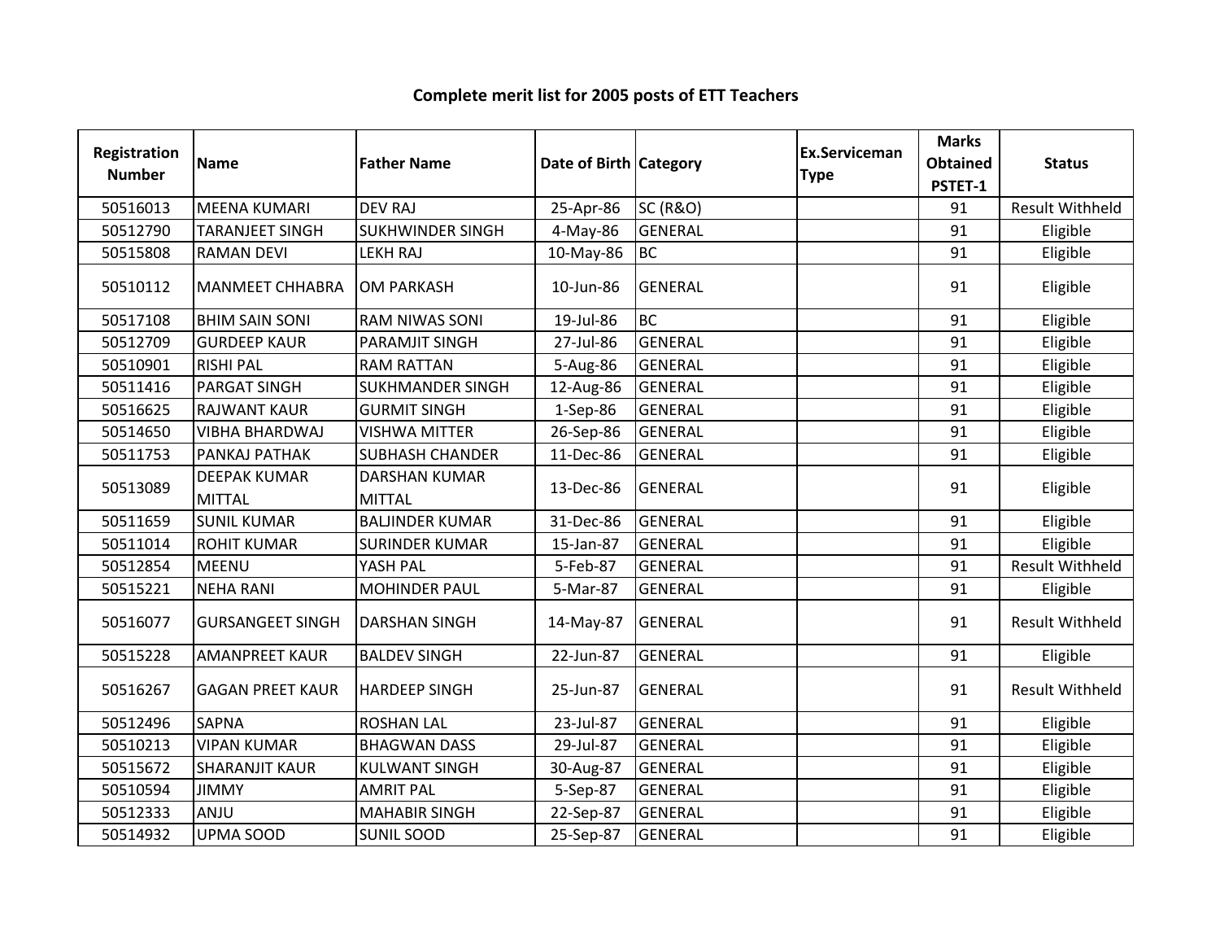# Complete merit list for 2005 posts of ETT Teachers

| Registration Number | Name | Father Name | Date of Birth | Category | Ex.Serviceman Type | Marks Obtained PSTET-1 | Status |
|---|---|---|---|---|---|---|---|
| 50516013 | MEENA KUMARI | DEV RAJ | 25-Apr-86 | SC (R&O) | | 91 | Result Withheld |
| 50512790 | TARANJEET SINGH | SUKHWINDER SINGH | 4-May-86 | GENERAL | | 91 | Eligible |
| 50515808 | RAMAN DEVI | LEKH RAJ | 10-May-86 | BC | | 91 | Eligible |
| 50510112 | MANMEET CHHABRA | OM PARKASH | 10-Jun-86 | GENERAL | | 91 | Eligible |
| 50517108 | BHIM SAIN SONI | RAM NIWAS SONI | 19-Jul-86 | BC | | 91 | Eligible |
| 50512709 | GURDEEP KAUR | PARAMJIT SINGH | 27-Jul-86 | GENERAL | | 91 | Eligible |
| 50510901 | RISHI PAL | RAM RATTAN | 5-Aug-86 | GENERAL | | 91 | Eligible |
| 50511416 | PARGAT SINGH | SUKHMANDER SINGH | 12-Aug-86 | GENERAL | | 91 | Eligible |
| 50516625 | RAJWANT KAUR | GURMIT SINGH | 1-Sep-86 | GENERAL | | 91 | Eligible |
| 50514650 | VIBHA BHARDWAJ | VISHWA MITTER | 26-Sep-86 | GENERAL | | 91 | Eligible |
| 50511753 | PANKAJ PATHAK | SUBHASH CHANDER | 11-Dec-86 | GENERAL | | 91 | Eligible |
| 50513089 | DEEPAK KUMAR MITTAL | DARSHAN KUMAR MITTAL | 13-Dec-86 | GENERAL | | 91 | Eligible |
| 50511659 | SUNIL KUMAR | BALJINDER KUMAR | 31-Dec-86 | GENERAL | | 91 | Eligible |
| 50511014 | ROHIT KUMAR | SURINDER KUMAR | 15-Jan-87 | GENERAL | | 91 | Eligible |
| 50512854 | MEENU | YASH PAL | 5-Feb-87 | GENERAL | | 91 | Result Withheld |
| 50515221 | NEHA RANI | MOHINDER PAUL | 5-Mar-87 | GENERAL | | 91 | Eligible |
| 50516077 | GURSANGEET SINGH | DARSHAN SINGH | 14-May-87 | GENERAL | | 91 | Result Withheld |
| 50515228 | AMANPREET KAUR | BALDEV SINGH | 22-Jun-87 | GENERAL | | 91 | Eligible |
| 50516267 | GAGAN PREET KAUR | HARDEEP SINGH | 25-Jun-87 | GENERAL | | 91 | Result Withheld |
| 50512496 | SAPNA | ROSHAN LAL | 23-Jul-87 | GENERAL | | 91 | Eligible |
| 50510213 | VIPAN KUMAR | BHAGWAN DASS | 29-Jul-87 | GENERAL | | 91 | Eligible |
| 50515672 | SHARANJIT KAUR | KULWANT SINGH | 30-Aug-87 | GENERAL | | 91 | Eligible |
| 50510594 | JIMMY | AMRIT PAL | 5-Sep-87 | GENERAL | | 91 | Eligible |
| 50512333 | ANJU | MAHABIR SINGH | 22-Sep-87 | GENERAL | | 91 | Eligible |
| 50514932 | UPMA SOOD | SUNIL SOOD | 25-Sep-87 | GENERAL | | 91 | Eligible |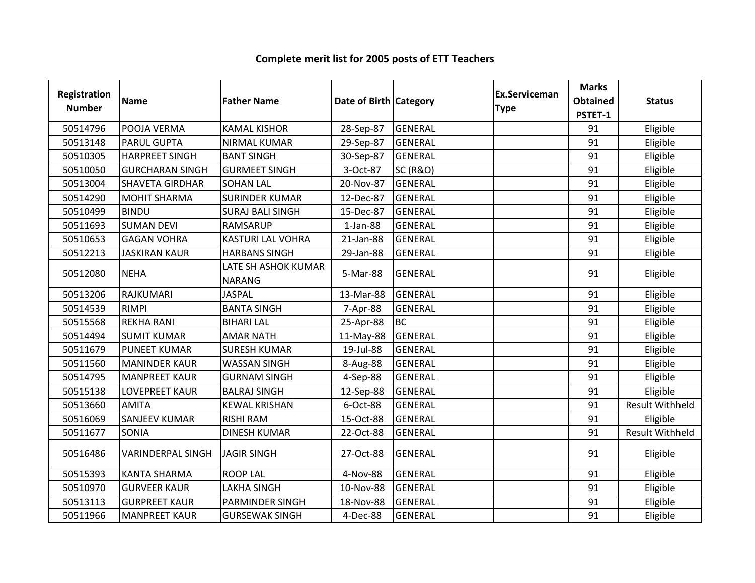# Complete merit list for 2005 posts of ETT Teachers

| Registration Number | Name | Father Name | Date of Birth | Category | Ex.Serviceman Type | Marks Obtained PSTET-1 | Status |
|---|---|---|---|---|---|---|---|
| 50514796 | POOJA VERMA | KAMAL KISHOR | 28-Sep-87 | GENERAL | | 91 | Eligible |
| 50513148 | PARUL GUPTA | NIRMAL KUMAR | 29-Sep-87 | GENERAL | | 91 | Eligible |
| 50510305 | HARPREET SINGH | BANT SINGH | 30-Sep-87 | GENERAL | | 91 | Eligible |
| 50510050 | GURCHARAN SINGH | GURMEET SINGH | 3-Oct-87 | SC (R&O) | | 91 | Eligible |
| 50513004 | SHAVETA GIRDHAR | SOHAN LAL | 20-Nov-87 | GENERAL | | 91 | Eligible |
| 50514290 | MOHIT SHARMA | SURINDER KUMAR | 12-Dec-87 | GENERAL | | 91 | Eligible |
| 50510499 | BINDU | SURAJ BALI SINGH | 15-Dec-87 | GENERAL | | 91 | Eligible |
| 50511693 | SUMAN DEVI | RAMSARUP | 1-Jan-88 | GENERAL | | 91 | Eligible |
| 50510653 | GAGAN VOHRA | KASTURI LAL VOHRA | 21-Jan-88 | GENERAL | | 91 | Eligible |
| 50512213 | JASKIRAN KAUR | HARBANS SINGH | 29-Jan-88 | GENERAL | | 91 | Eligible |
| 50512080 | NEHA | LATE SH ASHOK KUMAR NARANG | 5-Mar-88 | GENERAL | | 91 | Eligible |
| 50513206 | RAJKUMARI | JASPAL | 13-Mar-88 | GENERAL | | 91 | Eligible |
| 50514539 | RIMPI | BANTA SINGH | 7-Apr-88 | GENERAL | | 91 | Eligible |
| 50515568 | REKHA RANI | BIHARI LAL | 25-Apr-88 | BC | | 91 | Eligible |
| 50514494 | SUMIT KUMAR | AMAR NATH | 11-May-88 | GENERAL | | 91 | Eligible |
| 50511679 | PUNEET KUMAR | SURESH KUMAR | 19-Jul-88 | GENERAL | | 91 | Eligible |
| 50511560 | MANINDER KAUR | WASSAN SINGH | 8-Aug-88 | GENERAL | | 91 | Eligible |
| 50514795 | MANPREET KAUR | GURNAM SINGH | 4-Sep-88 | GENERAL | | 91 | Eligible |
| 50515138 | LOVEPREET KAUR | BALRAJ SINGH | 12-Sep-88 | GENERAL | | 91 | Eligible |
| 50513660 | AMITA | KEWAL KRISHAN | 6-Oct-88 | GENERAL | | 91 | Result Withheld |
| 50516069 | SANJEEV KUMAR | RISHI RAM | 15-Oct-88 | GENERAL | | 91 | Eligible |
| 50511677 | SONIA | DINESH KUMAR | 22-Oct-88 | GENERAL | | 91 | Result Withheld |
| 50516486 | VARINDERPAL SINGH | JAGIR SINGH | 27-Oct-88 | GENERAL | | 91 | Eligible |
| 50515393 | KANTA SHARMA | ROOP LAL | 4-Nov-88 | GENERAL | | 91 | Eligible |
| 50510970 | GURVEER KAUR | LAKHA SINGH | 10-Nov-88 | GENERAL | | 91 | Eligible |
| 50513113 | GURPREET KAUR | PARMINDER SINGH | 18-Nov-88 | GENERAL | | 91 | Eligible |
| 50511966 | MANPREET KAUR | GURSEWAK SINGH | 4-Dec-88 | GENERAL | | 91 | Eligible |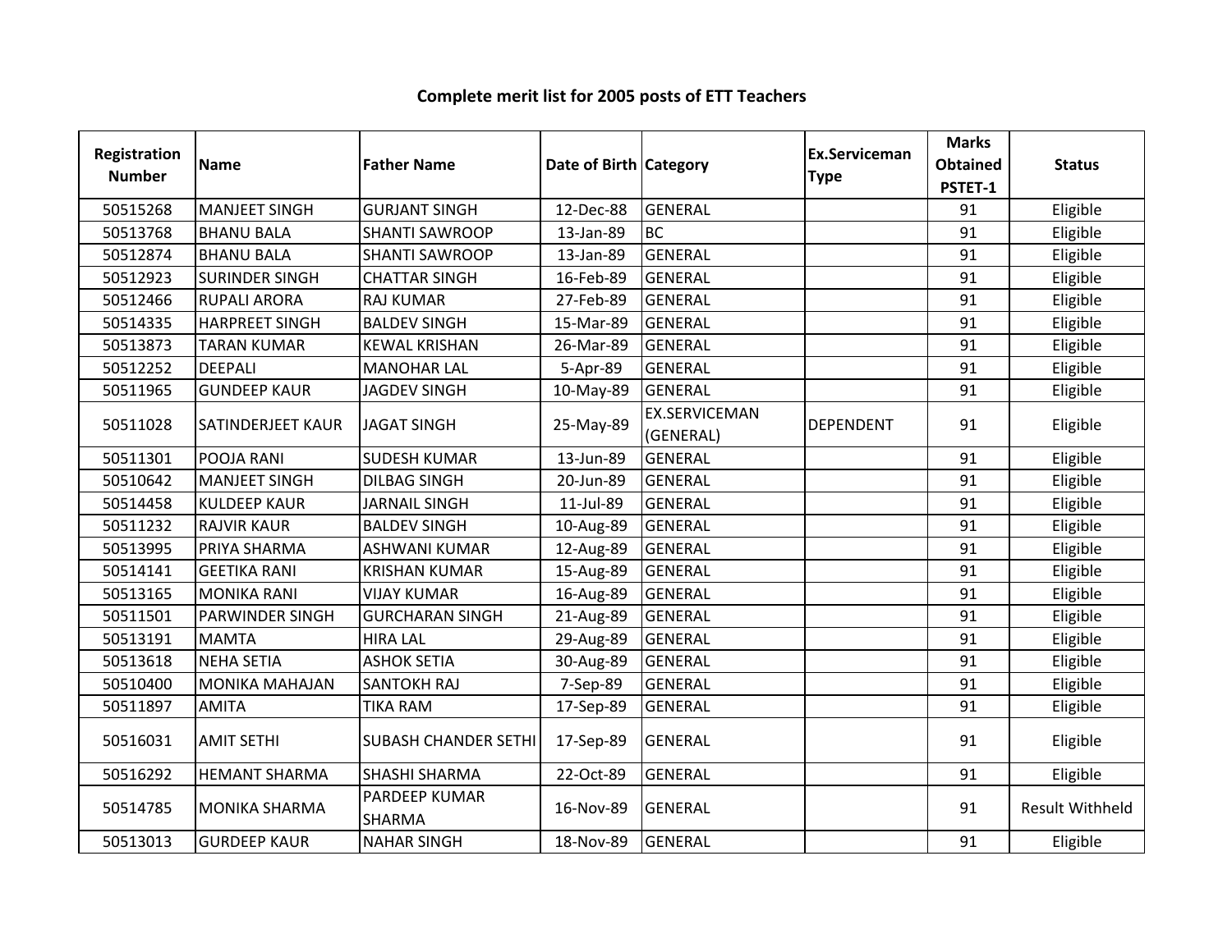# Complete merit list for 2005 posts of ETT Teachers

| Registration Number | Name | Father Name | Date of Birth | Category | Ex.Serviceman Type | Marks Obtained PSTET-1 | Status |
|---|---|---|---|---|---|---|---|
| 50515268 | MANJEET SINGH | GURJANT SINGH | 12-Dec-88 | GENERAL | | 91 | Eligible |
| 50513768 | BHANU BALA | SHANTI SAWROOP | 13-Jan-89 | BC | | 91 | Eligible |
| 50512874 | BHANU BALA | SHANTI SAWROOP | 13-Jan-89 | GENERAL | | 91 | Eligible |
| 50512923 | SURINDER SINGH | CHATTAR SINGH | 16-Feb-89 | GENERAL | | 91 | Eligible |
| 50512466 | RUPALI ARORA | RAJ KUMAR | 27-Feb-89 | GENERAL | | 91 | Eligible |
| 50514335 | HARPREET SINGH | BALDEV SINGH | 15-Mar-89 | GENERAL | | 91 | Eligible |
| 50513873 | TARAN KUMAR | KEWAL KRISHAN | 26-Mar-89 | GENERAL | | 91 | Eligible |
| 50512252 | DEEPALI | MANOHAR LAL | 5-Apr-89 | GENERAL | | 91 | Eligible |
| 50511965 | GUNDEEP KAUR | JAGDEV SINGH | 10-May-89 | GENERAL | | 91 | Eligible |
| 50511028 | SATINDERJEET KAUR | JAGAT SINGH | 25-May-89 | EX.SERVICEMAN (GENERAL) | DEPENDENT | 91 | Eligible |
| 50511301 | POOJA RANI | SUDESH KUMAR | 13-Jun-89 | GENERAL | | 91 | Eligible |
| 50510642 | MANJEET SINGH | DILBAG SINGH | 20-Jun-89 | GENERAL | | 91 | Eligible |
| 50514458 | KULDEEP KAUR | JARNAIL SINGH | 11-Jul-89 | GENERAL | | 91 | Eligible |
| 50511232 | RAJVIR KAUR | BALDEV SINGH | 10-Aug-89 | GENERAL | | 91 | Eligible |
| 50513995 | PRIYA SHARMA | ASHWANI KUMAR | 12-Aug-89 | GENERAL | | 91 | Eligible |
| 50514141 | GEETIKA RANI | KRISHAN KUMAR | 15-Aug-89 | GENERAL | | 91 | Eligible |
| 50513165 | MONIKA RANI | VIJAY KUMAR | 16-Aug-89 | GENERAL | | 91 | Eligible |
| 50511501 | PARWINDER SINGH | GURCHARAN SINGH | 21-Aug-89 | GENERAL | | 91 | Eligible |
| 50513191 | MAMTA | HIRA LAL | 29-Aug-89 | GENERAL | | 91 | Eligible |
| 50513618 | NEHA SETIA | ASHOK SETIA | 30-Aug-89 | GENERAL | | 91 | Eligible |
| 50510400 | MONIKA MAHAJAN | SANTOKH RAJ | 7-Sep-89 | GENERAL | | 91 | Eligible |
| 50511897 | AMITA | TIKA RAM | 17-Sep-89 | GENERAL | | 91 | Eligible |
| 50516031 | AMIT SETHI | SUBASH CHANDER SETHI | 17-Sep-89 | GENERAL | | 91 | Eligible |
| 50516292 | HEMANT SHARMA | SHASHI SHARMA | 22-Oct-89 | GENERAL | | 91 | Eligible |
| 50514785 | MONIKA SHARMA | PARDEEP KUMAR SHARMA | 16-Nov-89 | GENERAL | | 91 | Result Withheld |
| 50513013 | GURDEEP KAUR | NAHAR SINGH | 18-Nov-89 | GENERAL | | 91 | Eligible |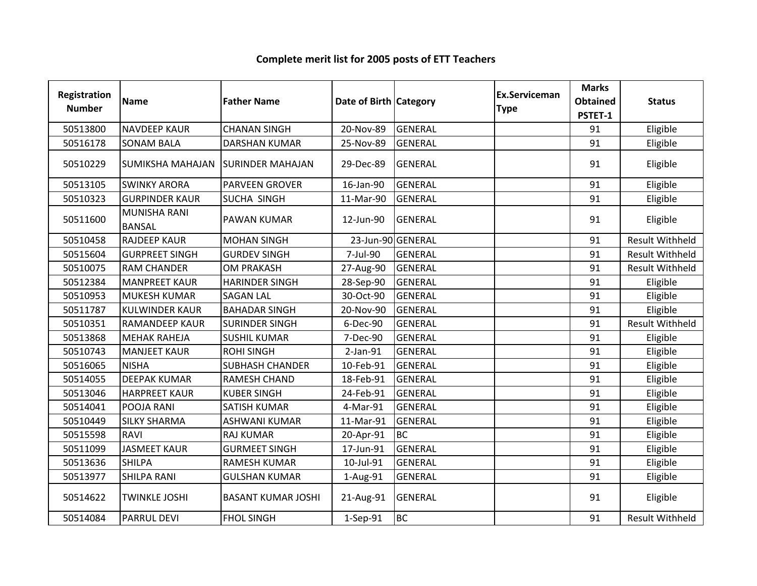**Complete merit list for 2005 posts of ETT Teachers**

| Registration Number | Name | Father Name | Date of Birth | Category | Ex.Serviceman Type | Marks Obtained PSTET-1 | Status |
|---|---|---|---|---|---|---|---|
| 50513800 | NAVDEEP KAUR | CHANAN SINGH | 20-Nov-89 | GENERAL | | 91 | Eligible |
| 50516178 | SONAM BALA | DARSHAN KUMAR | 25-Nov-89 | GENERAL | | 91 | Eligible |
| 50510229 | SUMIKSHA MAHAJAN | SURINDER MAHAJAN | 29-Dec-89 | GENERAL | | 91 | Eligible |
| 50513105 | SWINKY ARORA | PARVEEN GROVER | 16-Jan-90 | GENERAL | | 91 | Eligible |
| 50510323 | GURPINDER KAUR | SUCHA SINGH | 11-Mar-90 | GENERAL | | 91 | Eligible |
| 50511600 | MUNISHA RANI BANSAL | PAWAN KUMAR | 12-Jun-90 | GENERAL | | 91 | Eligible |
| 50510458 | RAJDEEP KAUR | MOHAN SINGH | 23-Jun-90 | GENERAL | | 91 | Result Withheld |
| 50515604 | GURPREET SINGH | GURDEV SINGH | 7-Jul-90 | GENERAL | | 91 | Result Withheld |
| 50510075 | RAM CHANDER | OM PRAKASH | 27-Aug-90 | GENERAL | | 91 | Result Withheld |
| 50512384 | MANPREET KAUR | HARINDER SINGH | 28-Sep-90 | GENERAL | | 91 | Eligible |
| 50510953 | MUKESH KUMAR | SAGAN LAL | 30-Oct-90 | GENERAL | | 91 | Eligible |
| 50511787 | KULWINDER KAUR | BAHADAR SINGH | 20-Nov-90 | GENERAL | | 91 | Eligible |
| 50510351 | RAMANDEEP KAUR | SURINDER SINGH | 6-Dec-90 | GENERAL | | 91 | Result Withheld |
| 50513868 | MEHAK RAHEJA | SUSHIL KUMAR | 7-Dec-90 | GENERAL | | 91 | Eligible |
| 50510743 | MANJEET KAUR | ROHI SINGH | 2-Jan-91 | GENERAL | | 91 | Eligible |
| 50516065 | NISHA | SUBHASH CHANDER | 10-Feb-91 | GENERAL | | 91 | Eligible |
| 50514055 | DEEPAK KUMAR | RAMESH CHAND | 18-Feb-91 | GENERAL | | 91 | Eligible |
| 50513046 | HARPREET KAUR | KUBER SINGH | 24-Feb-91 | GENERAL | | 91 | Eligible |
| 50514041 | POOJA RANI | SATISH KUMAR | 4-Mar-91 | GENERAL | | 91 | Eligible |
| 50510449 | SILKY SHARMA | ASHWANI KUMAR | 11-Mar-91 | GENERAL | | 91 | Eligible |
| 50515598 | RAVI | RAJ KUMAR | 20-Apr-91 | BC | | 91 | Eligible |
| 50511099 | JASMEET KAUR | GURMEET SINGH | 17-Jun-91 | GENERAL | | 91 | Eligible |
| 50513636 | SHILPA | RAMESH KUMAR | 10-Jul-91 | GENERAL | | 91 | Eligible |
| 50513977 | SHILPA RANI | GULSHAN KUMAR | 1-Aug-91 | GENERAL | | 91 | Eligible |
| 50514622 | TWINKLE JOSHI | BASANT KUMAR JOSHI | 21-Aug-91 | GENERAL | | 91 | Eligible |
| 50514084 | PARRUL DEVI | FHOL SINGH | 1-Sep-91 | BC | | 91 | Result Withheld |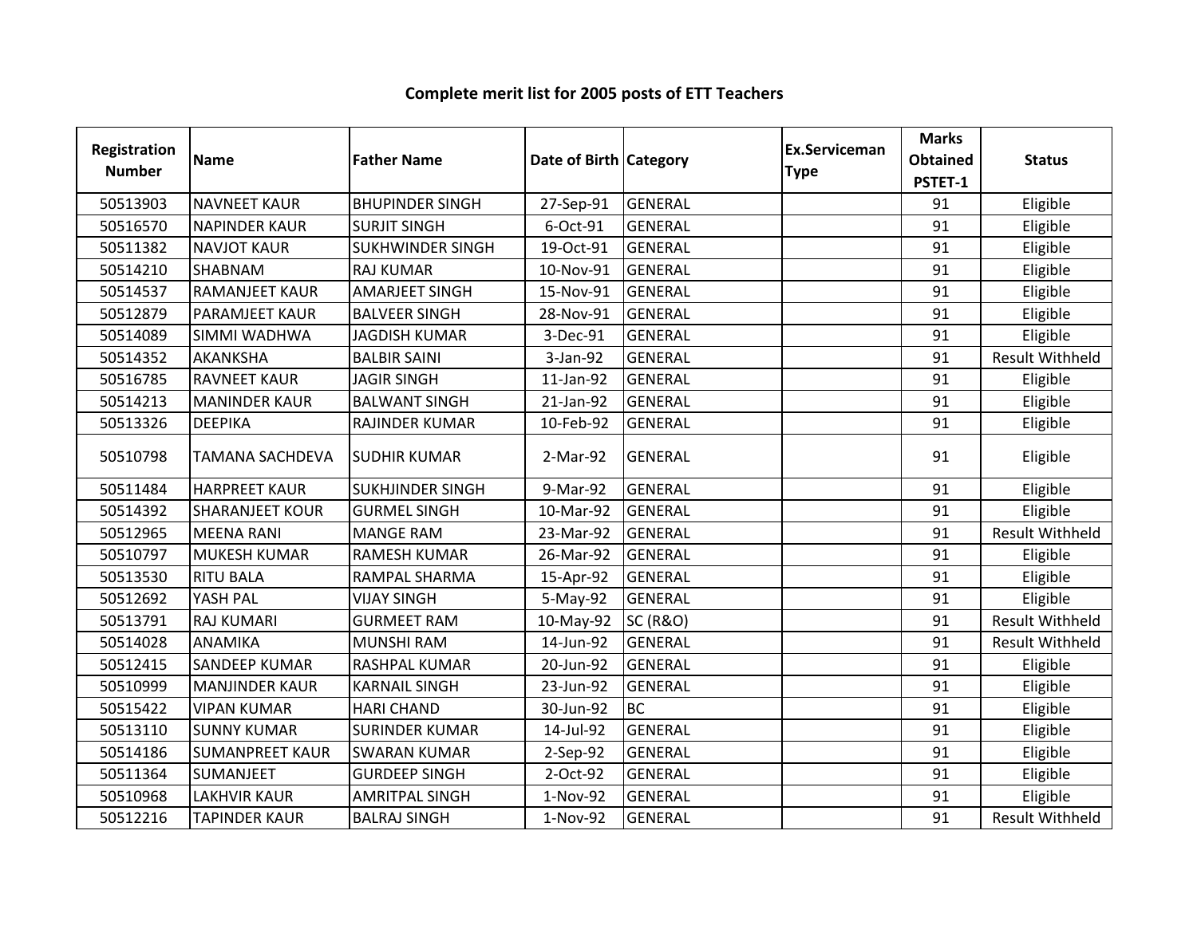# Complete merit list for 2005 posts of ETT Teachers

| Registration Number | Name | Father Name | Date of Birth | Category | Ex.Serviceman Type | Marks Obtained PSTET-1 | Status |
|---|---|---|---|---|---|---|---|
| 50513903 | NAVNEET KAUR | BHUPINDER SINGH | 27-Sep-91 | GENERAL | | 91 | Eligible |
| 50516570 | NAPINDER KAUR | SURJIT SINGH | 6-Oct-91 | GENERAL | | 91 | Eligible |
| 50511382 | NAVJOT KAUR | SUKHWINDER SINGH | 19-Oct-91 | GENERAL | | 91 | Eligible |
| 50514210 | SHABNAM | RAJ KUMAR | 10-Nov-91 | GENERAL | | 91 | Eligible |
| 50514537 | RAMANJEET KAUR | AMARJEET SINGH | 15-Nov-91 | GENERAL | | 91 | Eligible |
| 50512879 | PARAMJEET KAUR | BALVEER SINGH | 28-Nov-91 | GENERAL | | 91 | Eligible |
| 50514089 | SIMMI WADHWA | JAGDISH KUMAR | 3-Dec-91 | GENERAL | | 91 | Eligible |
| 50514352 | AKANKSHA | BALBIR SAINI | 3-Jan-92 | GENERAL | | 91 | Result Withheld |
| 50516785 | RAVNEET KAUR | JAGIR SINGH | 11-Jan-92 | GENERAL | | 91 | Eligible |
| 50514213 | MANINDER KAUR | BALWANT SINGH | 21-Jan-92 | GENERAL | | 91 | Eligible |
| 50513326 | DEEPIKA | RAJINDER KUMAR | 10-Feb-92 | GENERAL | | 91 | Eligible |
| 50510798 | TAMANA SACHDEVA | SUDHIR KUMAR | 2-Mar-92 | GENERAL | | 91 | Eligible |
| 50511484 | HARPREET KAUR | SUKHJINDER SINGH | 9-Mar-92 | GENERAL | | 91 | Eligible |
| 50514392 | SHARANJEET KOUR | GURMEL SINGH | 10-Mar-92 | GENERAL | | 91 | Eligible |
| 50512965 | MEENA RANI | MANGE RAM | 23-Mar-92 | GENERAL | | 91 | Result Withheld |
| 50510797 | MUKESH KUMAR | RAMESH KUMAR | 26-Mar-92 | GENERAL | | 91 | Eligible |
| 50513530 | RITU BALA | RAMPAL SHARMA | 15-Apr-92 | GENERAL | | 91 | Eligible |
| 50512692 | YASH PAL | VIJAY SINGH | 5-May-92 | GENERAL | | 91 | Eligible |
| 50513791 | RAJ KUMARI | GURMEET RAM | 10-May-92 | SC (R&O) | | 91 | Result Withheld |
| 50514028 | ANAMIKA | MUNSHI RAM | 14-Jun-92 | GENERAL | | 91 | Result Withheld |
| 50512415 | SANDEEP KUMAR | RASHPAL KUMAR | 20-Jun-92 | GENERAL | | 91 | Eligible |
| 50510999 | MANJINDER KAUR | KARNAIL SINGH | 23-Jun-92 | GENERAL | | 91 | Eligible |
| 50515422 | VIPAN KUMAR | HARI CHAND | 30-Jun-92 | BC | | 91 | Eligible |
| 50513110 | SUNNY KUMAR | SURINDER KUMAR | 14-Jul-92 | GENERAL | | 91 | Eligible |
| 50514186 | SUMANPREET KAUR | SWARAN KUMAR | 2-Sep-92 | GENERAL | | 91 | Eligible |
| 50511364 | SUMANJEET | GURDEEP SINGH | 2-Oct-92 | GENERAL | | 91 | Eligible |
| 50510968 | LAKHVIR KAUR | AMRITPAL SINGH | 1-Nov-92 | GENERAL | | 91 | Eligible |
| 50512216 | TAPINDER KAUR | BALRAJ SINGH | 1-Nov-92 | GENERAL | | 91 | Result Withheld |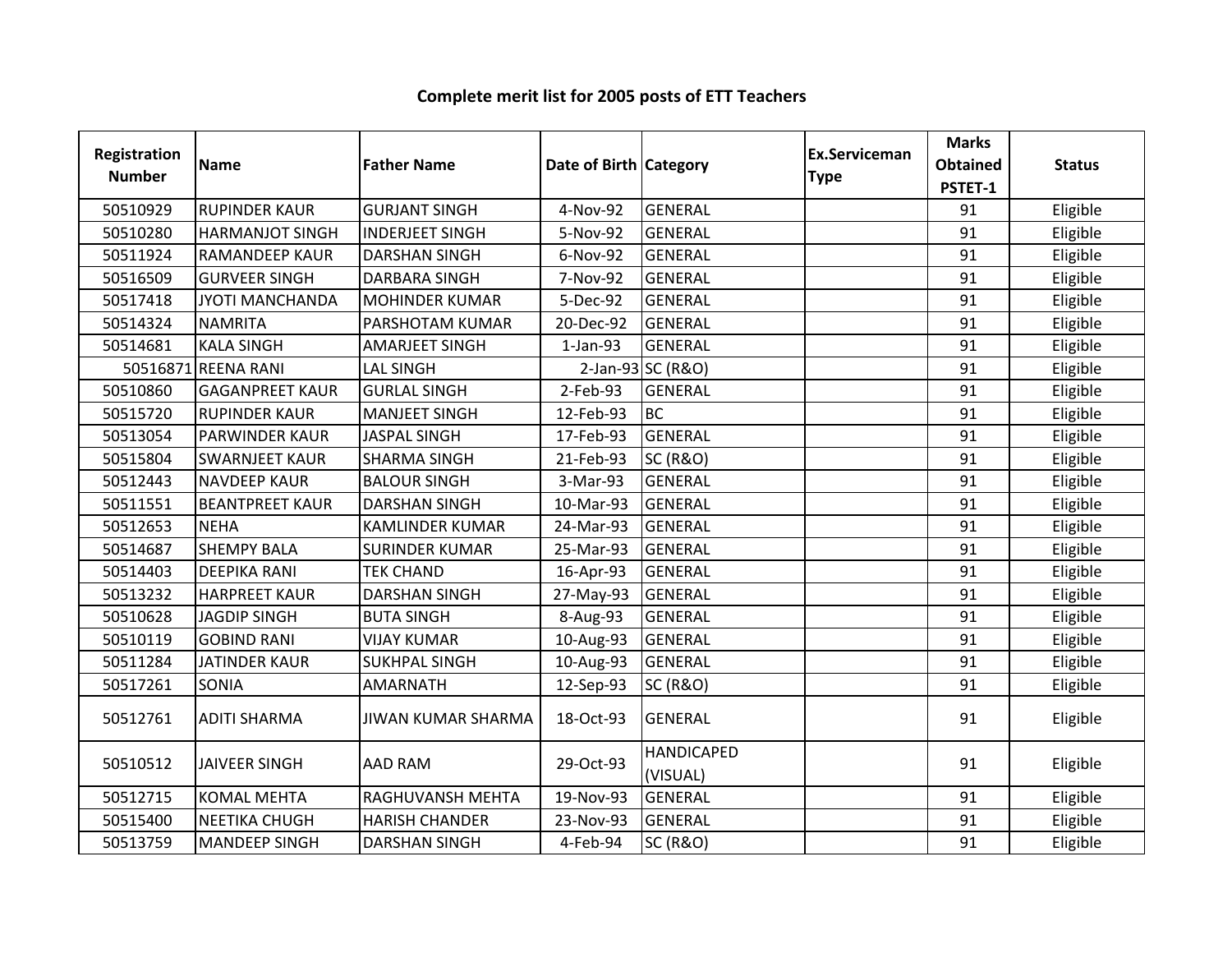# Complete merit list for 2005 posts of ETT Teachers

| Registration Number | Name | Father Name | Date of Birth | Category | Ex.Serviceman Type | Marks Obtained PSTET-1 | Status |
|---|---|---|---|---|---|---|---|
| 50510929 | RUPINDER KAUR | GURJANT SINGH | 4-Nov-92 | GENERAL | | 91 | Eligible |
| 50510280 | HARMANJOT SINGH | INDERJEET SINGH | 5-Nov-92 | GENERAL | | 91 | Eligible |
| 50511924 | RAMANDEEP KAUR | DARSHAN SINGH | 6-Nov-92 | GENERAL | | 91 | Eligible |
| 50516509 | GURVEER SINGH | DARBARA SINGH | 7-Nov-92 | GENERAL | | 91 | Eligible |
| 50517418 | JYOTI MANCHANDA | MOHINDER KUMAR | 5-Dec-92 | GENERAL | | 91 | Eligible |
| 50514324 | NAMRITA | PARSHOTAM KUMAR | 20-Dec-92 | GENERAL | | 91 | Eligible |
| 50514681 | KALA SINGH | AMARJEET SINGH | 1-Jan-93 | GENERAL | | 91 | Eligible |
| 50516871 | REENA RANI | LAL SINGH | 2-Jan-93 | SC (R&O) | | 91 | Eligible |
| 50510860 | GAGANPREET KAUR | GURLAL SINGH | 2-Feb-93 | GENERAL | | 91 | Eligible |
| 50515720 | RUPINDER KAUR | MANJEET SINGH | 12-Feb-93 | BC | | 91 | Eligible |
| 50513054 | PARWINDER KAUR | JASPAL SINGH | 17-Feb-93 | GENERAL | | 91 | Eligible |
| 50515804 | SWARNJEET KAUR | SHARMA SINGH | 21-Feb-93 | SC (R&O) | | 91 | Eligible |
| 50512443 | NAVDEEP KAUR | BALOUR SINGH | 3-Mar-93 | GENERAL | | 91 | Eligible |
| 50511551 | BEANTPREET KAUR | DARSHAN SINGH | 10-Mar-93 | GENERAL | | 91 | Eligible |
| 50512653 | NEHA | KAMLINDER KUMAR | 24-Mar-93 | GENERAL | | 91 | Eligible |
| 50514687 | SHEMPY BALA | SURINDER KUMAR | 25-Mar-93 | GENERAL | | 91 | Eligible |
| 50514403 | DEEPIKA RANI | TEK CHAND | 16-Apr-93 | GENERAL | | 91 | Eligible |
| 50513232 | HARPREET KAUR | DARSHAN SINGH | 27-May-93 | GENERAL | | 91 | Eligible |
| 50510628 | JAGDIP SINGH | BUTA SINGH | 8-Aug-93 | GENERAL | | 91 | Eligible |
| 50510119 | GOBIND RANI | VIJAY KUMAR | 10-Aug-93 | GENERAL | | 91 | Eligible |
| 50511284 | JATINDER KAUR | SUKHPAL SINGH | 10-Aug-93 | GENERAL | | 91 | Eligible |
| 50517261 | SONIA | AMARNATH | 12-Sep-93 | SC (R&O) | | 91 | Eligible |
| 50512761 | ADITI SHARMA | JIWAN KUMAR SHARMA | 18-Oct-93 | GENERAL | | 91 | Eligible |
| 50510512 | JAIVEER SINGH | AAD RAM | 29-Oct-93 | HANDICAPED (VISUAL) | | 91 | Eligible |
| 50512715 | KOMAL MEHTA | RAGHUVANSH MEHTA | 19-Nov-93 | GENERAL | | 91 | Eligible |
| 50515400 | NEETIKA CHUGH | HARISH CHANDER | 23-Nov-93 | GENERAL | | 91 | Eligible |
| 50513759 | MANDEEP SINGH | DARSHAN SINGH | 4-Feb-94 | SC (R&O) | | 91 | Eligible |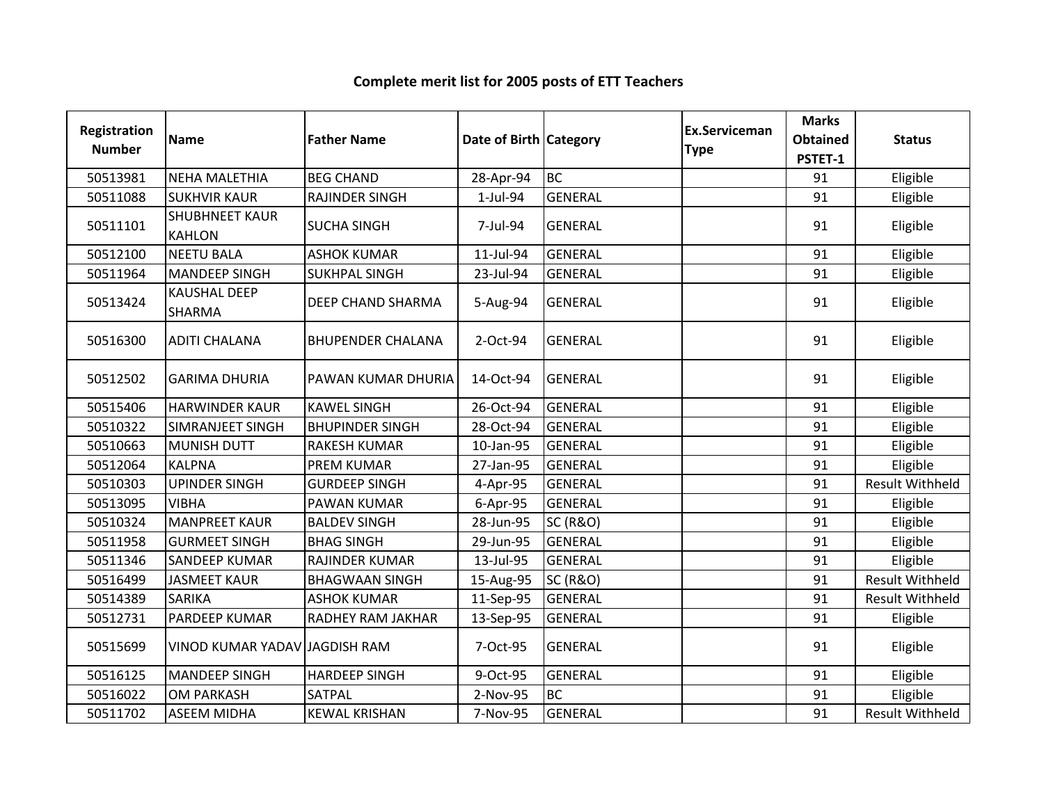**Complete merit list for 2005 posts of ETT Teachers**

| Registration Number | Name | Father Name | Date of Birth | Category | Ex.Serviceman Type | Marks Obtained PSTET-1 | Status |
|---|---|---|---|---|---|---|---|
| 50513981 | NEHA MALETHIA | BEG CHAND | 28-Apr-94 | BC | | 91 | Eligible |
| 50511088 | SUKHVIR KAUR | RAJINDER SINGH | 1-Jul-94 | GENERAL | | 91 | Eligible |
| 50511101 | SHUBHNEET KAUR KAHLON | SUCHA SINGH | 7-Jul-94 | GENERAL | | 91 | Eligible |
| 50512100 | NEETU BALA | ASHOK KUMAR | 11-Jul-94 | GENERAL | | 91 | Eligible |
| 50511964 | MANDEEP SINGH | SUKHPAL SINGH | 23-Jul-94 | GENERAL | | 91 | Eligible |
| 50513424 | KAUSHAL DEEP SHARMA | DEEP CHAND SHARMA | 5-Aug-94 | GENERAL | | 91 | Eligible |
| 50516300 | ADITI CHALANA | BHUPENDER CHALANA | 2-Oct-94 | GENERAL | | 91 | Eligible |
| 50512502 | GARIMA DHURIA | PAWAN KUMAR DHURIA | 14-Oct-94 | GENERAL | | 91 | Eligible |
| 50515406 | HARWINDER KAUR | KAWEL SINGH | 26-Oct-94 | GENERAL | | 91 | Eligible |
| 50510322 | SIMRANJEET SINGH | BHUPINDER SINGH | 28-Oct-94 | GENERAL | | 91 | Eligible |
| 50510663 | MUNISH DUTT | RAKESH KUMAR | 10-Jan-95 | GENERAL | | 91 | Eligible |
| 50512064 | KALPNA | PREM KUMAR | 27-Jan-95 | GENERAL | | 91 | Eligible |
| 50510303 | UPINDER SINGH | GURDEEP SINGH | 4-Apr-95 | GENERAL | | 91 | Result Withheld |
| 50513095 | VIBHA | PAWAN KUMAR | 6-Apr-95 | GENERAL | | 91 | Eligible |
| 50510324 | MANPREET KAUR | BALDEV SINGH | 28-Jun-95 | SC (R&O) | | 91 | Eligible |
| 50511958 | GURMEET SINGH | BHAG SINGH | 29-Jun-95 | GENERAL | | 91 | Eligible |
| 50511346 | SANDEEP KUMAR | RAJINDER KUMAR | 13-Jul-95 | GENERAL | | 91 | Eligible |
| 50516499 | JASMEET KAUR | BHAGWAAN SINGH | 15-Aug-95 | SC (R&O) | | 91 | Result Withheld |
| 50514389 | SARIKA | ASHOK KUMAR | 11-Sep-95 | GENERAL | | 91 | Result Withheld |
| 50512731 | PARDEEP KUMAR | RADHEY RAM JAKHAR | 13-Sep-95 | GENERAL | | 91 | Eligible |
| 50515699 | VINOD KUMAR YADAV | JAGDISH RAM | 7-Oct-95 | GENERAL | | 91 | Eligible |
| 50516125 | MANDEEP SINGH | HARDEEP SINGH | 9-Oct-95 | GENERAL | | 91 | Eligible |
| 50516022 | OM PARKASH | SATPAL | 2-Nov-95 | BC | | 91 | Eligible |
| 50511702 | ASEEM MIDHA | KEWAL KRISHAN | 7-Nov-95 | GENERAL | | 91 | Result Withheld |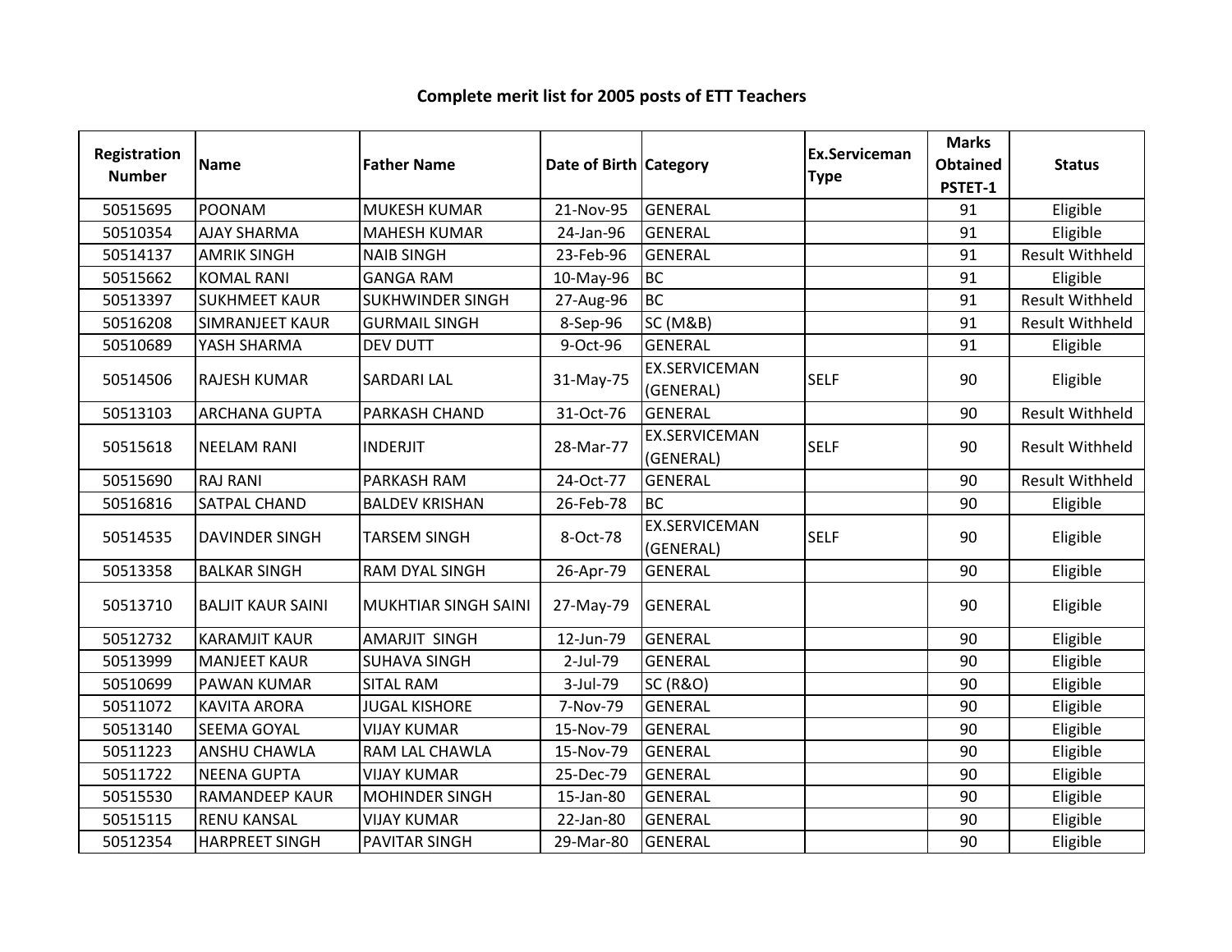**Complete merit list for 2005 posts of ETT Teachers**

| Registration Number | Name | Father Name | Date of Birth | Category | Ex.Serviceman Type | Marks Obtained PSTET-1 | Status |
|---|---|---|---|---|---|---|---|
| 50515695 | POONAM | MUKESH KUMAR | 21-Nov-95 | GENERAL | | 91 | Eligible |
| 50510354 | AJAY SHARMA | MAHESH KUMAR | 24-Jan-96 | GENERAL | | 91 | Eligible |
| 50514137 | AMRIK SINGH | NAIB SINGH | 23-Feb-96 | GENERAL | | 91 | Result Withheld |
| 50515662 | KOMAL RANI | GANGA RAM | 10-May-96 | BC | | 91 | Eligible |
| 50513397 | SUKHMEET KAUR | SUKHWINDER SINGH | 27-Aug-96 | BC | | 91 | Result Withheld |
| 50516208 | SIMRANJEET KAUR | GURMAIL SINGH | 8-Sep-96 | SC (M&B) | | 91 | Result Withheld |
| 50510689 | YASH SHARMA | DEV DUTT | 9-Oct-96 | GENERAL | | 91 | Eligible |
| 50514506 | RAJESH KUMAR | SARDARI LAL | 31-May-75 | EX.SERVICEMAN (GENERAL) | SELF | 90 | Eligible |
| 50513103 | ARCHANA GUPTA | PARKASH CHAND | 31-Oct-76 | GENERAL | | 90 | Result Withheld |
| 50515618 | NEELAM RANI | INDERJIT | 28-Mar-77 | EX.SERVICEMAN (GENERAL) | SELF | 90 | Result Withheld |
| 50515690 | RAJ RANI | PARKASH RAM | 24-Oct-77 | GENERAL | | 90 | Result Withheld |
| 50516816 | SATPAL CHAND | BALDEV KRISHAN | 26-Feb-78 | BC | | 90 | Eligible |
| 50514535 | DAVINDER SINGH | TARSEM SINGH | 8-Oct-78 | EX.SERVICEMAN (GENERAL) | SELF | 90 | Eligible |
| 50513358 | BALKAR SINGH | RAM DYAL SINGH | 26-Apr-79 | GENERAL | | 90 | Eligible |
| 50513710 | BALJIT KAUR SAINI | MUKHTIAR SINGH SAINI | 27-May-79 | GENERAL | | 90 | Eligible |
| 50512732 | KARAMJIT KAUR | AMARJIT SINGH | 12-Jun-79 | GENERAL | | 90 | Eligible |
| 50513999 | MANJEET KAUR | SUHAVA SINGH | 2-Jul-79 | GENERAL | | 90 | Eligible |
| 50510699 | PAWAN KUMAR | SITAL RAM | 3-Jul-79 | SC (R&O) | | 90 | Eligible |
| 50511072 | KAVITA ARORA | JUGAL KISHORE | 7-Nov-79 | GENERAL | | 90 | Eligible |
| 50513140 | SEEMA GOYAL | VIJAY KUMAR | 15-Nov-79 | GENERAL | | 90 | Eligible |
| 50511223 | ANSHU CHAWLA | RAM LAL CHAWLA | 15-Nov-79 | GENERAL | | 90 | Eligible |
| 50511722 | NEENA GUPTA | VIJAY KUMAR | 25-Dec-79 | GENERAL | | 90 | Eligible |
| 50515530 | RAMANDEEP KAUR | MOHINDER SINGH | 15-Jan-80 | GENERAL | | 90 | Eligible |
| 50515115 | RENU KANSAL | VIJAY KUMAR | 22-Jan-80 | GENERAL | | 90 | Eligible |
| 50512354 | HARPREET SINGH | PAVITAR SINGH | 29-Mar-80 | GENERAL | | 90 | Eligible |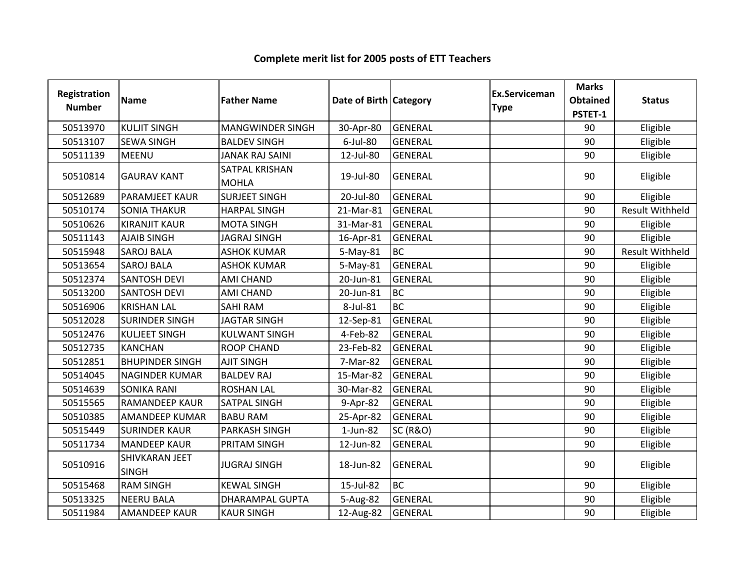**Complete merit list for 2005 posts of ETT Teachers**

| Registration Number | Name | Father Name | Date of Birth | Category | Ex.Serviceman Type | Marks Obtained PSTET-1 | Status |
|---|---|---|---|---|---|---|---|
| 50513970 | KULJIT SINGH | MANGWINDER SINGH | 30-Apr-80 | GENERAL | | 90 | Eligible |
| 50513107 | SEWA SINGH | BALDEV SINGH | 6-Jul-80 | GENERAL | | 90 | Eligible |
| 50511139 | MEENU | JANAK RAJ SAINI | 12-Jul-80 | GENERAL | | 90 | Eligible |
| 50510814 | GAURAV KANT | SATPAL KRISHAN MOHLA | 19-Jul-80 | GENERAL | | 90 | Eligible |
| 50512689 | PARAMJEET KAUR | SURJEET SINGH | 20-Jul-80 | GENERAL | | 90 | Eligible |
| 50510174 | SONIA THAKUR | HARPAL SINGH | 21-Mar-81 | GENERAL | | 90 | Result Withheld |
| 50510626 | KIRANJIT KAUR | MOTA SINGH | 31-Mar-81 | GENERAL | | 90 | Eligible |
| 50511143 | AJAIB SINGH | JAGRAJ SINGH | 16-Apr-81 | GENERAL | | 90 | Eligible |
| 50515948 | SAROJ BALA | ASHOK KUMAR | 5-May-81 | BC | | 90 | Result Withheld |
| 50513654 | SAROJ BALA | ASHOK KUMAR | 5-May-81 | GENERAL | | 90 | Eligible |
| 50512374 | SANTOSH DEVI | AMI CHAND | 20-Jun-81 | GENERAL | | 90 | Eligible |
| 50513200 | SANTOSH DEVI | AMI CHAND | 20-Jun-81 | BC | | 90 | Eligible |
| 50516906 | KRISHAN LAL | SAHI RAM | 8-Jul-81 | BC | | 90 | Eligible |
| 50512028 | SURINDER SINGH | JAGTAR SINGH | 12-Sep-81 | GENERAL | | 90 | Eligible |
| 50512476 | KULJEET SINGH | KULWANT SINGH | 4-Feb-82 | GENERAL | | 90 | Eligible |
| 50512735 | KANCHAN | ROOP CHAND | 23-Feb-82 | GENERAL | | 90 | Eligible |
| 50512851 | BHUPINDER SINGH | AJIT SINGH | 7-Mar-82 | GENERAL | | 90 | Eligible |
| 50514045 | NAGINDER KUMAR | BALDEV RAJ | 15-Mar-82 | GENERAL | | 90 | Eligible |
| 50514639 | SONIKA RANI | ROSHAN LAL | 30-Mar-82 | GENERAL | | 90 | Eligible |
| 50515565 | RAMANDEEP KAUR | SATPAL SINGH | 9-Apr-82 | GENERAL | | 90 | Eligible |
| 50510385 | AMANDEEP KUMAR | BABU RAM | 25-Apr-82 | GENERAL | | 90 | Eligible |
| 50515449 | SURINDER KAUR | PARKASH SINGH | 1-Jun-82 | SC (R&O) | | 90 | Eligible |
| 50511734 | MANDEEP KAUR | PRITAM SINGH | 12-Jun-82 | GENERAL | | 90 | Eligible |
| 50510916 | SHIVKARAN JEET SINGH | JUGRAJ SINGH | 18-Jun-82 | GENERAL | | 90 | Eligible |
| 50515468 | RAM SINGH | KEWAL SINGH | 15-Jul-82 | BC | | 90 | Eligible |
| 50513325 | NEERU BALA | DHARAMPAL GUPTA | 5-Aug-82 | GENERAL | | 90 | Eligible |
| 50511984 | AMANDEEP KAUR | KAUR SINGH | 12-Aug-82 | GENERAL | | 90 | Eligible |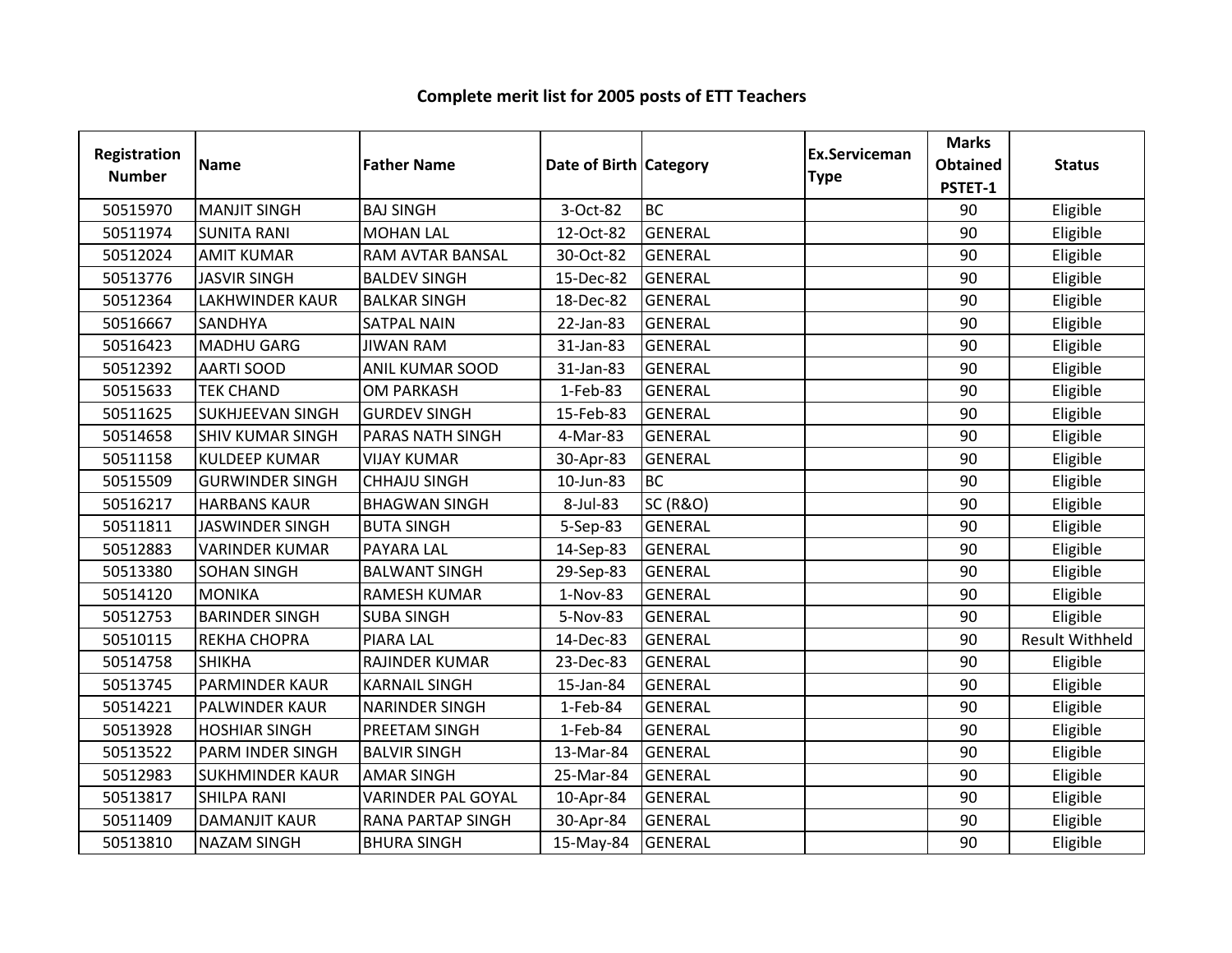## Complete merit list for 2005 posts of ETT Teachers

| Registration Number | Name | Father Name | Date of Birth | Category | Ex.Serviceman Type | Marks Obtained PSTET-1 | Status |
|---|---|---|---|---|---|---|---|
| 50515970 | MANJIT SINGH | BAJ SINGH | 3-Oct-82 | BC | | 90 | Eligible |
| 50511974 | SUNITA RANI | MOHAN LAL | 12-Oct-82 | GENERAL | | 90 | Eligible |
| 50512024 | AMIT KUMAR | RAM AVTAR BANSAL | 30-Oct-82 | GENERAL | | 90 | Eligible |
| 50513776 | JASVIR SINGH | BALDEV SINGH | 15-Dec-82 | GENERAL | | 90 | Eligible |
| 50512364 | LAKHWINDER KAUR | BALKAR SINGH | 18-Dec-82 | GENERAL | | 90 | Eligible |
| 50516667 | SANDHYA | SATPAL NAIN | 22-Jan-83 | GENERAL | | 90 | Eligible |
| 50516423 | MADHU GARG | JIWAN RAM | 31-Jan-83 | GENERAL | | 90 | Eligible |
| 50512392 | AARTI SOOD | ANIL KUMAR SOOD | 31-Jan-83 | GENERAL | | 90 | Eligible |
| 50515633 | TEK CHAND | OM PARKASH | 1-Feb-83 | GENERAL | | 90 | Eligible |
| 50511625 | SUKHJEEVAN SINGH | GURDEV SINGH | 15-Feb-83 | GENERAL | | 90 | Eligible |
| 50514658 | SHIV KUMAR SINGH | PARAS NATH SINGH | 4-Mar-83 | GENERAL | | 90 | Eligible |
| 50511158 | KULDEEP KUMAR | VIJAY KUMAR | 30-Apr-83 | GENERAL | | 90 | Eligible |
| 50515509 | GURWINDER SINGH | CHHAJU SINGH | 10-Jun-83 | BC | | 90 | Eligible |
| 50516217 | HARBANS KAUR | BHAGWAN SINGH | 8-Jul-83 | SC (R&O) | | 90 | Eligible |
| 50511811 | JASWINDER SINGH | BUTA SINGH | 5-Sep-83 | GENERAL | | 90 | Eligible |
| 50512883 | VARINDER KUMAR | PAYARA LAL | 14-Sep-83 | GENERAL | | 90 | Eligible |
| 50513380 | SOHAN SINGH | BALWANT SINGH | 29-Sep-83 | GENERAL | | 90 | Eligible |
| 50514120 | MONIKA | RAMESH KUMAR | 1-Nov-83 | GENERAL | | 90 | Eligible |
| 50512753 | BARINDER SINGH | SUBA SINGH | 5-Nov-83 | GENERAL | | 90 | Eligible |
| 50510115 | REKHA CHOPRA | PIARA LAL | 14-Dec-83 | GENERAL | | 90 | Result Withheld |
| 50514758 | SHIKHA | RAJINDER KUMAR | 23-Dec-83 | GENERAL | | 90 | Eligible |
| 50513745 | PARMINDER KAUR | KARNAIL SINGH | 15-Jan-84 | GENERAL | | 90 | Eligible |
| 50514221 | PALWINDER KAUR | NARINDER SINGH | 1-Feb-84 | GENERAL | | 90 | Eligible |
| 50513928 | HOSHIAR SINGH | PREETAM SINGH | 1-Feb-84 | GENERAL | | 90 | Eligible |
| 50513522 | PARM INDER SINGH | BALVIR SINGH | 13-Mar-84 | GENERAL | | 90 | Eligible |
| 50512983 | SUKHMINDER KAUR | AMAR SINGH | 25-Mar-84 | GENERAL | | 90 | Eligible |
| 50513817 | SHILPA RANI | VARINDER PAL GOYAL | 10-Apr-84 | GENERAL | | 90 | Eligible |
| 50511409 | DAMANJIT KAUR | RANA PARTAP SINGH | 30-Apr-84 | GENERAL | | 90 | Eligible |
| 50513810 | NAZAM SINGH | BHURA SINGH | 15-May-84 | GENERAL | | 90 | Eligible |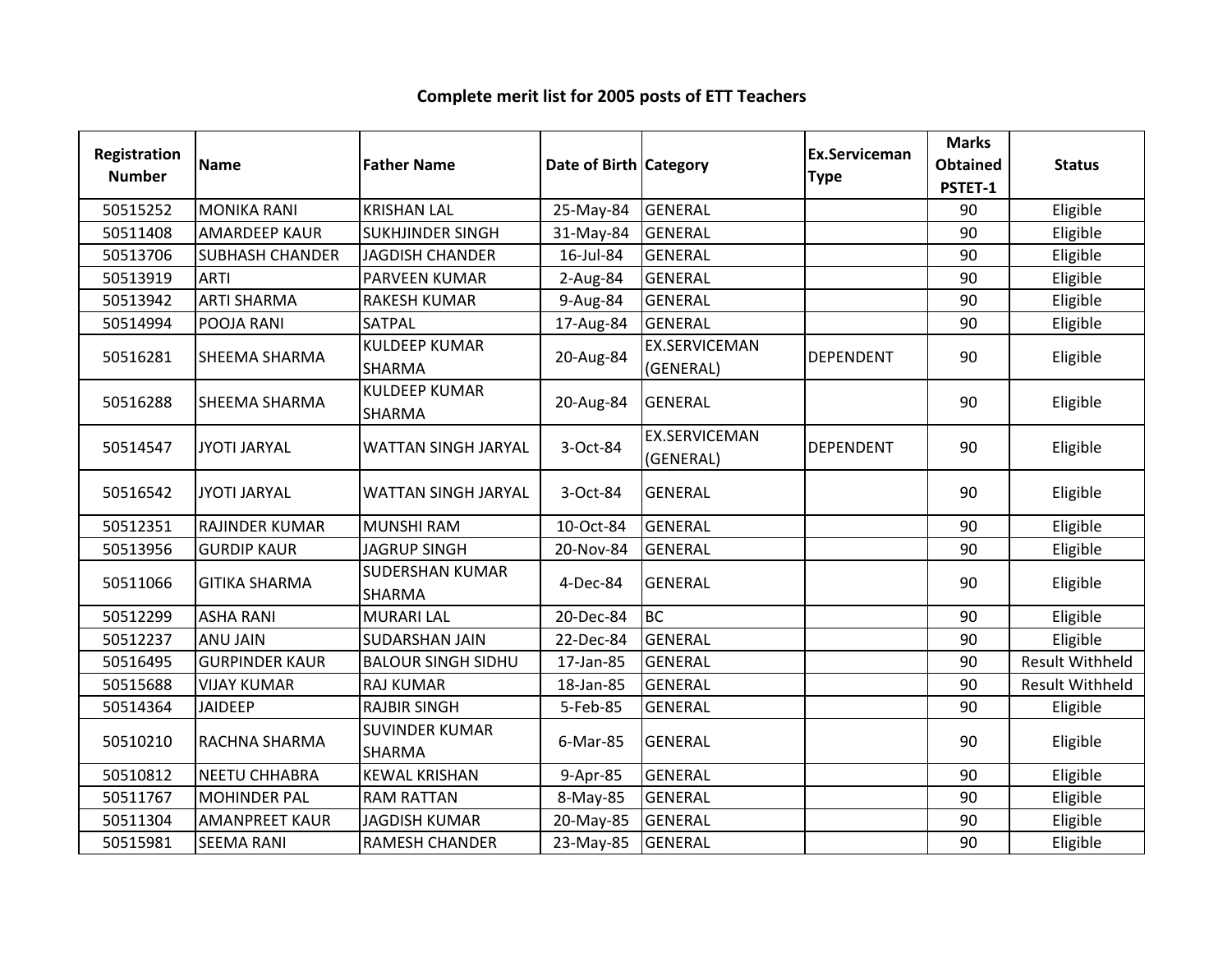**Complete merit list for 2005 posts of ETT Teachers**

| Registration Number | Name | Father Name | Date of Birth | Category | Ex.Serviceman Type | Marks Obtained PSTET-1 | Status |
|---|---|---|---|---|---|---|---|
| 50515252 | MONIKA RANI | KRISHAN LAL | 25-May-84 | GENERAL | | 90 | Eligible |
| 50511408 | AMARDEEP KAUR | SUKHJINDER SINGH | 31-May-84 | GENERAL | | 90 | Eligible |
| 50513706 | SUBHASH CHANDER | JAGDISH CHANDER | 16-Jul-84 | GENERAL | | 90 | Eligible |
| 50513919 | ARTI | PARVEEN KUMAR | 2-Aug-84 | GENERAL | | 90 | Eligible |
| 50513942 | ARTI SHARMA | RAKESH KUMAR | 9-Aug-84 | GENERAL | | 90 | Eligible |
| 50514994 | POOJA RANI | SATPAL | 17-Aug-84 | GENERAL | | 90 | Eligible |
| 50516281 | SHEEMA SHARMA | KULDEEP KUMAR SHARMA | 20-Aug-84 | EX.SERVICEMAN (GENERAL) | DEPENDENT | 90 | Eligible |
| 50516288 | SHEEMA SHARMA | KULDEEP KUMAR SHARMA | 20-Aug-84 | GENERAL | | 90 | Eligible |
| 50514547 | JYOTI JARYAL | WATTAN SINGH JARYAL | 3-Oct-84 | EX.SERVICEMAN (GENERAL) | DEPENDENT | 90 | Eligible |
| 50516542 | JYOTI JARYAL | WATTAN SINGH JARYAL | 3-Oct-84 | GENERAL | | 90 | Eligible |
| 50512351 | RAJINDER KUMAR | MUNSHI RAM | 10-Oct-84 | GENERAL | | 90 | Eligible |
| 50513956 | GURDIP KAUR | JAGRUP SINGH | 20-Nov-84 | GENERAL | | 90 | Eligible |
| 50511066 | GITIKA SHARMA | SUDERSHAN KUMAR SHARMA | 4-Dec-84 | GENERAL | | 90 | Eligible |
| 50512299 | ASHA RANI | MURARI LAL | 20-Dec-84 | BC | | 90 | Eligible |
| 50512237 | ANU JAIN | SUDARSHAN JAIN | 22-Dec-84 | GENERAL | | 90 | Eligible |
| 50516495 | GURPINDER KAUR | BALOUR SINGH SIDHU | 17-Jan-85 | GENERAL | | 90 | Result Withheld |
| 50515688 | VIJAY KUMAR | RAJ KUMAR | 18-Jan-85 | GENERAL | | 90 | Result Withheld |
| 50514364 | JAIDEEP | RAJBIR SINGH | 5-Feb-85 | GENERAL | | 90 | Eligible |
| 50510210 | RACHNA SHARMA | SUVINDER KUMAR SHARMA | 6-Mar-85 | GENERAL | | 90 | Eligible |
| 50510812 | NEETU CHHABRA | KEWAL KRISHAN | 9-Apr-85 | GENERAL | | 90 | Eligible |
| 50511767 | MOHINDER PAL | RAM RATTAN | 8-May-85 | GENERAL | | 90 | Eligible |
| 50511304 | AMANPREET KAUR | JAGDISH KUMAR | 20-May-85 | GENERAL | | 90 | Eligible |
| 50515981 | SEEMA RANI | RAMESH CHANDER | 23-May-85 | GENERAL | | 90 | Eligible |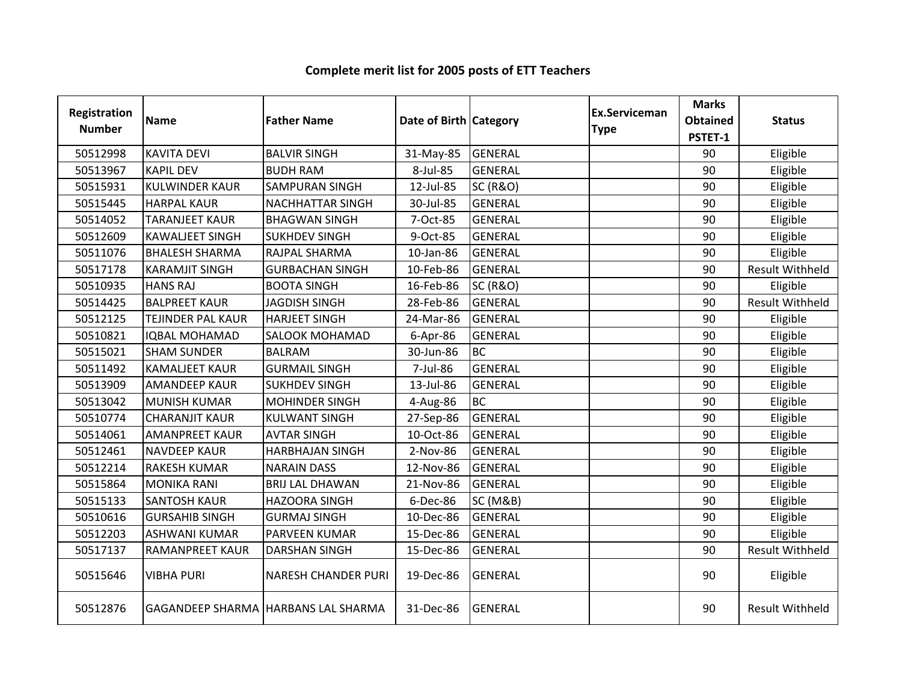# Complete merit list for 2005 posts of ETT Teachers

| Registration Number | Name | Father Name | Date of Birth | Category | Ex.Serviceman Type | Marks Obtained PSTET-1 | Status |
|---|---|---|---|---|---|---|---|
| 50512998 | KAVITA DEVI | BALVIR SINGH | 31-May-85 | GENERAL | | 90 | Eligible |
| 50513967 | KAPIL DEV | BUDH RAM | 8-Jul-85 | GENERAL | | 90 | Eligible |
| 50515931 | KULWINDER KAUR | SAMPURAN SINGH | 12-Jul-85 | SC (R&O) | | 90 | Eligible |
| 50515445 | HARPAL KAUR | NACHHATTAR SINGH | 30-Jul-85 | GENERAL | | 90 | Eligible |
| 50514052 | TARANJEET KAUR | BHAGWAN SINGH | 7-Oct-85 | GENERAL | | 90 | Eligible |
| 50512609 | KAWALJEET SINGH | SUKHDEV SINGH | 9-Oct-85 | GENERAL | | 90 | Eligible |
| 50511076 | BHALESH SHARMA | RAJPAL SHARMA | 10-Jan-86 | GENERAL | | 90 | Eligible |
| 50517178 | KARAMJIT SINGH | GURBACHAN SINGH | 10-Feb-86 | GENERAL | | 90 | Result Withheld |
| 50510935 | HANS RAJ | BOOTA SINGH | 16-Feb-86 | SC (R&O) | | 90 | Eligible |
| 50514425 | BALPREET KAUR | JAGDISH SINGH | 28-Feb-86 | GENERAL | | 90 | Result Withheld |
| 50512125 | TEJINDER PAL KAUR | HARJEET SINGH | 24-Mar-86 | GENERAL | | 90 | Eligible |
| 50510821 | IQBAL MOHAMAD | SALOOK MOHAMAD | 6-Apr-86 | GENERAL | | 90 | Eligible |
| 50515021 | SHAM SUNDER | BALRAM | 30-Jun-86 | BC | | 90 | Eligible |
| 50511492 | KAMALJEET KAUR | GURMAIL SINGH | 7-Jul-86 | GENERAL | | 90 | Eligible |
| 50513909 | AMANDEEP KAUR | SUKHDEV SINGH | 13-Jul-86 | GENERAL | | 90 | Eligible |
| 50513042 | MUNISH KUMAR | MOHINDER SINGH | 4-Aug-86 | BC | | 90 | Eligible |
| 50510774 | CHARANJIT KAUR | KULWANT SINGH | 27-Sep-86 | GENERAL | | 90 | Eligible |
| 50514061 | AMANPREET KAUR | AVTAR SINGH | 10-Oct-86 | GENERAL | | 90 | Eligible |
| 50512461 | NAVDEEP KAUR | HARBHAJAN SINGH | 2-Nov-86 | GENERAL | | 90 | Eligible |
| 50512214 | RAKESH KUMAR | NARAIN DASS | 12-Nov-86 | GENERAL | | 90 | Eligible |
| 50515864 | MONIKA RANI | BRIJ LAL DHAWAN | 21-Nov-86 | GENERAL | | 90 | Eligible |
| 50515133 | SANTOSH KAUR | HAZOORA SINGH | 6-Dec-86 | SC (M&B) | | 90 | Eligible |
| 50510616 | GURSAHIB SINGH | GURMAJ SINGH | 10-Dec-86 | GENERAL | | 90 | Eligible |
| 50512203 | ASHWANI KUMAR | PARVEEN KUMAR | 15-Dec-86 | GENERAL | | 90 | Eligible |
| 50517137 | RAMANPREET KAUR | DARSHAN SINGH | 15-Dec-86 | GENERAL | | 90 | Result Withheld |
| 50515646 | VIBHA PURI | NARESH CHANDER PURI | 19-Dec-86 | GENERAL | | 90 | Eligible |
| 50512876 | GAGANDEEP SHARMA | HARBANS LAL SHARMA | 31-Dec-86 | GENERAL | | 90 | Result Withheld |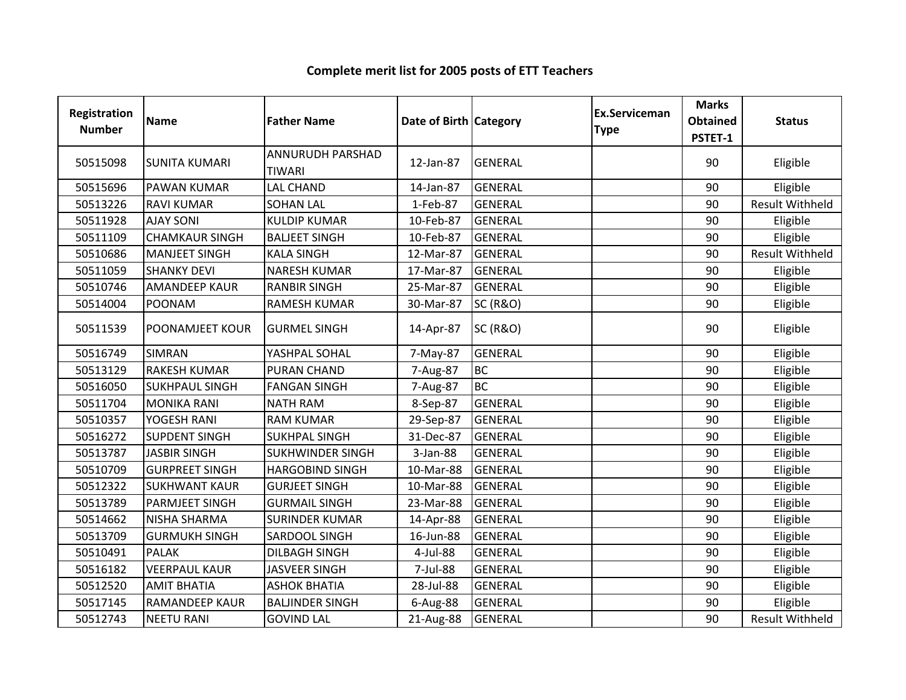# Complete merit list for 2005 posts of ETT Teachers

| Registration Number | Name | Father Name | Date of Birth | Category | Ex.Serviceman Type | Marks Obtained PSTET-1 | Status |
|---|---|---|---|---|---|---|---|
| 50515098 | SUNITA KUMARI | ANNURUDH PARSHAD TIWARI | 12-Jan-87 | GENERAL | | 90 | Eligible |
| 50515696 | PAWAN KUMAR | LAL CHAND | 14-Jan-87 | GENERAL | | 90 | Eligible |
| 50513226 | RAVI KUMAR | SOHAN LAL | 1-Feb-87 | GENERAL | | 90 | Result Withheld |
| 50511928 | AJAY SONI | KULDIP KUMAR | 10-Feb-87 | GENERAL | | 90 | Eligible |
| 50511109 | CHAMKAUR SINGH | BALJEET SINGH | 10-Feb-87 | GENERAL | | 90 | Eligible |
| 50510686 | MANJEET SINGH | KALA SINGH | 12-Mar-87 | GENERAL | | 90 | Result Withheld |
| 50511059 | SHANKY DEVI | NARESH KUMAR | 17-Mar-87 | GENERAL | | 90 | Eligible |
| 50510746 | AMANDEEP KAUR | RANBIR SINGH | 25-Mar-87 | GENERAL | | 90 | Eligible |
| 50514004 | POONAM | RAMESH KUMAR | 30-Mar-87 | SC (R&O) | | 90 | Eligible |
| 50511539 | POONAMJEET KOUR | GURMEL SINGH | 14-Apr-87 | SC (R&O) | | 90 | Eligible |
| 50516749 | SIMRAN | YASHPAL SOHAL | 7-May-87 | GENERAL | | 90 | Eligible |
| 50513129 | RAKESH KUMAR | PURAN CHAND | 7-Aug-87 | BC | | 90 | Eligible |
| 50516050 | SUKHPAUL SINGH | FANGAN SINGH | 7-Aug-87 | BC | | 90 | Eligible |
| 50511704 | MONIKA RANI | NATH RAM | 8-Sep-87 | GENERAL | | 90 | Eligible |
| 50510357 | YOGESH RANI | RAM KUMAR | 29-Sep-87 | GENERAL | | 90 | Eligible |
| 50516272 | SUPDENT SINGH | SUKHPAL SINGH | 31-Dec-87 | GENERAL | | 90 | Eligible |
| 50513787 | JASBIR SINGH | SUKHWINDER SINGH | 3-Jan-88 | GENERAL | | 90 | Eligible |
| 50510709 | GURPREET SINGH | HARGOBIND SINGH | 10-Mar-88 | GENERAL | | 90 | Eligible |
| 50512322 | SUKHWANT KAUR | GURJEET SINGH | 10-Mar-88 | GENERAL | | 90 | Eligible |
| 50513789 | PARMJEET SINGH | GURMAIL SINGH | 23-Mar-88 | GENERAL | | 90 | Eligible |
| 50514662 | NISHA SHARMA | SURINDER KUMAR | 14-Apr-88 | GENERAL | | 90 | Eligible |
| 50513709 | GURMUKH SINGH | SARDOOL SINGH | 16-Jun-88 | GENERAL | | 90 | Eligible |
| 50510491 | PALAK | DILBAGH SINGH | 4-Jul-88 | GENERAL | | 90 | Eligible |
| 50516182 | VEERPAUL KAUR | JASVEER SINGH | 7-Jul-88 | GENERAL | | 90 | Eligible |
| 50512520 | AMIT BHATIA | ASHOK BHATIA | 28-Jul-88 | GENERAL | | 90 | Eligible |
| 50517145 | RAMANDEEP KAUR | BALJINDER SINGH | 6-Aug-88 | GENERAL | | 90 | Eligible |
| 50512743 | NEETU RANI | GOVIND LAL | 21-Aug-88 | GENERAL | | 90 | Result Withheld |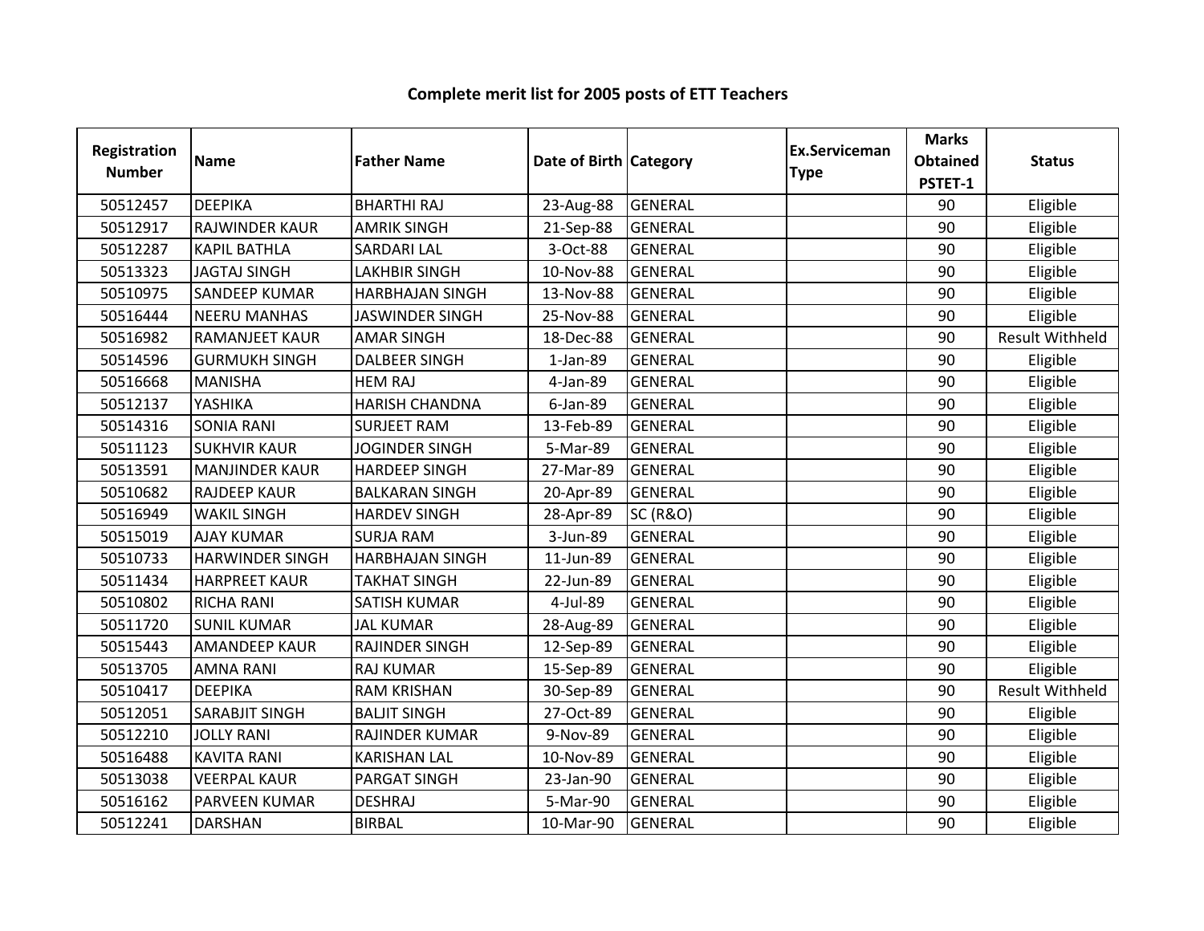# Complete merit list for 2005 posts of ETT Teachers

| Registration Number | Name | Father Name | Date of Birth | Category | Ex.Serviceman Type | Marks Obtained PSTET-1 | Status |
|---|---|---|---|---|---|---|---|
| 50512457 | DEEPIKA | BHARTHI RAJ | 23-Aug-88 | GENERAL | | 90 | Eligible |
| 50512917 | RAJWINDER KAUR | AMRIK SINGH | 21-Sep-88 | GENERAL | | 90 | Eligible |
| 50512287 | KAPIL BATHLA | SARDARI LAL | 3-Oct-88 | GENERAL | | 90 | Eligible |
| 50513323 | JAGTAJ SINGH | LAKHBIR SINGH | 10-Nov-88 | GENERAL | | 90 | Eligible |
| 50510975 | SANDEEP KUMAR | HARBHAJAN SINGH | 13-Nov-88 | GENERAL | | 90 | Eligible |
| 50516444 | NEERU MANHAS | JASWINDER SINGH | 25-Nov-88 | GENERAL | | 90 | Eligible |
| 50516982 | RAMANJEET KAUR | AMAR SINGH | 18-Dec-88 | GENERAL | | 90 | Result Withheld |
| 50514596 | GURMUKH SINGH | DALBEER SINGH | 1-Jan-89 | GENERAL | | 90 | Eligible |
| 50516668 | MANISHA | HEM RAJ | 4-Jan-89 | GENERAL | | 90 | Eligible |
| 50512137 | YASHIKA | HARISH CHANDNA | 6-Jan-89 | GENERAL | | 90 | Eligible |
| 50514316 | SONIA RANI | SURJEET RAM | 13-Feb-89 | GENERAL | | 90 | Eligible |
| 50511123 | SUKHVIR KAUR | JOGINDER SINGH | 5-Mar-89 | GENERAL | | 90 | Eligible |
| 50513591 | MANJINDER KAUR | HARDEEP SINGH | 27-Mar-89 | GENERAL | | 90 | Eligible |
| 50510682 | RAJDEEP KAUR | BALKARAN SINGH | 20-Apr-89 | GENERAL | | 90 | Eligible |
| 50516949 | WAKIL SINGH | HARDEV SINGH | 28-Apr-89 | SC (R&O) | | 90 | Eligible |
| 50515019 | AJAY KUMAR | SURJA RAM | 3-Jun-89 | GENERAL | | 90 | Eligible |
| 50510733 | HARWINDER SINGH | HARBHAJAN SINGH | 11-Jun-89 | GENERAL | | 90 | Eligible |
| 50511434 | HARPREET KAUR | TAKHAT SINGH | 22-Jun-89 | GENERAL | | 90 | Eligible |
| 50510802 | RICHA RANI | SATISH KUMAR | 4-Jul-89 | GENERAL | | 90 | Eligible |
| 50511720 | SUNIL KUMAR | JAL KUMAR | 28-Aug-89 | GENERAL | | 90 | Eligible |
| 50515443 | AMANDEEP KAUR | RAJINDER SINGH | 12-Sep-89 | GENERAL | | 90 | Eligible |
| 50513705 | AMNA RANI | RAJ KUMAR | 15-Sep-89 | GENERAL | | 90 | Eligible |
| 50510417 | DEEPIKA | RAM KRISHAN | 30-Sep-89 | GENERAL | | 90 | Result Withheld |
| 50512051 | SARABJIT SINGH | BALJIT SINGH | 27-Oct-89 | GENERAL | | 90 | Eligible |
| 50512210 | JOLLY RANI | RAJINDER KUMAR | 9-Nov-89 | GENERAL | | 90 | Eligible |
| 50516488 | KAVITA RANI | KARISHAN LAL | 10-Nov-89 | GENERAL | | 90 | Eligible |
| 50513038 | VEERPAL KAUR | PARGAT SINGH | 23-Jan-90 | GENERAL | | 90 | Eligible |
| 50516162 | PARVEEN KUMAR | DESHRAJ | 5-Mar-90 | GENERAL | | 90 | Eligible |
| 50512241 | DARSHAN | BIRBAL | 10-Mar-90 | GENERAL | | 90 | Eligible |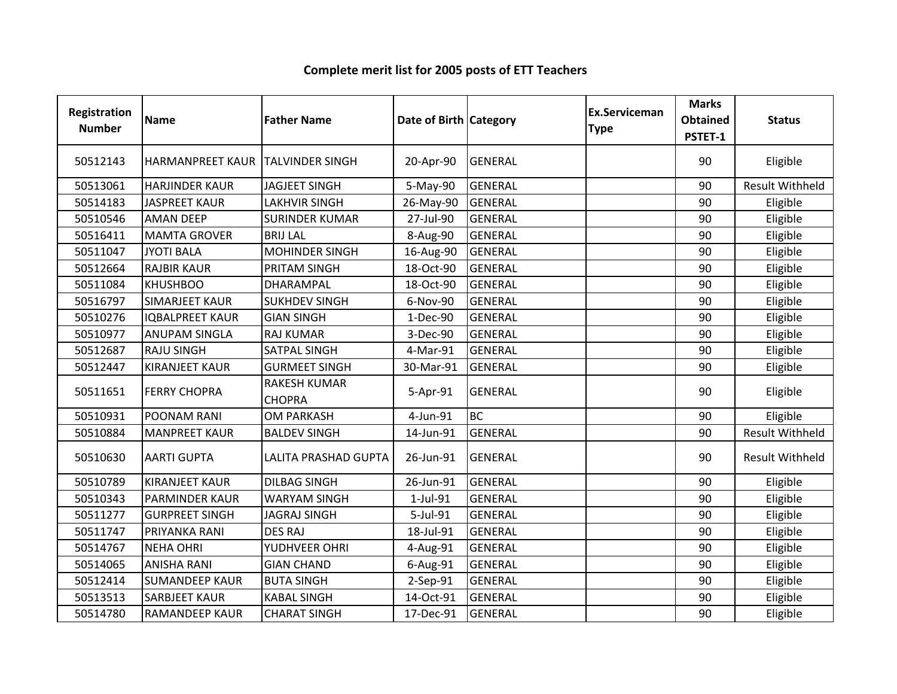# Complete merit list for 2005 posts of ETT Teachers

| Registration Number | Name | Father Name | Date of Birth | Category | Ex.Serviceman Type | Marks Obtained PSTET-1 | Status |
|---|---|---|---|---|---|---|---|
| 50512143 | HARMANPREET KAUR | TALVINDER SINGH | 20-Apr-90 | GENERAL | | 90 | Eligible |
| 50513061 | HARJINDER KAUR | JAGJEET SINGH | 5-May-90 | GENERAL | | 90 | Result Withheld |
| 50514183 | JASPREET KAUR | LAKHVIR SINGH | 26-May-90 | GENERAL | | 90 | Eligible |
| 50510546 | AMAN DEEP | SURINDER KUMAR | 27-Jul-90 | GENERAL | | 90 | Eligible |
| 50516411 | MAMTA GROVER | BRIJ LAL | 8-Aug-90 | GENERAL | | 90 | Eligible |
| 50511047 | JYOTI BALA | MOHINDER SINGH | 16-Aug-90 | GENERAL | | 90 | Eligible |
| 50512664 | RAJBIR KAUR | PRITAM SINGH | 18-Oct-90 | GENERAL | | 90 | Eligible |
| 50511084 | KHUSHBOO | DHARAMPAL | 18-Oct-90 | GENERAL | | 90 | Eligible |
| 50516797 | SIMARJEET KAUR | SUKHDEV SINGH | 6-Nov-90 | GENERAL | | 90 | Eligible |
| 50510276 | IQBALPREET KAUR | GIAN SINGH | 1-Dec-90 | GENERAL | | 90 | Eligible |
| 50510977 | ANUPAM SINGLA | RAJ KUMAR | 3-Dec-90 | GENERAL | | 90 | Eligible |
| 50512687 | RAJU SINGH | SATPAL SINGH | 4-Mar-91 | GENERAL | | 90 | Eligible |
| 50512447 | KIRANJEET KAUR | GURMEET SINGH | 30-Mar-91 | GENERAL | | 90 | Eligible |
| 50511651 | FERRY CHOPRA | RAKESH KUMAR CHOPRA | 5-Apr-91 | GENERAL | | 90 | Eligible |
| 50510931 | POONAM RANI | OM PARKASH | 4-Jun-91 | BC | | 90 | Eligible |
| 50510884 | MANPREET KAUR | BALDEV SINGH | 14-Jun-91 | GENERAL | | 90 | Result Withheld |
| 50510630 | AARTI GUPTA | LALITA PRASHAD GUPTA | 26-Jun-91 | GENERAL | | 90 | Result Withheld |
| 50510789 | KIRANJEET KAUR | DILBAG SINGH | 26-Jun-91 | GENERAL | | 90 | Eligible |
| 50510343 | PARMINDER KAUR | WARYAM SINGH | 1-Jul-91 | GENERAL | | 90 | Eligible |
| 50511277 | GURPREET SINGH | JAGRAJ SINGH | 5-Jul-91 | GENERAL | | 90 | Eligible |
| 50511747 | PRIYANKA RANI | DES RAJ | 18-Jul-91 | GENERAL | | 90 | Eligible |
| 50514767 | NEHA OHRI | YUDHVEER OHRI | 4-Aug-91 | GENERAL | | 90 | Eligible |
| 50514065 | ANISHA RANI | GIAN CHAND | 6-Aug-91 | GENERAL | | 90 | Eligible |
| 50512414 | SUMANDEEP KAUR | BUTA SINGH | 2-Sep-91 | GENERAL | | 90 | Eligible |
| 50513513 | SARBJEET KAUR | KABAL SINGH | 14-Oct-91 | GENERAL | | 90 | Eligible |
| 50514780 | RAMANDEEP KAUR | CHARAT SINGH | 17-Dec-91 | GENERAL | | 90 | Eligible |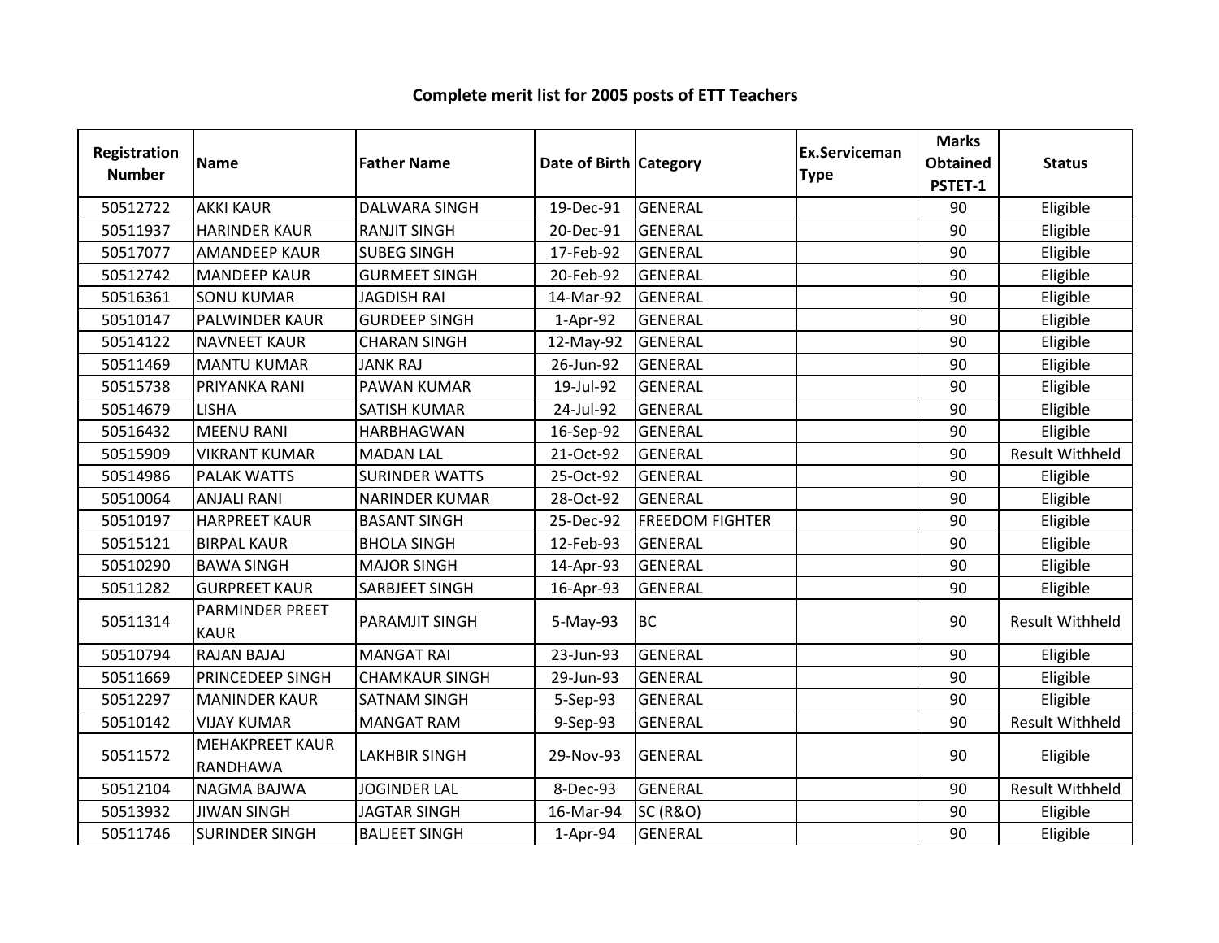# Complete merit list for 2005 posts of ETT Teachers

| Registration Number | Name | Father Name | Date of Birth | Category | Ex.Serviceman Type | Marks Obtained PSTET-1 | Status |
|---|---|---|---|---|---|---|---|
| 50512722 | AKKI KAUR | DALWARA SINGH | 19-Dec-91 | GENERAL | | 90 | Eligible |
| 50511937 | HARINDER KAUR | RANJIT SINGH | 20-Dec-91 | GENERAL | | 90 | Eligible |
| 50517077 | AMANDEEP KAUR | SUBEG SINGH | 17-Feb-92 | GENERAL | | 90 | Eligible |
| 50512742 | MANDEEP KAUR | GURMEET SINGH | 20-Feb-92 | GENERAL | | 90 | Eligible |
| 50516361 | SONU KUMAR | JAGDISH RAI | 14-Mar-92 | GENERAL | | 90 | Eligible |
| 50510147 | PALWINDER KAUR | GURDEEP SINGH | 1-Apr-92 | GENERAL | | 90 | Eligible |
| 50514122 | NAVNEET KAUR | CHARAN SINGH | 12-May-92 | GENERAL | | 90 | Eligible |
| 50511469 | MANTU KUMAR | JANK RAJ | 26-Jun-92 | GENERAL | | 90 | Eligible |
| 50515738 | PRIYANKA RANI | PAWAN KUMAR | 19-Jul-92 | GENERAL | | 90 | Eligible |
| 50514679 | LISHA | SATISH KUMAR | 24-Jul-92 | GENERAL | | 90 | Eligible |
| 50516432 | MEENU RANI | HARBHAGWAN | 16-Sep-92 | GENERAL | | 90 | Eligible |
| 50515909 | VIKRANT KUMAR | MADAN LAL | 21-Oct-92 | GENERAL | | 90 | Result Withheld |
| 50514986 | PALAK WATTS | SURINDER WATTS | 25-Oct-92 | GENERAL | | 90 | Eligible |
| 50510064 | ANJALI RANI | NARINDER KUMAR | 28-Oct-92 | GENERAL | | 90 | Eligible |
| 50510197 | HARPREET KAUR | BASANT SINGH | 25-Dec-92 | FREEDOM FIGHTER | | 90 | Eligible |
| 50515121 | BIRPAL KAUR | BHOLA SINGH | 12-Feb-93 | GENERAL | | 90 | Eligible |
| 50510290 | BAWA SINGH | MAJOR SINGH | 14-Apr-93 | GENERAL | | 90 | Eligible |
| 50511282 | GURPREET KAUR | SARBJEET SINGH | 16-Apr-93 | GENERAL | | 90 | Eligible |
| 50511314 | PARMINDER PREET KAUR | PARAMJIT SINGH | 5-May-93 | BC | | 90 | Result Withheld |
| 50510794 | RAJAN BAJAJ | MANGAT RAI | 23-Jun-93 | GENERAL | | 90 | Eligible |
| 50511669 | PRINCEDEEP SINGH | CHAMKAUR SINGH | 29-Jun-93 | GENERAL | | 90 | Eligible |
| 50512297 | MANINDER KAUR | SATNAM SINGH | 5-Sep-93 | GENERAL | | 90 | Eligible |
| 50510142 | VIJAY KUMAR | MANGAT RAM | 9-Sep-93 | GENERAL | | 90 | Result Withheld |
| 50511572 | MEHAKPREET KAUR RANDHAWA | LAKHBIR SINGH | 29-Nov-93 | GENERAL | | 90 | Eligible |
| 50512104 | NAGMA BAJWA | JOGINDER LAL | 8-Dec-93 | GENERAL | | 90 | Result Withheld |
| 50513932 | JIWAN SINGH | JAGTAR SINGH | 16-Mar-94 | SC (R&O) | | 90 | Eligible |
| 50511746 | SURINDER SINGH | BALJEET SINGH | 1-Apr-94 | GENERAL | | 90 | Eligible |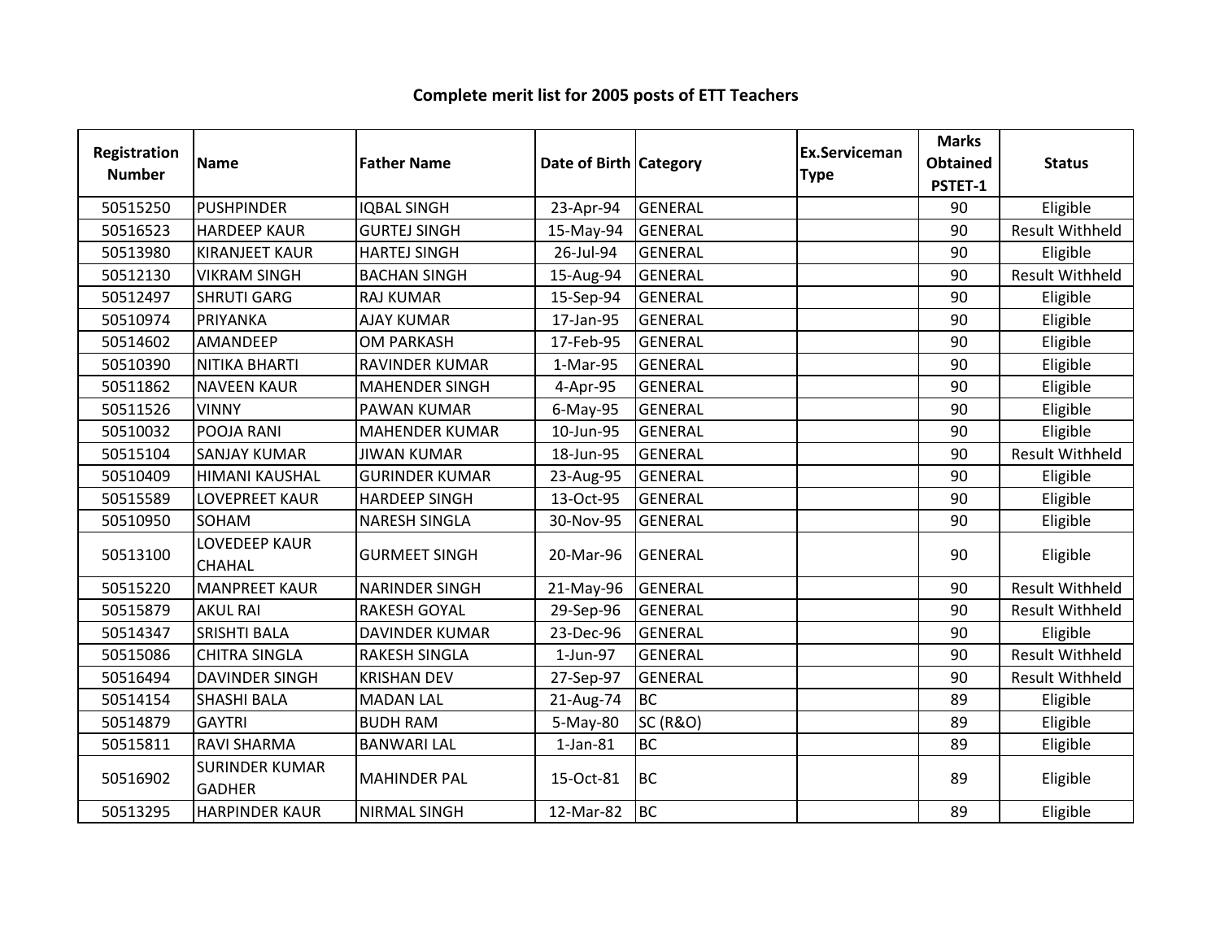# Complete merit list for 2005 posts of ETT Teachers

| Registration Number | Name | Father Name | Date of Birth | Category | Ex.Serviceman Type | Marks Obtained PSTET-1 | Status |
|---|---|---|---|---|---|---|---|
| 50515250 | PUSHPINDER | IQBAL SINGH | 23-Apr-94 | GENERAL | | 90 | Eligible |
| 50516523 | HARDEEP KAUR | GURTEJ SINGH | 15-May-94 | GENERAL | | 90 | Result Withheld |
| 50513980 | KIRANJEET KAUR | HARTEJ SINGH | 26-Jul-94 | GENERAL | | 90 | Eligible |
| 50512130 | VIKRAM SINGH | BACHAN SINGH | 15-Aug-94 | GENERAL | | 90 | Result Withheld |
| 50512497 | SHRUTI GARG | RAJ KUMAR | 15-Sep-94 | GENERAL | | 90 | Eligible |
| 50510974 | PRIYANKA | AJAY KUMAR | 17-Jan-95 | GENERAL | | 90 | Eligible |
| 50514602 | AMANDEEP | OM PARKASH | 17-Feb-95 | GENERAL | | 90 | Eligible |
| 50510390 | NITIKA BHARTI | RAVINDER KUMAR | 1-Mar-95 | GENERAL | | 90 | Eligible |
| 50511862 | NAVEEN KAUR | MAHENDER SINGH | 4-Apr-95 | GENERAL | | 90 | Eligible |
| 50511526 | VINNY | PAWAN KUMAR | 6-May-95 | GENERAL | | 90 | Eligible |
| 50510032 | POOJA RANI | MAHENDER KUMAR | 10-Jun-95 | GENERAL | | 90 | Eligible |
| 50515104 | SANJAY KUMAR | JIWAN KUMAR | 18-Jun-95 | GENERAL | | 90 | Result Withheld |
| 50510409 | HIMANI KAUSHAL | GURINDER KUMAR | 23-Aug-95 | GENERAL | | 90 | Eligible |
| 50515589 | LOVEPREET KAUR | HARDEEP SINGH | 13-Oct-95 | GENERAL | | 90 | Eligible |
| 50510950 | SOHAM | NARESH SINGLA | 30-Nov-95 | GENERAL | | 90 | Eligible |
| 50513100 | LOVEDEEP KAUR CHAHAL | GURMEET SINGH | 20-Mar-96 | GENERAL | | 90 | Eligible |
| 50515220 | MANPREET KAUR | NARINDER SINGH | 21-May-96 | GENERAL | | 90 | Result Withheld |
| 50515879 | AKUL RAI | RAKESH GOYAL | 29-Sep-96 | GENERAL | | 90 | Result Withheld |
| 50514347 | SRISHTI BALA | DAVINDER KUMAR | 23-Dec-96 | GENERAL | | 90 | Eligible |
| 50515086 | CHITRA SINGLA | RAKESH SINGLA | 1-Jun-97 | GENERAL | | 90 | Result Withheld |
| 50516494 | DAVINDER SINGH | KRISHAN DEV | 27-Sep-97 | GENERAL | | 90 | Result Withheld |
| 50514154 | SHASHI BALA | MADAN LAL | 21-Aug-74 | BC | | 89 | Eligible |
| 50514879 | GAYTRI | BUDH RAM | 5-May-80 | SC (R&O) | | 89 | Eligible |
| 50515811 | RAVI SHARMA | BANWARI LAL | 1-Jan-81 | BC | | 89 | Eligible |
| 50516902 | SURINDER KUMAR GADHER | MAHINDER PAL | 15-Oct-81 | BC | | 89 | Eligible |
| 50513295 | HARPINDER KAUR | NIRMAL SINGH | 12-Mar-82 | BC | | 89 | Eligible |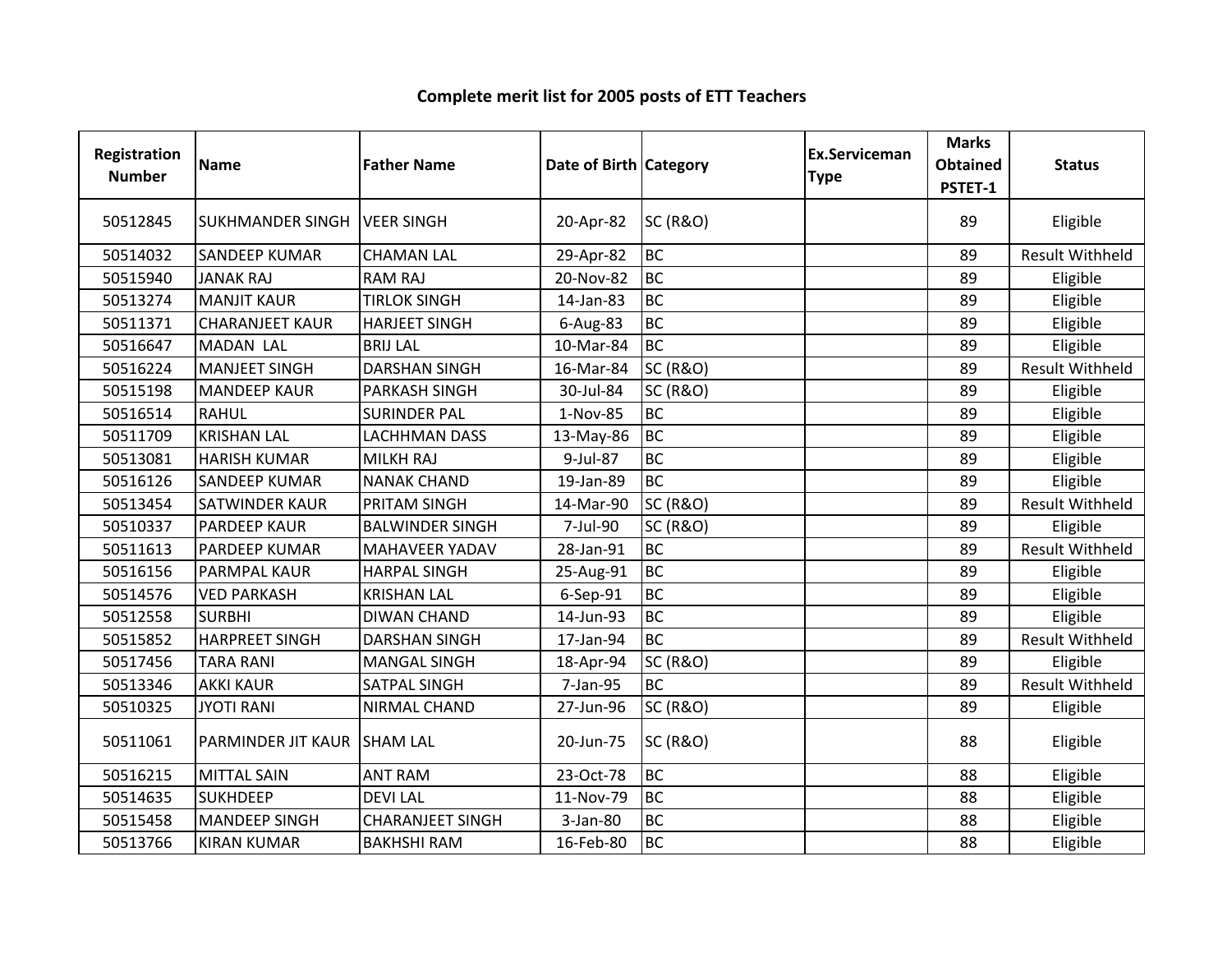# Complete merit list for 2005 posts of ETT Teachers

| Registration Number | Name | Father Name | Date of Birth | Category | Ex.Serviceman Type | Marks Obtained PSTET-1 | Status |
|---|---|---|---|---|---|---|---|
| 50512845 | SUKHMANDER SINGH | VEER SINGH | 20-Apr-82 | SC (R&O) | | 89 | Eligible |
| 50514032 | SANDEEP KUMAR | CHAMAN LAL | 29-Apr-82 | BC | | 89 | Result Withheld |
| 50515940 | JANAK RAJ | RAM RAJ | 20-Nov-82 | BC | | 89 | Eligible |
| 50513274 | MANJIT KAUR | TIRLOK SINGH | 14-Jan-83 | BC | | 89 | Eligible |
| 50511371 | CHARANJEET KAUR | HARJEET SINGH | 6-Aug-83 | BC | | 89 | Eligible |
| 50516647 | MADAN LAL | BRIJ LAL | 10-Mar-84 | BC | | 89 | Eligible |
| 50516224 | MANJEET SINGH | DARSHAN SINGH | 16-Mar-84 | SC (R&O) | | 89 | Result Withheld |
| 50515198 | MANDEEP KAUR | PARKASH SINGH | 30-Jul-84 | SC (R&O) | | 89 | Eligible |
| 50516514 | RAHUL | SURINDER PAL | 1-Nov-85 | BC | | 89 | Eligible |
| 50511709 | KRISHAN LAL | LACHHMAN DASS | 13-May-86 | BC | | 89 | Eligible |
| 50513081 | HARISH KUMAR | MILKH RAJ | 9-Jul-87 | BC | | 89 | Eligible |
| 50516126 | SANDEEP KUMAR | NANAK CHAND | 19-Jan-89 | BC | | 89 | Eligible |
| 50513454 | SATWINDER KAUR | PRITAM SINGH | 14-Mar-90 | SC (R&O) | | 89 | Result Withheld |
| 50510337 | PARDEEP KAUR | BALWINDER SINGH | 7-Jul-90 | SC (R&O) | | 89 | Eligible |
| 50511613 | PARDEEP KUMAR | MAHAVEER YADAV | 28-Jan-91 | BC | | 89 | Result Withheld |
| 50516156 | PARMPAL KAUR | HARPAL SINGH | 25-Aug-91 | BC | | 89 | Eligible |
| 50514576 | VED PARKASH | KRISHAN LAL | 6-Sep-91 | BC | | 89 | Eligible |
| 50512558 | SURBHI | DIWAN CHAND | 14-Jun-93 | BC | | 89 | Eligible |
| 50515852 | HARPREET SINGH | DARSHAN SINGH | 17-Jan-94 | BC | | 89 | Result Withheld |
| 50517456 | TARA RANI | MANGAL SINGH | 18-Apr-94 | SC (R&O) | | 89 | Eligible |
| 50513346 | AKKI KAUR | SATPAL SINGH | 7-Jan-95 | BC | | 89 | Result Withheld |
| 50510325 | JYOTI RANI | NIRMAL CHAND | 27-Jun-96 | SC (R&O) | | 89 | Eligible |
| 50511061 | PARMINDER JIT KAUR | SHAM LAL | 20-Jun-75 | SC (R&O) | | 88 | Eligible |
| 50516215 | MITTAL SAIN | ANT RAM | 23-Oct-78 | BC | | 88 | Eligible |
| 50514635 | SUKHDEEP | DEVI LAL | 11-Nov-79 | BC | | 88 | Eligible |
| 50515458 | MANDEEP SINGH | CHARANJEET SINGH | 3-Jan-80 | BC | | 88 | Eligible |
| 50513766 | KIRAN KUMAR | BAKHSHI RAM | 16-Feb-80 | BC | | 88 | Eligible |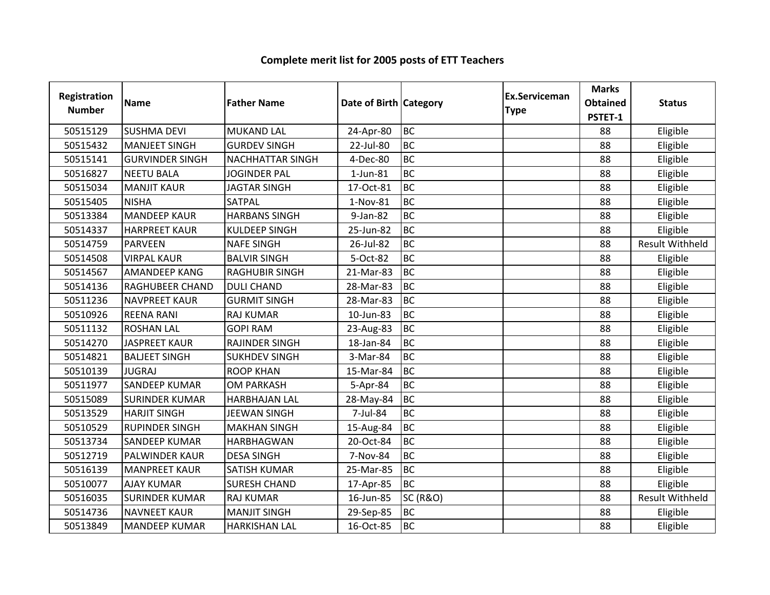# Complete merit list for 2005 posts of ETT Teachers

| Registration Number | Name | Father Name | Date of Birth | Category | Ex.Serviceman Type | Marks Obtained PSTET-1 | Status |
|---|---|---|---|---|---|---|---|
| 50515129 | SUSHMA DEVI | MUKAND LAL | 24-Apr-80 | BC | | 88 | Eligible |
| 50515432 | MANJEET SINGH | GURDEV SINGH | 22-Jul-80 | BC | | 88 | Eligible |
| 50515141 | GURVINDER SINGH | NACHHATTAR SINGH | 4-Dec-80 | BC | | 88 | Eligible |
| 50516827 | NEETU BALA | JOGINDER PAL | 1-Jun-81 | BC | | 88 | Eligible |
| 50515034 | MANJIT KAUR | JAGTAR SINGH | 17-Oct-81 | BC | | 88 | Eligible |
| 50515405 | NISHA | SATPAL | 1-Nov-81 | BC | | 88 | Eligible |
| 50513384 | MANDEEP KAUR | HARBANS SINGH | 9-Jan-82 | BC | | 88 | Eligible |
| 50514337 | HARPREET KAUR | KULDEEP SINGH | 25-Jun-82 | BC | | 88 | Eligible |
| 50514759 | PARVEEN | NAFE SINGH | 26-Jul-82 | BC | | 88 | Result Withheld |
| 50514508 | VIRPAL KAUR | BALVIR SINGH | 5-Oct-82 | BC | | 88 | Eligible |
| 50514567 | AMANDEEP KANG | RAGHUBIR SINGH | 21-Mar-83 | BC | | 88 | Eligible |
| 50514136 | RAGHUBEER CHAND | DULI CHAND | 28-Mar-83 | BC | | 88 | Eligible |
| 50511236 | NAVPREET KAUR | GURMIT SINGH | 28-Mar-83 | BC | | 88 | Eligible |
| 50510926 | REENA RANI | RAJ KUMAR | 10-Jun-83 | BC | | 88 | Eligible |
| 50511132 | ROSHAN LAL | GOPI RAM | 23-Aug-83 | BC | | 88 | Eligible |
| 50514270 | JASPREET KAUR | RAJINDER SINGH | 18-Jan-84 | BC | | 88 | Eligible |
| 50514821 | BALJEET SINGH | SUKHDEV SINGH | 3-Mar-84 | BC | | 88 | Eligible |
| 50510139 | JUGRAJ | ROOP KHAN | 15-Mar-84 | BC | | 88 | Eligible |
| 50511977 | SANDEEP KUMAR | OM PARKASH | 5-Apr-84 | BC | | 88 | Eligible |
| 50515089 | SURINDER KUMAR | HARBHAJAN LAL | 28-May-84 | BC | | 88 | Eligible |
| 50513529 | HARJIT SINGH | JEEWAN SINGH | 7-Jul-84 | BC | | 88 | Eligible |
| 50510529 | RUPINDER SINGH | MAKHAN SINGH | 15-Aug-84 | BC | | 88 | Eligible |
| 50513734 | SANDEEP KUMAR | HARBHAGWAN | 20-Oct-84 | BC | | 88 | Eligible |
| 50512719 | PALWINDER KAUR | DESA SINGH | 7-Nov-84 | BC | | 88 | Eligible |
| 50516139 | MANPREET KAUR | SATISH KUMAR | 25-Mar-85 | BC | | 88 | Eligible |
| 50510077 | AJAY KUMAR | SURESH CHAND | 17-Apr-85 | BC | | 88 | Eligible |
| 50516035 | SURINDER KUMAR | RAJ KUMAR | 16-Jun-85 | SC (R&O) | | 88 | Result Withheld |
| 50514736 | NAVNEET KAUR | MANJIT SINGH | 29-Sep-85 | BC | | 88 | Eligible |
| 50513849 | MANDEEP KUMAR | HARKISHAN LAL | 16-Oct-85 | BC | | 88 | Eligible |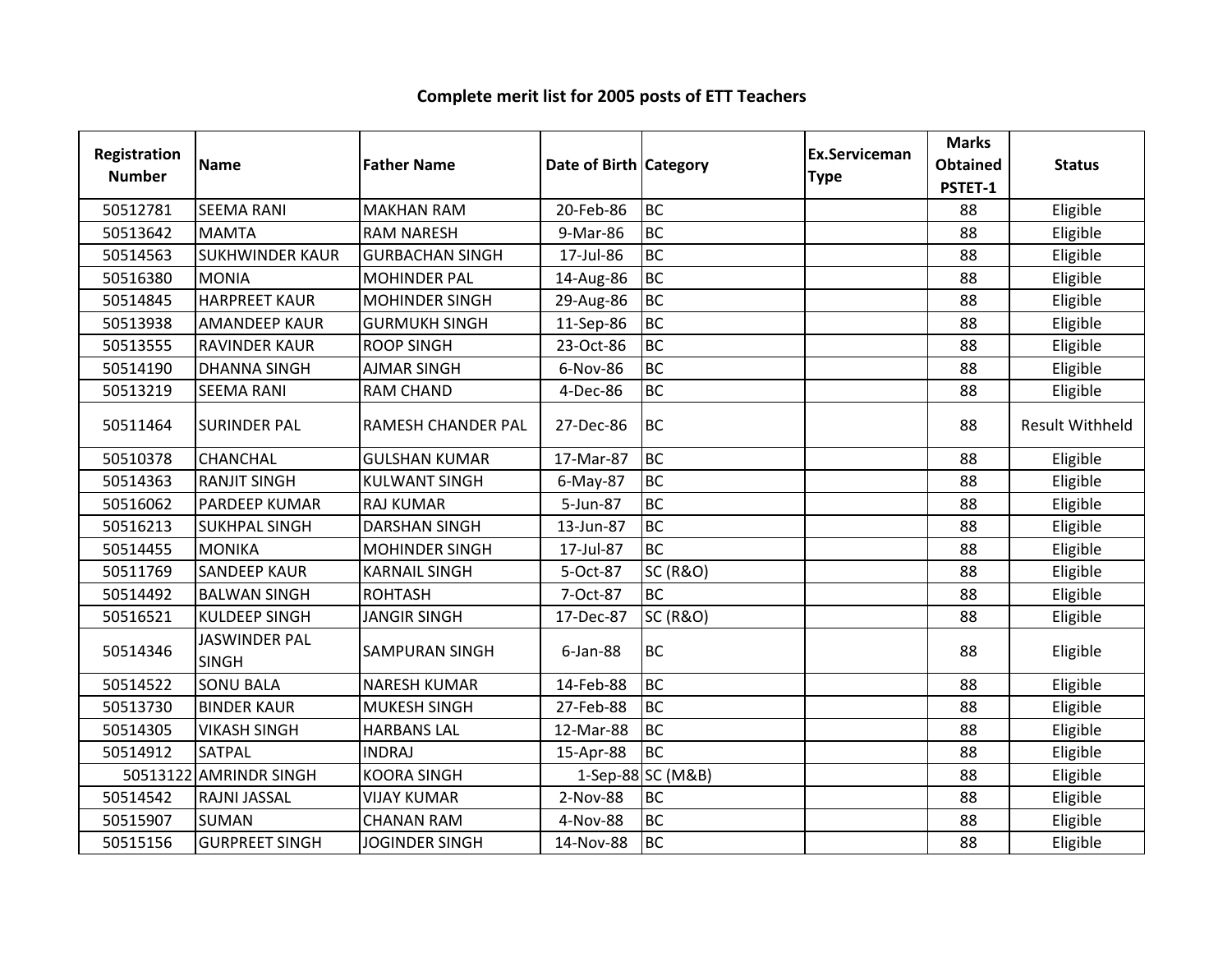# Complete merit list for 2005 posts of ETT Teachers

| Registration Number | Name | Father Name | Date of Birth | Category | Ex.Serviceman Type | Marks Obtained PSTET-1 | Status |
|---|---|---|---|---|---|---|---|
| 50512781 | SEEMA RANI | MAKHAN RAM | 20-Feb-86 | BC | | 88 | Eligible |
| 50513642 | MAMTA | RAM NARESH | 9-Mar-86 | BC | | 88 | Eligible |
| 50514563 | SUKHWINDER KAUR | GURBACHAN SINGH | 17-Jul-86 | BC | | 88 | Eligible |
| 50516380 | MONIA | MOHINDER PAL | 14-Aug-86 | BC | | 88 | Eligible |
| 50514845 | HARPREET KAUR | MOHINDER SINGH | 29-Aug-86 | BC | | 88 | Eligible |
| 50513938 | AMANDEEP KAUR | GURMUKH SINGH | 11-Sep-86 | BC | | 88 | Eligible |
| 50513555 | RAVINDER KAUR | ROOP SINGH | 23-Oct-86 | BC | | 88 | Eligible |
| 50514190 | DHANNA SINGH | AJMAR SINGH | 6-Nov-86 | BC | | 88 | Eligible |
| 50513219 | SEEMA RANI | RAM CHAND | 4-Dec-86 | BC | | 88 | Eligible |
| 50511464 | SURINDER PAL | RAMESH CHANDER PAL | 27-Dec-86 | BC | | 88 | Result Withheld |
| 50510378 | CHANCHAL | GULSHAN KUMAR | 17-Mar-87 | BC | | 88 | Eligible |
| 50514363 | RANJIT SINGH | KULWANT SINGH | 6-May-87 | BC | | 88 | Eligible |
| 50516062 | PARDEEP KUMAR | RAJ KUMAR | 5-Jun-87 | BC | | 88 | Eligible |
| 50516213 | SUKHPAL SINGH | DARSHAN SINGH | 13-Jun-87 | BC | | 88 | Eligible |
| 50514455 | MONIKA | MOHINDER SINGH | 17-Jul-87 | BC | | 88 | Eligible |
| 50511769 | SANDEEP KAUR | KARNAIL SINGH | 5-Oct-87 | SC (R&O) | | 88 | Eligible |
| 50514492 | BALWAN SINGH | ROHTASH | 7-Oct-87 | BC | | 88 | Eligible |
| 50516521 | KULDEEP SINGH | JANGIR SINGH | 17-Dec-87 | SC (R&O) | | 88 | Eligible |
| 50514346 | JASWINDER PAL SINGH | SAMPURAN SINGH | 6-Jan-88 | BC | | 88 | Eligible |
| 50514522 | SONU BALA | NARESH KUMAR | 14-Feb-88 | BC | | 88 | Eligible |
| 50513730 | BINDER KAUR | MUKESH SINGH | 27-Feb-88 | BC | | 88 | Eligible |
| 50514305 | VIKASH SINGH | HARBANS LAL | 12-Mar-88 | BC | | 88 | Eligible |
| 50514912 | SATPAL | INDRAJ | 15-Apr-88 | BC | | 88 | Eligible |
| 50513122 | AMRINDR SINGH | KOORA SINGH | 1-Sep-88 | SC (M&B) | | 88 | Eligible |
| 50514542 | RAJNI JASSAL | VIJAY KUMAR | 2-Nov-88 | BC | | 88 | Eligible |
| 50515907 | SUMAN | CHANAN RAM | 4-Nov-88 | BC | | 88 | Eligible |
| 50515156 | GURPREET SINGH | JOGINDER SINGH | 14-Nov-88 | BC | | 88 | Eligible |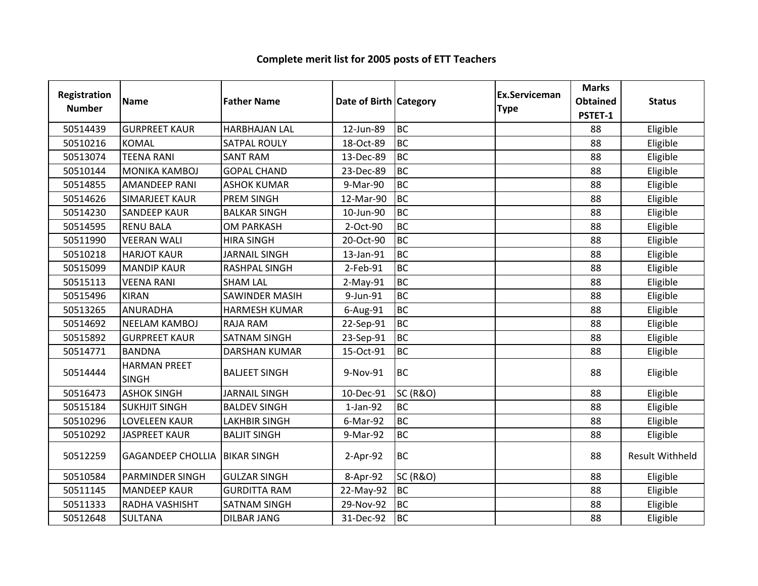# Complete merit list for 2005 posts of ETT Teachers

| Registration Number | Name | Father Name | Date of Birth | Category | Ex.Serviceman Type | Marks Obtained PSTET-1 | Status |
|---|---|---|---|---|---|---|---|
| 50514439 | GURPREET KAUR | HARBHAJAN LAL | 12-Jun-89 | BC | | 88 | Eligible |
| 50510216 | KOMAL | SATPAL ROULY | 18-Oct-89 | BC | | 88 | Eligible |
| 50513074 | TEENA RANI | SANT RAM | 13-Dec-89 | BC | | 88 | Eligible |
| 50510144 | MONIKA KAMBOJ | GOPAL CHAND | 23-Dec-89 | BC | | 88 | Eligible |
| 50514855 | AMANDEEP RANI | ASHOK KUMAR | 9-Mar-90 | BC | | 88 | Eligible |
| 50514626 | SIMARJEET KAUR | PREM SINGH | 12-Mar-90 | BC | | 88 | Eligible |
| 50514230 | SANDEEP KAUR | BALKAR SINGH | 10-Jun-90 | BC | | 88 | Eligible |
| 50514595 | RENU BALA | OM PARKASH | 2-Oct-90 | BC | | 88 | Eligible |
| 50511990 | VEERAN WALI | HIRA SINGH | 20-Oct-90 | BC | | 88 | Eligible |
| 50510218 | HARJOT KAUR | JARNAIL SINGH | 13-Jan-91 | BC | | 88 | Eligible |
| 50515099 | MANDIP KAUR | RASHPAL SINGH | 2-Feb-91 | BC | | 88 | Eligible |
| 50515113 | VEENA RANI | SHAM LAL | 2-May-91 | BC | | 88 | Eligible |
| 50515496 | KIRAN | SAWINDER MASIH | 9-Jun-91 | BC | | 88 | Eligible |
| 50513265 | ANURADHA | HARMESH KUMAR | 6-Aug-91 | BC | | 88 | Eligible |
| 50514692 | NEELAM KAMBOJ | RAJA RAM | 22-Sep-91 | BC | | 88 | Eligible |
| 50515892 | GURPREET KAUR | SATNAM SINGH | 23-Sep-91 | BC | | 88 | Eligible |
| 50514771 | BANDNA | DARSHAN KUMAR | 15-Oct-91 | BC | | 88 | Eligible |
| 50514444 | HARMAN PREET SINGH | BALJEET SINGH | 9-Nov-91 | BC | | 88 | Eligible |
| 50516473 | ASHOK SINGH | JARNAIL SINGH | 10-Dec-91 | SC (R&O) | | 88 | Eligible |
| 50515184 | SUKHJIT SINGH | BALDEV SINGH | 1-Jan-92 | BC | | 88 | Eligible |
| 50510296 | LOVELEEN KAUR | LAKHBIR SINGH | 6-Mar-92 | BC | | 88 | Eligible |
| 50510292 | JASPREET KAUR | BALJIT SINGH | 9-Mar-92 | BC | | 88 | Eligible |
| 50512259 | GAGANDEEP CHOLLIA | BIKAR SINGH | 2-Apr-92 | BC | | 88 | Result Withheld |
| 50510584 | PARMINDER SINGH | GULZAR SINGH | 8-Apr-92 | SC (R&O) | | 88 | Eligible |
| 50511145 | MANDEEP KAUR | GURDITTA RAM | 22-May-92 | BC | | 88 | Eligible |
| 50511333 | RADHA VASHISHT | SATNAM SINGH | 29-Nov-92 | BC | | 88 | Eligible |
| 50512648 | SULTANA | DILBAR JANG | 31-Dec-92 | BC | | 88 | Eligible |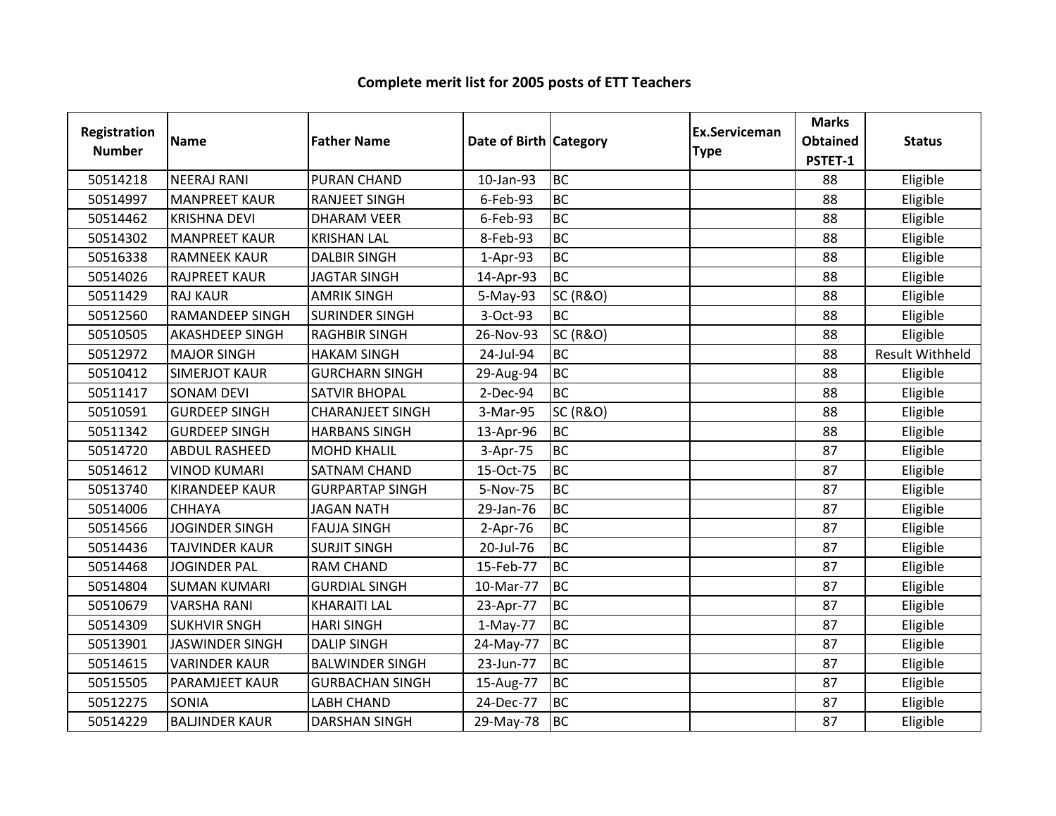# Complete merit list for 2005 posts of ETT Teachers

| Registration Number | Name | Father Name | Date of Birth | Category | Ex.Serviceman Type | Marks Obtained PSTET-1 | Status |
|---|---|---|---|---|---|---|---|
| 50514218 | NEERAJ RANI | PURAN CHAND | 10-Jan-93 | BC | | 88 | Eligible |
| 50514997 | MANPREET KAUR | RANJEET SINGH | 6-Feb-93 | BC | | 88 | Eligible |
| 50514462 | KRISHNA DEVI | DHARAM VEER | 6-Feb-93 | BC | | 88 | Eligible |
| 50514302 | MANPREET KAUR | KRISHAN LAL | 8-Feb-93 | BC | | 88 | Eligible |
| 50516338 | RAMNEEK KAUR | DALBIR SINGH | 1-Apr-93 | BC | | 88 | Eligible |
| 50514026 | RAJPREET KAUR | JAGTAR SINGH | 14-Apr-93 | BC | | 88 | Eligible |
| 50511429 | RAJ KAUR | AMRIK SINGH | 5-May-93 | SC (R&O) | | 88 | Eligible |
| 50512560 | RAMANDEEP SINGH | SURINDER SINGH | 3-Oct-93 | BC | | 88 | Eligible |
| 50510505 | AKASHDEEP SINGH | RAGHBIR SINGH | 26-Nov-93 | SC (R&O) | | 88 | Eligible |
| 50512972 | MAJOR SINGH | HAKAM SINGH | 24-Jul-94 | BC | | 88 | Result Withheld |
| 50510412 | SIMERJOT KAUR | GURCHARN SINGH | 29-Aug-94 | BC | | 88 | Eligible |
| 50511417 | SONAM DEVI | SATVIR BHOPAL | 2-Dec-94 | BC | | 88 | Eligible |
| 50510591 | GURDEEP SINGH | CHARANJEET SINGH | 3-Mar-95 | SC (R&O) | | 88 | Eligible |
| 50511342 | GURDEEP SINGH | HARBANS SINGH | 13-Apr-96 | BC | | 88 | Eligible |
| 50514720 | ABDUL RASHEED | MOHD KHALIL | 3-Apr-75 | BC | | 87 | Eligible |
| 50514612 | VINOD KUMARI | SATNAM CHAND | 15-Oct-75 | BC | | 87 | Eligible |
| 50513740 | KIRANDEEP KAUR | GURPARTAP SINGH | 5-Nov-75 | BC | | 87 | Eligible |
| 50514006 | CHHAYA | JAGAN NATH | 29-Jan-76 | BC | | 87 | Eligible |
| 50514566 | JOGINDER SINGH | FAUJA SINGH | 2-Apr-76 | BC | | 87 | Eligible |
| 50514436 | TAJVINDER KAUR | SURJIT SINGH | 20-Jul-76 | BC | | 87 | Eligible |
| 50514468 | JOGINDER PAL | RAM CHAND | 15-Feb-77 | BC | | 87 | Eligible |
| 50514804 | SUMAN KUMARI | GURDIAL SINGH | 10-Mar-77 | BC | | 87 | Eligible |
| 50510679 | VARSHA RANI | KHARAITI LAL | 23-Apr-77 | BC | | 87 | Eligible |
| 50514309 | SUKHVIR SNGH | HARI SINGH | 1-May-77 | BC | | 87 | Eligible |
| 50513901 | JASWINDER SINGH | DALIP SINGH | 24-May-77 | BC | | 87 | Eligible |
| 50514615 | VARINDER KAUR | BALWINDER SINGH | 23-Jun-77 | BC | | 87 | Eligible |
| 50515505 | PARAMJEET KAUR | GURBACHAN SINGH | 15-Aug-77 | BC | | 87 | Eligible |
| 50512275 | SONIA | LABH CHAND | 24-Dec-77 | BC | | 87 | Eligible |
| 50514229 | BALJINDER KAUR | DARSHAN SINGH | 29-May-78 | BC | | 87 | Eligible |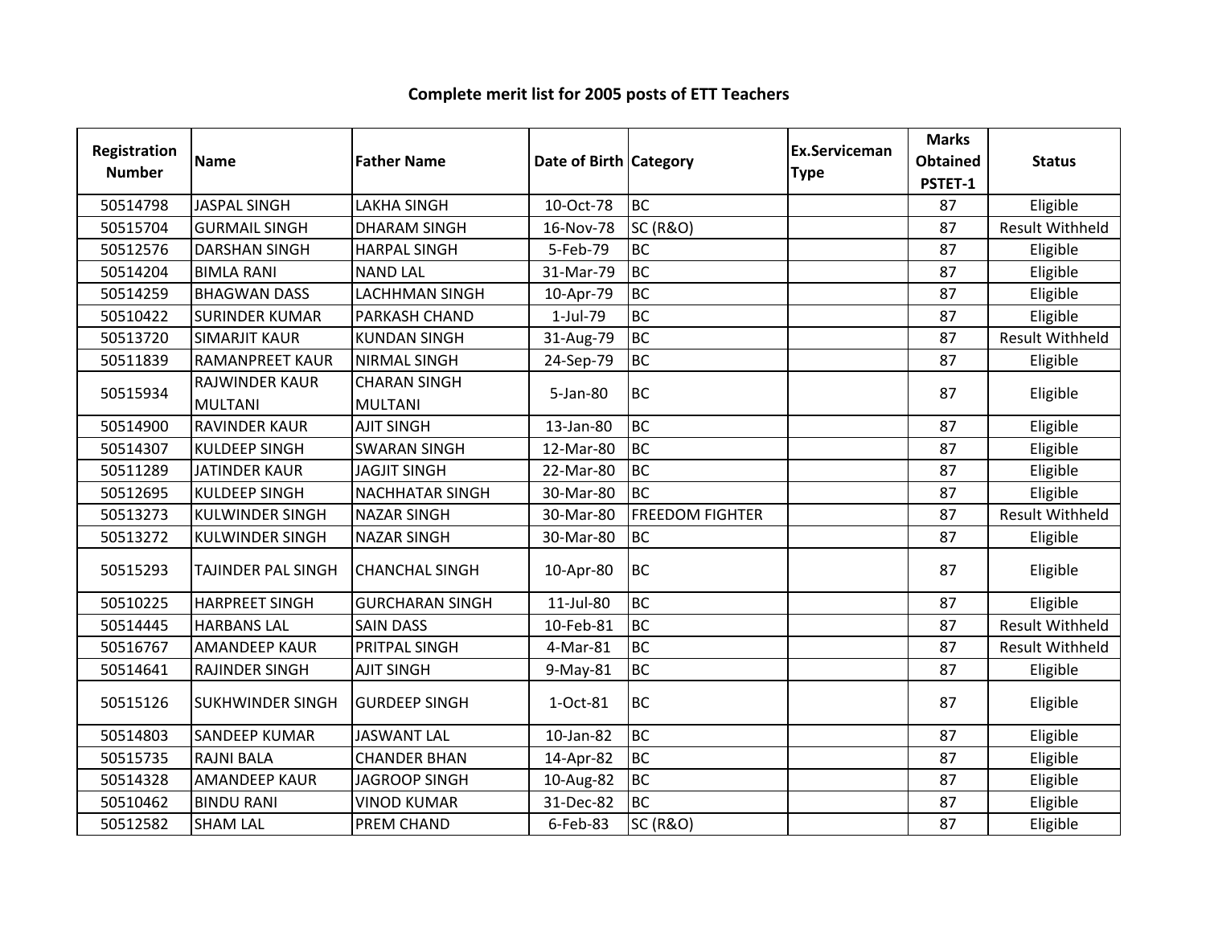# Complete merit list for 2005 posts of ETT Teachers

| Registration Number | Name | Father Name | Date of Birth | Category | Ex.Serviceman Type | Marks Obtained PSTET-1 | Status |
|---|---|---|---|---|---|---|---|
| 50514798 | JASPAL SINGH | LAKHA SINGH | 10-Oct-78 | BC | | 87 | Eligible |
| 50515704 | GURMAIL SINGH | DHARAM SINGH | 16-Nov-78 | SC (R&O) | | 87 | Result Withheld |
| 50512576 | DARSHAN SINGH | HARPAL SINGH | 5-Feb-79 | BC | | 87 | Eligible |
| 50514204 | BIMLA RANI | NAND LAL | 31-Mar-79 | BC | | 87 | Eligible |
| 50514259 | BHAGWAN DASS | LACHHMAN SINGH | 10-Apr-79 | BC | | 87 | Eligible |
| 50510422 | SURINDER KUMAR | PARKASH CHAND | 1-Jul-79 | BC | | 87 | Eligible |
| 50513720 | SIMARJIT KAUR | KUNDAN SINGH | 31-Aug-79 | BC | | 87 | Result Withheld |
| 50511839 | RAMANPREET KAUR | NIRMAL SINGH | 24-Sep-79 | BC | | 87 | Eligible |
| 50515934 | RAJWINDER KAUR MULTANI | CHARAN SINGH MULTANI | 5-Jan-80 | BC | | 87 | Eligible |
| 50514900 | RAVINDER KAUR | AJIT SINGH | 13-Jan-80 | BC | | 87 | Eligible |
| 50514307 | KULDEEP SINGH | SWARAN SINGH | 12-Mar-80 | BC | | 87 | Eligible |
| 50511289 | JATINDER KAUR | JAGJIT SINGH | 22-Mar-80 | BC | | 87 | Eligible |
| 50512695 | KULDEEP SINGH | NACHHATAR SINGH | 30-Mar-80 | BC | | 87 | Eligible |
| 50513273 | KULWINDER SINGH | NAZAR SINGH | 30-Mar-80 | FREEDOM FIGHTER | | 87 | Result Withheld |
| 50513272 | KULWINDER SINGH | NAZAR SINGH | 30-Mar-80 | BC | | 87 | Eligible |
| 50515293 | TAJINDER PAL SINGH | CHANCHAL SINGH | 10-Apr-80 | BC | | 87 | Eligible |
| 50510225 | HARPREET SINGH | GURCHARAN SINGH | 11-Jul-80 | BC | | 87 | Eligible |
| 50514445 | HARBANS LAL | SAIN DASS | 10-Feb-81 | BC | | 87 | Result Withheld |
| 50516767 | AMANDEEP KAUR | PRITPAL SINGH | 4-Mar-81 | BC | | 87 | Result Withheld |
| 50514641 | RAJINDER SINGH | AJIT SINGH | 9-May-81 | BC | | 87 | Eligible |
| 50515126 | SUKHWINDER SINGH | GURDEEP SINGH | 1-Oct-81 | BC | | 87 | Eligible |
| 50514803 | SANDEEP KUMAR | JASWANT LAL | 10-Jan-82 | BC | | 87 | Eligible |
| 50515735 | RAJNI BALA | CHANDER BHAN | 14-Apr-82 | BC | | 87 | Eligible |
| 50514328 | AMANDEEP KAUR | JAGROOP SINGH | 10-Aug-82 | BC | | 87 | Eligible |
| 50510462 | BINDU RANI | VINOD KUMAR | 31-Dec-82 | BC | | 87 | Eligible |
| 50512582 | SHAM LAL | PREM CHAND | 6-Feb-83 | SC (R&O) | | 87 | Eligible |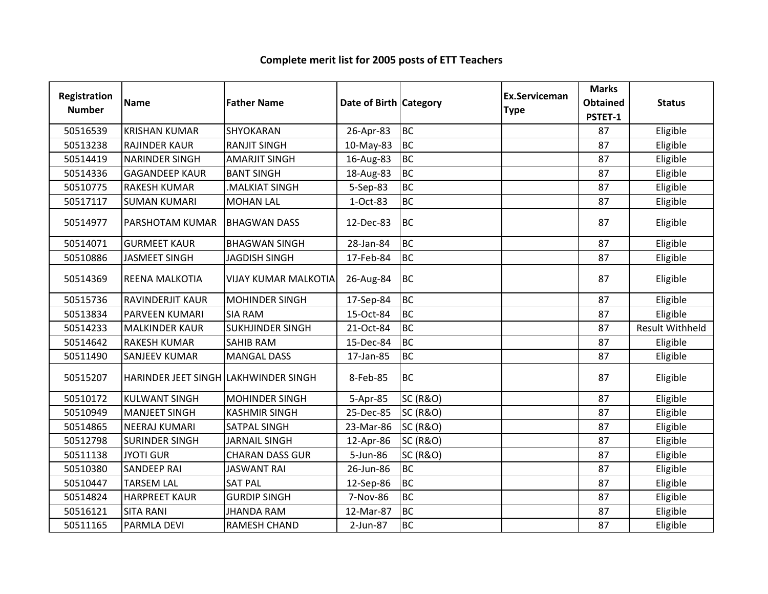# Complete merit list for 2005 posts of ETT Teachers

| Registration Number | Name | Father Name | Date of Birth | Category | Ex.Serviceman Type | Marks Obtained PSTET-1 | Status |
|---|---|---|---|---|---|---|---|
| 50516539 | KRISHAN KUMAR | SHYOKARAN | 26-Apr-83 | BC | | 87 | Eligible |
| 50513238 | RAJINDER KAUR | RANJIT SINGH | 10-May-83 | BC | | 87 | Eligible |
| 50514419 | NARINDER SINGH | AMARJIT SINGH | 16-Aug-83 | BC | | 87 | Eligible |
| 50514336 | GAGANDEEP KAUR | BANT SINGH | 18-Aug-83 | BC | | 87 | Eligible |
| 50510775 | RAKESH KUMAR | .MALKIAT SINGH | 5-Sep-83 | BC | | 87 | Eligible |
| 50517117 | SUMAN KUMARI | MOHAN LAL | 1-Oct-83 | BC | | 87 | Eligible |
| 50514977 | PARSHOTAM KUMAR | BHAGWAN DASS | 12-Dec-83 | BC | | 87 | Eligible |
| 50514071 | GURMEET KAUR | BHAGWAN SINGH | 28-Jan-84 | BC | | 87 | Eligible |
| 50510886 | JASMEET SINGH | JAGDISH SINGH | 17-Feb-84 | BC | | 87 | Eligible |
| 50514369 | REENA MALKOTIA | VIJAY KUMAR MALKOTIA | 26-Aug-84 | BC | | 87 | Eligible |
| 50515736 | RAVINDERJIT KAUR | MOHINDER SINGH | 17-Sep-84 | BC | | 87 | Eligible |
| 50513834 | PARVEEN KUMARI | SIA RAM | 15-Oct-84 | BC | | 87 | Eligible |
| 50514233 | MALKINDER KAUR | SUKHJINDER SINGH | 21-Oct-84 | BC | | 87 | Result Withheld |
| 50514642 | RAKESH KUMAR | SAHIB RAM | 15-Dec-84 | BC | | 87 | Eligible |
| 50511490 | SANJEEV KUMAR | MANGAL DASS | 17-Jan-85 | BC | | 87 | Eligible |
| 50515207 | HARINDER JEET SINGH | LAKHWINDER SINGH | 8-Feb-85 | BC | | 87 | Eligible |
| 50510172 | KULWANT SINGH | MOHINDER SINGH | 5-Apr-85 | SC (R&O) | | 87 | Eligible |
| 50510949 | MANJEET SINGH | KASHMIR SINGH | 25-Dec-85 | SC (R&O) | | 87 | Eligible |
| 50514865 | NEERAJ KUMARI | SATPAL SINGH | 23-Mar-86 | SC (R&O) | | 87 | Eligible |
| 50512798 | SURINDER SINGH | JARNAIL SINGH | 12-Apr-86 | SC (R&O) | | 87 | Eligible |
| 50511138 | JYOTI GUR | CHARAN DASS GUR | 5-Jun-86 | SC (R&O) | | 87 | Eligible |
| 50510380 | SANDEEP RAI | JASWANT RAI | 26-Jun-86 | BC | | 87 | Eligible |
| 50510447 | TARSEM LAL | SAT PAL | 12-Sep-86 | BC | | 87 | Eligible |
| 50514824 | HARPREET KAUR | GURDIP SINGH | 7-Nov-86 | BC | | 87 | Eligible |
| 50516121 | SITA RANI | JHANDA RAM | 12-Mar-87 | BC | | 87 | Eligible |
| 50511165 | PARMLA DEVI | RAMESH CHAND | 2-Jun-87 | BC | | 87 | Eligible |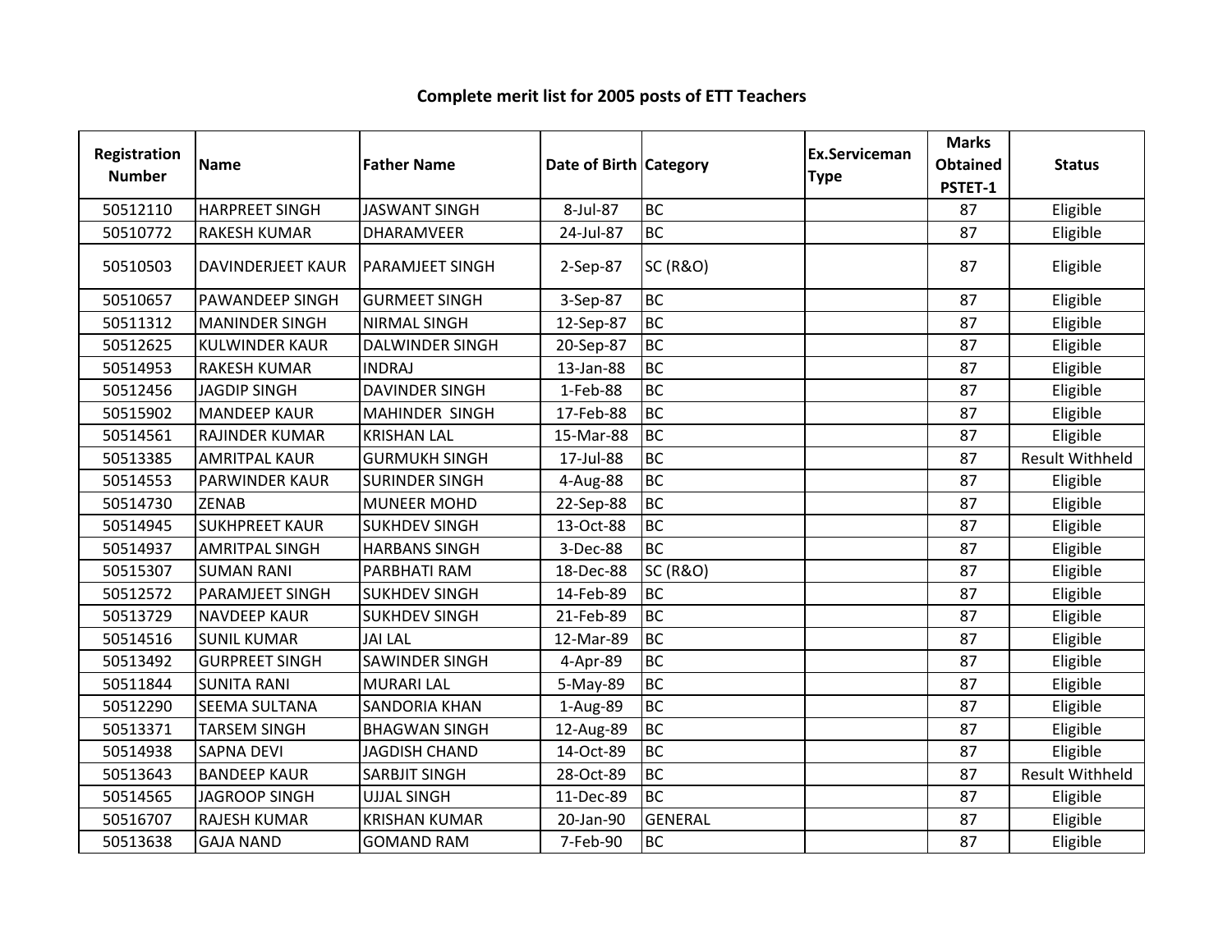# Complete merit list for 2005 posts of ETT Teachers

| Registration Number | Name | Father Name | Date of Birth | Category | Ex.Serviceman Type | Marks Obtained PSTET-1 | Status |
|---|---|---|---|---|---|---|---|
| 50512110 | HARPREET SINGH | JASWANT SINGH | 8-Jul-87 | BC | | 87 | Eligible |
| 50510772 | RAKESH KUMAR | DHARAMVEER | 24-Jul-87 | BC | | 87 | Eligible |
| 50510503 | DAVINDERJEET KAUR | PARAMJEET SINGH | 2-Sep-87 | SC (R&O) | | 87 | Eligible |
| 50510657 | PAWANDEEP SINGH | GURMEET SINGH | 3-Sep-87 | BC | | 87 | Eligible |
| 50511312 | MANINDER SINGH | NIRMAL SINGH | 12-Sep-87 | BC | | 87 | Eligible |
| 50512625 | KULWINDER KAUR | DALWINDER SINGH | 20-Sep-87 | BC | | 87 | Eligible |
| 50514953 | RAKESH KUMAR | INDRAJ | 13-Jan-88 | BC | | 87 | Eligible |
| 50512456 | JAGDIP SINGH | DAVINDER SINGH | 1-Feb-88 | BC | | 87 | Eligible |
| 50515902 | MANDEEP KAUR | MAHINDER SINGH | 17-Feb-88 | BC | | 87 | Eligible |
| 50514561 | RAJINDER KUMAR | KRISHAN LAL | 15-Mar-88 | BC | | 87 | Eligible |
| 50513385 | AMRITPAL KAUR | GURMUKH SINGH | 17-Jul-88 | BC | | 87 | Result Withheld |
| 50514553 | PARWINDER KAUR | SURINDER SINGH | 4-Aug-88 | BC | | 87 | Eligible |
| 50514730 | ZENAB | MUNEER MOHD | 22-Sep-88 | BC | | 87 | Eligible |
| 50514945 | SUKHPREET KAUR | SUKHDEV SINGH | 13-Oct-88 | BC | | 87 | Eligible |
| 50514937 | AMRITPAL SINGH | HARBANS SINGH | 3-Dec-88 | BC | | 87 | Eligible |
| 50515307 | SUMAN RANI | PARBHATI RAM | 18-Dec-88 | SC (R&O) | | 87 | Eligible |
| 50512572 | PARAMJEET SINGH | SUKHDEV SINGH | 14-Feb-89 | BC | | 87 | Eligible |
| 50513729 | NAVDEEP KAUR | SUKHDEV SINGH | 21-Feb-89 | BC | | 87 | Eligible |
| 50514516 | SUNIL KUMAR | JAI LAL | 12-Mar-89 | BC | | 87 | Eligible |
| 50513492 | GURPREET SINGH | SAWINDER SINGH | 4-Apr-89 | BC | | 87 | Eligible |
| 50511844 | SUNITA RANI | MURARI LAL | 5-May-89 | BC | | 87 | Eligible |
| 50512290 | SEEMA SULTANA | SANDORIA KHAN | 1-Aug-89 | BC | | 87 | Eligible |
| 50513371 | TARSEM SINGH | BHAGWAN SINGH | 12-Aug-89 | BC | | 87 | Eligible |
| 50514938 | SAPNA DEVI | JAGDISH CHAND | 14-Oct-89 | BC | | 87 | Eligible |
| 50513643 | BANDEEP KAUR | SARBJIT SINGH | 28-Oct-89 | BC | | 87 | Result Withheld |
| 50514565 | JAGROOP SINGH | UJJAL SINGH | 11-Dec-89 | BC | | 87 | Eligible |
| 50516707 | RAJESH KUMAR | KRISHAN KUMAR | 20-Jan-90 | GENERAL | | 87 | Eligible |
| 50513638 | GAJA NAND | GOMAND RAM | 7-Feb-90 | BC | | 87 | Eligible |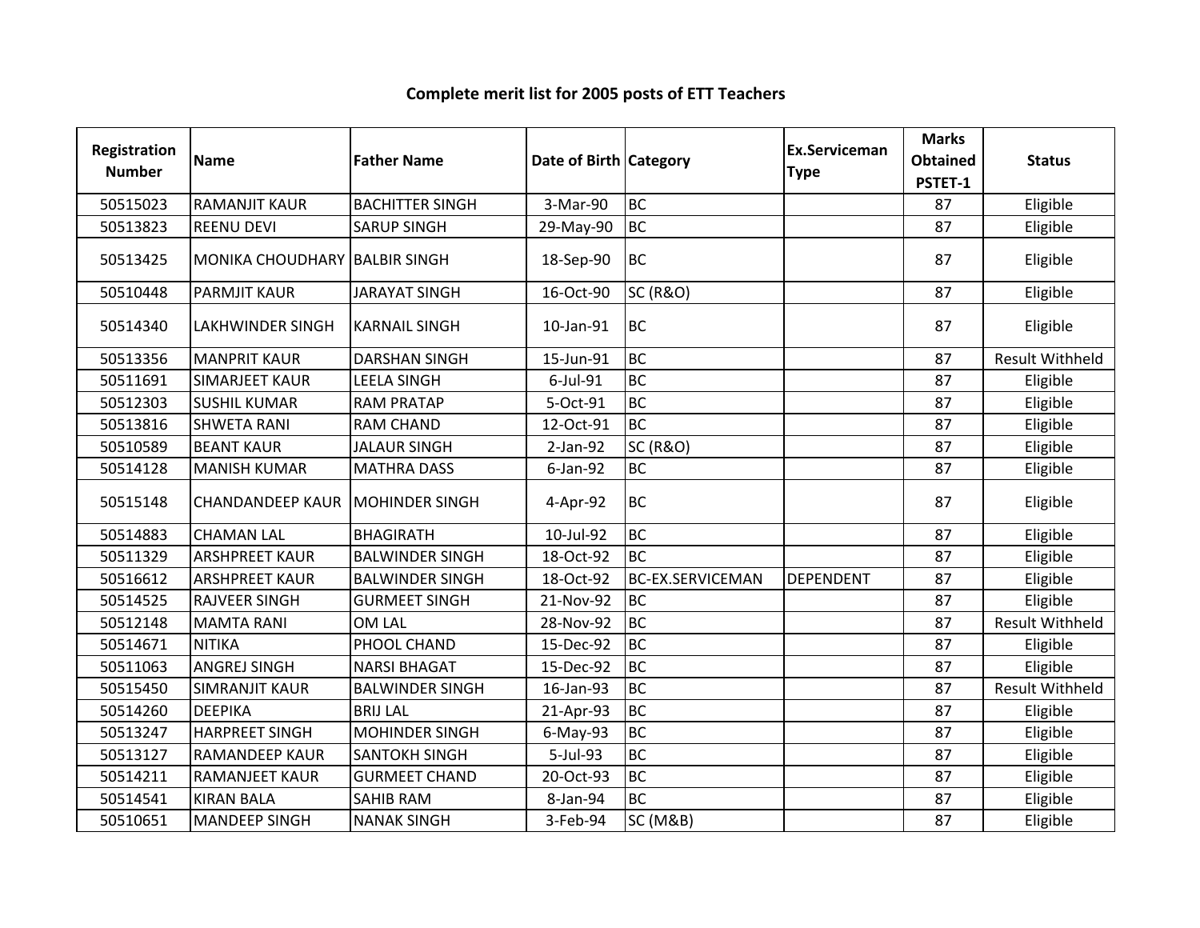# Complete merit list for 2005 posts of ETT Teachers

| Registration Number | Name | Father Name | Date of Birth | Category | Ex.Serviceman Type | Marks Obtained PSTET-1 | Status |
|---|---|---|---|---|---|---|---|
| 50515023 | RAMANJIT KAUR | BACHITTER SINGH | 3-Mar-90 | BC | | 87 | Eligible |
| 50513823 | REENU DEVI | SARUP SINGH | 29-May-90 | BC | | 87 | Eligible |
| 50513425 | MONIKA CHOUDHARY | BALBIR SINGH | 18-Sep-90 | BC | | 87 | Eligible |
| 50510448 | PARMJIT KAUR | JARAYAT SINGH | 16-Oct-90 | SC (R&O) | | 87 | Eligible |
| 50514340 | LAKHWINDER SINGH | KARNAIL SINGH | 10-Jan-91 | BC | | 87 | Eligible |
| 50513356 | MANPRIT KAUR | DARSHAN SINGH | 15-Jun-91 | BC | | 87 | Result Withheld |
| 50511691 | SIMARJEET KAUR | LEELA SINGH | 6-Jul-91 | BC | | 87 | Eligible |
| 50512303 | SUSHIL KUMAR | RAM PRATAP | 5-Oct-91 | BC | | 87 | Eligible |
| 50513816 | SHWETA RANI | RAM CHAND | 12-Oct-91 | BC | | 87 | Eligible |
| 50510589 | BEANT KAUR | JALAUR SINGH | 2-Jan-92 | SC (R&O) | | 87 | Eligible |
| 50514128 | MANISH KUMAR | MATHRA DASS | 6-Jan-92 | BC | | 87 | Eligible |
| 50515148 | CHANDANDEEP KAUR | MOHINDER SINGH | 4-Apr-92 | BC | | 87 | Eligible |
| 50514883 | CHAMAN LAL | BHAGIRATH | 10-Jul-92 | BC | | 87 | Eligible |
| 50511329 | ARSHPREET KAUR | BALWINDER SINGH | 18-Oct-92 | BC | | 87 | Eligible |
| 50516612 | ARSHPREET KAUR | BALWINDER SINGH | 18-Oct-92 | BC-EX.SERVICEMAN | DEPENDENT | 87 | Eligible |
| 50514525 | RAJVEER SINGH | GURMEET SINGH | 21-Nov-92 | BC | | 87 | Eligible |
| 50512148 | MAMTA RANI | OM LAL | 28-Nov-92 | BC | | 87 | Result Withheld |
| 50514671 | NITIKA | PHOOL CHAND | 15-Dec-92 | BC | | 87 | Eligible |
| 50511063 | ANGREJ SINGH | NARSI BHAGAT | 15-Dec-92 | BC | | 87 | Eligible |
| 50515450 | SIMRANJIT KAUR | BALWINDER SINGH | 16-Jan-93 | BC | | 87 | Result Withheld |
| 50514260 | DEEPIKA | BRIJ LAL | 21-Apr-93 | BC | | 87 | Eligible |
| 50513247 | HARPREET SINGH | MOHINDER SINGH | 6-May-93 | BC | | 87 | Eligible |
| 50513127 | RAMANDEEP KAUR | SANTOKH SINGH | 5-Jul-93 | BC | | 87 | Eligible |
| 50514211 | RAMANJEET KAUR | GURMEET CHAND | 20-Oct-93 | BC | | 87 | Eligible |
| 50514541 | KIRAN BALA | SAHIB RAM | 8-Jan-94 | BC | | 87 | Eligible |
| 50510651 | MANDEEP SINGH | NANAK SINGH | 3-Feb-94 | SC (M&B) | | 87 | Eligible |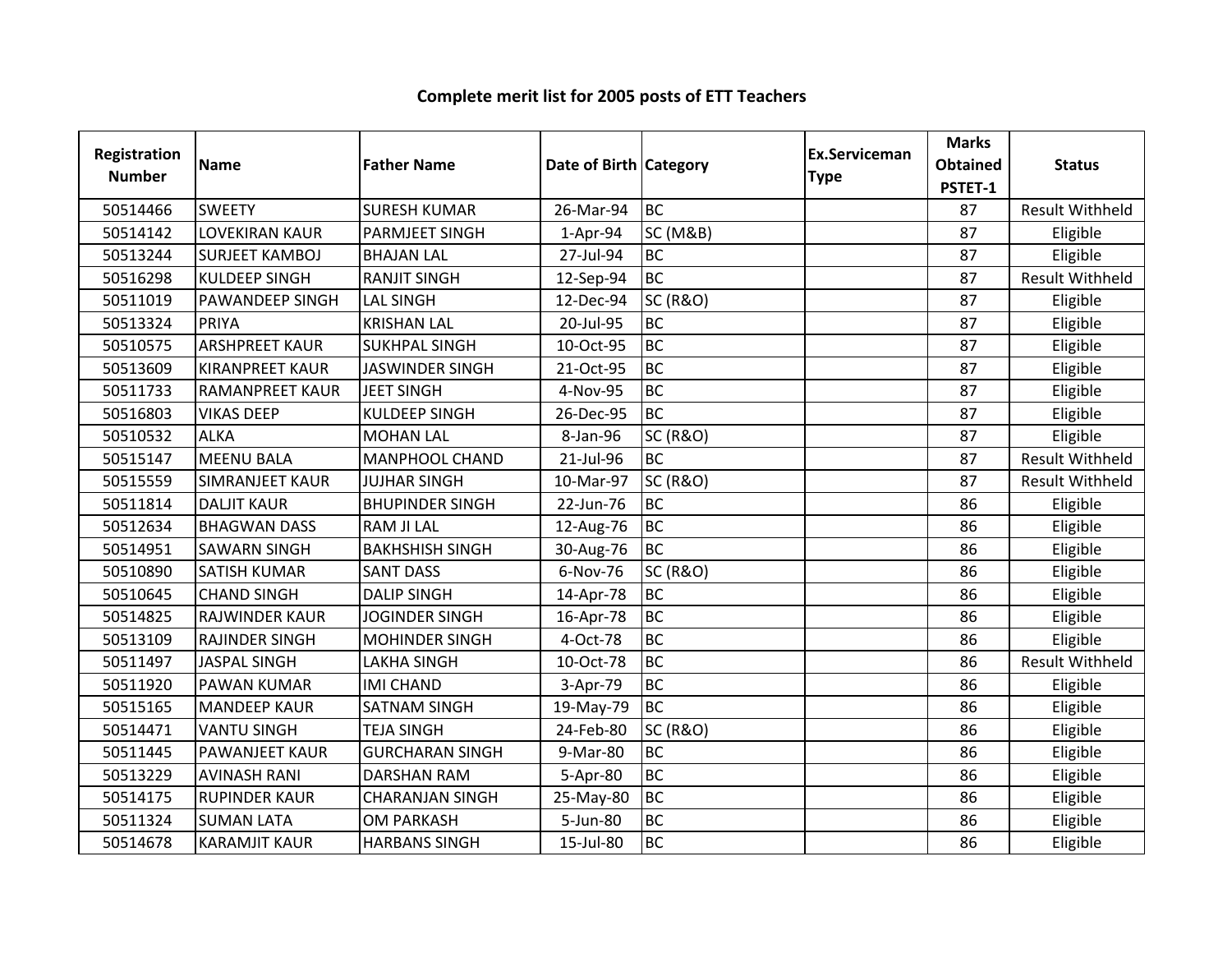# Complete merit list for 2005 posts of ETT Teachers

| Registration Number | Name | Father Name | Date of Birth | Category | Ex.Serviceman Type | Marks Obtained PSTET-1 | Status |
|---|---|---|---|---|---|---|---|
| 50514466 | SWEETY | SURESH KUMAR | 26-Mar-94 | BC | | 87 | Result Withheld |
| 50514142 | LOVEKIRAN KAUR | PARMJEET SINGH | 1-Apr-94 | SC (M&B) | | 87 | Eligible |
| 50513244 | SURJEET KAMBOJ | BHAJAN LAL | 27-Jul-94 | BC | | 87 | Eligible |
| 50516298 | KULDEEP SINGH | RANJIT SINGH | 12-Sep-94 | BC | | 87 | Result Withheld |
| 50511019 | PAWANDEEP SINGH | LAL SINGH | 12-Dec-94 | SC (R&O) | | 87 | Eligible |
| 50513324 | PRIYA | KRISHAN LAL | 20-Jul-95 | BC | | 87 | Eligible |
| 50510575 | ARSHPREET KAUR | SUKHPAL SINGH | 10-Oct-95 | BC | | 87 | Eligible |
| 50513609 | KIRANPREET KAUR | JASWINDER SINGH | 21-Oct-95 | BC | | 87 | Eligible |
| 50511733 | RAMANPREET KAUR | JEET SINGH | 4-Nov-95 | BC | | 87 | Eligible |
| 50516803 | VIKAS DEEP | KULDEEP SINGH | 26-Dec-95 | BC | | 87 | Eligible |
| 50510532 | ALKA | MOHAN LAL | 8-Jan-96 | SC (R&O) | | 87 | Eligible |
| 50515147 | MEENU BALA | MANPHOOL CHAND | 21-Jul-96 | BC | | 87 | Result Withheld |
| 50515559 | SIMRANJEET KAUR | JUJHAR SINGH | 10-Mar-97 | SC (R&O) | | 87 | Result Withheld |
| 50511814 | DALJIT KAUR | BHUPINDER SINGH | 22-Jun-76 | BC | | 86 | Eligible |
| 50512634 | BHAGWAN DASS | RAM JI LAL | 12-Aug-76 | BC | | 86 | Eligible |
| 50514951 | SAWARN SINGH | BAKHSHISH SINGH | 30-Aug-76 | BC | | 86 | Eligible |
| 50510890 | SATISH KUMAR | SANT DASS | 6-Nov-76 | SC (R&O) | | 86 | Eligible |
| 50510645 | CHAND SINGH | DALIP SINGH | 14-Apr-78 | BC | | 86 | Eligible |
| 50514825 | RAJWINDER KAUR | JOGINDER SINGH | 16-Apr-78 | BC | | 86 | Eligible |
| 50513109 | RAJINDER SINGH | MOHINDER SINGH | 4-Oct-78 | BC | | 86 | Eligible |
| 50511497 | JASPAL SINGH | LAKHA SINGH | 10-Oct-78 | BC | | 86 | Result Withheld |
| 50511920 | PAWAN KUMAR | IMI CHAND | 3-Apr-79 | BC | | 86 | Eligible |
| 50515165 | MANDEEP KAUR | SATNAM SINGH | 19-May-79 | BC | | 86 | Eligible |
| 50514471 | VANTU SINGH | TEJA SINGH | 24-Feb-80 | SC (R&O) | | 86 | Eligible |
| 50511445 | PAWANJEET KAUR | GURCHARAN SINGH | 9-Mar-80 | BC | | 86 | Eligible |
| 50513229 | AVINASH RANI | DARSHAN RAM | 5-Apr-80 | BC | | 86 | Eligible |
| 50514175 | RUPINDER KAUR | CHARANJAN SINGH | 25-May-80 | BC | | 86 | Eligible |
| 50511324 | SUMAN LATA | OM PARKASH | 5-Jun-80 | BC | | 86 | Eligible |
| 50514678 | KARAMJIT KAUR | HARBANS SINGH | 15-Jul-80 | BC | | 86 | Eligible |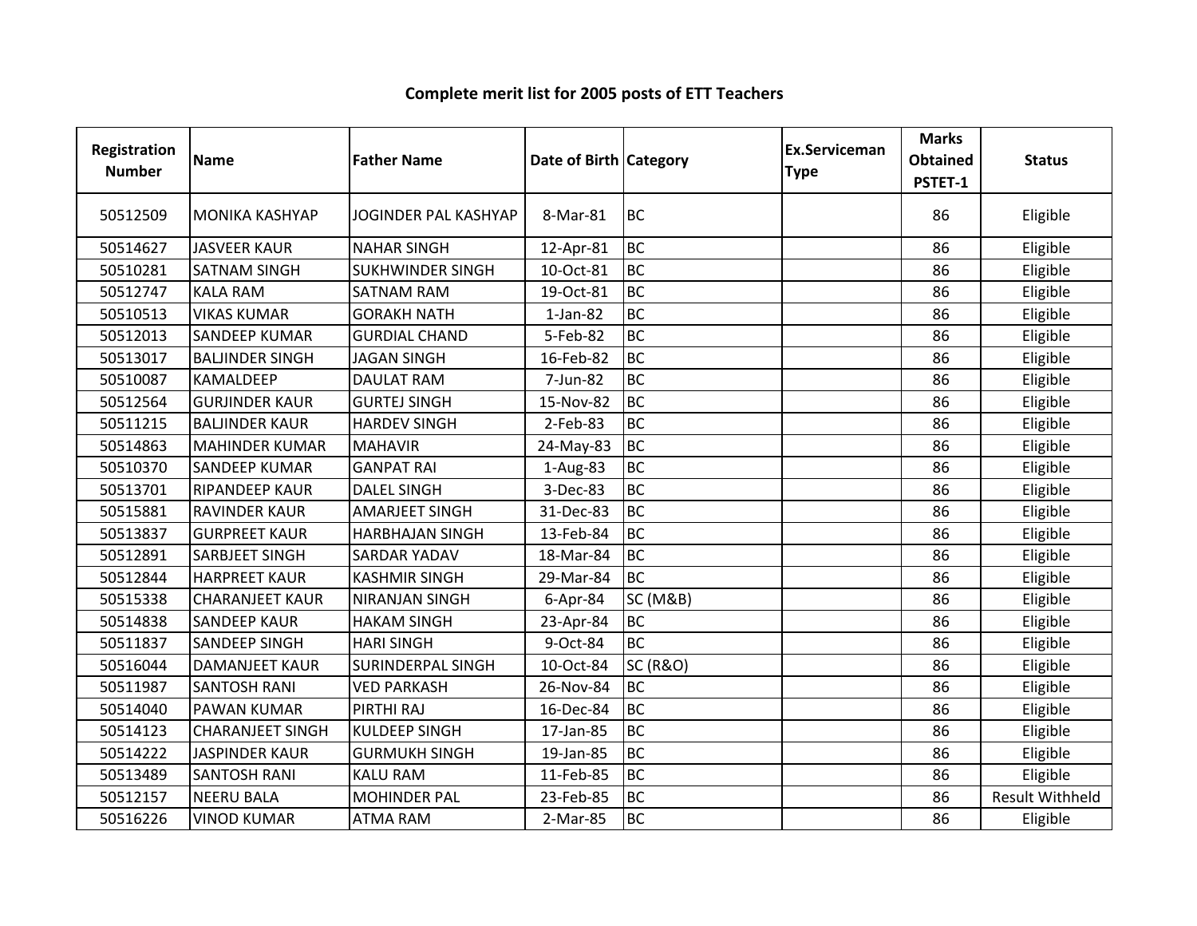# Complete merit list for 2005 posts of ETT Teachers

| Registration Number | Name | Father Name | Date of Birth | Category | Ex.Serviceman Type | Marks Obtained PSTET-1 | Status |
|---|---|---|---|---|---|---|---|
| 50512509 | MONIKA KASHYAP | JOGINDER PAL KASHYAP | 8-Mar-81 | BC | | 86 | Eligible |
| 50514627 | JASVEER KAUR | NAHAR SINGH | 12-Apr-81 | BC | | 86 | Eligible |
| 50510281 | SATNAM SINGH | SUKHWINDER SINGH | 10-Oct-81 | BC | | 86 | Eligible |
| 50512747 | KALA RAM | SATNAM RAM | 19-Oct-81 | BC | | 86 | Eligible |
| 50510513 | VIKAS KUMAR | GORAKH NATH | 1-Jan-82 | BC | | 86 | Eligible |
| 50512013 | SANDEEP KUMAR | GURDIAL CHAND | 5-Feb-82 | BC | | 86 | Eligible |
| 50513017 | BALJINDER SINGH | JAGAN SINGH | 16-Feb-82 | BC | | 86 | Eligible |
| 50510087 | KAMALDEEP | DAULAT RAM | 7-Jun-82 | BC | | 86 | Eligible |
| 50512564 | GURJINDER KAUR | GURTEJ SINGH | 15-Nov-82 | BC | | 86 | Eligible |
| 50511215 | BALJINDER KAUR | HARDEV SINGH | 2-Feb-83 | BC | | 86 | Eligible |
| 50514863 | MAHINDER KUMAR | MAHAVIR | 24-May-83 | BC | | 86 | Eligible |
| 50510370 | SANDEEP KUMAR | GANPAT RAI | 1-Aug-83 | BC | | 86 | Eligible |
| 50513701 | RIPANDEEP KAUR | DALEL SINGH | 3-Dec-83 | BC | | 86 | Eligible |
| 50515881 | RAVINDER KAUR | AMARJEET SINGH | 31-Dec-83 | BC | | 86 | Eligible |
| 50513837 | GURPREET KAUR | HARBHAJAN SINGH | 13-Feb-84 | BC | | 86 | Eligible |
| 50512891 | SARBJEET SINGH | SARDAR YADAV | 18-Mar-84 | BC | | 86 | Eligible |
| 50512844 | HARPREET KAUR | KASHMIR SINGH | 29-Mar-84 | BC | | 86 | Eligible |
| 50515338 | CHARANJEET KAUR | NIRANJAN SINGH | 6-Apr-84 | SC (M&B) | | 86 | Eligible |
| 50514838 | SANDEEP KAUR | HAKAM SINGH | 23-Apr-84 | BC | | 86 | Eligible |
| 50511837 | SANDEEP SINGH | HARI SINGH | 9-Oct-84 | BC | | 86 | Eligible |
| 50516044 | DAMANJEET KAUR | SURINDERPAL SINGH | 10-Oct-84 | SC (R&O) | | 86 | Eligible |
| 50511987 | SANTOSH RANI | VED PARKASH | 26-Nov-84 | BC | | 86 | Eligible |
| 50514040 | PAWAN KUMAR | PIRTHI RAJ | 16-Dec-84 | BC | | 86 | Eligible |
| 50514123 | CHARANJEET SINGH | KULDEEP SINGH | 17-Jan-85 | BC | | 86 | Eligible |
| 50514222 | JASPINDER KAUR | GURMUKH SINGH | 19-Jan-85 | BC | | 86 | Eligible |
| 50513489 | SANTOSH RANI | KALU RAM | 11-Feb-85 | BC | | 86 | Eligible |
| 50512157 | NEERU BALA | MOHINDER PAL | 23-Feb-85 | BC | | 86 | Result Withheld |
| 50516226 | VINOD KUMAR | ATMA RAM | 2-Mar-85 | BC | | 86 | Eligible |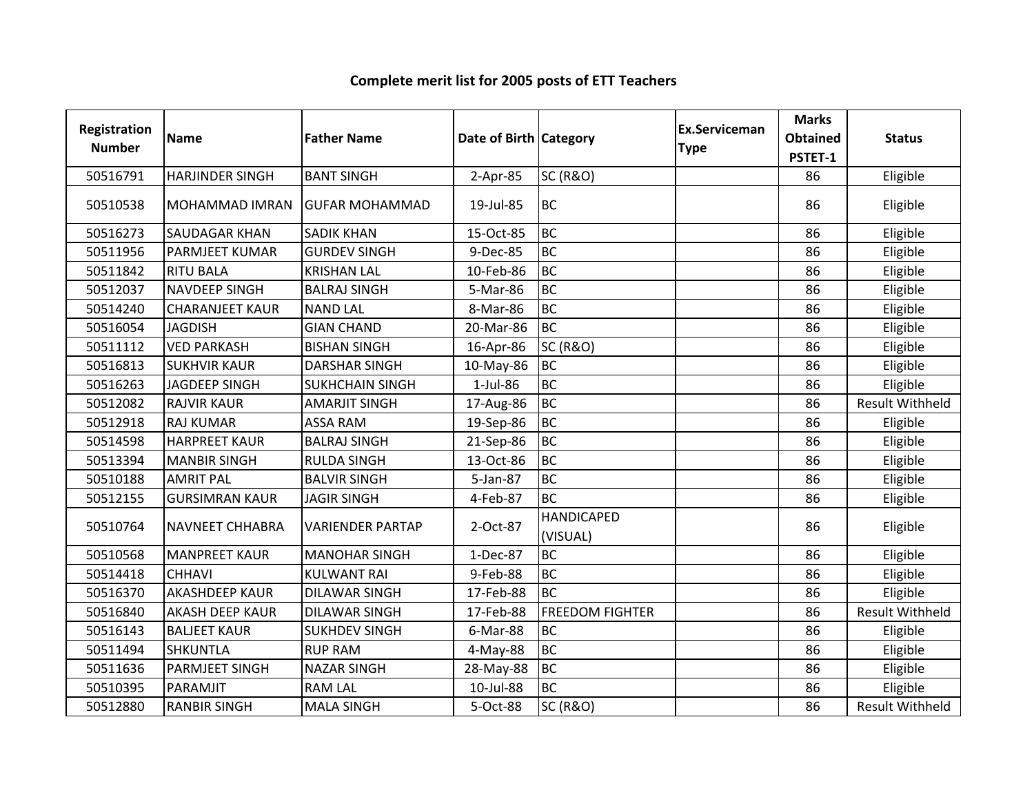# Complete merit list for 2005 posts of ETT Teachers

| Registration Number | Name | Father Name | Date of Birth | Category | Ex.Serviceman Type | Marks Obtained PSTET-1 | Status |
|---|---|---|---|---|---|---|---|
| 50516791 | HARJINDER SINGH | BANT SINGH | 2-Apr-85 | SC (R&O) | | 86 | Eligible |
| 50510538 | MOHAMMAD IMRAN | GUFAR MOHAMMAD | 19-Jul-85 | BC | | 86 | Eligible |
| 50516273 | SAUDAGAR KHAN | SADIK KHAN | 15-Oct-85 | BC | | 86 | Eligible |
| 50511956 | PARMJEET KUMAR | GURDEV SINGH | 9-Dec-85 | BC | | 86 | Eligible |
| 50511842 | RITU BALA | KRISHAN LAL | 10-Feb-86 | BC | | 86 | Eligible |
| 50512037 | NAVDEEP SINGH | BALRAJ SINGH | 5-Mar-86 | BC | | 86 | Eligible |
| 50514240 | CHARANJEET KAUR | NAND LAL | 8-Mar-86 | BC | | 86 | Eligible |
| 50516054 | JAGDISH | GIAN CHAND | 20-Mar-86 | BC | | 86 | Eligible |
| 50511112 | VED PARKASH | BISHAN SINGH | 16-Apr-86 | SC (R&O) | | 86 | Eligible |
| 50516813 | SUKHVIR KAUR | DARSHAR SINGH | 10-May-86 | BC | | 86 | Eligible |
| 50516263 | JAGDEEP SINGH | SUKHCHAIN SINGH | 1-Jul-86 | BC | | 86 | Eligible |
| 50512082 | RAJVIR KAUR | AMARJIT SINGH | 17-Aug-86 | BC | | 86 | Result Withheld |
| 50512918 | RAJ KUMAR | ASSA RAM | 19-Sep-86 | BC | | 86 | Eligible |
| 50514598 | HARPREET KAUR | BALRAJ SINGH | 21-Sep-86 | BC | | 86 | Eligible |
| 50513394 | MANBIR SINGH | RULDA SINGH | 13-Oct-86 | BC | | 86 | Eligible |
| 50510188 | AMRIT PAL | BALVIR SINGH | 5-Jan-87 | BC | | 86 | Eligible |
| 50512155 | GURSIMRAN KAUR | JAGIR SINGH | 4-Feb-87 | BC | | 86 | Eligible |
| 50510764 | NAVNEET CHHABRA | VARIENDER PARTAP | 2-Oct-87 | HANDICAPED (VISUAL) | | 86 | Eligible |
| 50510568 | MANPREET KAUR | MANOHAR SINGH | 1-Dec-87 | BC | | 86 | Eligible |
| 50514418 | CHHAVI | KULWANT RAI | 9-Feb-88 | BC | | 86 | Eligible |
| 50516370 | AKASHDEEP KAUR | DILAWAR SINGH | 17-Feb-88 | BC | | 86 | Eligible |
| 50516840 | AKASH DEEP KAUR | DILAWAR SINGH | 17-Feb-88 | FREEDOM FIGHTER | | 86 | Result Withheld |
| 50516143 | BALJEET KAUR | SUKHDEV SINGH | 6-Mar-88 | BC | | 86 | Eligible |
| 50511494 | SHKUNTLA | RUP RAM | 4-May-88 | BC | | 86 | Eligible |
| 50511636 | PARMJEET SINGH | NAZAR SINGH | 28-May-88 | BC | | 86 | Eligible |
| 50510395 | PARAMJIT | RAM LAL | 10-Jul-88 | BC | | 86 | Eligible |
| 50512880 | RANBIR SINGH | MALA SINGH | 5-Oct-88 | SC (R&O) | | 86 | Result Withheld |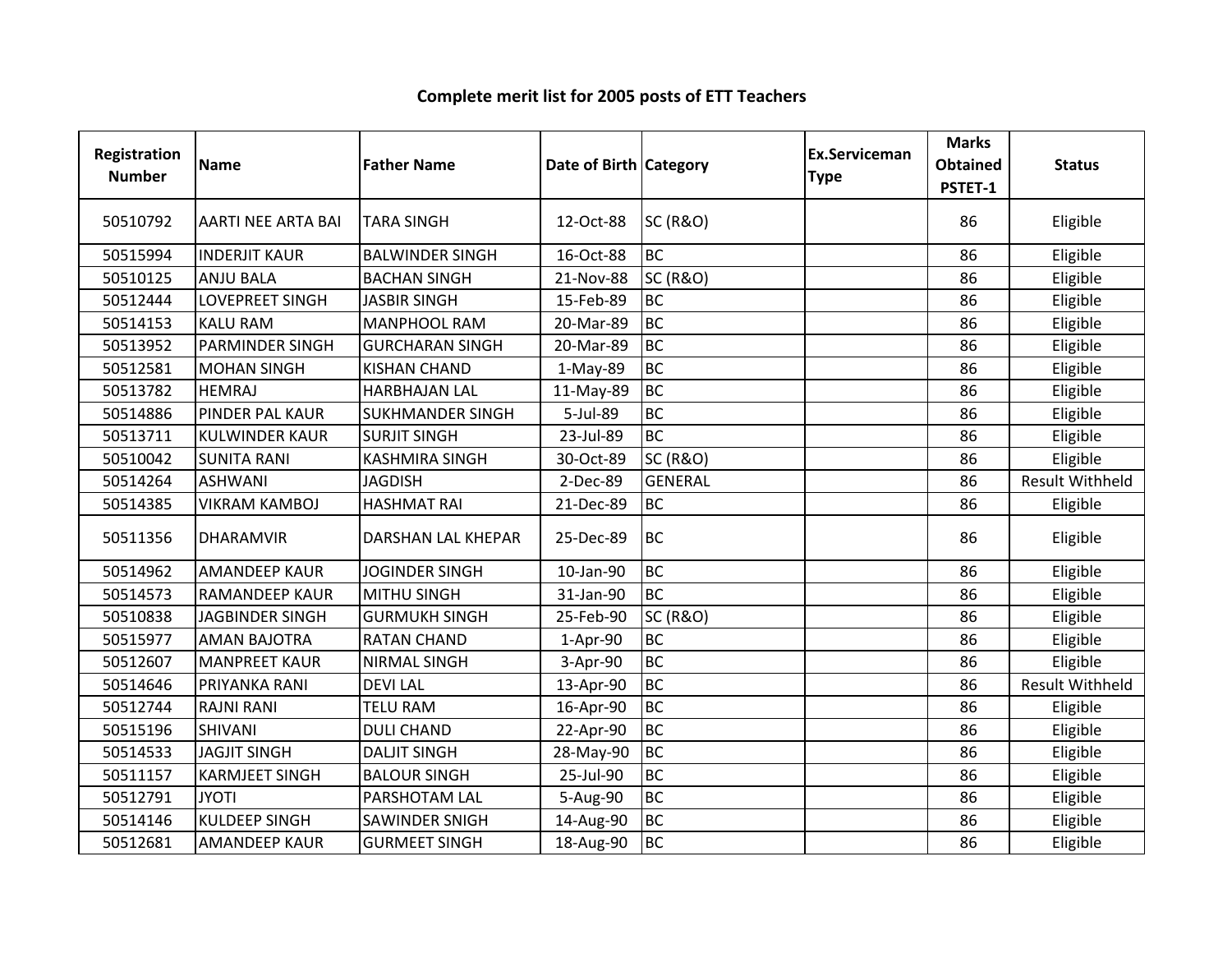# Complete merit list for 2005 posts of ETT Teachers

| Registration Number | Name | Father Name | Date of Birth | Category | Ex.Serviceman Type | Marks Obtained PSTET-1 | Status |
|---|---|---|---|---|---|---|---|
| 50510792 | AARTI NEE ARTA BAI | TARA SINGH | 12-Oct-88 | SC (R&O) | | 86 | Eligible |
| 50515994 | INDERJIT KAUR | BALWINDER SINGH | 16-Oct-88 | BC | | 86 | Eligible |
| 50510125 | ANJU BALA | BACHAN SINGH | 21-Nov-88 | SC (R&O) | | 86 | Eligible |
| 50512444 | LOVEPREET SINGH | JASBIR SINGH | 15-Feb-89 | BC | | 86 | Eligible |
| 50514153 | KALU RAM | MANPHOOL RAM | 20-Mar-89 | BC | | 86 | Eligible |
| 50513952 | PARMINDER SINGH | GURCHARAN SINGH | 20-Mar-89 | BC | | 86 | Eligible |
| 50512581 | MOHAN SINGH | KISHAN CHAND | 1-May-89 | BC | | 86 | Eligible |
| 50513782 | HEMRAJ | HARBHAJAN LAL | 11-May-89 | BC | | 86 | Eligible |
| 50514886 | PINDER PAL KAUR | SUKHMANDER SINGH | 5-Jul-89 | BC | | 86 | Eligible |
| 50513711 | KULWINDER KAUR | SURJIT SINGH | 23-Jul-89 | BC | | 86 | Eligible |
| 50510042 | SUNITA RANI | KASHMIRA SINGH | 30-Oct-89 | SC (R&O) | | 86 | Eligible |
| 50514264 | ASHWANI | JAGDISH | 2-Dec-89 | GENERAL | | 86 | Result Withheld |
| 50514385 | VIKRAM KAMBOJ | HASHMAT RAI | 21-Dec-89 | BC | | 86 | Eligible |
| 50511356 | DHARAMVIR | DARSHAN LAL KHEPAR | 25-Dec-89 | BC | | 86 | Eligible |
| 50514962 | AMANDEEP KAUR | JOGINDER SINGH | 10-Jan-90 | BC | | 86 | Eligible |
| 50514573 | RAMANDEEP KAUR | MITHU SINGH | 31-Jan-90 | BC | | 86 | Eligible |
| 50510838 | JAGBINDER SINGH | GURMUKH SINGH | 25-Feb-90 | SC (R&O) | | 86 | Eligible |
| 50515977 | AMAN BAJOTRA | RATAN CHAND | 1-Apr-90 | BC | | 86 | Eligible |
| 50512607 | MANPREET KAUR | NIRMAL SINGH | 3-Apr-90 | BC | | 86 | Eligible |
| 50514646 | PRIYANKA RANI | DEVI LAL | 13-Apr-90 | BC | | 86 | Result Withheld |
| 50512744 | RAJNI RANI | TELU RAM | 16-Apr-90 | BC | | 86 | Eligible |
| 50515196 | SHIVANI | DULI CHAND | 22-Apr-90 | BC | | 86 | Eligible |
| 50514533 | JAGJIT SINGH | DALJIT SINGH | 28-May-90 | BC | | 86 | Eligible |
| 50511157 | KARMJEET SINGH | BALOUR SINGH | 25-Jul-90 | BC | | 86 | Eligible |
| 50512791 | JYOTI | PARSHOTAM LAL | 5-Aug-90 | BC | | 86 | Eligible |
| 50514146 | KULDEEP SINGH | SAWINDER SNIGH | 14-Aug-90 | BC | | 86 | Eligible |
| 50512681 | AMANDEEP KAUR | GURMEET SINGH | 18-Aug-90 | BC | | 86 | Eligible |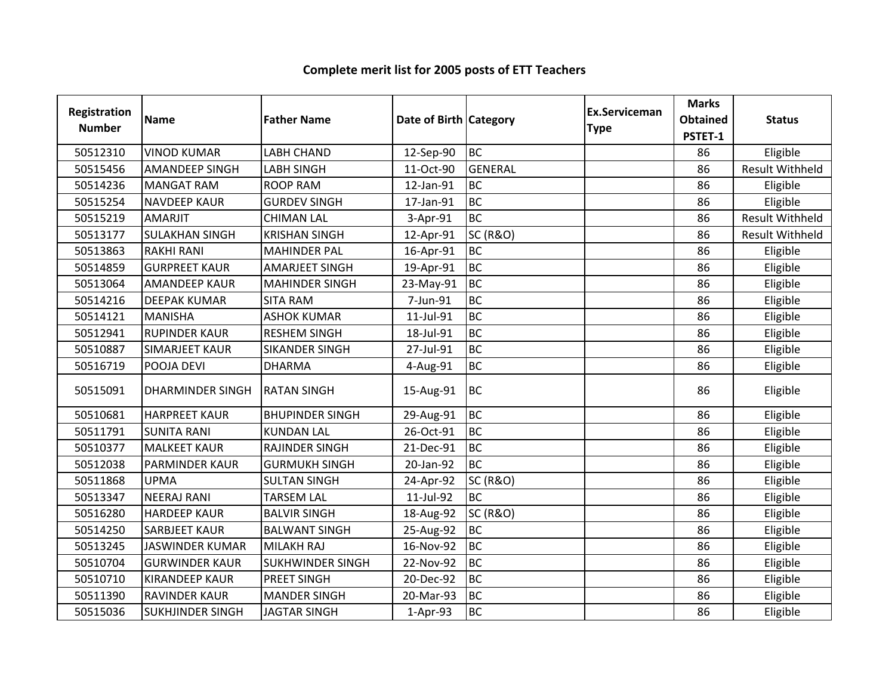**Complete merit list for 2005 posts of ETT Teachers**

| Registration Number | Name | Father Name | Date of Birth | Category | Ex.Serviceman Type | Marks Obtained PSTET-1 | Status |
|---|---|---|---|---|---|---|---|
| 50512310 | VINOD KUMAR | LABH CHAND | 12-Sep-90 | BC | | 86 | Eligible |
| 50515456 | AMANDEEP SINGH | LABH SINGH | 11-Oct-90 | GENERAL | | 86 | Result Withheld |
| 50514236 | MANGAT RAM | ROOP RAM | 12-Jan-91 | BC | | 86 | Eligible |
| 50515254 | NAVDEEP KAUR | GURDEV SINGH | 17-Jan-91 | BC | | 86 | Eligible |
| 50515219 | AMARJIT | CHIMAN LAL | 3-Apr-91 | BC | | 86 | Result Withheld |
| 50513177 | SULAKHAN SINGH | KRISHAN SINGH | 12-Apr-91 | SC (R&O) | | 86 | Result Withheld |
| 50513863 | RAKHI RANI | MAHINDER PAL | 16-Apr-91 | BC | | 86 | Eligible |
| 50514859 | GURPREET KAUR | AMARJEET SINGH | 19-Apr-91 | BC | | 86 | Eligible |
| 50513064 | AMANDEEP KAUR | MAHINDER SINGH | 23-May-91 | BC | | 86 | Eligible |
| 50514216 | DEEPAK KUMAR | SITA RAM | 7-Jun-91 | BC | | 86 | Eligible |
| 50514121 | MANISHA | ASHOK KUMAR | 11-Jul-91 | BC | | 86 | Eligible |
| 50512941 | RUPINDER KAUR | RESHEM SINGH | 18-Jul-91 | BC | | 86 | Eligible |
| 50510887 | SIMARJEET KAUR | SIKANDER SINGH | 27-Jul-91 | BC | | 86 | Eligible |
| 50516719 | POOJA DEVI | DHARMA | 4-Aug-91 | BC | | 86 | Eligible |
| 50515091 | DHARMINDER SINGH | RATAN SINGH | 15-Aug-91 | BC | | 86 | Eligible |
| 50510681 | HARPREET KAUR | BHUPINDER SINGH | 29-Aug-91 | BC | | 86 | Eligible |
| 50511791 | SUNITA RANI | KUNDAN LAL | 26-Oct-91 | BC | | 86 | Eligible |
| 50510377 | MALKEET KAUR | RAJINDER SINGH | 21-Dec-91 | BC | | 86 | Eligible |
| 50512038 | PARMINDER KAUR | GURMUKH SINGH | 20-Jan-92 | BC | | 86 | Eligible |
| 50511868 | UPMA | SULTAN SINGH | 24-Apr-92 | SC (R&O) | | 86 | Eligible |
| 50513347 | NEERAJ RANI | TARSEM LAL | 11-Jul-92 | BC | | 86 | Eligible |
| 50516280 | HARDEEP KAUR | BALVIR SINGH | 18-Aug-92 | SC (R&O) | | 86 | Eligible |
| 50514250 | SARBJEET KAUR | BALWANT SINGH | 25-Aug-92 | BC | | 86 | Eligible |
| 50513245 | JASWINDER KUMAR | MILAKH RAJ | 16-Nov-92 | BC | | 86 | Eligible |
| 50510704 | GURWINDER KAUR | SUKHWINDER SINGH | 22-Nov-92 | BC | | 86 | Eligible |
| 50510710 | KIRANDEEP KAUR | PREET SINGH | 20-Dec-92 | BC | | 86 | Eligible |
| 50511390 | RAVINDER KAUR | MANDER SINGH | 20-Mar-93 | BC | | 86 | Eligible |
| 50515036 | SUKHJINDER SINGH | JAGTAR SINGH | 1-Apr-93 | BC | | 86 | Eligible |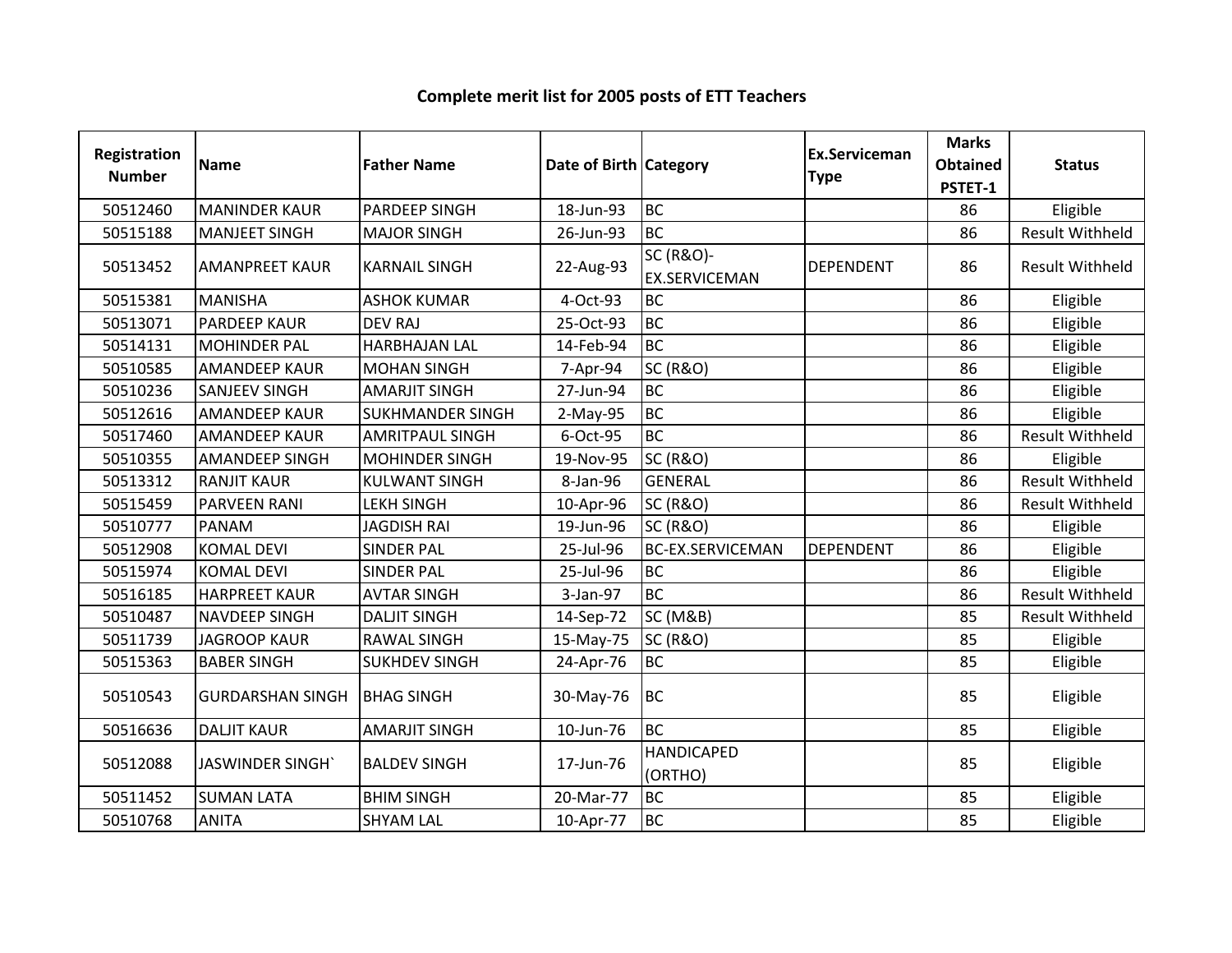**Complete merit list for 2005 posts of ETT Teachers**

| Registration Number | Name | Father Name | Date of Birth | Category | Ex.Serviceman Type | Marks Obtained PSTET-1 | Status |
|---|---|---|---|---|---|---|---|
| 50512460 | MANINDER KAUR | PARDEEP SINGH | 18-Jun-93 | BC | | 86 | Eligible |
| 50515188 | MANJEET SINGH | MAJOR SINGH | 26-Jun-93 | BC | | 86 | Result Withheld |
| 50513452 | AMANPREET KAUR | KARNAIL SINGH | 22-Aug-93 | SC (R&O)-EX.SERVICEMAN | DEPENDENT | 86 | Result Withheld |
| 50515381 | MANISHA | ASHOK KUMAR | 4-Oct-93 | BC | | 86 | Eligible |
| 50513071 | PARDEEP KAUR | DEV RAJ | 25-Oct-93 | BC | | 86 | Eligible |
| 50514131 | MOHINDER PAL | HARBHAJAN LAL | 14-Feb-94 | BC | | 86 | Eligible |
| 50510585 | AMANDEEP KAUR | MOHAN SINGH | 7-Apr-94 | SC (R&O) | | 86 | Eligible |
| 50510236 | SANJEEV SINGH | AMARJIT SINGH | 27-Jun-94 | BC | | 86 | Eligible |
| 50512616 | AMANDEEP KAUR | SUKHMANDER SINGH | 2-May-95 | BC | | 86 | Eligible |
| 50517460 | AMANDEEP KAUR | AMRITPAUL SINGH | 6-Oct-95 | BC | | 86 | Result Withheld |
| 50510355 | AMANDEEP SINGH | MOHINDER SINGH | 19-Nov-95 | SC (R&O) | | 86 | Eligible |
| 50513312 | RANJIT KAUR | KULWANT SINGH | 8-Jan-96 | GENERAL | | 86 | Result Withheld |
| 50515459 | PARVEEN RANI | LEKH SINGH | 10-Apr-96 | SC (R&O) | | 86 | Result Withheld |
| 50510777 | PANAM | JAGDISH RAI | 19-Jun-96 | SC (R&O) | | 86 | Eligible |
| 50512908 | KOMAL DEVI | SINDER PAL | 25-Jul-96 | BC-EX.SERVICEMAN | DEPENDENT | 86 | Eligible |
| 50515974 | KOMAL DEVI | SINDER PAL | 25-Jul-96 | BC | | 86 | Eligible |
| 50516185 | HARPREET KAUR | AVTAR SINGH | 3-Jan-97 | BC | | 86 | Result Withheld |
| 50510487 | NAVDEEP SINGH | DALJIT SINGH | 14-Sep-72 | SC (M&B) | | 85 | Result Withheld |
| 50511739 | JAGROOP KAUR | RAWAL SINGH | 15-May-75 | SC (R&O) | | 85 | Eligible |
| 50515363 | BABER SINGH | SUKHDEV SINGH | 24-Apr-76 | BC | | 85 | Eligible |
| 50510543 | GURDARSHAN SINGH | BHAG SINGH | 30-May-76 | BC | | 85 | Eligible |
| 50516636 | DALJIT KAUR | AMARJIT SINGH | 10-Jun-76 | BC | | 85 | Eligible |
| 50512088 | JASWINDER SINGH` | BALDEV SINGH | 17-Jun-76 | HANDICAPED (ORTHO) | | 85 | Eligible |
| 50511452 | SUMAN LATA | BHIM SINGH | 20-Mar-77 | BC | | 85 | Eligible |
| 50510768 | ANITA | SHYAM LAL | 10-Apr-77 | BC | | 85 | Eligible |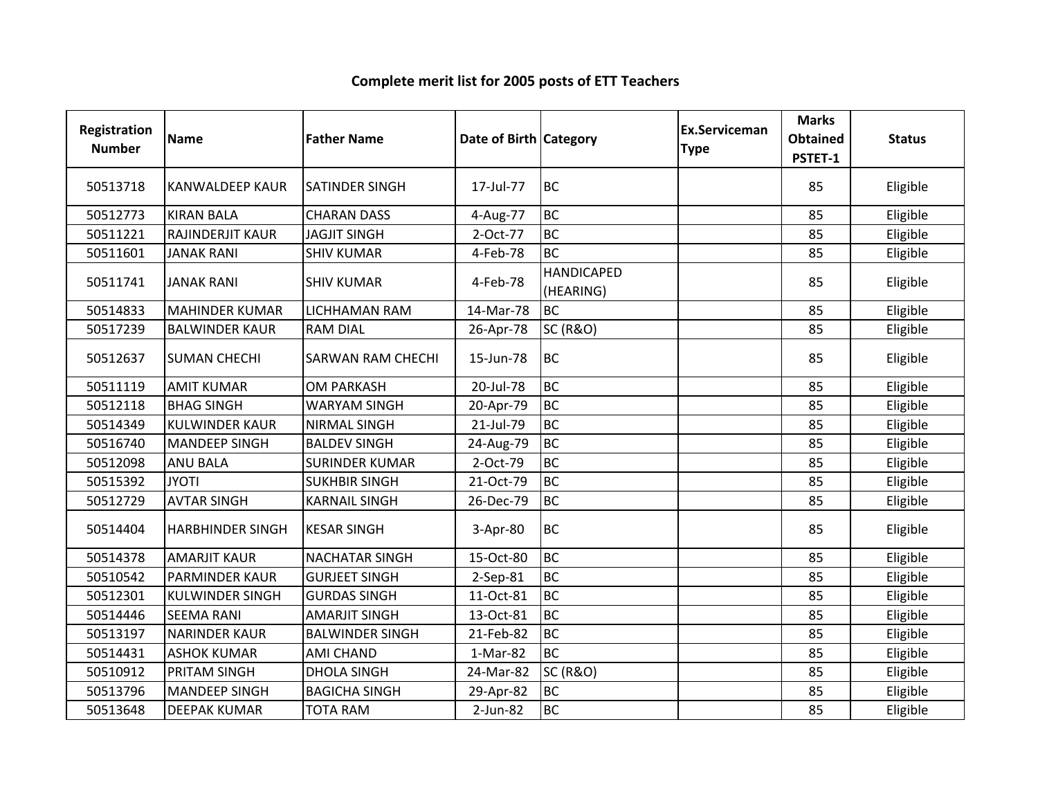# Complete merit list for 2005 posts of ETT Teachers

| Registration Number | Name | Father Name | Date of Birth | Category | Ex.Serviceman Type | Marks Obtained PSTET-1 | Status |
|---|---|---|---|---|---|---|---|
| 50513718 | KANWALDEEP KAUR | SATINDER SINGH | 17-Jul-77 | BC | | 85 | Eligible |
| 50512773 | KIRAN BALA | CHARAN DASS | 4-Aug-77 | BC | | 85 | Eligible |
| 50511221 | RAJINDERJIT KAUR | JAGJIT SINGH | 2-Oct-77 | BC | | 85 | Eligible |
| 50511601 | JANAK RANI | SHIV KUMAR | 4-Feb-78 | BC | | 85 | Eligible |
| 50511741 | JANAK RANI | SHIV KUMAR | 4-Feb-78 | HANDICAPED (HEARING) | | 85 | Eligible |
| 50514833 | MAHINDER KUMAR | LICHHAMAN RAM | 14-Mar-78 | BC | | 85 | Eligible |
| 50517239 | BALWINDER KAUR | RAM DIAL | 26-Apr-78 | SC (R&O) | | 85 | Eligible |
| 50512637 | SUMAN CHECHI | SARWAN RAM CHECHI | 15-Jun-78 | BC | | 85 | Eligible |
| 50511119 | AMIT KUMAR | OM PARKASH | 20-Jul-78 | BC | | 85 | Eligible |
| 50512118 | BHAG SINGH | WARYAM SINGH | 20-Apr-79 | BC | | 85 | Eligible |
| 50514349 | KULWINDER KAUR | NIRMAL SINGH | 21-Jul-79 | BC | | 85 | Eligible |
| 50516740 | MANDEEP SINGH | BALDEV SINGH | 24-Aug-79 | BC | | 85 | Eligible |
| 50512098 | ANU BALA | SURINDER KUMAR | 2-Oct-79 | BC | | 85 | Eligible |
| 50515392 | JYOTI | SUKHBIR SINGH | 21-Oct-79 | BC | | 85 | Eligible |
| 50512729 | AVTAR SINGH | KARNAIL SINGH | 26-Dec-79 | BC | | 85 | Eligible |
| 50514404 | HARBHINDER SINGH | KESAR SINGH | 3-Apr-80 | BC | | 85 | Eligible |
| 50514378 | AMARJIT KAUR | NACHATAR SINGH | 15-Oct-80 | BC | | 85 | Eligible |
| 50510542 | PARMINDER KAUR | GURJEET SINGH | 2-Sep-81 | BC | | 85 | Eligible |
| 50512301 | KULWINDER SINGH | GURDAS SINGH | 11-Oct-81 | BC | | 85 | Eligible |
| 50514446 | SEEMA RANI | AMARJIT SINGH | 13-Oct-81 | BC | | 85 | Eligible |
| 50513197 | NARINDER KAUR | BALWINDER SINGH | 21-Feb-82 | BC | | 85 | Eligible |
| 50514431 | ASHOK KUMAR | AMI CHAND | 1-Mar-82 | BC | | 85 | Eligible |
| 50510912 | PRITAM SINGH | DHOLA SINGH | 24-Mar-82 | SC (R&O) | | 85 | Eligible |
| 50513796 | MANDEEP SINGH | BAGICHA SINGH | 29-Apr-82 | BC | | 85 | Eligible |
| 50513648 | DEEPAK KUMAR | TOTA RAM | 2-Jun-82 | BC | | 85 | Eligible |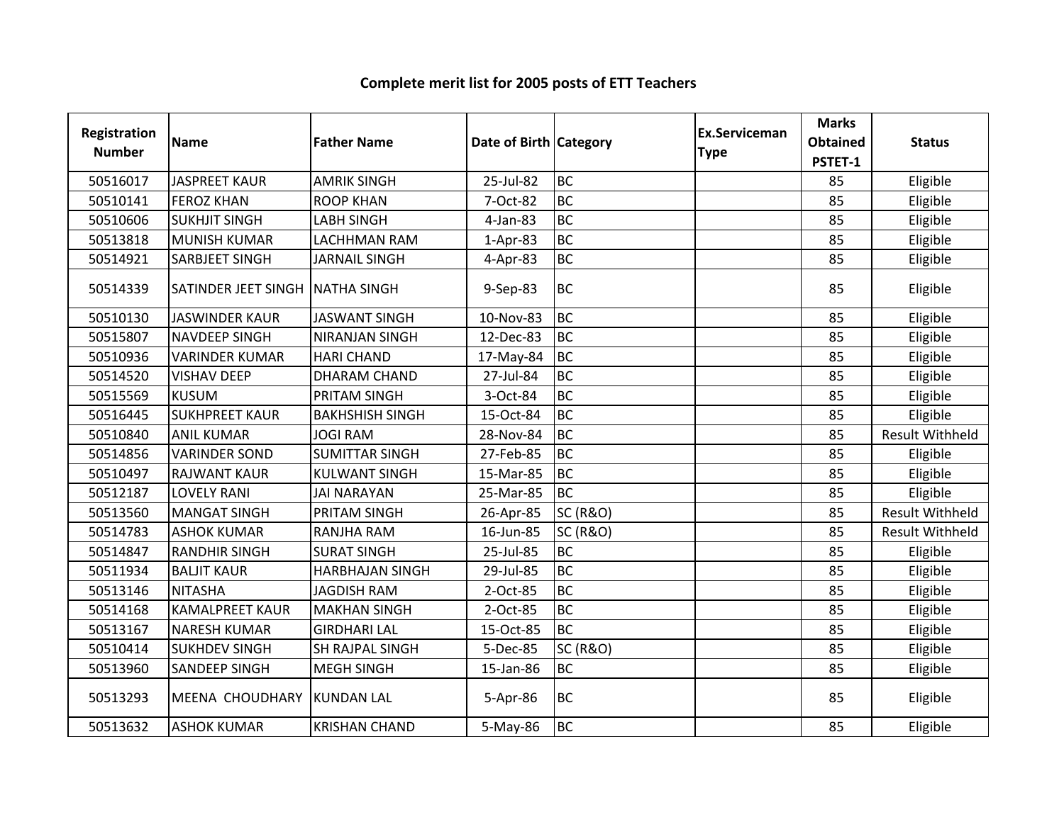## Complete merit list for 2005 posts of ETT Teachers

| Registration Number | Name | Father Name | Date of Birth | Category | Ex.Serviceman Type | Marks Obtained PSTET-1 | Status |
|---|---|---|---|---|---|---|---|
| 50516017 | JASPREET KAUR | AMRIK SINGH | 25-Jul-82 | BC | | 85 | Eligible |
| 50510141 | FEROZ KHAN | ROOP KHAN | 7-Oct-82 | BC | | 85 | Eligible |
| 50510606 | SUKHJIT SINGH | LABH SINGH | 4-Jan-83 | BC | | 85 | Eligible |
| 50513818 | MUNISH KUMAR | LACHHMAN RAM | 1-Apr-83 | BC | | 85 | Eligible |
| 50514921 | SARBJEET SINGH | JARNAIL SINGH | 4-Apr-83 | BC | | 85 | Eligible |
| 50514339 | SATINDER JEET SINGH | NATHA SINGH | 9-Sep-83 | BC | | 85 | Eligible |
| 50510130 | JASWINDER KAUR | JASWANT SINGH | 10-Nov-83 | BC | | 85 | Eligible |
| 50515807 | NAVDEEP SINGH | NIRANJAN SINGH | 12-Dec-83 | BC | | 85 | Eligible |
| 50510936 | VARINDER KUMAR | HARI CHAND | 17-May-84 | BC | | 85 | Eligible |
| 50514520 | VISHAV DEEP | DHARAM CHAND | 27-Jul-84 | BC | | 85 | Eligible |
| 50515569 | KUSUM | PRITAM SINGH | 3-Oct-84 | BC | | 85 | Eligible |
| 50516445 | SUKHPREET KAUR | BAKHSHISH SINGH | 15-Oct-84 | BC | | 85 | Eligible |
| 50510840 | ANIL KUMAR | JOGI RAM | 28-Nov-84 | BC | | 85 | Result Withheld |
| 50514856 | VARINDER SOND | SUMITTAR SINGH | 27-Feb-85 | BC | | 85 | Eligible |
| 50510497 | RAJWANT KAUR | KULWANT SINGH | 15-Mar-85 | BC | | 85 | Eligible |
| 50512187 | LOVELY RANI | JAI NARAYAN | 25-Mar-85 | BC | | 85 | Eligible |
| 50513560 | MANGAT SINGH | PRITAM SINGH | 26-Apr-85 | SC (R&O) | | 85 | Result Withheld |
| 50514783 | ASHOK KUMAR | RANJHA RAM | 16-Jun-85 | SC (R&O) | | 85 | Result Withheld |
| 50514847 | RANDHIR SINGH | SURAT SINGH | 25-Jul-85 | BC | | 85 | Eligible |
| 50511934 | BALJIT KAUR | HARBHAJAN SINGH | 29-Jul-85 | BC | | 85 | Eligible |
| 50513146 | NITASHA | JAGDISH RAM | 2-Oct-85 | BC | | 85 | Eligible |
| 50514168 | KAMALPREET KAUR | MAKHAN SINGH | 2-Oct-85 | BC | | 85 | Eligible |
| 50513167 | NARESH KUMAR | GIRDHARI LAL | 15-Oct-85 | BC | | 85 | Eligible |
| 50510414 | SUKHDEV SINGH | SH RAJPAL SINGH | 5-Dec-85 | SC (R&O) | | 85 | Eligible |
| 50513960 | SANDEEP SINGH | MEGH SINGH | 15-Jan-86 | BC | | 85 | Eligible |
| 50513293 | MEENA CHOUDHARY | KUNDAN LAL | 5-Apr-86 | BC | | 85 | Eligible |
| 50513632 | ASHOK KUMAR | KRISHAN CHAND | 5-May-86 | BC | | 85 | Eligible |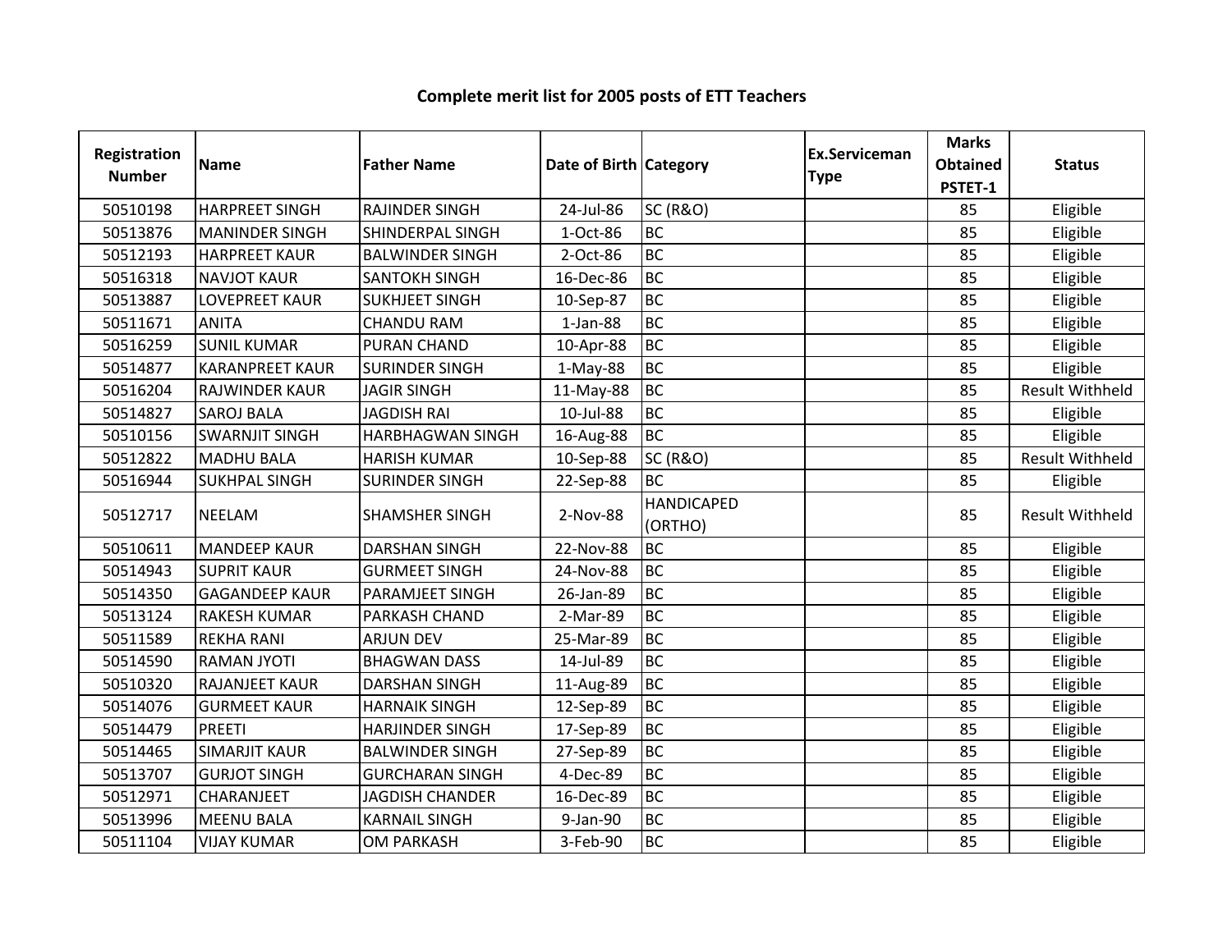# Complete merit list for 2005 posts of ETT Teachers

| Registration Number | Name | Father Name | Date of Birth | Category | Ex.Serviceman Type | Marks Obtained PSTET-1 | Status |
|---|---|---|---|---|---|---|---|
| 50510198 | HARPREET SINGH | RAJINDER SINGH | 24-Jul-86 | SC (R&O) | | 85 | Eligible |
| 50513876 | MANINDER SINGH | SHINDERPAL SINGH | 1-Oct-86 | BC | | 85 | Eligible |
| 50512193 | HARPREET KAUR | BALWINDER SINGH | 2-Oct-86 | BC | | 85 | Eligible |
| 50516318 | NAVJOT KAUR | SANTOKH SINGH | 16-Dec-86 | BC | | 85 | Eligible |
| 50513887 | LOVEPREET KAUR | SUKHJEET SINGH | 10-Sep-87 | BC | | 85 | Eligible |
| 50511671 | ANITA | CHANDU RAM | 1-Jan-88 | BC | | 85 | Eligible |
| 50516259 | SUNIL KUMAR | PURAN CHAND | 10-Apr-88 | BC | | 85 | Eligible |
| 50514877 | KARANPREET KAUR | SURINDER SINGH | 1-May-88 | BC | | 85 | Eligible |
| 50516204 | RAJWINDER KAUR | JAGIR SINGH | 11-May-88 | BC | | 85 | Result Withheld |
| 50514827 | SAROJ BALA | JAGDISH RAI | 10-Jul-88 | BC | | 85 | Eligible |
| 50510156 | SWARNJIT SINGH | HARBHAGWAN SINGH | 16-Aug-88 | BC | | 85 | Eligible |
| 50512822 | MADHU BALA | HARISH KUMAR | 10-Sep-88 | SC (R&O) | | 85 | Result Withheld |
| 50516944 | SUKHPAL SINGH | SURINDER SINGH | 22-Sep-88 | BC | | 85 | Eligible |
| 50512717 | NEELAM | SHAMSHER SINGH | 2-Nov-88 | HANDICAPED (ORTHO) | | 85 | Result Withheld |
| 50510611 | MANDEEP KAUR | DARSHAN SINGH | 22-Nov-88 | BC | | 85 | Eligible |
| 50514943 | SUPRIT KAUR | GURMEET SINGH | 24-Nov-88 | BC | | 85 | Eligible |
| 50514350 | GAGANDEEP KAUR | PARAMJEET SINGH | 26-Jan-89 | BC | | 85 | Eligible |
| 50513124 | RAKESH KUMAR | PARKASH CHAND | 2-Mar-89 | BC | | 85 | Eligible |
| 50511589 | REKHA RANI | ARJUN DEV | 25-Mar-89 | BC | | 85 | Eligible |
| 50514590 | RAMAN JYOTI | BHAGWAN DASS | 14-Jul-89 | BC | | 85 | Eligible |
| 50510320 | RAJANJEET KAUR | DARSHAN SINGH | 11-Aug-89 | BC | | 85 | Eligible |
| 50514076 | GURMEET KAUR | HARNAIK SINGH | 12-Sep-89 | BC | | 85 | Eligible |
| 50514479 | PREETI | HARJINDER SINGH | 17-Sep-89 | BC | | 85 | Eligible |
| 50514465 | SIMARJIT KAUR | BALWINDER SINGH | 27-Sep-89 | BC | | 85 | Eligible |
| 50513707 | GURJOT SINGH | GURCHARAN SINGH | 4-Dec-89 | BC | | 85 | Eligible |
| 50512971 | CHARANJEET | JAGDISH CHANDER | 16-Dec-89 | BC | | 85 | Eligible |
| 50513996 | MEENU BALA | KARNAIL SINGH | 9-Jan-90 | BC | | 85 | Eligible |
| 50511104 | VIJAY KUMAR | OM PARKASH | 3-Feb-90 | BC | | 85 | Eligible |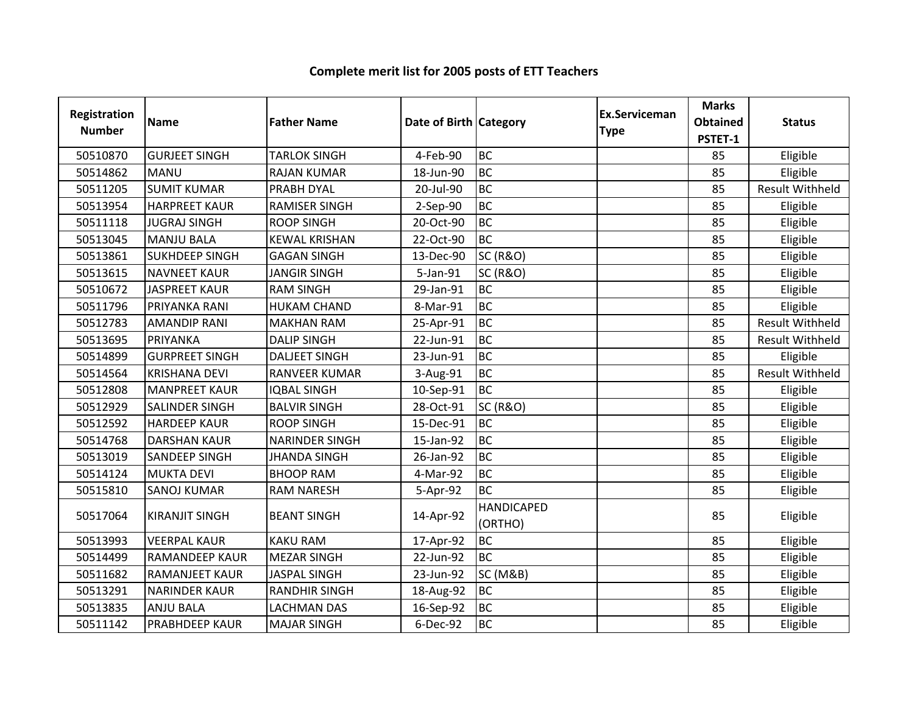# Complete merit list for 2005 posts of ETT Teachers

| Registration Number | Name | Father Name | Date of Birth | Category | Ex.Serviceman Type | Marks Obtained PSTET-1 | Status |
|---|---|---|---|---|---|---|---|
| 50510870 | GURJEET SINGH | TARLOK SINGH | 4-Feb-90 | BC | | 85 | Eligible |
| 50514862 | MANU | RAJAN KUMAR | 18-Jun-90 | BC | | 85 | Eligible |
| 50511205 | SUMIT KUMAR | PRABH DYAL | 20-Jul-90 | BC | | 85 | Result Withheld |
| 50513954 | HARPREET KAUR | RAMISER SINGH | 2-Sep-90 | BC | | 85 | Eligible |
| 50511118 | JUGRAJ SINGH | ROOP SINGH | 20-Oct-90 | BC | | 85 | Eligible |
| 50513045 | MANJU BALA | KEWAL KRISHAN | 22-Oct-90 | BC | | 85 | Eligible |
| 50513861 | SUKHDEEP SINGH | GAGAN SINGH | 13-Dec-90 | SC (R&O) | | 85 | Eligible |
| 50513615 | NAVNEET KAUR | JANGIR SINGH | 5-Jan-91 | SC (R&O) | | 85 | Eligible |
| 50510672 | JASPREET KAUR | RAM SINGH | 29-Jan-91 | BC | | 85 | Eligible |
| 50511796 | PRIYANKA RANI | HUKAM CHAND | 8-Mar-91 | BC | | 85 | Eligible |
| 50512783 | AMANDIP RANI | MAKHAN RAM | 25-Apr-91 | BC | | 85 | Result Withheld |
| 50513695 | PRIYANKA | DALIP SINGH | 22-Jun-91 | BC | | 85 | Result Withheld |
| 50514899 | GURPREET SINGH | DALJEET SINGH | 23-Jun-91 | BC | | 85 | Eligible |
| 50514564 | KRISHANA DEVI | RANVEER KUMAR | 3-Aug-91 | BC | | 85 | Result Withheld |
| 50512808 | MANPREET KAUR | IQBAL SINGH | 10-Sep-91 | BC | | 85 | Eligible |
| 50512929 | SALINDER SINGH | BALVIR SINGH | 28-Oct-91 | SC (R&O) | | 85 | Eligible |
| 50512592 | HARDEEP KAUR | ROOP SINGH | 15-Dec-91 | BC | | 85 | Eligible |
| 50514768 | DARSHAN KAUR | NARINDER SINGH | 15-Jan-92 | BC | | 85 | Eligible |
| 50513019 | SANDEEP SINGH | JHANDA SINGH | 26-Jan-92 | BC | | 85 | Eligible |
| 50514124 | MUKTA DEVI | BHOOP RAM | 4-Mar-92 | BC | | 85 | Eligible |
| 50515810 | SANOJ KUMAR | RAM NARESH | 5-Apr-92 | BC | | 85 | Eligible |
| 50517064 | KIRANJIT SINGH | BEANT SINGH | 14-Apr-92 | HANDICAPED (ORTHO) | | 85 | Eligible |
| 50513993 | VEERPAL KAUR | KAKU RAM | 17-Apr-92 | BC | | 85 | Eligible |
| 50514499 | RAMANDEEP KAUR | MEZAR SINGH | 22-Jun-92 | BC | | 85 | Eligible |
| 50511682 | RAMANJEET KAUR | JASPAL SINGH | 23-Jun-92 | SC (M&B) | | 85 | Eligible |
| 50513291 | NARINDER KAUR | RANDHIR SINGH | 18-Aug-92 | BC | | 85 | Eligible |
| 50513835 | ANJU BALA | LACHMAN DAS | 16-Sep-92 | BC | | 85 | Eligible |
| 50511142 | PRABHDEEP KAUR | MAJAR SINGH | 6-Dec-92 | BC | | 85 | Eligible |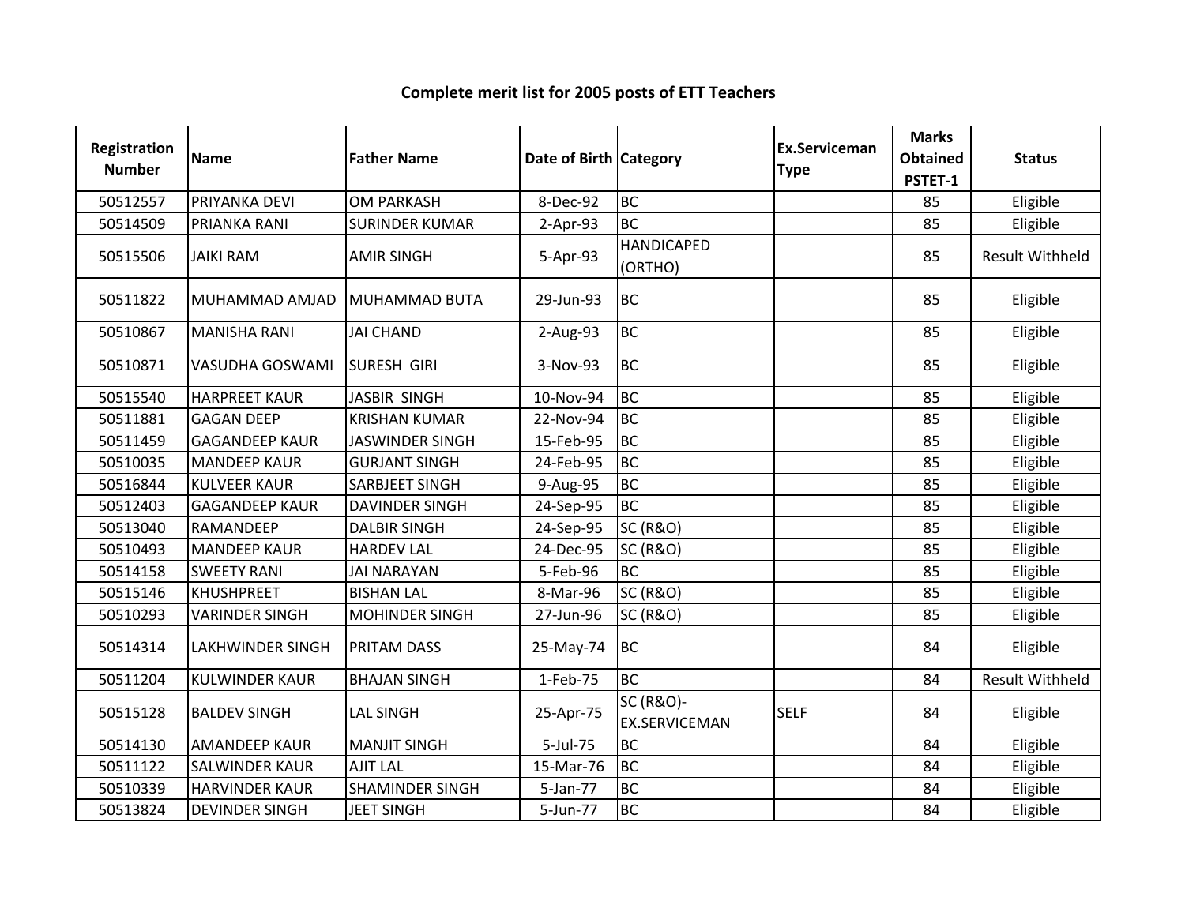## Complete merit list for 2005 posts of ETT Teachers

| Registration Number | Name | Father Name | Date of Birth | Category | Ex.Serviceman Type | Marks Obtained PSTET-1 | Status |
|---|---|---|---|---|---|---|---|
| 50512557 | PRIYANKA DEVI | OM PARKASH | 8-Dec-92 | BC | | 85 | Eligible |
| 50514509 | PRIANKA RANI | SURINDER KUMAR | 2-Apr-93 | BC | | 85 | Eligible |
| 50515506 | JAIKI RAM | AMIR SINGH | 5-Apr-93 | HANDICAPED (ORTHO) | | 85 | Result Withheld |
| 50511822 | MUHAMMAD AMJAD | MUHAMMAD BUTA | 29-Jun-93 | BC | | 85 | Eligible |
| 50510867 | MANISHA RANI | JAI CHAND | 2-Aug-93 | BC | | 85 | Eligible |
| 50510871 | VASUDHA GOSWAMI | SURESH GIRI | 3-Nov-93 | BC | | 85 | Eligible |
| 50515540 | HARPREET KAUR | JASBIR SINGH | 10-Nov-94 | BC | | 85 | Eligible |
| 50511881 | GAGAN DEEP | KRISHAN KUMAR | 22-Nov-94 | BC | | 85 | Eligible |
| 50511459 | GAGANDEEP KAUR | JASWINDER SINGH | 15-Feb-95 | BC | | 85 | Eligible |
| 50510035 | MANDEEP KAUR | GURJANT SINGH | 24-Feb-95 | BC | | 85 | Eligible |
| 50516844 | KULVEER KAUR | SARBJEET SINGH | 9-Aug-95 | BC | | 85 | Eligible |
| 50512403 | GAGANDEEP KAUR | DAVINDER SINGH | 24-Sep-95 | BC | | 85 | Eligible |
| 50513040 | RAMANDEEP | DALBIR SINGH | 24-Sep-95 | SC (R&O) | | 85 | Eligible |
| 50510493 | MANDEEP KAUR | HARDEV LAL | 24-Dec-95 | SC (R&O) | | 85 | Eligible |
| 50514158 | SWEETY RANI | JAI NARAYAN | 5-Feb-96 | BC | | 85 | Eligible |
| 50515146 | KHUSHPREET | BISHAN LAL | 8-Mar-96 | SC (R&O) | | 85 | Eligible |
| 50510293 | VARINDER SINGH | MOHINDER SINGH | 27-Jun-96 | SC (R&O) | | 85 | Eligible |
| 50514314 | LAKHWINDER SINGH | PRITAM DASS | 25-May-74 | BC | | 84 | Eligible |
| 50511204 | KULWINDER KAUR | BHAJAN SINGH | 1-Feb-75 | BC | | 84 | Result Withheld |
| 50515128 | BALDEV SINGH | LAL SINGH | 25-Apr-75 | SC (R&O)-EX.SERVICEMAN | SELF | 84 | Eligible |
| 50514130 | AMANDEEP KAUR | MANJIT SINGH | 5-Jul-75 | BC | | 84 | Eligible |
| 50511122 | SALWINDER KAUR | AJIT LAL | 15-Mar-76 | BC | | 84 | Eligible |
| 50510339 | HARVINDER KAUR | SHAMINDER SINGH | 5-Jan-77 | BC | | 84 | Eligible |
| 50513824 | DEVINDER SINGH | JEET SINGH | 5-Jun-77 | BC | | 84 | Eligible |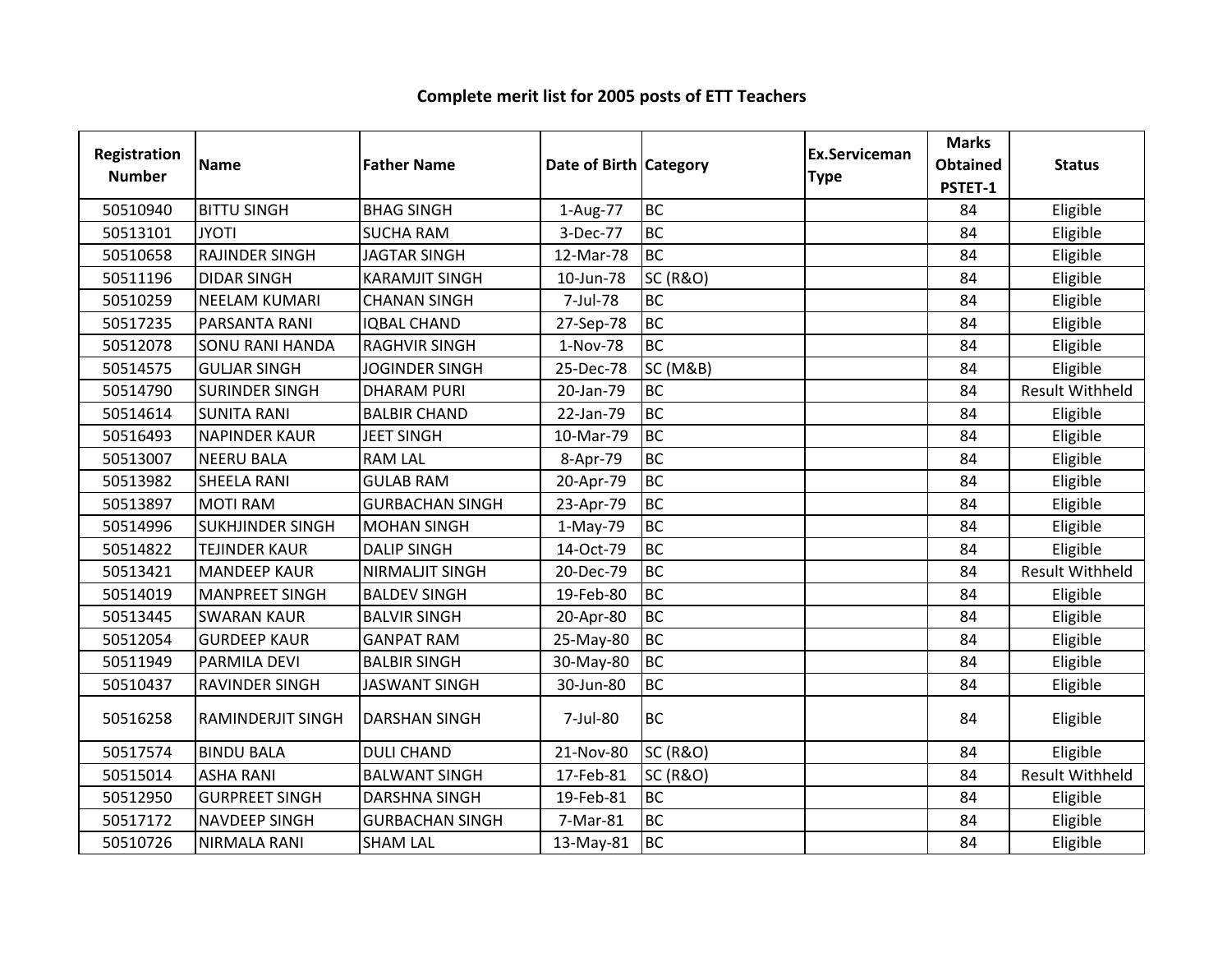# Complete merit list for 2005 posts of ETT Teachers

| Registration Number | Name | Father Name | Date of Birth | Category | Ex.Serviceman Type | Marks Obtained PSTET-1 | Status |
|---|---|---|---|---|---|---|---|
| 50510940 | BITTU SINGH | BHAG SINGH | 1-Aug-77 | BC | | 84 | Eligible |
| 50513101 | JYOTI | SUCHA RAM | 3-Dec-77 | BC | | 84 | Eligible |
| 50510658 | RAJINDER SINGH | JAGTAR SINGH | 12-Mar-78 | BC | | 84 | Eligible |
| 50511196 | DIDAR SINGH | KARAMJIT SINGH | 10-Jun-78 | SC (R&O) | | 84 | Eligible |
| 50510259 | NEELAM KUMARI | CHANAN SINGH | 7-Jul-78 | BC | | 84 | Eligible |
| 50517235 | PARSANTA RANI | IQBAL CHAND | 27-Sep-78 | BC | | 84 | Eligible |
| 50512078 | SONU RANI HANDA | RAGHVIR SINGH | 1-Nov-78 | BC | | 84 | Eligible |
| 50514575 | GULJAR SINGH | JOGINDER SINGH | 25-Dec-78 | SC (M&B) | | 84 | Eligible |
| 50514790 | SURINDER SINGH | DHARAM PURI | 20-Jan-79 | BC | | 84 | Result Withheld |
| 50514614 | SUNITA RANI | BALBIR CHAND | 22-Jan-79 | BC | | 84 | Eligible |
| 50516493 | NAPINDER KAUR | JEET SINGH | 10-Mar-79 | BC | | 84 | Eligible |
| 50513007 | NEERU BALA | RAM LAL | 8-Apr-79 | BC | | 84 | Eligible |
| 50513982 | SHEELA RANI | GULAB RAM | 20-Apr-79 | BC | | 84 | Eligible |
| 50513897 | MOTI RAM | GURBACHAN SINGH | 23-Apr-79 | BC | | 84 | Eligible |
| 50514996 | SUKHJINDER SINGH | MOHAN SINGH | 1-May-79 | BC | | 84 | Eligible |
| 50514822 | TEJINDER KAUR | DALIP SINGH | 14-Oct-79 | BC | | 84 | Eligible |
| 50513421 | MANDEEP KAUR | NIRMALJIT SINGH | 20-Dec-79 | BC | | 84 | Result Withheld |
| 50514019 | MANPREET SINGH | BALDEV SINGH | 19-Feb-80 | BC | | 84 | Eligible |
| 50513445 | SWARAN KAUR | BALVIR SINGH | 20-Apr-80 | BC | | 84 | Eligible |
| 50512054 | GURDEEP KAUR | GANPAT RAM | 25-May-80 | BC | | 84 | Eligible |
| 50511949 | PARMILA DEVI | BALBIR SINGH | 30-May-80 | BC | | 84 | Eligible |
| 50510437 | RAVINDER SINGH | JASWANT SINGH | 30-Jun-80 | BC | | 84 | Eligible |
| 50516258 | RAMINDERJIT SINGH | DARSHAN SINGH | 7-Jul-80 | BC | | 84 | Eligible |
| 50517574 | BINDU BALA | DULI CHAND | 21-Nov-80 | SC (R&O) | | 84 | Eligible |
| 50515014 | ASHA RANI | BALWANT SINGH | 17-Feb-81 | SC (R&O) | | 84 | Result Withheld |
| 50512950 | GURPREET SINGH | DARSHNA SINGH | 19-Feb-81 | BC | | 84 | Eligible |
| 50517172 | NAVDEEP SINGH | GURBACHAN SINGH | 7-Mar-81 | BC | | 84 | Eligible |
| 50510726 | NIRMALA RANI | SHAM LAL | 13-May-81 | BC | | 84 | Eligible |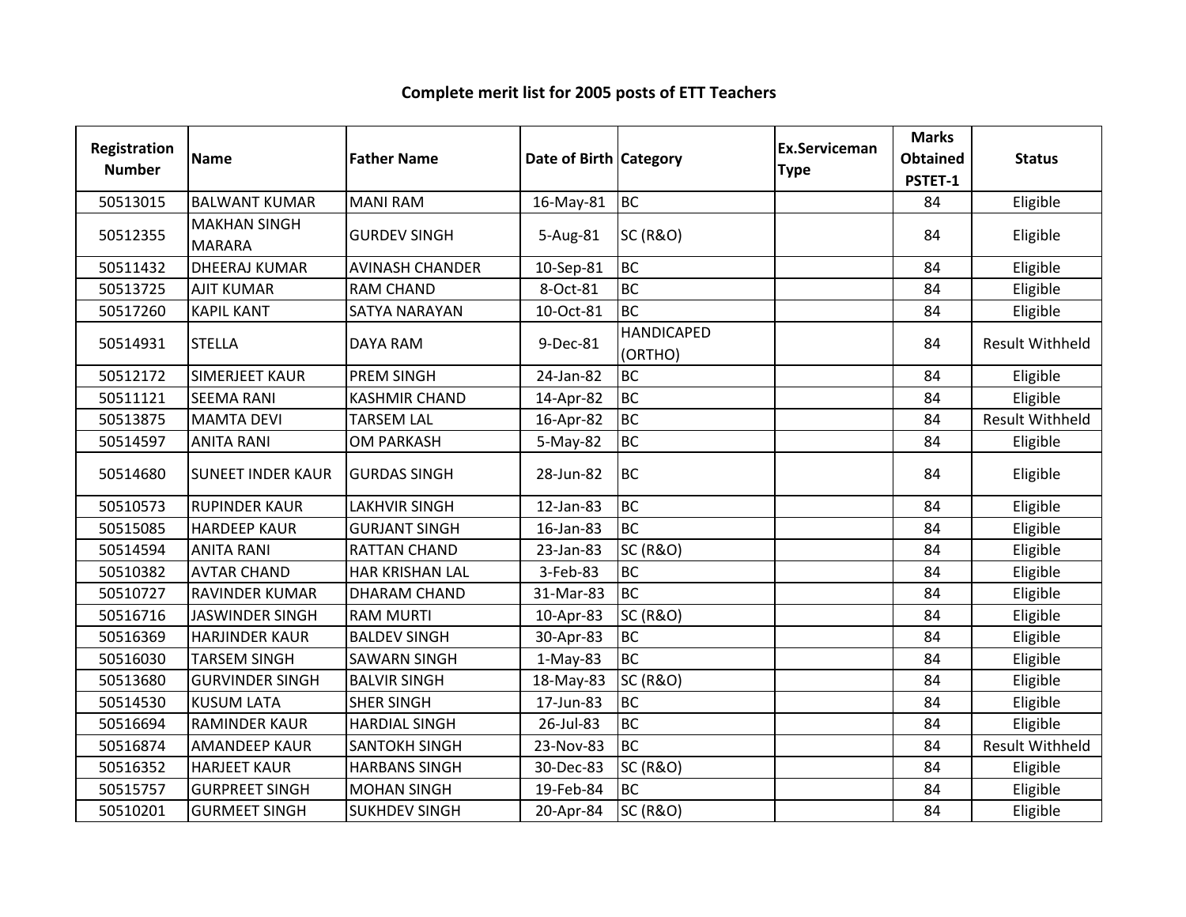# Complete merit list for 2005 posts of ETT Teachers

| Registration Number | Name | Father Name | Date of Birth | Category | Ex.Serviceman Type | Marks Obtained PSTET-1 | Status |
|---|---|---|---|---|---|---|---|
| 50513015 | BALWANT KUMAR | MANI RAM | 16-May-81 | BC | | 84 | Eligible |
| 50512355 | MAKHAN SINGH MARARA | GURDEV SINGH | 5-Aug-81 | SC (R&O) | | 84 | Eligible |
| 50511432 | DHEERAJ KUMAR | AVINASH CHANDER | 10-Sep-81 | BC | | 84 | Eligible |
| 50513725 | AJIT KUMAR | RAM CHAND | 8-Oct-81 | BC | | 84 | Eligible |
| 50517260 | KAPIL KANT | SATYA NARAYAN | 10-Oct-81 | BC | | 84 | Eligible |
| 50514931 | STELLA | DAYA RAM | 9-Dec-81 | HANDICAPED (ORTHO) | | 84 | Result Withheld |
| 50512172 | SIMERJEET KAUR | PREM SINGH | 24-Jan-82 | BC | | 84 | Eligible |
| 50511121 | SEEMA RANI | KASHMIR CHAND | 14-Apr-82 | BC | | 84 | Eligible |
| 50513875 | MAMTA DEVI | TARSEM LAL | 16-Apr-82 | BC | | 84 | Result Withheld |
| 50514597 | ANITA RANI | OM PARKASH | 5-May-82 | BC | | 84 | Eligible |
| 50514680 | SUNEET INDER KAUR | GURDAS SINGH | 28-Jun-82 | BC | | 84 | Eligible |
| 50510573 | RUPINDER KAUR | LAKHVIR SINGH | 12-Jan-83 | BC | | 84 | Eligible |
| 50515085 | HARDEEP KAUR | GURJANT SINGH | 16-Jan-83 | BC | | 84 | Eligible |
| 50514594 | ANITA RANI | RATTAN CHAND | 23-Jan-83 | SC (R&O) | | 84 | Eligible |
| 50510382 | AVTAR CHAND | HAR KRISHAN LAL | 3-Feb-83 | BC | | 84 | Eligible |
| 50510727 | RAVINDER KUMAR | DHARAM CHAND | 31-Mar-83 | BC | | 84 | Eligible |
| 50516716 | JASWINDER SINGH | RAM MURTI | 10-Apr-83 | SC (R&O) | | 84 | Eligible |
| 50516369 | HARJINDER KAUR | BALDEV SINGH | 30-Apr-83 | BC | | 84 | Eligible |
| 50516030 | TARSEM SINGH | SAWARN SINGH | 1-May-83 | BC | | 84 | Eligible |
| 50513680 | GURVINDER SINGH | BALVIR SINGH | 18-May-83 | SC (R&O) | | 84 | Eligible |
| 50514530 | KUSUM LATA | SHER SINGH | 17-Jun-83 | BC | | 84 | Eligible |
| 50516694 | RAMINDER KAUR | HARDIAL SINGH | 26-Jul-83 | BC | | 84 | Eligible |
| 50516874 | AMANDEEP KAUR | SANTOKH SINGH | 23-Nov-83 | BC | | 84 | Result Withheld |
| 50516352 | HARJEET KAUR | HARBANS SINGH | 30-Dec-83 | SC (R&O) | | 84 | Eligible |
| 50515757 | GURPREET SINGH | MOHAN SINGH | 19-Feb-84 | BC | | 84 | Eligible |
| 50510201 | GURMEET SINGH | SUKHDEV SINGH | 20-Apr-84 | SC (R&O) | | 84 | Eligible |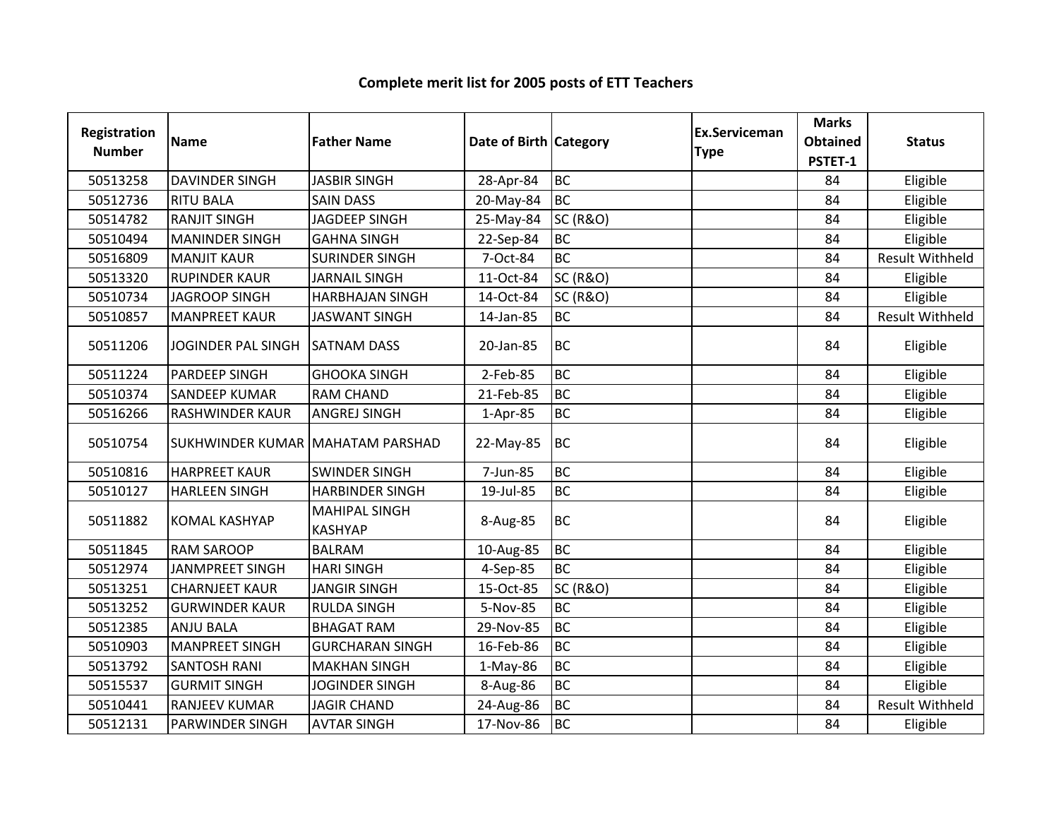# Complete merit list for 2005 posts of ETT Teachers

| Registration Number | Name | Father Name | Date of Birth | Category | Ex.Serviceman Type | Marks Obtained PSTET-1 | Status |
|---|---|---|---|---|---|---|---|
| 50513258 | DAVINDER SINGH | JASBIR SINGH | 28-Apr-84 | BC | | 84 | Eligible |
| 50512736 | RITU BALA | SAIN DASS | 20-May-84 | BC | | 84 | Eligible |
| 50514782 | RANJIT SINGH | JAGDEEP SINGH | 25-May-84 | SC (R&O) | | 84 | Eligible |
| 50510494 | MANINDER SINGH | GAHNA SINGH | 22-Sep-84 | BC | | 84 | Eligible |
| 50516809 | MANJIT KAUR | SURINDER SINGH | 7-Oct-84 | BC | | 84 | Result Withheld |
| 50513320 | RUPINDER KAUR | JARNAIL SINGH | 11-Oct-84 | SC (R&O) | | 84 | Eligible |
| 50510734 | JAGROOP SINGH | HARBHAJAN SINGH | 14-Oct-84 | SC (R&O) | | 84 | Eligible |
| 50510857 | MANPREET KAUR | JASWANT SINGH | 14-Jan-85 | BC | | 84 | Result Withheld |
| 50511206 | JOGINDER PAL SINGH | SATNAM DASS | 20-Jan-85 | BC | | 84 | Eligible |
| 50511224 | PARDEEP SINGH | GHOOKA SINGH | 2-Feb-85 | BC | | 84 | Eligible |
| 50510374 | SANDEEP KUMAR | RAM CHAND | 21-Feb-85 | BC | | 84 | Eligible |
| 50516266 | RASHWINDER KAUR | ANGREJ SINGH | 1-Apr-85 | BC | | 84 | Eligible |
| 50510754 | SUKHWINDER KUMAR | MAHATAM PARSHAD | 22-May-85 | BC | | 84 | Eligible |
| 50510816 | HARPREET KAUR | SWINDER SINGH | 7-Jun-85 | BC | | 84 | Eligible |
| 50510127 | HARLEEN SINGH | HARBINDER SINGH | 19-Jul-85 | BC | | 84 | Eligible |
| 50511882 | KOMAL KASHYAP | MAHIPAL SINGH KASHYAP | 8-Aug-85 | BC | | 84 | Eligible |
| 50511845 | RAM SAROOP | BALRAM | 10-Aug-85 | BC | | 84 | Eligible |
| 50512974 | JANMPREET SINGH | HARI SINGH | 4-Sep-85 | BC | | 84 | Eligible |
| 50513251 | CHARNJEET KAUR | JANGIR SINGH | 15-Oct-85 | SC (R&O) | | 84 | Eligible |
| 50513252 | GURWINDER KAUR | RULDA SINGH | 5-Nov-85 | BC | | 84 | Eligible |
| 50512385 | ANJU BALA | BHAGAT RAM | 29-Nov-85 | BC | | 84 | Eligible |
| 50510903 | MANPREET SINGH | GURCHARAN SINGH | 16-Feb-86 | BC | | 84 | Eligible |
| 50513792 | SANTOSH RANI | MAKHAN SINGH | 1-May-86 | BC | | 84 | Eligible |
| 50515537 | GURMIT SINGH | JOGINDER SINGH | 8-Aug-86 | BC | | 84 | Eligible |
| 50510441 | RANJEEV KUMAR | JAGIR CHAND | 24-Aug-86 | BC | | 84 | Result Withheld |
| 50512131 | PARWINDER SINGH | AVTAR SINGH | 17-Nov-86 | BC | | 84 | Eligible |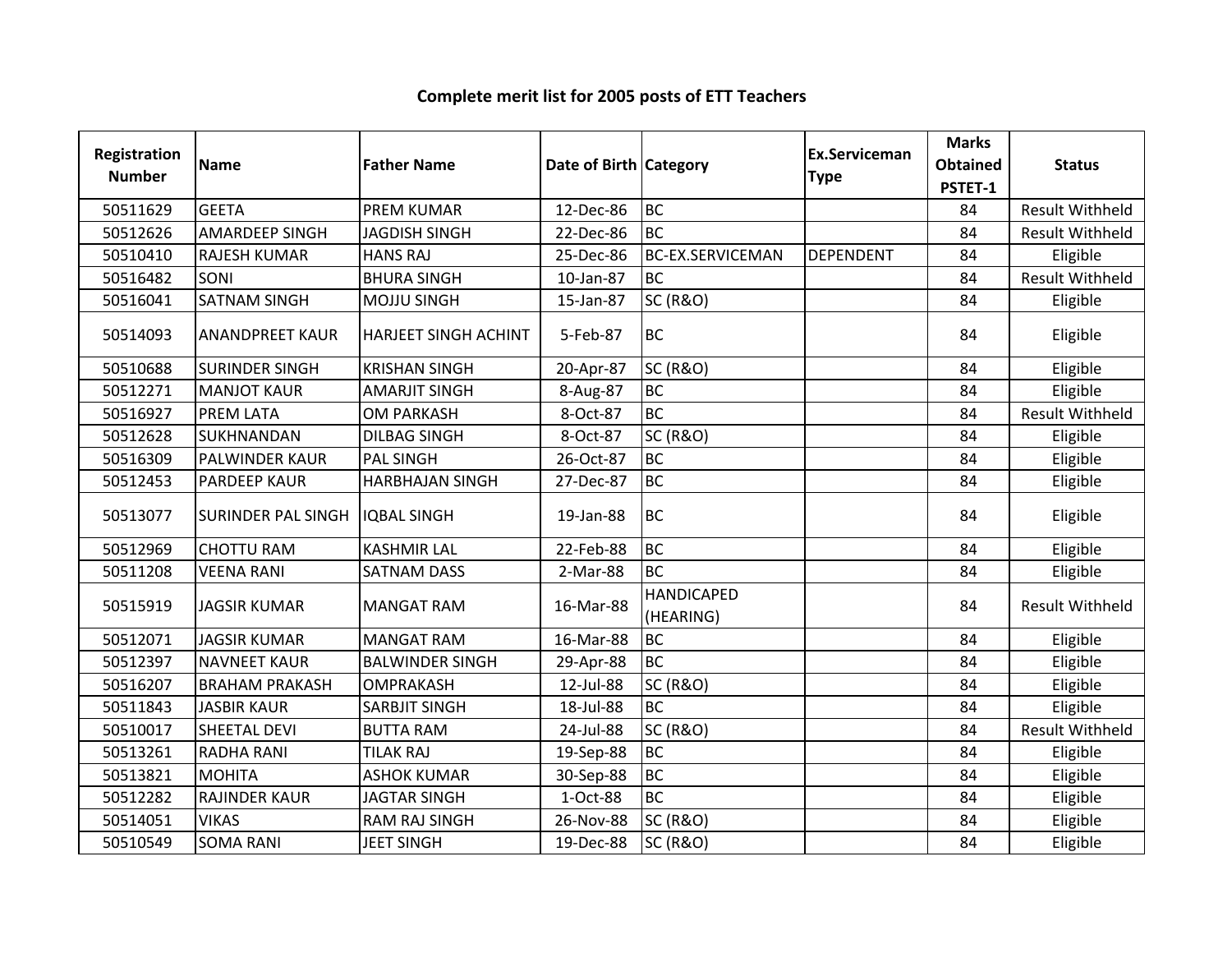# Complete merit list for 2005 posts of ETT Teachers

| Registration Number | Name | Father Name | Date of Birth | Category | Ex.Serviceman Type | Marks Obtained PSTET-1 | Status |
|---|---|---|---|---|---|---|---|
| 50511629 | GEETA | PREM KUMAR | 12-Dec-86 | BC | | 84 | Result Withheld |
| 50512626 | AMARDEEP SINGH | JAGDISH SINGH | 22-Dec-86 | BC | | 84 | Result Withheld |
| 50510410 | RAJESH KUMAR | HANS RAJ | 25-Dec-86 | BC-EX.SERVICEMAN | DEPENDENT | 84 | Eligible |
| 50516482 | SONI | BHURA SINGH | 10-Jan-87 | BC | | 84 | Result Withheld |
| 50516041 | SATNAM SINGH | MOJJU SINGH | 15-Jan-87 | SC (R&O) | | 84 | Eligible |
| 50514093 | ANANDPREET KAUR | HARJEET SINGH ACHINT | 5-Feb-87 | BC | | 84 | Eligible |
| 50510688 | SURINDER SINGH | KRISHAN SINGH | 20-Apr-87 | SC (R&O) | | 84 | Eligible |
| 50512271 | MANJOT KAUR | AMARJIT SINGH | 8-Aug-87 | BC | | 84 | Eligible |
| 50516927 | PREM LATA | OM PARKASH | 8-Oct-87 | BC | | 84 | Result Withheld |
| 50512628 | SUKHNANDAN | DILBAG SINGH | 8-Oct-87 | SC (R&O) | | 84 | Eligible |
| 50516309 | PALWINDER KAUR | PAL SINGH | 26-Oct-87 | BC | | 84 | Eligible |
| 50512453 | PARDEEP KAUR | HARBHAJAN SINGH | 27-Dec-87 | BC | | 84 | Eligible |
| 50513077 | SURINDER PAL SINGH | IQBAL SINGH | 19-Jan-88 | BC | | 84 | Eligible |
| 50512969 | CHOTTU RAM | KASHMIR LAL | 22-Feb-88 | BC | | 84 | Eligible |
| 50511208 | VEENA RANI | SATNAM DASS | 2-Mar-88 | BC | | 84 | Eligible |
| 50515919 | JAGSIR KUMAR | MANGAT RAM | 16-Mar-88 | HANDICAPED (HEARING) | | 84 | Result Withheld |
| 50512071 | JAGSIR KUMAR | MANGAT RAM | 16-Mar-88 | BC | | 84 | Eligible |
| 50512397 | NAVNEET KAUR | BALWINDER SINGH | 29-Apr-88 | BC | | 84 | Eligible |
| 50516207 | BRAHAM PRAKASH | OMPRAKASH | 12-Jul-88 | SC (R&O) | | 84 | Eligible |
| 50511843 | JASBIR KAUR | SARBJIT SINGH | 18-Jul-88 | BC | | 84 | Eligible |
| 50510017 | SHEETAL DEVI | BUTTA RAM | 24-Jul-88 | SC (R&O) | | 84 | Result Withheld |
| 50513261 | RADHA RANI | TILAK RAJ | 19-Sep-88 | BC | | 84 | Eligible |
| 50513821 | MOHITA | ASHOK KUMAR | 30-Sep-88 | BC | | 84 | Eligible |
| 50512282 | RAJINDER KAUR | JAGTAR SINGH | 1-Oct-88 | BC | | 84 | Eligible |
| 50514051 | VIKAS | RAM RAJ SINGH | 26-Nov-88 | SC (R&O) | | 84 | Eligible |
| 50510549 | SOMA RANI | JEET SINGH | 19-Dec-88 | SC (R&O) | | 84 | Eligible |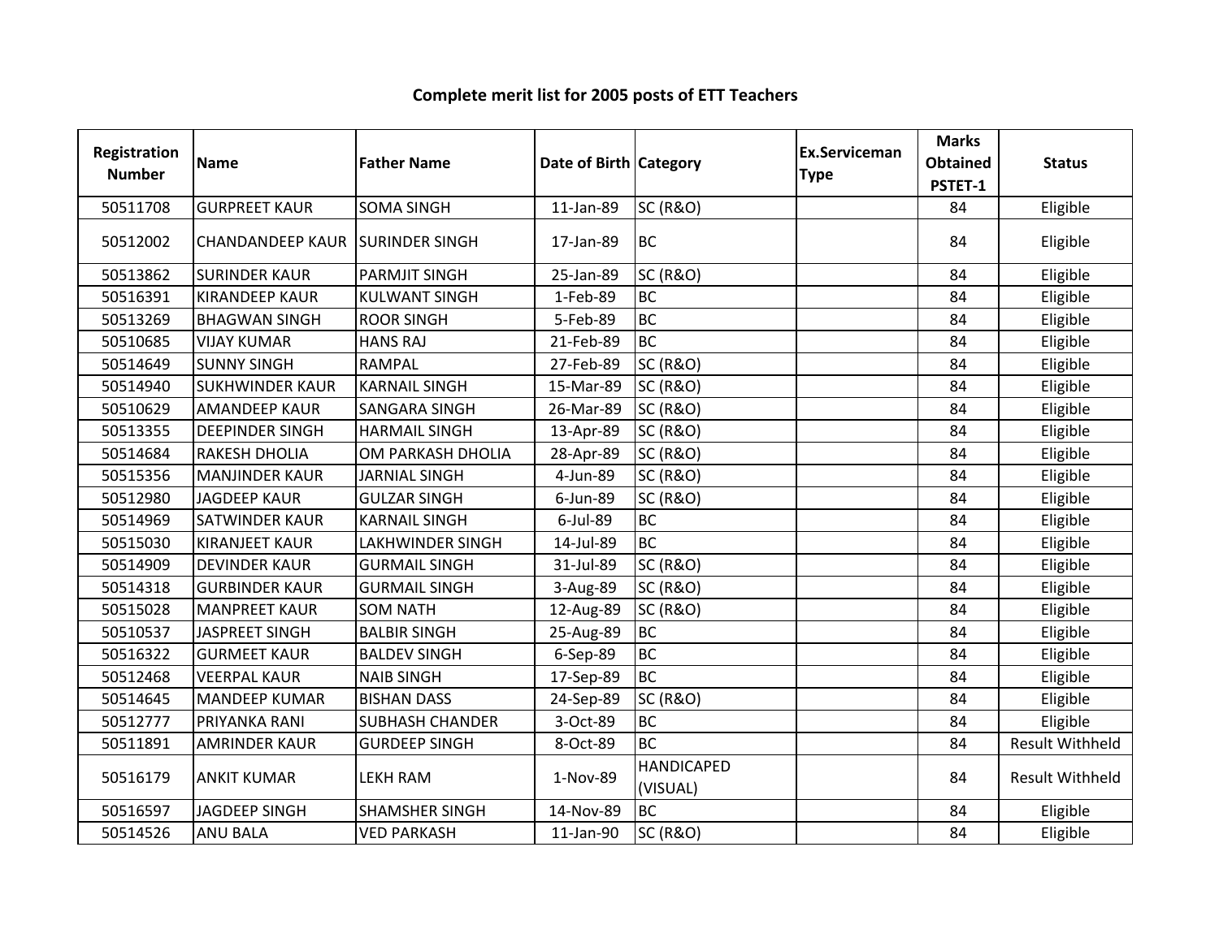# Complete merit list for 2005 posts of ETT Teachers

| Registration Number | Name | Father Name | Date of Birth | Category | Ex.Serviceman Type | Marks Obtained PSTET-1 | Status |
|---|---|---|---|---|---|---|---|
| 50511708 | GURPREET KAUR | SOMA SINGH | 11-Jan-89 | SC (R&O) | | 84 | Eligible |
| 50512002 | CHANDANDEEP KAUR | SURINDER SINGH | 17-Jan-89 | BC | | 84 | Eligible |
| 50513862 | SURINDER KAUR | PARMJIT SINGH | 25-Jan-89 | SC (R&O) | | 84 | Eligible |
| 50516391 | KIRANDEEP KAUR | KULWANT SINGH | 1-Feb-89 | BC | | 84 | Eligible |
| 50513269 | BHAGWAN SINGH | ROOR SINGH | 5-Feb-89 | BC | | 84 | Eligible |
| 50510685 | VIJAY KUMAR | HANS RAJ | 21-Feb-89 | BC | | 84 | Eligible |
| 50514649 | SUNNY SINGH | RAMPAL | 27-Feb-89 | SC (R&O) | | 84 | Eligible |
| 50514940 | SUKHWINDER KAUR | KARNAIL SINGH | 15-Mar-89 | SC (R&O) | | 84 | Eligible |
| 50510629 | AMANDEEP KAUR | SANGARA SINGH | 26-Mar-89 | SC (R&O) | | 84 | Eligible |
| 50513355 | DEEPINDER SINGH | HARMAIL SINGH | 13-Apr-89 | SC (R&O) | | 84 | Eligible |
| 50514684 | RAKESH DHOLIA | OM PARKASH DHOLIA | 28-Apr-89 | SC (R&O) | | 84 | Eligible |
| 50515356 | MANJINDER KAUR | JARNIAL SINGH | 4-Jun-89 | SC (R&O) | | 84 | Eligible |
| 50512980 | JAGDEEP KAUR | GULZAR SINGH | 6-Jun-89 | SC (R&O) | | 84 | Eligible |
| 50514969 | SATWINDER KAUR | KARNAIL SINGH | 6-Jul-89 | BC | | 84 | Eligible |
| 50515030 | KIRANJEET KAUR | LAKHWINDER SINGH | 14-Jul-89 | BC | | 84 | Eligible |
| 50514909 | DEVINDER KAUR | GURMAIL SINGH | 31-Jul-89 | SC (R&O) | | 84 | Eligible |
| 50514318 | GURBINDER KAUR | GURMAIL SINGH | 3-Aug-89 | SC (R&O) | | 84 | Eligible |
| 50515028 | MANPREET KAUR | SOM NATH | 12-Aug-89 | SC (R&O) | | 84 | Eligible |
| 50510537 | JASPREET SINGH | BALBIR SINGH | 25-Aug-89 | BC | | 84 | Eligible |
| 50516322 | GURMEET KAUR | BALDEV SINGH | 6-Sep-89 | BC | | 84 | Eligible |
| 50512468 | VEERPAL KAUR | NAIB SINGH | 17-Sep-89 | BC | | 84 | Eligible |
| 50514645 | MANDEEP KUMAR | BISHAN DASS | 24-Sep-89 | SC (R&O) | | 84 | Eligible |
| 50512777 | PRIYANKA RANI | SUBHASH CHANDER | 3-Oct-89 | BC | | 84 | Eligible |
| 50511891 | AMRINDER KAUR | GURDEEP SINGH | 8-Oct-89 | BC | | 84 | Result Withheld |
| 50516179 | ANKIT KUMAR | LEKH RAM | 1-Nov-89 | HANDICAPED (VISUAL) | | 84 | Result Withheld |
| 50516597 | JAGDEEP SINGH | SHAMSHER SINGH | 14-Nov-89 | BC | | 84 | Eligible |
| 50514526 | ANU BALA | VED PARKASH | 11-Jan-90 | SC (R&O) | | 84 | Eligible |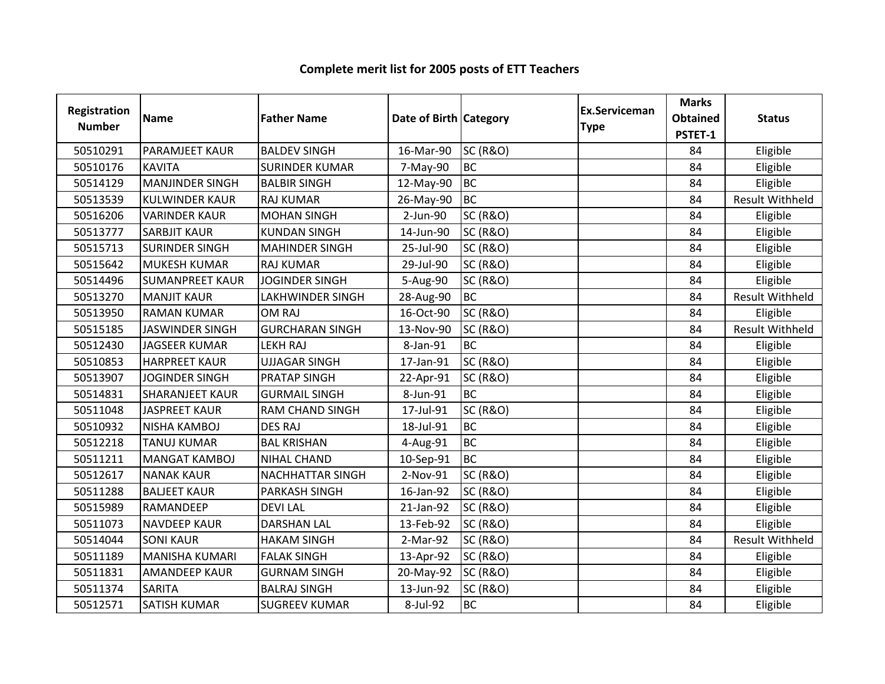# Complete merit list for 2005 posts of ETT Teachers

| Registration Number | Name | Father Name | Date of Birth | Category | Ex.Serviceman Type | Marks Obtained PSTET-1 | Status |
|---|---|---|---|---|---|---|---|
| 50510291 | PARAMJEET KAUR | BALDEV SINGH | 16-Mar-90 | SC (R&O) | | 84 | Eligible |
| 50510176 | KAVITA | SURINDER KUMAR | 7-May-90 | BC | | 84 | Eligible |
| 50514129 | MANJINDER SINGH | BALBIR SINGH | 12-May-90 | BC | | 84 | Eligible |
| 50513539 | KULWINDER KAUR | RAJ KUMAR | 26-May-90 | BC | | 84 | Result Withheld |
| 50516206 | VARINDER KAUR | MOHAN SINGH | 2-Jun-90 | SC (R&O) | | 84 | Eligible |
| 50513777 | SARBJIT KAUR | KUNDAN SINGH | 14-Jun-90 | SC (R&O) | | 84 | Eligible |
| 50515713 | SURINDER SINGH | MAHINDER SINGH | 25-Jul-90 | SC (R&O) | | 84 | Eligible |
| 50515642 | MUKESH KUMAR | RAJ KUMAR | 29-Jul-90 | SC (R&O) | | 84 | Eligible |
| 50514496 | SUMANPREET KAUR | JOGINDER SINGH | 5-Aug-90 | SC (R&O) | | 84 | Eligible |
| 50513270 | MANJIT KAUR | LAKHWINDER SINGH | 28-Aug-90 | BC | | 84 | Result Withheld |
| 50513950 | RAMAN KUMAR | OM RAJ | 16-Oct-90 | SC (R&O) | | 84 | Eligible |
| 50515185 | JASWINDER SINGH | GURCHARAN SINGH | 13-Nov-90 | SC (R&O) | | 84 | Result Withheld |
| 50512430 | JAGSEER KUMAR | LEKH RAJ | 8-Jan-91 | BC | | 84 | Eligible |
| 50510853 | HARPREET KAUR | UJJAGAR SINGH | 17-Jan-91 | SC (R&O) | | 84 | Eligible |
| 50513907 | JOGINDER SINGH | PRATAP SINGH | 22-Apr-91 | SC (R&O) | | 84 | Eligible |
| 50514831 | SHARANJEET KAUR | GURMAIL SINGH | 8-Jun-91 | BC | | 84 | Eligible |
| 50511048 | JASPREET KAUR | RAM CHAND SINGH | 17-Jul-91 | SC (R&O) | | 84 | Eligible |
| 50510932 | NISHA KAMBOJ | DES RAJ | 18-Jul-91 | BC | | 84 | Eligible |
| 50512218 | TANUJ KUMAR | BAL KRISHAN | 4-Aug-91 | BC | | 84 | Eligible |
| 50511211 | MANGAT KAMBOJ | NIHAL CHAND | 10-Sep-91 | BC | | 84 | Eligible |
| 50512617 | NANAK KAUR | NACHHATTAR SINGH | 2-Nov-91 | SC (R&O) | | 84 | Eligible |
| 50511288 | BALJEET KAUR | PARKASH SINGH | 16-Jan-92 | SC (R&O) | | 84 | Eligible |
| 50515989 | RAMANDEEP | DEVI LAL | 21-Jan-92 | SC (R&O) | | 84 | Eligible |
| 50511073 | NAVDEEP KAUR | DARSHAN LAL | 13-Feb-92 | SC (R&O) | | 84 | Eligible |
| 50514044 | SONI KAUR | HAKAM SINGH | 2-Mar-92 | SC (R&O) | | 84 | Result Withheld |
| 50511189 | MANISHA KUMARI | FALAK SINGH | 13-Apr-92 | SC (R&O) | | 84 | Eligible |
| 50511831 | AMANDEEP KAUR | GURNAM SINGH | 20-May-92 | SC (R&O) | | 84 | Eligible |
| 50511374 | SARITA | BALRAJ SINGH | 13-Jun-92 | SC (R&O) | | 84 | Eligible |
| 50512571 | SATISH KUMAR | SUGREEV KUMAR | 8-Jul-92 | BC | | 84 | Eligible |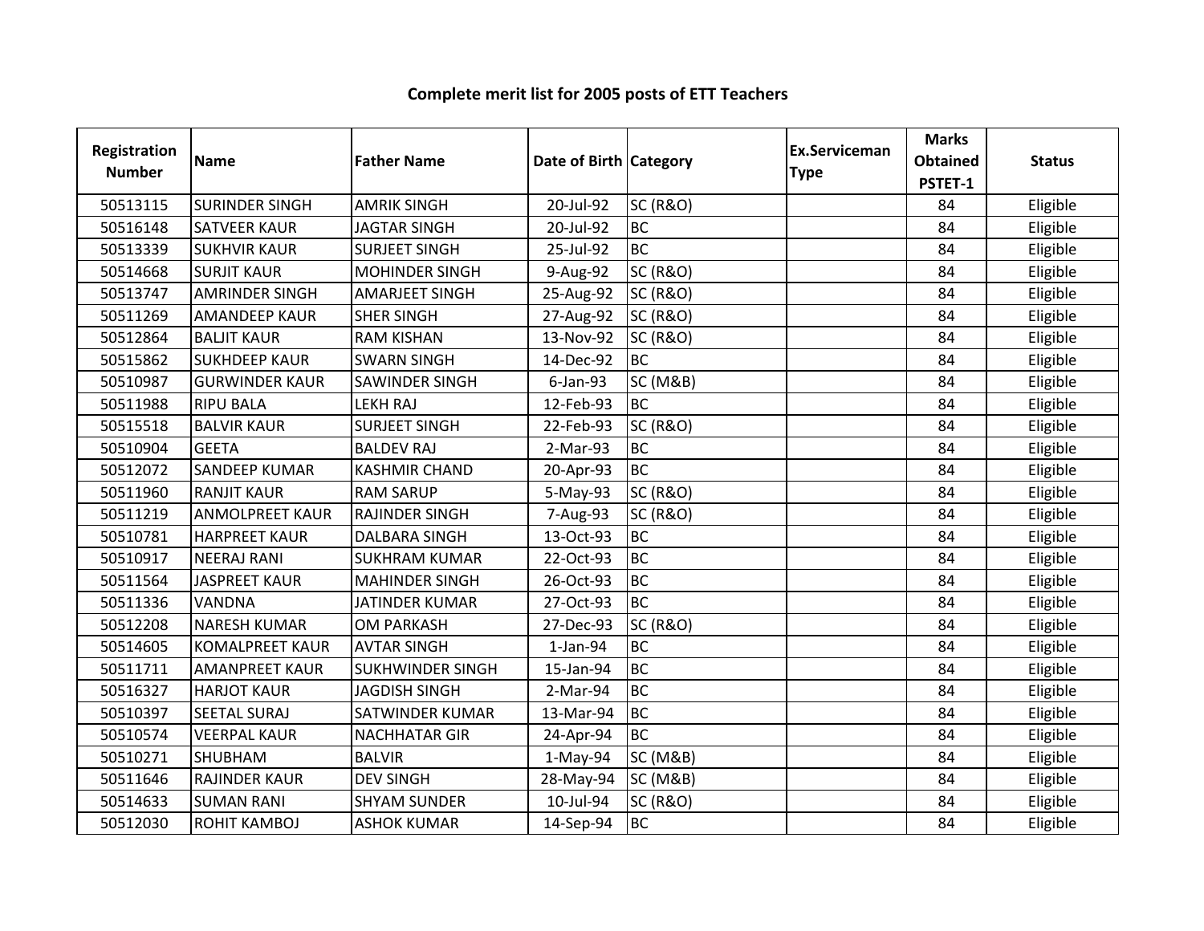# Complete merit list for 2005 posts of ETT Teachers

| Registration Number | Name | Father Name | Date of Birth | Category | Ex.Serviceman Type | Marks Obtained PSTET-1 | Status |
|---|---|---|---|---|---|---|---|
| 50513115 | SURINDER SINGH | AMRIK SINGH | 20-Jul-92 | SC (R&O) | | 84 | Eligible |
| 50516148 | SATVEER KAUR | JAGTAR SINGH | 20-Jul-92 | BC | | 84 | Eligible |
| 50513339 | SUKHVIR KAUR | SURJEET SINGH | 25-Jul-92 | BC | | 84 | Eligible |
| 50514668 | SURJIT KAUR | MOHINDER SINGH | 9-Aug-92 | SC (R&O) | | 84 | Eligible |
| 50513747 | AMRINDER SINGH | AMARJEET SINGH | 25-Aug-92 | SC (R&O) | | 84 | Eligible |
| 50511269 | AMANDEEP KAUR | SHER SINGH | 27-Aug-92 | SC (R&O) | | 84 | Eligible |
| 50512864 | BALJIT KAUR | RAM KISHAN | 13-Nov-92 | SC (R&O) | | 84 | Eligible |
| 50515862 | SUKHDEEP KAUR | SWARN SINGH | 14-Dec-92 | BC | | 84 | Eligible |
| 50510987 | GURWINDER KAUR | SAWINDER SINGH | 6-Jan-93 | SC (M&B) | | 84 | Eligible |
| 50511988 | RIPU BALA | LEKH RAJ | 12-Feb-93 | BC | | 84 | Eligible |
| 50515518 | BALVIR KAUR | SURJEET SINGH | 22-Feb-93 | SC (R&O) | | 84 | Eligible |
| 50510904 | GEETA | BALDEV RAJ | 2-Mar-93 | BC | | 84 | Eligible |
| 50512072 | SANDEEP KUMAR | KASHMIR CHAND | 20-Apr-93 | BC | | 84 | Eligible |
| 50511960 | RANJIT KAUR | RAM SARUP | 5-May-93 | SC (R&O) | | 84 | Eligible |
| 50511219 | ANMOLPREET KAUR | RAJINDER SINGH | 7-Aug-93 | SC (R&O) | | 84 | Eligible |
| 50510781 | HARPREET KAUR | DALBARA SINGH | 13-Oct-93 | BC | | 84 | Eligible |
| 50510917 | NEERAJ RANI | SUKHRAM KUMAR | 22-Oct-93 | BC | | 84 | Eligible |
| 50511564 | JASPREET KAUR | MAHINDER SINGH | 26-Oct-93 | BC | | 84 | Eligible |
| 50511336 | VANDNA | JATINDER KUMAR | 27-Oct-93 | BC | | 84 | Eligible |
| 50512208 | NARESH KUMAR | OM PARKASH | 27-Dec-93 | SC (R&O) | | 84 | Eligible |
| 50514605 | KOMALPREET KAUR | AVTAR SINGH | 1-Jan-94 | BC | | 84 | Eligible |
| 50511711 | AMANPREET KAUR | SUKHWINDER SINGH | 15-Jan-94 | BC | | 84 | Eligible |
| 50516327 | HARJOT KAUR | JAGDISH SINGH | 2-Mar-94 | BC | | 84 | Eligible |
| 50510397 | SEETAL SURAJ | SATWINDER KUMAR | 13-Mar-94 | BC | | 84 | Eligible |
| 50510574 | VEERPAL KAUR | NACHHATAR GIR | 24-Apr-94 | BC | | 84 | Eligible |
| 50510271 | SHUBHAM | BALVIR | 1-May-94 | SC (M&B) | | 84 | Eligible |
| 50511646 | RAJINDER KAUR | DEV SINGH | 28-May-94 | SC (M&B) | | 84 | Eligible |
| 50514633 | SUMAN RANI | SHYAM SUNDER | 10-Jul-94 | SC (R&O) | | 84 | Eligible |
| 50512030 | ROHIT KAMBOJ | ASHOK KUMAR | 14-Sep-94 | BC | | 84 | Eligible |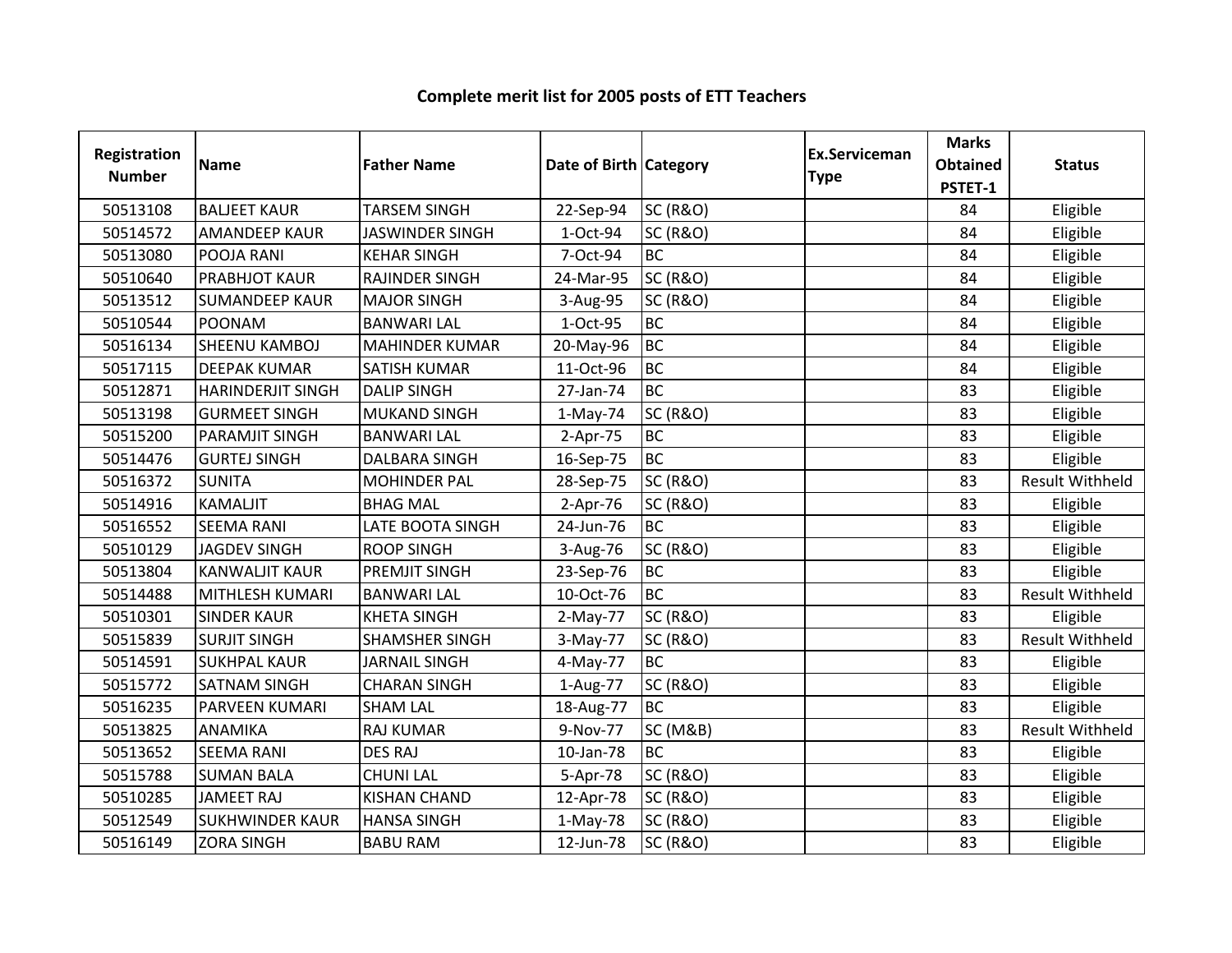# Complete merit list for 2005 posts of ETT Teachers

| Registration Number | Name | Father Name | Date of Birth | Category | Ex.Serviceman Type | Marks Obtained PSTET-1 | Status |
|---|---|---|---|---|---|---|---|
| 50513108 | BALJEET KAUR | TARSEM SINGH | 22-Sep-94 | SC (R&O) | | 84 | Eligible |
| 50514572 | AMANDEEP KAUR | JASWINDER SINGH | 1-Oct-94 | SC (R&O) | | 84 | Eligible |
| 50513080 | POOJA RANI | KEHAR SINGH | 7-Oct-94 | BC | | 84 | Eligible |
| 50510640 | PRABHJOT KAUR | RAJINDER SINGH | 24-Mar-95 | SC (R&O) | | 84 | Eligible |
| 50513512 | SUMANDEEP KAUR | MAJOR SINGH | 3-Aug-95 | SC (R&O) | | 84 | Eligible |
| 50510544 | POONAM | BANWARI LAL | 1-Oct-95 | BC | | 84 | Eligible |
| 50516134 | SHEENU KAMBOJ | MAHINDER KUMAR | 20-May-96 | BC | | 84 | Eligible |
| 50517115 | DEEPAK KUMAR | SATISH KUMAR | 11-Oct-96 | BC | | 84 | Eligible |
| 50512871 | HARINDERJIT SINGH | DALIP SINGH | 27-Jan-74 | BC | | 83 | Eligible |
| 50513198 | GURMEET SINGH | MUKAND SINGH | 1-May-74 | SC (R&O) | | 83 | Eligible |
| 50515200 | PARAMJIT SINGH | BANWARI LAL | 2-Apr-75 | BC | | 83 | Eligible |
| 50514476 | GURTEJ SINGH | DALBARA SINGH | 16-Sep-75 | BC | | 83 | Eligible |
| 50516372 | SUNITA | MOHINDER PAL | 28-Sep-75 | SC (R&O) | | 83 | Result Withheld |
| 50514916 | KAMALJIT | BHAG MAL | 2-Apr-76 | SC (R&O) | | 83 | Eligible |
| 50516552 | SEEMA RANI | LATE BOOTA SINGH | 24-Jun-76 | BC | | 83 | Eligible |
| 50510129 | JAGDEV SINGH | ROOP SINGH | 3-Aug-76 | SC (R&O) | | 83 | Eligible |
| 50513804 | KANWALJIT KAUR | PREMJIT SINGH | 23-Sep-76 | BC | | 83 | Eligible |
| 50514488 | MITHLESH KUMARI | BANWARI LAL | 10-Oct-76 | BC | | 83 | Result Withheld |
| 50510301 | SINDER KAUR | KHETA SINGH | 2-May-77 | SC (R&O) | | 83 | Eligible |
| 50515839 | SURJIT SINGH | SHAMSHER SINGH | 3-May-77 | SC (R&O) | | 83 | Result Withheld |
| 50514591 | SUKHPAL KAUR | JARNAIL SINGH | 4-May-77 | BC | | 83 | Eligible |
| 50515772 | SATNAM SINGH | CHARAN SINGH | 1-Aug-77 | SC (R&O) | | 83 | Eligible |
| 50516235 | PARVEEN KUMARI | SHAM LAL | 18-Aug-77 | BC | | 83 | Eligible |
| 50513825 | ANAMIKA | RAJ KUMAR | 9-Nov-77 | SC (M&B) | | 83 | Result Withheld |
| 50513652 | SEEMA RANI | DES RAJ | 10-Jan-78 | BC | | 83 | Eligible |
| 50515788 | SUMAN BALA | CHUNI LAL | 5-Apr-78 | SC (R&O) | | 83 | Eligible |
| 50510285 | JAMEET RAJ | KISHAN CHAND | 12-Apr-78 | SC (R&O) | | 83 | Eligible |
| 50512549 | SUKHWINDER KAUR | HANSA SINGH | 1-May-78 | SC (R&O) | | 83 | Eligible |
| 50516149 | ZORA SINGH | BABU RAM | 12-Jun-78 | SC (R&O) | | 83 | Eligible |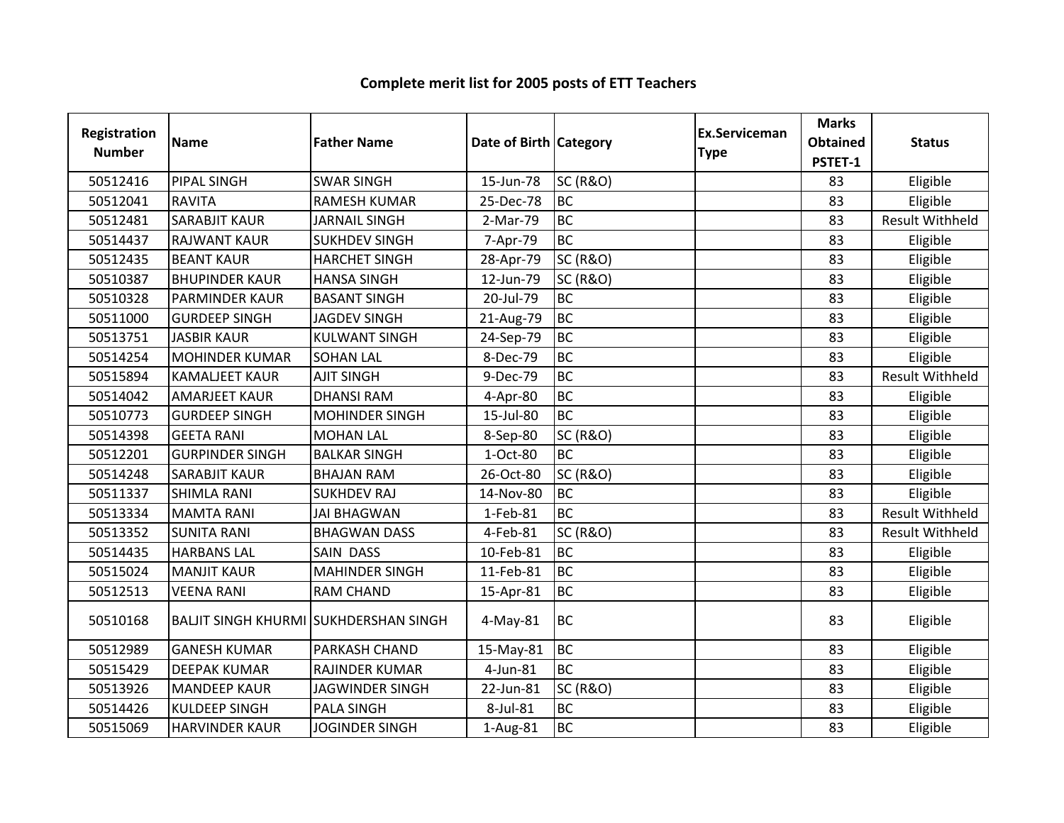# Complete merit list for 2005 posts of ETT Teachers

| Registration Number | Name | Father Name | Date of Birth | Category | Ex.Serviceman Type | Marks Obtained PSTET-1 | Status |
|---|---|---|---|---|---|---|---|
| 50512416 | PIPAL SINGH | SWAR SINGH | 15-Jun-78 | SC (R&O) | | 83 | Eligible |
| 50512041 | RAVITA | RAMESH KUMAR | 25-Dec-78 | BC | | 83 | Eligible |
| 50512481 | SARABJIT KAUR | JARNAIL SINGH | 2-Mar-79 | BC | | 83 | Result Withheld |
| 50514437 | RAJWANT KAUR | SUKHDEV SINGH | 7-Apr-79 | BC | | 83 | Eligible |
| 50512435 | BEANT KAUR | HARCHET SINGH | 28-Apr-79 | SC (R&O) | | 83 | Eligible |
| 50510387 | BHUPINDER KAUR | HANSA SINGH | 12-Jun-79 | SC (R&O) | | 83 | Eligible |
| 50510328 | PARMINDER KAUR | BASANT SINGH | 20-Jul-79 | BC | | 83 | Eligible |
| 50511000 | GURDEEP SINGH | JAGDEV SINGH | 21-Aug-79 | BC | | 83 | Eligible |
| 50513751 | JASBIR KAUR | KULWANT SINGH | 24-Sep-79 | BC | | 83 | Eligible |
| 50514254 | MOHINDER KUMAR | SOHAN LAL | 8-Dec-79 | BC | | 83 | Eligible |
| 50515894 | KAMALJEET KAUR | AJIT SINGH | 9-Dec-79 | BC | | 83 | Result Withheld |
| 50514042 | AMARJEET KAUR | DHANSI RAM | 4-Apr-80 | BC | | 83 | Eligible |
| 50510773 | GURDEEP SINGH | MOHINDER SINGH | 15-Jul-80 | BC | | 83 | Eligible |
| 50514398 | GEETA RANI | MOHAN LAL | 8-Sep-80 | SC (R&O) | | 83 | Eligible |
| 50512201 | GURPINDER SINGH | BALKAR SINGH | 1-Oct-80 | BC | | 83 | Eligible |
| 50514248 | SARABJIT KAUR | BHAJAN RAM | 26-Oct-80 | SC (R&O) | | 83 | Eligible |
| 50511337 | SHIMLA RANI | SUKHDEV RAJ | 14-Nov-80 | BC | | 83 | Eligible |
| 50513334 | MAMTA RANI | JAI BHAGWAN | 1-Feb-81 | BC | | 83 | Result Withheld |
| 50513352 | SUNITA RANI | BHAGWAN DASS | 4-Feb-81 | SC (R&O) | | 83 | Result Withheld |
| 50514435 | HARBANS LAL | SAIN DASS | 10-Feb-81 | BC | | 83 | Eligible |
| 50515024 | MANJIT KAUR | MAHINDER SINGH | 11-Feb-81 | BC | | 83 | Eligible |
| 50512513 | VEENA RANI | RAM CHAND | 15-Apr-81 | BC | | 83 | Eligible |
| 50510168 | BALJIT SINGH KHURMI | SUKHDERSHAN SINGH | 4-May-81 | BC | | 83 | Eligible |
| 50512989 | GANESH KUMAR | PARKASH CHAND | 15-May-81 | BC | | 83 | Eligible |
| 50515429 | DEEPAK KUMAR | RAJINDER KUMAR | 4-Jun-81 | BC | | 83 | Eligible |
| 50513926 | MANDEEP KAUR | JAGWINDER SINGH | 22-Jun-81 | SC (R&O) | | 83 | Eligible |
| 50514426 | KULDEEP SINGH | PALA SINGH | 8-Jul-81 | BC | | 83 | Eligible |
| 50515069 | HARVINDER KAUR | JOGINDER SINGH | 1-Aug-81 | BC | | 83 | Eligible |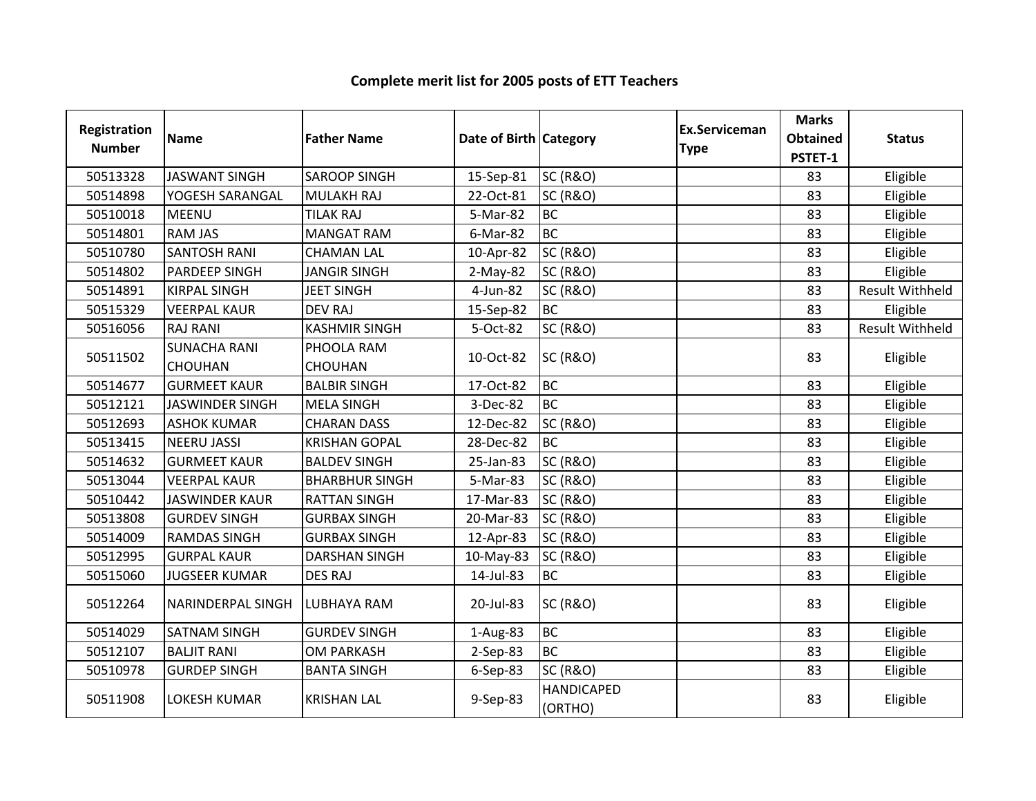# Complete merit list for 2005 posts of ETT Teachers

| Registration Number | Name | Father Name | Date of Birth | Category | Ex.Serviceman Type | Marks Obtained PSTET-1 | Status |
|---|---|---|---|---|---|---|---|
| 50513328 | JASWANT SINGH | SAROOP SINGH | 15-Sep-81 | SC (R&O) | | 83 | Eligible |
| 50514898 | YOGESH SARANGAL | MULAKH RAJ | 22-Oct-81 | SC (R&O) | | 83 | Eligible |
| 50510018 | MEENU | TILAK RAJ | 5-Mar-82 | BC | | 83 | Eligible |
| 50514801 | RAM JAS | MANGAT RAM | 6-Mar-82 | BC | | 83 | Eligible |
| 50510780 | SANTOSH RANI | CHAMAN LAL | 10-Apr-82 | SC (R&O) | | 83 | Eligible |
| 50514802 | PARDEEP SINGH | JANGIR SINGH | 2-May-82 | SC (R&O) | | 83 | Eligible |
| 50514891 | KIRPAL SINGH | JEET SINGH | 4-Jun-82 | SC (R&O) | | 83 | Result Withheld |
| 50515329 | VEERPAL KAUR | DEV RAJ | 15-Sep-82 | BC | | 83 | Eligible |
| 50516056 | RAJ RANI | KASHMIR SINGH | 5-Oct-82 | SC (R&O) | | 83 | Result Withheld |
| 50511502 | SUNACHA RANI CHOUHAN | PHOOLA RAM CHOUHAN | 10-Oct-82 | SC (R&O) | | 83 | Eligible |
| 50514677 | GURMEET KAUR | BALBIR SINGH | 17-Oct-82 | BC | | 83 | Eligible |
| 50512121 | JASWINDER SINGH | MELA SINGH | 3-Dec-82 | BC | | 83 | Eligible |
| 50512693 | ASHOK KUMAR | CHARAN DASS | 12-Dec-82 | SC (R&O) | | 83 | Eligible |
| 50513415 | NEERU JASSI | KRISHAN GOPAL | 28-Dec-82 | BC | | 83 | Eligible |
| 50514632 | GURMEET KAUR | BALDEV SINGH | 25-Jan-83 | SC (R&O) | | 83 | Eligible |
| 50513044 | VEERPAL KAUR | BHARBHUR SINGH | 5-Mar-83 | SC (R&O) | | 83 | Eligible |
| 50510442 | JASWINDER KAUR | RATTAN SINGH | 17-Mar-83 | SC (R&O) | | 83 | Eligible |
| 50513808 | GURDEV SINGH | GURBAX SINGH | 20-Mar-83 | SC (R&O) | | 83 | Eligible |
| 50514009 | RAMDAS SINGH | GURBAX SINGH | 12-Apr-83 | SC (R&O) | | 83 | Eligible |
| 50512995 | GURPAL KAUR | DARSHAN SINGH | 10-May-83 | SC (R&O) | | 83 | Eligible |
| 50515060 | JUGSEER KUMAR | DES RAJ | 14-Jul-83 | BC | | 83 | Eligible |
| 50512264 | NARINDERPAL SINGH | LUBHAYA RAM | 20-Jul-83 | SC (R&O) | | 83 | Eligible |
| 50514029 | SATNAM SINGH | GURDEV SINGH | 1-Aug-83 | BC | | 83 | Eligible |
| 50512107 | BALJIT RANI | OM PARKASH | 2-Sep-83 | BC | | 83 | Eligible |
| 50510978 | GURDEP SINGH | BANTA SINGH | 6-Sep-83 | SC (R&O) | | 83 | Eligible |
| 50511908 | LOKESH KUMAR | KRISHAN LAL | 9-Sep-83 | HANDICAPED (ORTHO) | | 83 | Eligible |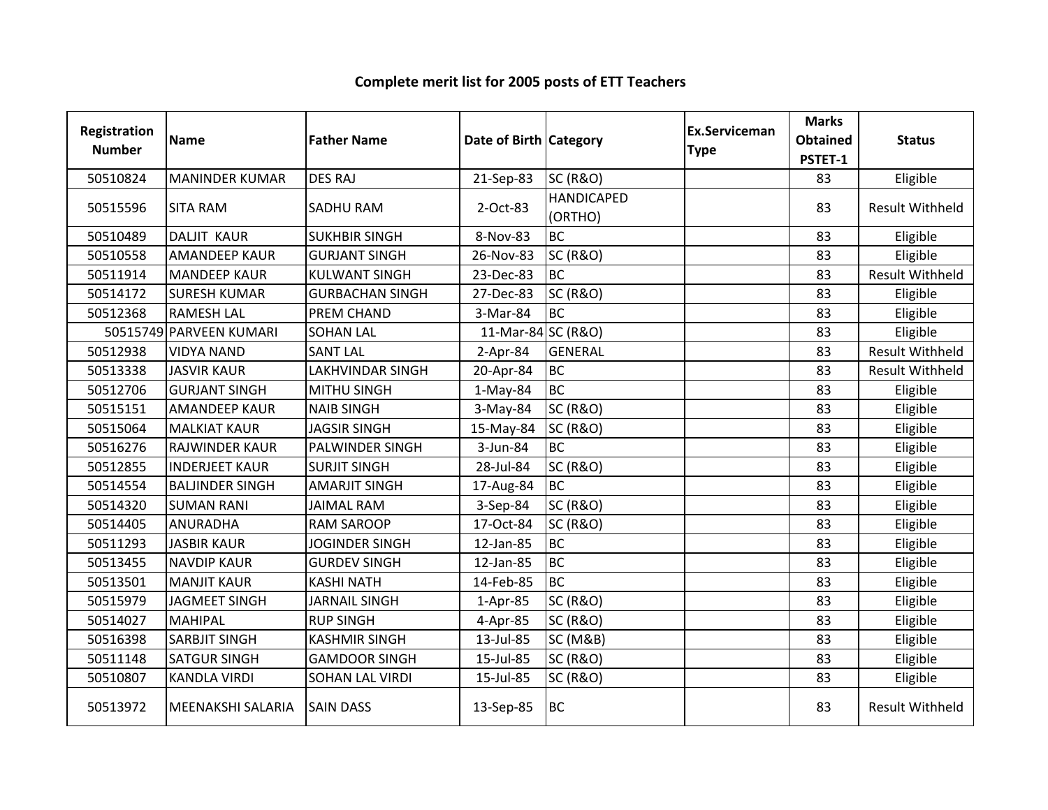# Complete merit list for 2005 posts of ETT Teachers

| Registration Number | Name | Father Name | Date of Birth | Category | Ex.Serviceman Type | Marks Obtained PSTET-1 | Status |
|---|---|---|---|---|---|---|---|
| 50510824 | MANINDER KUMAR | DES RAJ | 21-Sep-83 | SC (R&O) | | 83 | Eligible |
| 50515596 | SITA RAM | SADHU RAM | 2-Oct-83 | HANDICAPED (ORTHO) | | 83 | Result Withheld |
| 50510489 | DALJIT KAUR | SUKHBIR SINGH | 8-Nov-83 | BC | | 83 | Eligible |
| 50510558 | AMANDEEP KAUR | GURJANT SINGH | 26-Nov-83 | SC (R&O) | | 83 | Eligible |
| 50511914 | MANDEEP KAUR | KULWANT SINGH | 23-Dec-83 | BC | | 83 | Result Withheld |
| 50514172 | SURESH KUMAR | GURBACHAN SINGH | 27-Dec-83 | SC (R&O) | | 83 | Eligible |
| 50512368 | RAMESH LAL | PREM CHAND | 3-Mar-84 | BC | | 83 | Eligible |
| 50515749 | PARVEEN KUMARI | SOHAN LAL | 11-Mar-84 | SC (R&O) | | 83 | Eligible |
| 50512938 | VIDYA NAND | SANT LAL | 2-Apr-84 | GENERAL | | 83 | Result Withheld |
| 50513338 | JASVIR KAUR | LAKHVINDAR SINGH | 20-Apr-84 | BC | | 83 | Result Withheld |
| 50512706 | GURJANT SINGH | MITHU SINGH | 1-May-84 | BC | | 83 | Eligible |
| 50515151 | AMANDEEP KAUR | NAIB SINGH | 3-May-84 | SC (R&O) | | 83 | Eligible |
| 50515064 | MALKIAT KAUR | JAGSIR SINGH | 15-May-84 | SC (R&O) | | 83 | Eligible |
| 50516276 | RAJWINDER KAUR | PALWINDER SINGH | 3-Jun-84 | BC | | 83 | Eligible |
| 50512855 | INDERJEET KAUR | SURJIT SINGH | 28-Jul-84 | SC (R&O) | | 83 | Eligible |
| 50514554 | BALJINDER SINGH | AMARJIT SINGH | 17-Aug-84 | BC | | 83 | Eligible |
| 50514320 | SUMAN RANI | JAIMAL RAM | 3-Sep-84 | SC (R&O) | | 83 | Eligible |
| 50514405 | ANURADHA | RAM SAROOP | 17-Oct-84 | SC (R&O) | | 83 | Eligible |
| 50511293 | JASBIR KAUR | JOGINDER SINGH | 12-Jan-85 | BC | | 83 | Eligible |
| 50513455 | NAVDIP KAUR | GURDEV SINGH | 12-Jan-85 | BC | | 83 | Eligible |
| 50513501 | MANJIT KAUR | KASHI NATH | 14-Feb-85 | BC | | 83 | Eligible |
| 50515979 | JAGMEET SINGH | JARNAIL SINGH | 1-Apr-85 | SC (R&O) | | 83 | Eligible |
| 50514027 | MAHIPAL | RUP SINGH | 4-Apr-85 | SC (R&O) | | 83 | Eligible |
| 50516398 | SARBJIT SINGH | KASHMIR SINGH | 13-Jul-85 | SC (M&B) | | 83 | Eligible |
| 50511148 | SATGUR SINGH | GAMDOOR SINGH | 15-Jul-85 | SC (R&O) | | 83 | Eligible |
| 50510807 | KANDLA VIRDI | SOHAN LAL VIRDI | 15-Jul-85 | SC (R&O) | | 83 | Eligible |
| 50513972 | MEENAKSHI SALARIA | SAIN DASS | 13-Sep-85 | BC | | 83 | Result Withheld |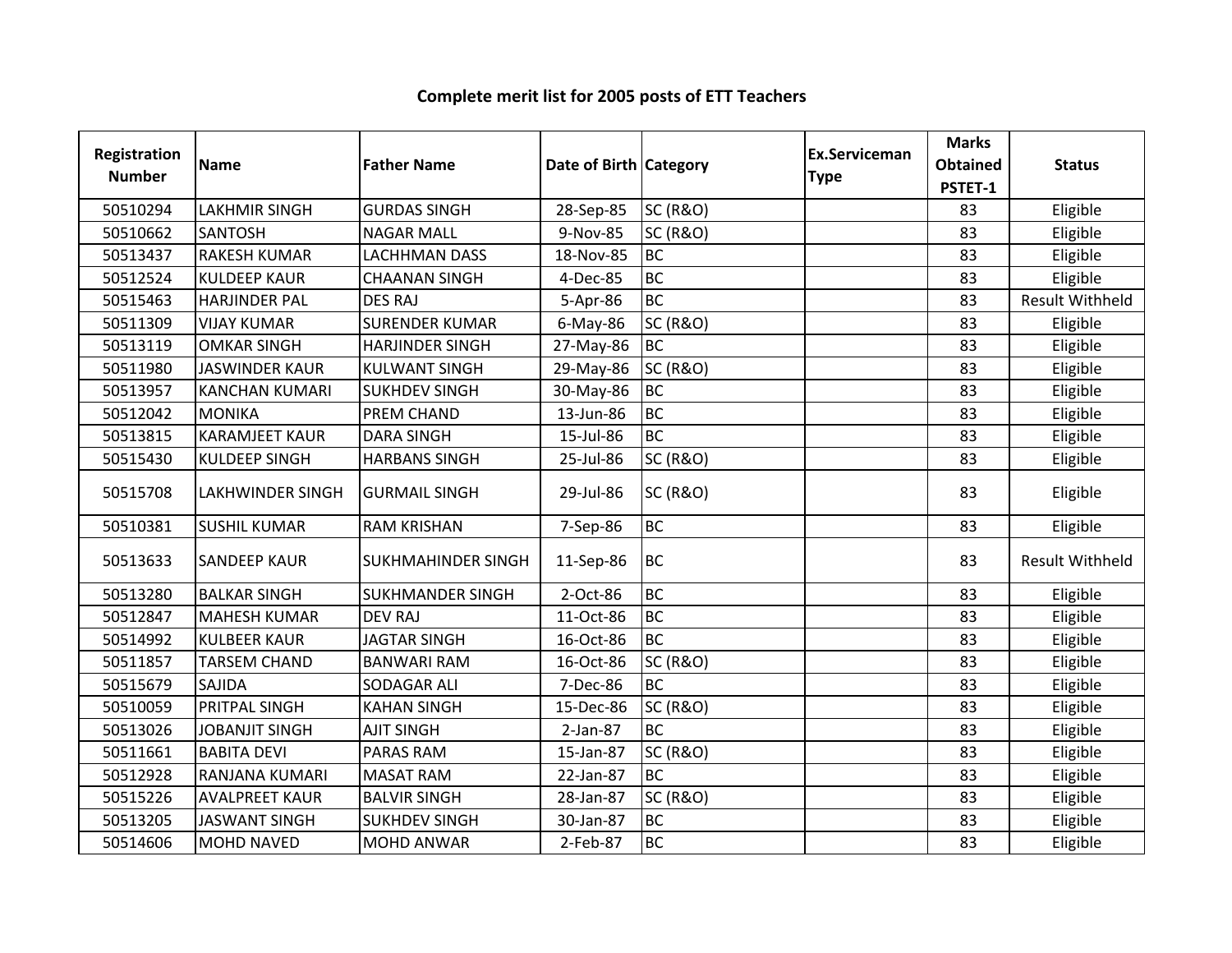# Complete merit list for 2005 posts of ETT Teachers

| Registration Number | Name | Father Name | Date of Birth | Category | Ex.Serviceman Type | Marks Obtained PSTET-1 | Status |
|---|---|---|---|---|---|---|---|
| 50510294 | LAKHMIR SINGH | GURDAS SINGH | 28-Sep-85 | SC (R&O) | | 83 | Eligible |
| 50510662 | SANTOSH | NAGAR MALL | 9-Nov-85 | SC (R&O) | | 83 | Eligible |
| 50513437 | RAKESH KUMAR | LACHHMAN DASS | 18-Nov-85 | BC | | 83 | Eligible |
| 50512524 | KULDEEP KAUR | CHAANAN SINGH | 4-Dec-85 | BC | | 83 | Eligible |
| 50515463 | HARJINDER PAL | DES RAJ | 5-Apr-86 | BC | | 83 | Result Withheld |
| 50511309 | VIJAY KUMAR | SURENDER KUMAR | 6-May-86 | SC (R&O) | | 83 | Eligible |
| 50513119 | OMKAR SINGH | HARJINDER SINGH | 27-May-86 | BC | | 83 | Eligible |
| 50511980 | JASWINDER KAUR | KULWANT SINGH | 29-May-86 | SC (R&O) | | 83 | Eligible |
| 50513957 | KANCHAN KUMARI | SUKHDEV SINGH | 30-May-86 | BC | | 83 | Eligible |
| 50512042 | MONIKA | PREM CHAND | 13-Jun-86 | BC | | 83 | Eligible |
| 50513815 | KARAMJEET KAUR | DARA SINGH | 15-Jul-86 | BC | | 83 | Eligible |
| 50515430 | KULDEEP SINGH | HARBANS SINGH | 25-Jul-86 | SC (R&O) | | 83 | Eligible |
| 50515708 | LAKHWINDER SINGH | GURMAIL SINGH | 29-Jul-86 | SC (R&O) | | 83 | Eligible |
| 50510381 | SUSHIL KUMAR | RAM KRISHAN | 7-Sep-86 | BC | | 83 | Eligible |
| 50513633 | SANDEEP KAUR | SUKHMAHINDER SINGH | 11-Sep-86 | BC | | 83 | Result Withheld |
| 50513280 | BALKAR SINGH | SUKHMANDER SINGH | 2-Oct-86 | BC | | 83 | Eligible |
| 50512847 | MAHESH KUMAR | DEV RAJ | 11-Oct-86 | BC | | 83 | Eligible |
| 50514992 | KULBEER KAUR | JAGTAR SINGH | 16-Oct-86 | BC | | 83 | Eligible |
| 50511857 | TARSEM CHAND | BANWARI RAM | 16-Oct-86 | SC (R&O) | | 83 | Eligible |
| 50515679 | SAJIDA | SODAGAR ALI | 7-Dec-86 | BC | | 83 | Eligible |
| 50510059 | PRITPAL SINGH | KAHAN SINGH | 15-Dec-86 | SC (R&O) | | 83 | Eligible |
| 50513026 | JOBANJIT SINGH | AJIT SINGH | 2-Jan-87 | BC | | 83 | Eligible |
| 50511661 | BABITA DEVI | PARAS RAM | 15-Jan-87 | SC (R&O) | | 83 | Eligible |
| 50512928 | RANJANA KUMARI | MASAT RAM | 22-Jan-87 | BC | | 83 | Eligible |
| 50515226 | AVALPREET KAUR | BALVIR SINGH | 28-Jan-87 | SC (R&O) | | 83 | Eligible |
| 50513205 | JASWANT SINGH | SUKHDEV SINGH | 30-Jan-87 | BC | | 83 | Eligible |
| 50514606 | MOHD NAVED | MOHD ANWAR | 2-Feb-87 | BC | | 83 | Eligible |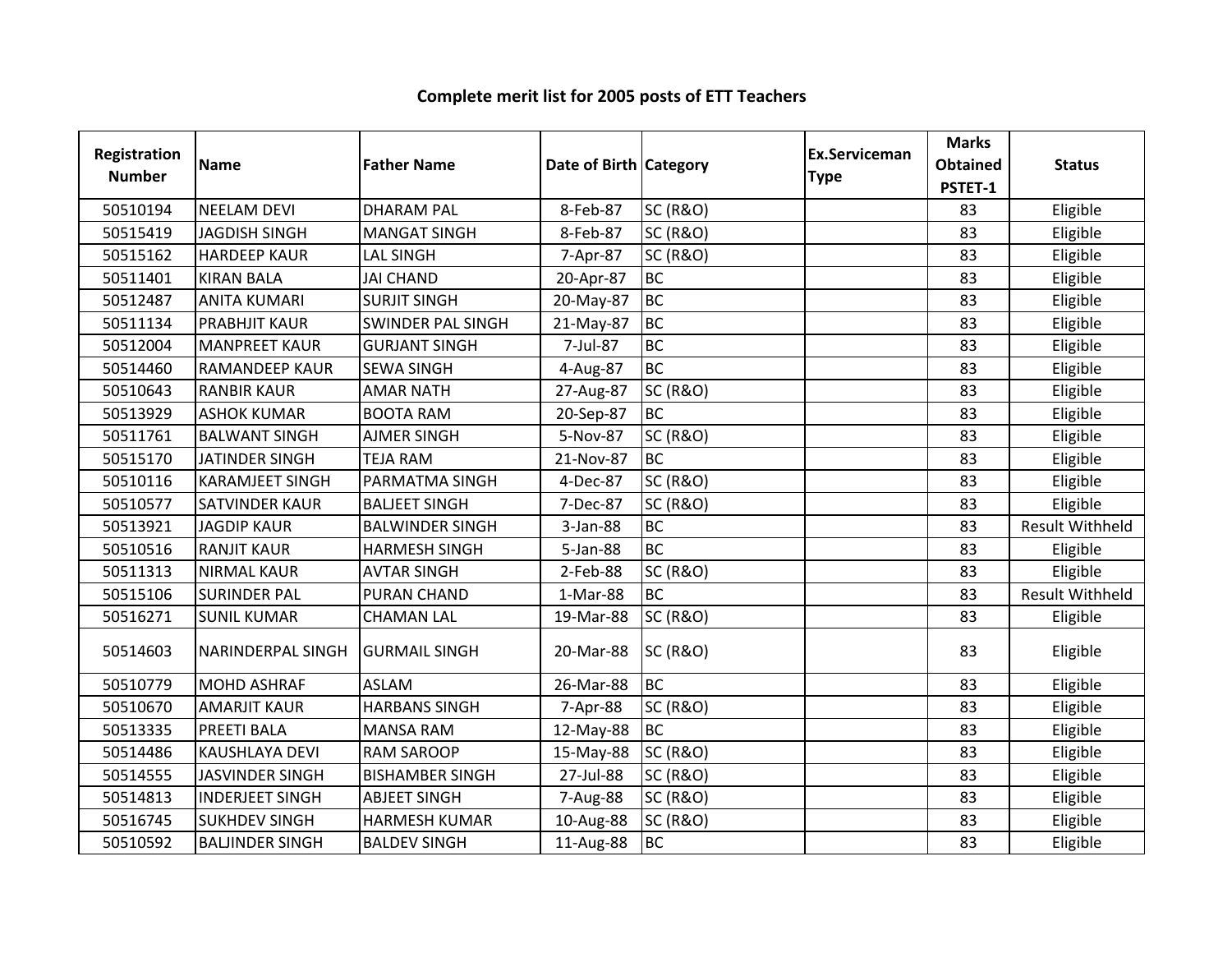# Complete merit list for 2005 posts of ETT Teachers

| Registration Number | Name | Father Name | Date of Birth | Category | Ex.Serviceman Type | Marks Obtained PSTET-1 | Status |
|---|---|---|---|---|---|---|---|
| 50510194 | NEELAM DEVI | DHARAM PAL | 8-Feb-87 | SC (R&O) | | 83 | Eligible |
| 50515419 | JAGDISH SINGH | MANGAT SINGH | 8-Feb-87 | SC (R&O) | | 83 | Eligible |
| 50515162 | HARDEEP KAUR | LAL SINGH | 7-Apr-87 | SC (R&O) | | 83 | Eligible |
| 50511401 | KIRAN BALA | JAI CHAND | 20-Apr-87 | BC | | 83 | Eligible |
| 50512487 | ANITA KUMARI | SURJIT SINGH | 20-May-87 | BC | | 83 | Eligible |
| 50511134 | PRABHJIT KAUR | SWINDER PAL SINGH | 21-May-87 | BC | | 83 | Eligible |
| 50512004 | MANPREET KAUR | GURJANT SINGH | 7-Jul-87 | BC | | 83 | Eligible |
| 50514460 | RAMANDEEP KAUR | SEWA SINGH | 4-Aug-87 | BC | | 83 | Eligible |
| 50510643 | RANBIR KAUR | AMAR NATH | 27-Aug-87 | SC (R&O) | | 83 | Eligible |
| 50513929 | ASHOK KUMAR | BOOTA RAM | 20-Sep-87 | BC | | 83 | Eligible |
| 50511761 | BALWANT SINGH | AJMER SINGH | 5-Nov-87 | SC (R&O) | | 83 | Eligible |
| 50515170 | JATINDER SINGH | TEJA RAM | 21-Nov-87 | BC | | 83 | Eligible |
| 50510116 | KARAMJEET SINGH | PARMATMA SINGH | 4-Dec-87 | SC (R&O) | | 83 | Eligible |
| 50510577 | SATVINDER KAUR | BALJEET SINGH | 7-Dec-87 | SC (R&O) | | 83 | Eligible |
| 50513921 | JAGDIP KAUR | BALWINDER SINGH | 3-Jan-88 | BC | | 83 | Result Withheld |
| 50510516 | RANJIT KAUR | HARMESH SINGH | 5-Jan-88 | BC | | 83 | Eligible |
| 50511313 | NIRMAL KAUR | AVTAR SINGH | 2-Feb-88 | SC (R&O) | | 83 | Eligible |
| 50515106 | SURINDER PAL | PURAN CHAND | 1-Mar-88 | BC | | 83 | Result Withheld |
| 50516271 | SUNIL KUMAR | CHAMAN LAL | 19-Mar-88 | SC (R&O) | | 83 | Eligible |
| 50514603 | NARINDERPAL SINGH | GURMAIL SINGH | 20-Mar-88 | SC (R&O) | | 83 | Eligible |
| 50510779 | MOHD ASHRAF | ASLAM | 26-Mar-88 | BC | | 83 | Eligible |
| 50510670 | AMARJIT KAUR | HARBANS SINGH | 7-Apr-88 | SC (R&O) | | 83 | Eligible |
| 50513335 | PREETI BALA | MANSA RAM | 12-May-88 | BC | | 83 | Eligible |
| 50514486 | KAUSHLAYA DEVI | RAM SAROOP | 15-May-88 | SC (R&O) | | 83 | Eligible |
| 50514555 | JASVINDER SINGH | BISHAMBER SINGH | 27-Jul-88 | SC (R&O) | | 83 | Eligible |
| 50514813 | INDERJEET SINGH | ABJEET SINGH | 7-Aug-88 | SC (R&O) | | 83 | Eligible |
| 50516745 | SUKHDEV SINGH | HARMESH KUMAR | 10-Aug-88 | SC (R&O) | | 83 | Eligible |
| 50510592 | BALJINDER SINGH | BALDEV SINGH | 11-Aug-88 | BC | | 83 | Eligible |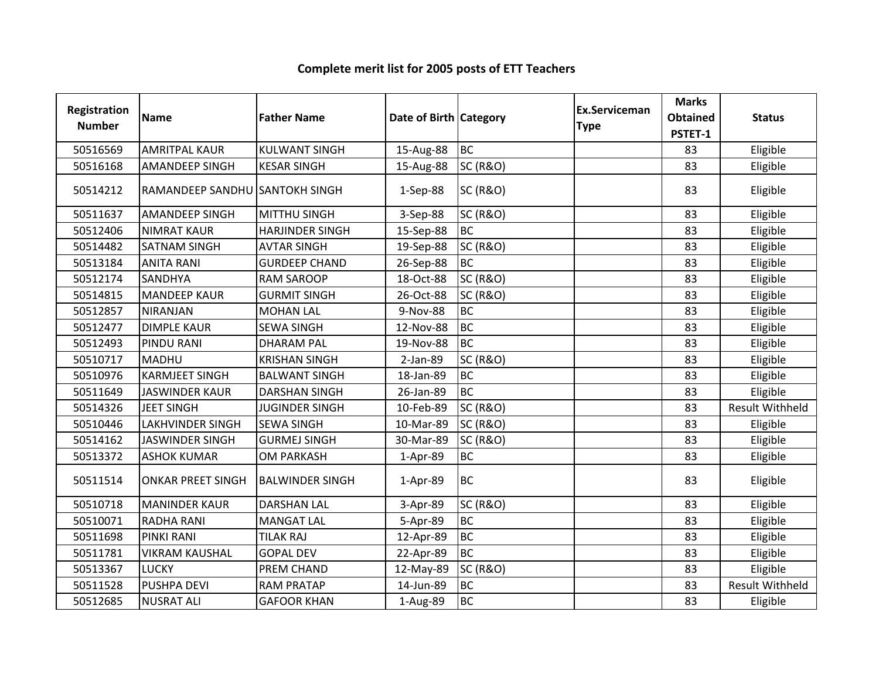**Complete merit list for 2005 posts of ETT Teachers**

| Registration Number | Name | Father Name | Date of Birth | Category | Ex.Serviceman Type | Marks Obtained PSTET-1 | Status |
|---|---|---|---|---|---|---|---|
| 50516569 | AMRITPAL KAUR | KULWANT SINGH | 15-Aug-88 | BC | | 83 | Eligible |
| 50516168 | AMANDEEP SINGH | KESAR SINGH | 15-Aug-88 | SC (R&O) | | 83 | Eligible |
| 50514212 | RAMANDEEP SANDHU | SANTOKH SINGH | 1-Sep-88 | SC (R&O) | | 83 | Eligible |
| 50511637 | AMANDEEP SINGH | MITTHU SINGH | 3-Sep-88 | SC (R&O) | | 83 | Eligible |
| 50512406 | NIMRAT KAUR | HARJINDER SINGH | 15-Sep-88 | BC | | 83 | Eligible |
| 50514482 | SATNAM SINGH | AVTAR SINGH | 19-Sep-88 | SC (R&O) | | 83 | Eligible |
| 50513184 | ANITA RANI | GURDEEP CHAND | 26-Sep-88 | BC | | 83 | Eligible |
| 50512174 | SANDHYA | RAM SAROOP | 18-Oct-88 | SC (R&O) | | 83 | Eligible |
| 50514815 | MANDEEP KAUR | GURMIT SINGH | 26-Oct-88 | SC (R&O) | | 83 | Eligible |
| 50512857 | NIRANJAN | MOHAN LAL | 9-Nov-88 | BC | | 83 | Eligible |
| 50512477 | DIMPLE KAUR | SEWA SINGH | 12-Nov-88 | BC | | 83 | Eligible |
| 50512493 | PINDU RANI | DHARAM PAL | 19-Nov-88 | BC | | 83 | Eligible |
| 50510717 | MADHU | KRISHAN SINGH | 2-Jan-89 | SC (R&O) | | 83 | Eligible |
| 50510976 | KARMJEET SINGH | BALWANT SINGH | 18-Jan-89 | BC | | 83 | Eligible |
| 50511649 | JASWINDER KAUR | DARSHAN SINGH | 26-Jan-89 | BC | | 83 | Eligible |
| 50514326 | JEET SINGH | JUGINDER SINGH | 10-Feb-89 | SC (R&O) | | 83 | Result Withheld |
| 50510446 | LAKHVINDER SINGH | SEWA SINGH | 10-Mar-89 | SC (R&O) | | 83 | Eligible |
| 50514162 | JASWINDER SINGH | GURMEJ SINGH | 30-Mar-89 | SC (R&O) | | 83 | Eligible |
| 50513372 | ASHOK KUMAR | OM PARKASH | 1-Apr-89 | BC | | 83 | Eligible |
| 50511514 | ONKAR PREET SINGH | BALWINDER SINGH | 1-Apr-89 | BC | | 83 | Eligible |
| 50510718 | MANINDER KAUR | DARSHAN LAL | 3-Apr-89 | SC (R&O) | | 83 | Eligible |
| 50510071 | RADHA RANI | MANGAT LAL | 5-Apr-89 | BC | | 83 | Eligible |
| 50511698 | PINKI RANI | TILAK RAJ | 12-Apr-89 | BC | | 83 | Eligible |
| 50511781 | VIKRAM KAUSHAL | GOPAL DEV | 22-Apr-89 | BC | | 83 | Eligible |
| 50513367 | LUCKY | PREM CHAND | 12-May-89 | SC (R&O) | | 83 | Eligible |
| 50511528 | PUSHPA DEVI | RAM PRATAP | 14-Jun-89 | BC | | 83 | Result Withheld |
| 50512685 | NUSRAT ALI | GAFOOR KHAN | 1-Aug-89 | BC | | 83 | Eligible |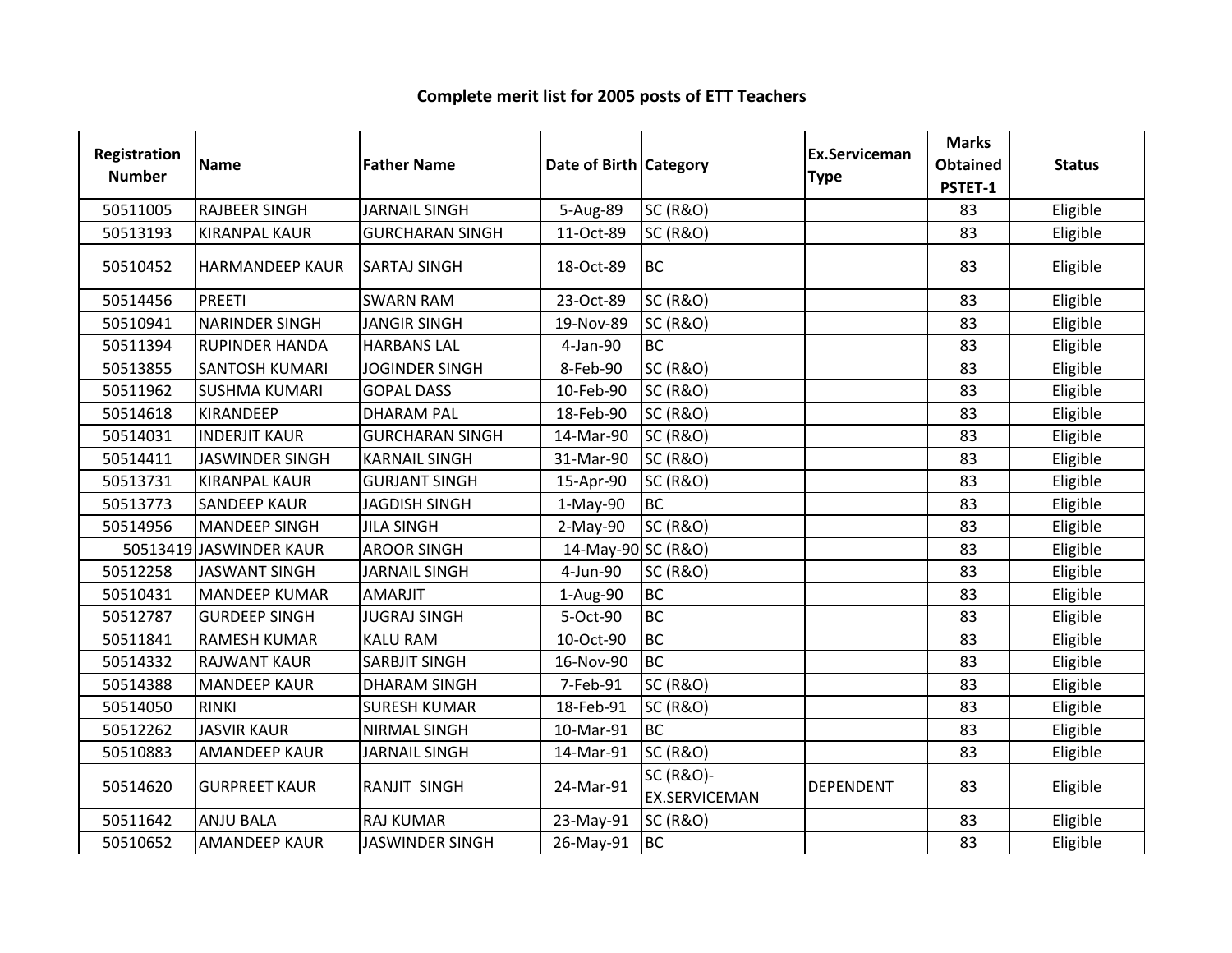# Complete merit list for 2005 posts of ETT Teachers

| Registration Number | Name | Father Name | Date of Birth | Category | Ex.Serviceman Type | Marks Obtained PSTET-1 | Status |
|---|---|---|---|---|---|---|---|
| 50511005 | RAJBEER SINGH | JARNAIL SINGH | 5-Aug-89 | SC (R&O) | | 83 | Eligible |
| 50513193 | KIRANPAL KAUR | GURCHARAN SINGH | 11-Oct-89 | SC (R&O) | | 83 | Eligible |
| 50510452 | HARMANDEEP KAUR | SARTAJ SINGH | 18-Oct-89 | BC | | 83 | Eligible |
| 50514456 | PREETI | SWARN RAM | 23-Oct-89 | SC (R&O) | | 83 | Eligible |
| 50510941 | NARINDER SINGH | JANGIR SINGH | 19-Nov-89 | SC (R&O) | | 83 | Eligible |
| 50511394 | RUPINDER HANDA | HARBANS LAL | 4-Jan-90 | BC | | 83 | Eligible |
| 50513855 | SANTOSH KUMARI | JOGINDER SINGH | 8-Feb-90 | SC (R&O) | | 83 | Eligible |
| 50511962 | SUSHMA KUMARI | GOPAL DASS | 10-Feb-90 | SC (R&O) | | 83 | Eligible |
| 50514618 | KIRANDEEP | DHARAM PAL | 18-Feb-90 | SC (R&O) | | 83 | Eligible |
| 50514031 | INDERJIT KAUR | GURCHARAN SINGH | 14-Mar-90 | SC (R&O) | | 83 | Eligible |
| 50514411 | JASWINDER SINGH | KARNAIL SINGH | 31-Mar-90 | SC (R&O) | | 83 | Eligible |
| 50513731 | KIRANPAL KAUR | GURJANT SINGH | 15-Apr-90 | SC (R&O) | | 83 | Eligible |
| 50513773 | SANDEEP KAUR | JAGDISH SINGH | 1-May-90 | BC | | 83 | Eligible |
| 50514956 | MANDEEP SINGH | JILA SINGH | 2-May-90 | SC (R&O) | | 83 | Eligible |
| 50513419 | JASWINDER KAUR | AROOR SINGH | 14-May-90 | SC (R&O) | | 83 | Eligible |
| 50512258 | JASWANT SINGH | JARNAIL SINGH | 4-Jun-90 | SC (R&O) | | 83 | Eligible |
| 50510431 | MANDEEP KUMAR | AMARJIT | 1-Aug-90 | BC | | 83 | Eligible |
| 50512787 | GURDEEP SINGH | JUGRAJ SINGH | 5-Oct-90 | BC | | 83 | Eligible |
| 50511841 | RAMESH KUMAR | KALU RAM | 10-Oct-90 | BC | | 83 | Eligible |
| 50514332 | RAJWANT KAUR | SARBJIT SINGH | 16-Nov-90 | BC | | 83 | Eligible |
| 50514388 | MANDEEP KAUR | DHARAM SINGH | 7-Feb-91 | SC (R&O) | | 83 | Eligible |
| 50514050 | RINKI | SURESH KUMAR | 18-Feb-91 | SC (R&O) | | 83 | Eligible |
| 50512262 | JASVIR KAUR | NIRMAL SINGH | 10-Mar-91 | BC | | 83 | Eligible |
| 50510883 | AMANDEEP KAUR | JARNAIL SINGH | 14-Mar-91 | SC (R&O) | | 83 | Eligible |
| 50514620 | GURPREET KAUR | RANJIT SINGH | 24-Mar-91 | SC (R&O)-EX.SERVICEMAN | DEPENDENT | 83 | Eligible |
| 50511642 | ANJU BALA | RAJ KUMAR | 23-May-91 | SC (R&O) | | 83 | Eligible |
| 50510652 | AMANDEEP KAUR | JASWINDER SINGH | 26-May-91 | BC | | 83 | Eligible |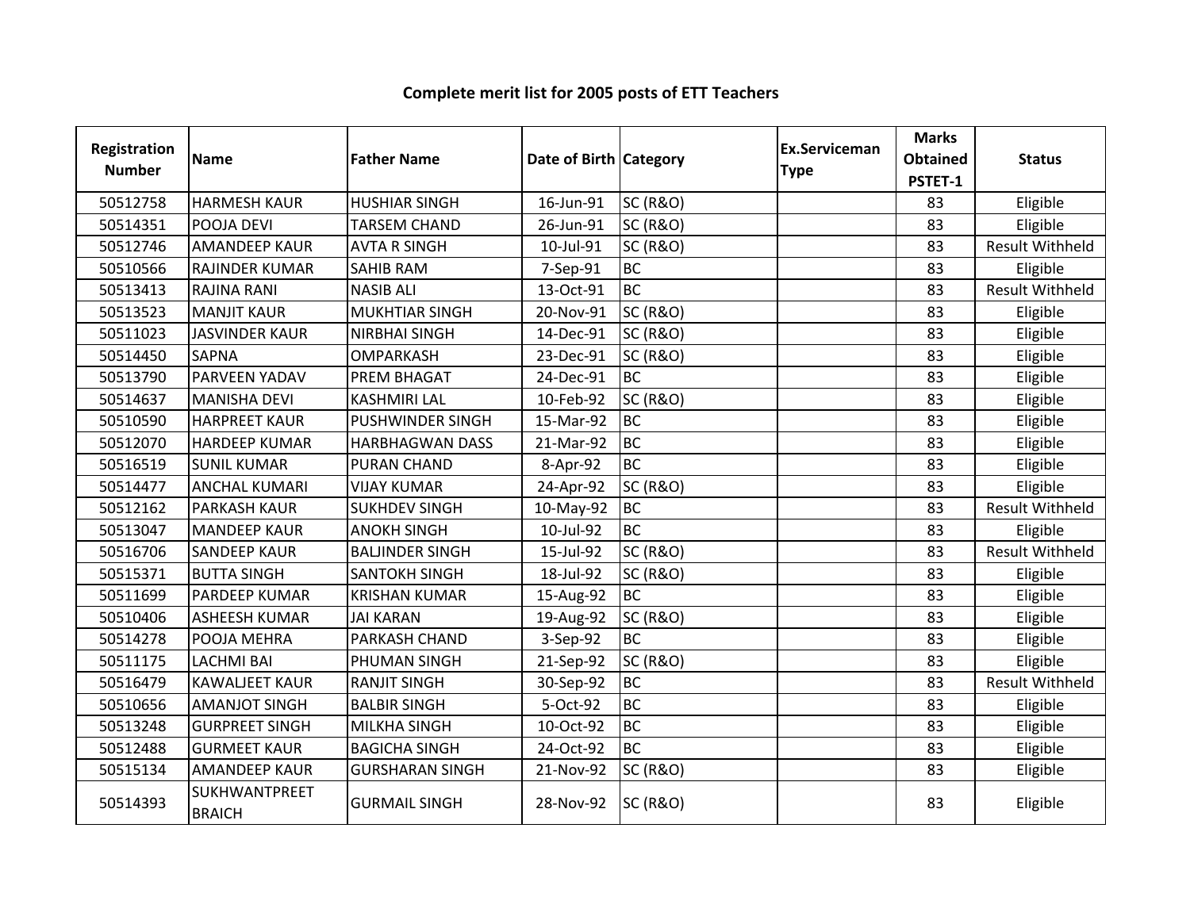## Complete merit list for 2005 posts of ETT Teachers

| Registration Number | Name | Father Name | Date of Birth | Category | Ex.Serviceman Type | Marks Obtained PSTET-1 | Status |
|---|---|---|---|---|---|---|---|
| 50512758 | HARMESH KAUR | HUSHIAR SINGH | 16-Jun-91 | SC (R&O) | | 83 | Eligible |
| 50514351 | POOJA DEVI | TARSEM CHAND | 26-Jun-91 | SC (R&O) | | 83 | Eligible |
| 50512746 | AMANDEEP KAUR | AVTA R SINGH | 10-Jul-91 | SC (R&O) | | 83 | Result Withheld |
| 50510566 | RAJINDER KUMAR | SAHIB RAM | 7-Sep-91 | BC | | 83 | Eligible |
| 50513413 | RAJINA RANI | NASIB ALI | 13-Oct-91 | BC | | 83 | Result Withheld |
| 50513523 | MANJIT KAUR | MUKHTIAR SINGH | 20-Nov-91 | SC (R&O) | | 83 | Eligible |
| 50511023 | JASVINDER KAUR | NIRBHAI SINGH | 14-Dec-91 | SC (R&O) | | 83 | Eligible |
| 50514450 | SAPNA | OMPARKASH | 23-Dec-91 | SC (R&O) | | 83 | Eligible |
| 50513790 | PARVEEN YADAV | PREM BHAGAT | 24-Dec-91 | BC | | 83 | Eligible |
| 50514637 | MANISHA DEVI | KASHMIRI LAL | 10-Feb-92 | SC (R&O) | | 83 | Eligible |
| 50510590 | HARPREET KAUR | PUSHWINDER SINGH | 15-Mar-92 | BC | | 83 | Eligible |
| 50512070 | HARDEEP KUMAR | HARBHAGWAN DASS | 21-Mar-92 | BC | | 83 | Eligible |
| 50516519 | SUNIL KUMAR | PURAN CHAND | 8-Apr-92 | BC | | 83 | Eligible |
| 50514477 | ANCHAL KUMARI | VIJAY KUMAR | 24-Apr-92 | SC (R&O) | | 83 | Eligible |
| 50512162 | PARKASH KAUR | SUKHDEV SINGH | 10-May-92 | BC | | 83 | Result Withheld |
| 50513047 | MANDEEP KAUR | ANOKH SINGH | 10-Jul-92 | BC | | 83 | Eligible |
| 50516706 | SANDEEP KAUR | BALJINDER SINGH | 15-Jul-92 | SC (R&O) | | 83 | Result Withheld |
| 50515371 | BUTTA SINGH | SANTOKH SINGH | 18-Jul-92 | SC (R&O) | | 83 | Eligible |
| 50511699 | PARDEEP KUMAR | KRISHAN KUMAR | 15-Aug-92 | BC | | 83 | Eligible |
| 50510406 | ASHEESH KUMAR | JAI KARAN | 19-Aug-92 | SC (R&O) | | 83 | Eligible |
| 50514278 | POOJA MEHRA | PARKASH CHAND | 3-Sep-92 | BC | | 83 | Eligible |
| 50511175 | LACHMI BAI | PHUMAN SINGH | 21-Sep-92 | SC (R&O) | | 83 | Eligible |
| 50516479 | KAWALJEET KAUR | RANJIT SINGH | 30-Sep-92 | BC | | 83 | Result Withheld |
| 50510656 | AMANJOT SINGH | BALBIR SINGH | 5-Oct-92 | BC | | 83 | Eligible |
| 50513248 | GURPREET SINGH | MILKHA SINGH | 10-Oct-92 | BC | | 83 | Eligible |
| 50512488 | GURMEET KAUR | BAGICHA SINGH | 24-Oct-92 | BC | | 83 | Eligible |
| 50515134 | AMANDEEP KAUR | GURSHARAN SINGH | 21-Nov-92 | SC (R&O) | | 83 | Eligible |
| 50514393 | SUKHWANTPREET BRAICH | GURMAIL SINGH | 28-Nov-92 | SC (R&O) | | 83 | Eligible |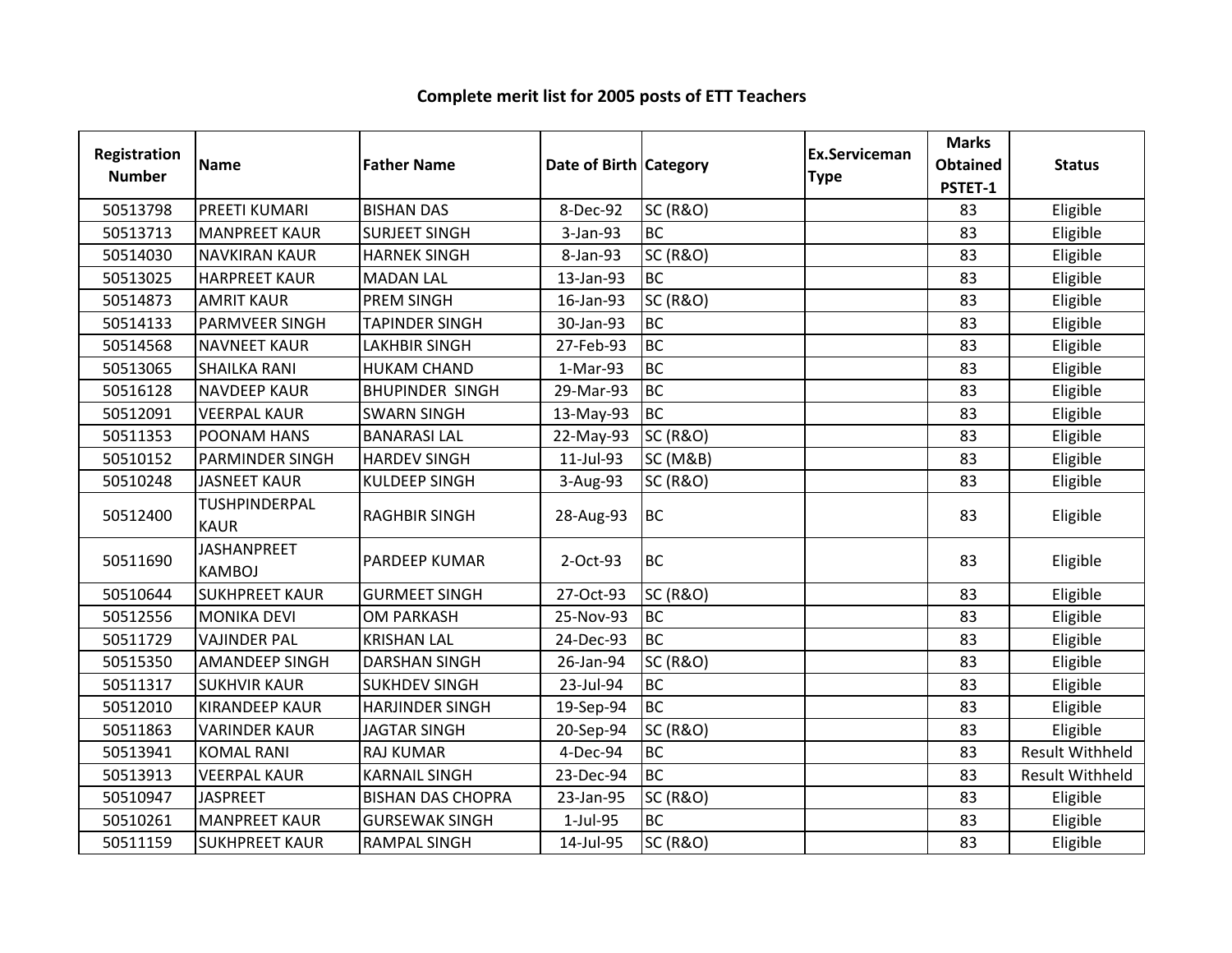**Complete merit list for 2005 posts of ETT Teachers**

| Registration Number | Name | Father Name | Date of Birth | Category | Ex.Serviceman Type | Marks Obtained PSTET-1 | Status |
|---|---|---|---|---|---|---|---|
| 50513798 | PREETI KUMARI | BISHAN DAS | 8-Dec-92 | SC (R&O) | | 83 | Eligible |
| 50513713 | MANPREET KAUR | SURJEET SINGH | 3-Jan-93 | BC | | 83 | Eligible |
| 50514030 | NAVKIRAN KAUR | HARNEK SINGH | 8-Jan-93 | SC (R&O) | | 83 | Eligible |
| 50513025 | HARPREET KAUR | MADAN LAL | 13-Jan-93 | BC | | 83 | Eligible |
| 50514873 | AMRIT KAUR | PREM SINGH | 16-Jan-93 | SC (R&O) | | 83 | Eligible |
| 50514133 | PARMVEER SINGH | TAPINDER SINGH | 30-Jan-93 | BC | | 83 | Eligible |
| 50514568 | NAVNEET KAUR | LAKHBIR SINGH | 27-Feb-93 | BC | | 83 | Eligible |
| 50513065 | SHAILKA RANI | HUKAM CHAND | 1-Mar-93 | BC | | 83 | Eligible |
| 50516128 | NAVDEEP KAUR | BHUPINDER SINGH | 29-Mar-93 | BC | | 83 | Eligible |
| 50512091 | VEERPAL KAUR | SWARN SINGH | 13-May-93 | BC | | 83 | Eligible |
| 50511353 | POONAM HANS | BANARASI LAL | 22-May-93 | SC (R&O) | | 83 | Eligible |
| 50510152 | PARMINDER SINGH | HARDEV SINGH | 11-Jul-93 | SC (M&B) | | 83 | Eligible |
| 50510248 | JASNEET KAUR | KULDEEP SINGH | 3-Aug-93 | SC (R&O) | | 83 | Eligible |
| 50512400 | TUSHPINDERPAL KAUR | RAGHBIR SINGH | 28-Aug-93 | BC | | 83 | Eligible |
| 50511690 | JASHANPREET KAMBOJ | PARDEEP KUMAR | 2-Oct-93 | BC | | 83 | Eligible |
| 50510644 | SUKHPREET KAUR | GURMEET SINGH | 27-Oct-93 | SC (R&O) | | 83 | Eligible |
| 50512556 | MONIKA DEVI | OM PARKASH | 25-Nov-93 | BC | | 83 | Eligible |
| 50511729 | VAJINDER PAL | KRISHAN LAL | 24-Dec-93 | BC | | 83 | Eligible |
| 50515350 | AMANDEEP SINGH | DARSHAN SINGH | 26-Jan-94 | SC (R&O) | | 83 | Eligible |
| 50511317 | SUKHVIR KAUR | SUKHDEV SINGH | 23-Jul-94 | BC | | 83 | Eligible |
| 50512010 | KIRANDEEP KAUR | HARJINDER SINGH | 19-Sep-94 | BC | | 83 | Eligible |
| 50511863 | VARINDER KAUR | JAGTAR SINGH | 20-Sep-94 | SC (R&O) | | 83 | Eligible |
| 50513941 | KOMAL RANI | RAJ KUMAR | 4-Dec-94 | BC | | 83 | Result Withheld |
| 50513913 | VEERPAL KAUR | KARNAIL SINGH | 23-Dec-94 | BC | | 83 | Result Withheld |
| 50510947 | JASPREET | BISHAN DAS CHOPRA | 23-Jan-95 | SC (R&O) | | 83 | Eligible |
| 50510261 | MANPREET KAUR | GURSEWAK SINGH | 1-Jul-95 | BC | | 83 | Eligible |
| 50511159 | SUKHPREET KAUR | RAMPAL SINGH | 14-Jul-95 | SC (R&O) | | 83 | Eligible |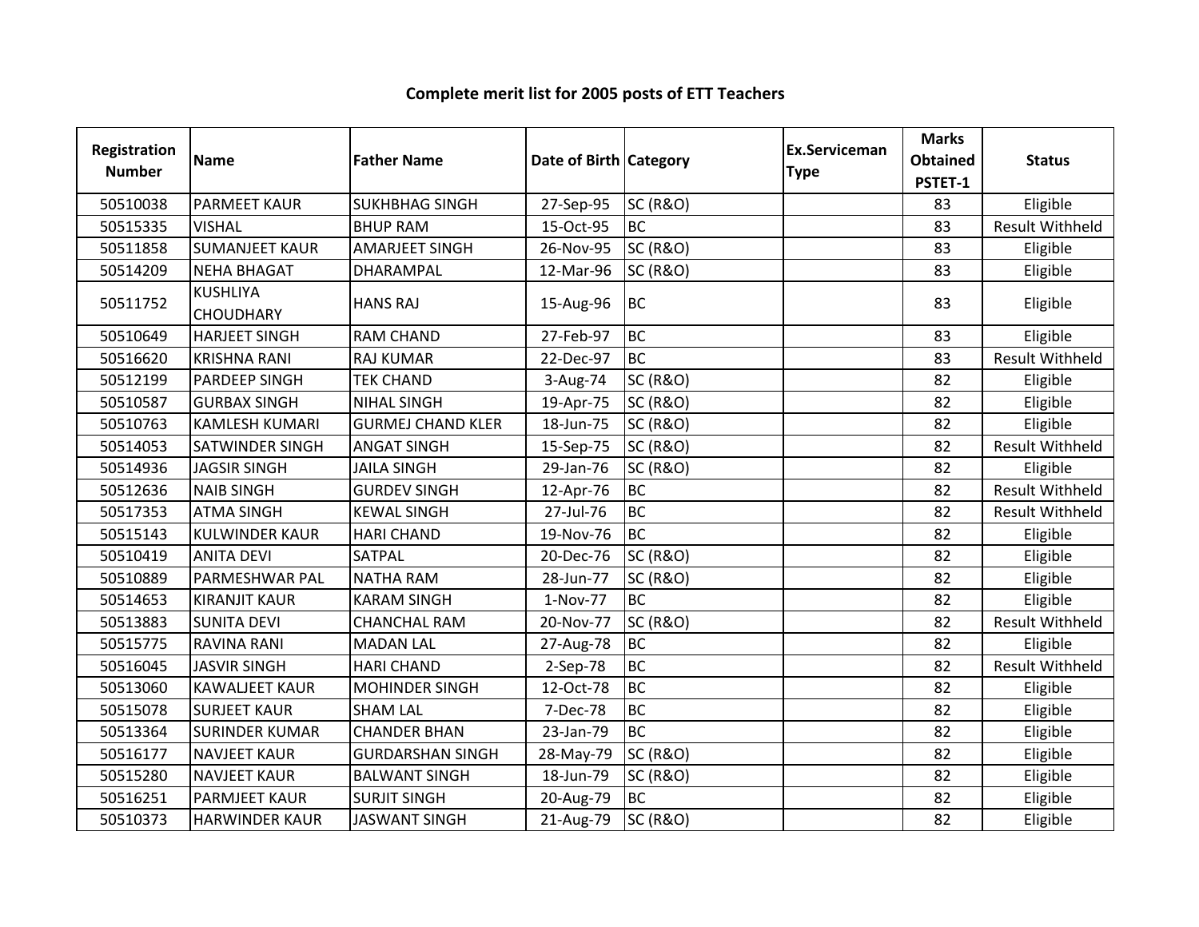# Complete merit list for 2005 posts of ETT Teachers

| Registration Number | Name | Father Name | Date of Birth | Category | Ex.Serviceman Type | Marks Obtained PSTET-1 | Status |
|---|---|---|---|---|---|---|---|
| 50510038 | PARMEET KAUR | SUKHBHAG SINGH | 27-Sep-95 | SC (R&O) | | 83 | Eligible |
| 50515335 | VISHAL | BHUP RAM | 15-Oct-95 | BC | | 83 | Result Withheld |
| 50511858 | SUMANJEET KAUR | AMARJEET SINGH | 26-Nov-95 | SC (R&O) | | 83 | Eligible |
| 50514209 | NEHA BHAGAT | DHARAMPAL | 12-Mar-96 | SC (R&O) | | 83 | Eligible |
| 50511752 | KUSHLIYA CHOUDHARY | HANS RAJ | 15-Aug-96 | BC | | 83 | Eligible |
| 50510649 | HARJEET SINGH | RAM CHAND | 27-Feb-97 | BC | | 83 | Eligible |
| 50516620 | KRISHNA RANI | RAJ KUMAR | 22-Dec-97 | BC | | 83 | Result Withheld |
| 50512199 | PARDEEP SINGH | TEK CHAND | 3-Aug-74 | SC (R&O) | | 82 | Eligible |
| 50510587 | GURBAX SINGH | NIHAL SINGH | 19-Apr-75 | SC (R&O) | | 82 | Eligible |
| 50510763 | KAMLESH KUMARI | GURMEJ CHAND KLER | 18-Jun-75 | SC (R&O) | | 82 | Eligible |
| 50514053 | SATWINDER SINGH | ANGAT SINGH | 15-Sep-75 | SC (R&O) | | 82 | Result Withheld |
| 50514936 | JAGSIR SINGH | JAILA SINGH | 29-Jan-76 | SC (R&O) | | 82 | Eligible |
| 50512636 | NAIB SINGH | GURDEV SINGH | 12-Apr-76 | BC | | 82 | Result Withheld |
| 50517353 | ATMA SINGH | KEWAL SINGH | 27-Jul-76 | BC | | 82 | Result Withheld |
| 50515143 | KULWINDER KAUR | HARI CHAND | 19-Nov-76 | BC | | 82 | Eligible |
| 50510419 | ANITA DEVI | SATPAL | 20-Dec-76 | SC (R&O) | | 82 | Eligible |
| 50510889 | PARMESHWAR PAL | NATHA RAM | 28-Jun-77 | SC (R&O) | | 82 | Eligible |
| 50514653 | KIRANJIT KAUR | KARAM SINGH | 1-Nov-77 | BC | | 82 | Eligible |
| 50513883 | SUNITA DEVI | CHANCHAL RAM | 20-Nov-77 | SC (R&O) | | 82 | Result Withheld |
| 50515775 | RAVINA RANI | MADAN LAL | 27-Aug-78 | BC | | 82 | Eligible |
| 50516045 | JASVIR SINGH | HARI CHAND | 2-Sep-78 | BC | | 82 | Result Withheld |
| 50513060 | KAWALJEET KAUR | MOHINDER SINGH | 12-Oct-78 | BC | | 82 | Eligible |
| 50515078 | SURJEET KAUR | SHAM LAL | 7-Dec-78 | BC | | 82 | Eligible |
| 50513364 | SURINDER KUMAR | CHANDER BHAN | 23-Jan-79 | BC | | 82 | Eligible |
| 50516177 | NAVJEET KAUR | GURDARSHAN SINGH | 28-May-79 | SC (R&O) | | 82 | Eligible |
| 50515280 | NAVJEET KAUR | BALWANT SINGH | 18-Jun-79 | SC (R&O) | | 82 | Eligible |
| 50516251 | PARMJEET KAUR | SURJIT SINGH | 20-Aug-79 | BC | | 82 | Eligible |
| 50510373 | HARWINDER KAUR | JASWANT SINGH | 21-Aug-79 | SC (R&O) | | 82 | Eligible |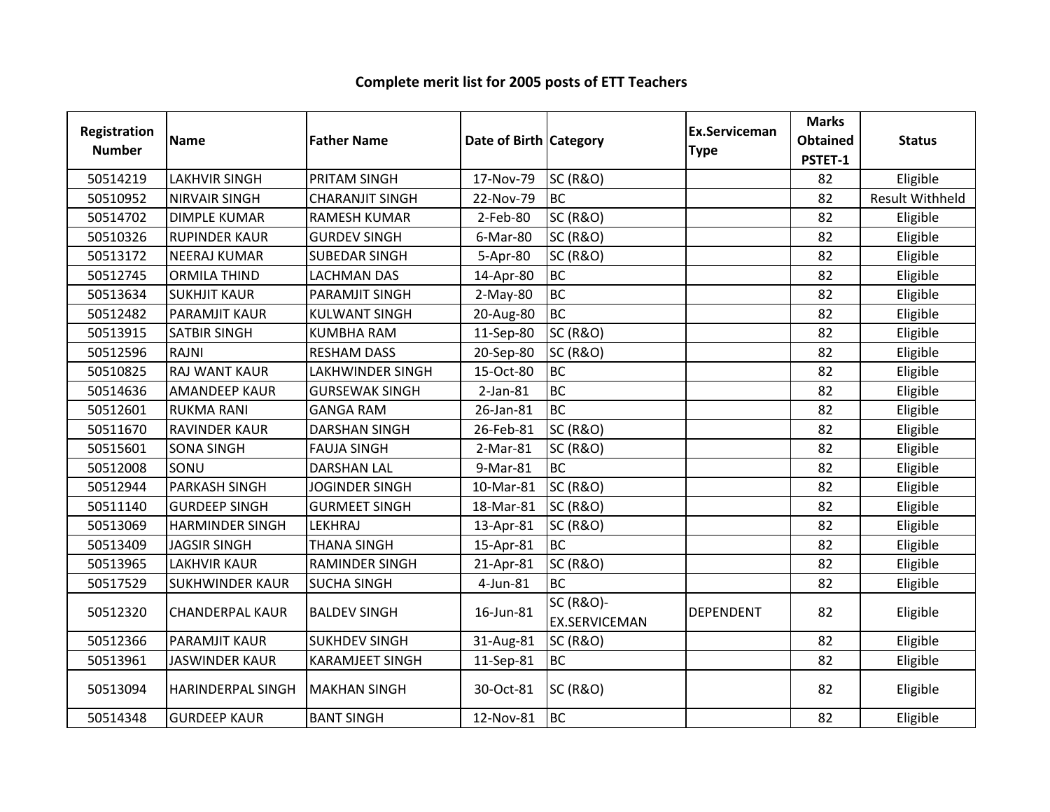**Complete merit list for 2005 posts of ETT Teachers**

| Registration Number | Name | Father Name | Date of Birth | Category | Ex.Serviceman Type | Marks Obtained PSTET-1 | Status |
|---|---|---|---|---|---|---|---|
| 50514219 | LAKHVIR SINGH | PRITAM SINGH | 17-Nov-79 | SC (R&O) | | 82 | Eligible |
| 50510952 | NIRVAIR SINGH | CHARANJIT SINGH | 22-Nov-79 | BC | | 82 | Result Withheld |
| 50514702 | DIMPLE KUMAR | RAMESH KUMAR | 2-Feb-80 | SC (R&O) | | 82 | Eligible |
| 50510326 | RUPINDER KAUR | GURDEV SINGH | 6-Mar-80 | SC (R&O) | | 82 | Eligible |
| 50513172 | NEERAJ KUMAR | SUBEDAR SINGH | 5-Apr-80 | SC (R&O) | | 82 | Eligible |
| 50512745 | ORMILA THIND | LACHMAN DAS | 14-Apr-80 | BC | | 82 | Eligible |
| 50513634 | SUKHJIT KAUR | PARAMJIT SINGH | 2-May-80 | BC | | 82 | Eligible |
| 50512482 | PARAMJIT KAUR | KULWANT SINGH | 20-Aug-80 | BC | | 82 | Eligible |
| 50513915 | SATBIR SINGH | KUMBHA RAM | 11-Sep-80 | SC (R&O) | | 82 | Eligible |
| 50512596 | RAJNI | RESHAM DASS | 20-Sep-80 | SC (R&O) | | 82 | Eligible |
| 50510825 | RAJ WANT KAUR | LAKHWINDER SINGH | 15-Oct-80 | BC | | 82 | Eligible |
| 50514636 | AMANDEEP KAUR | GURSEWAK SINGH | 2-Jan-81 | BC | | 82 | Eligible |
| 50512601 | RUKMA RANI | GANGA RAM | 26-Jan-81 | BC | | 82 | Eligible |
| 50511670 | RAVINDER KAUR | DARSHAN SINGH | 26-Feb-81 | SC (R&O) | | 82 | Eligible |
| 50515601 | SONA SINGH | FAUJA SINGH | 2-Mar-81 | SC (R&O) | | 82 | Eligible |
| 50512008 | SONU | DARSHAN LAL | 9-Mar-81 | BC | | 82 | Eligible |
| 50512944 | PARKASH SINGH | JOGINDER SINGH | 10-Mar-81 | SC (R&O) | | 82 | Eligible |
| 50511140 | GURDEEP SINGH | GURMEET SINGH | 18-Mar-81 | SC (R&O) | | 82 | Eligible |
| 50513069 | HARMINDER SINGH | LEKHRAJ | 13-Apr-81 | SC (R&O) | | 82 | Eligible |
| 50513409 | JAGSIR SINGH | THANA SINGH | 15-Apr-81 | BC | | 82 | Eligible |
| 50513965 | LAKHVIR KAUR | RAMINDER SINGH | 21-Apr-81 | SC (R&O) | | 82 | Eligible |
| 50517529 | SUKHWINDER KAUR | SUCHA SINGH | 4-Jun-81 | BC | | 82 | Eligible |
| 50512320 | CHANDERPAL KAUR | BALDEV SINGH | 16-Jun-81 | SC (R&O)-EX.SERVICEMAN | DEPENDENT | 82 | Eligible |
| 50512366 | PARAMJIT KAUR | SUKHDEV SINGH | 31-Aug-81 | SC (R&O) | | 82 | Eligible |
| 50513961 | JASWINDER KAUR | KARAMJEET SINGH | 11-Sep-81 | BC | | 82 | Eligible |
| 50513094 | HARINDERPAL SINGH | MAKHAN SINGH | 30-Oct-81 | SC (R&O) | | 82 | Eligible |
| 50514348 | GURDEEP KAUR | BANT SINGH | 12-Nov-81 | BC | | 82 | Eligible |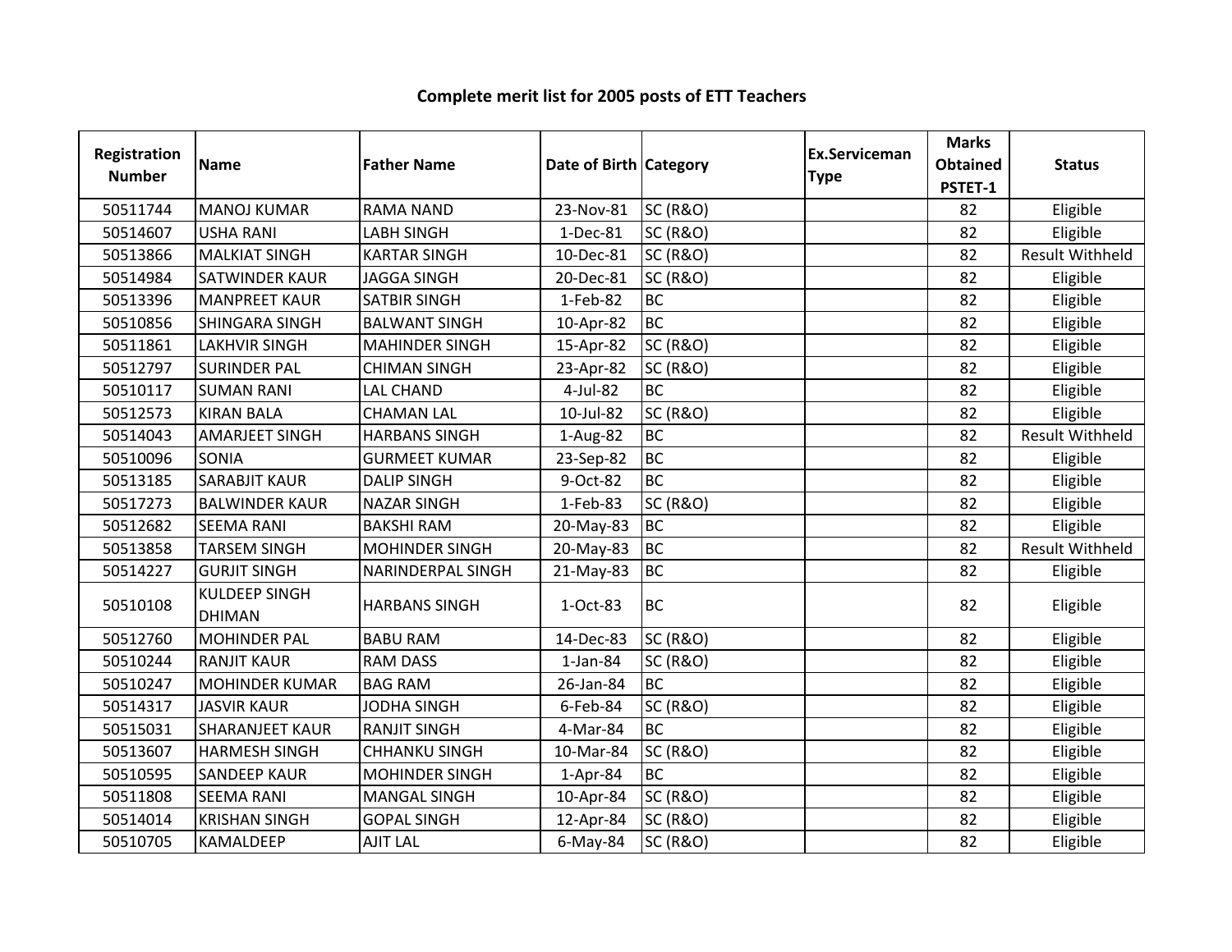# Complete merit list for 2005 posts of ETT Teachers

| Registration Number | Name | Father Name | Date of Birth | Category | Ex.Serviceman Type | Marks Obtained PSTET-1 | Status |
|---|---|---|---|---|---|---|---|
| 50511744 | MANOJ KUMAR | RAMA NAND | 23-Nov-81 | SC (R&O) | | 82 | Eligible |
| 50514607 | USHA RANI | LABH SINGH | 1-Dec-81 | SC (R&O) | | 82 | Eligible |
| 50513866 | MALKIAT SINGH | KARTAR SINGH | 10-Dec-81 | SC (R&O) | | 82 | Result Withheld |
| 50514984 | SATWINDER KAUR | JAGGA SINGH | 20-Dec-81 | SC (R&O) | | 82 | Eligible |
| 50513396 | MANPREET KAUR | SATBIR SINGH | 1-Feb-82 | BC | | 82 | Eligible |
| 50510856 | SHINGARA SINGH | BALWANT SINGH | 10-Apr-82 | BC | | 82 | Eligible |
| 50511861 | LAKHVIR SINGH | MAHINDER SINGH | 15-Apr-82 | SC (R&O) | | 82 | Eligible |
| 50512797 | SURINDER PAL | CHIMAN SINGH | 23-Apr-82 | SC (R&O) | | 82 | Eligible |
| 50510117 | SUMAN RANI | LAL CHAND | 4-Jul-82 | BC | | 82 | Eligible |
| 50512573 | KIRAN BALA | CHAMAN LAL | 10-Jul-82 | SC (R&O) | | 82 | Eligible |
| 50514043 | AMARJEET SINGH | HARBANS SINGH | 1-Aug-82 | BC | | 82 | Result Withheld |
| 50510096 | SONIA | GURMEET KUMAR | 23-Sep-82 | BC | | 82 | Eligible |
| 50513185 | SARABJIT KAUR | DALIP SINGH | 9-Oct-82 | BC | | 82 | Eligible |
| 50517273 | BALWINDER KAUR | NAZAR SINGH | 1-Feb-83 | SC (R&O) | | 82 | Eligible |
| 50512682 | SEEMA RANI | BAKSHI RAM | 20-May-83 | BC | | 82 | Eligible |
| 50513858 | TARSEM SINGH | MOHINDER SINGH | 20-May-83 | BC | | 82 | Result Withheld |
| 50514227 | GURJIT SINGH | NARINDERPAL SINGH | 21-May-83 | BC | | 82 | Eligible |
| 50510108 | KULDEEP SINGH DHIMAN | HARBANS SINGH | 1-Oct-83 | BC | | 82 | Eligible |
| 50512760 | MOHINDER PAL | BABU RAM | 14-Dec-83 | SC (R&O) | | 82 | Eligible |
| 50510244 | RANJIT KAUR | RAM DASS | 1-Jan-84 | SC (R&O) | | 82 | Eligible |
| 50510247 | MOHINDER KUMAR | BAG RAM | 26-Jan-84 | BC | | 82 | Eligible |
| 50514317 | JASVIR KAUR | JODHA SINGH | 6-Feb-84 | SC (R&O) | | 82 | Eligible |
| 50515031 | SHARANJEET KAUR | RANJIT SINGH | 4-Mar-84 | BC | | 82 | Eligible |
| 50513607 | HARMESH SINGH | CHHANKU SINGH | 10-Mar-84 | SC (R&O) | | 82 | Eligible |
| 50510595 | SANDEEP KAUR | MOHINDER SINGH | 1-Apr-84 | BC | | 82 | Eligible |
| 50511808 | SEEMA RANI | MANGAL SINGH | 10-Apr-84 | SC (R&O) | | 82 | Eligible |
| 50514014 | KRISHAN SINGH | GOPAL SINGH | 12-Apr-84 | SC (R&O) | | 82 | Eligible |
| 50510705 | KAMALDEEP | AJIT LAL | 6-May-84 | SC (R&O) | | 82 | Eligible |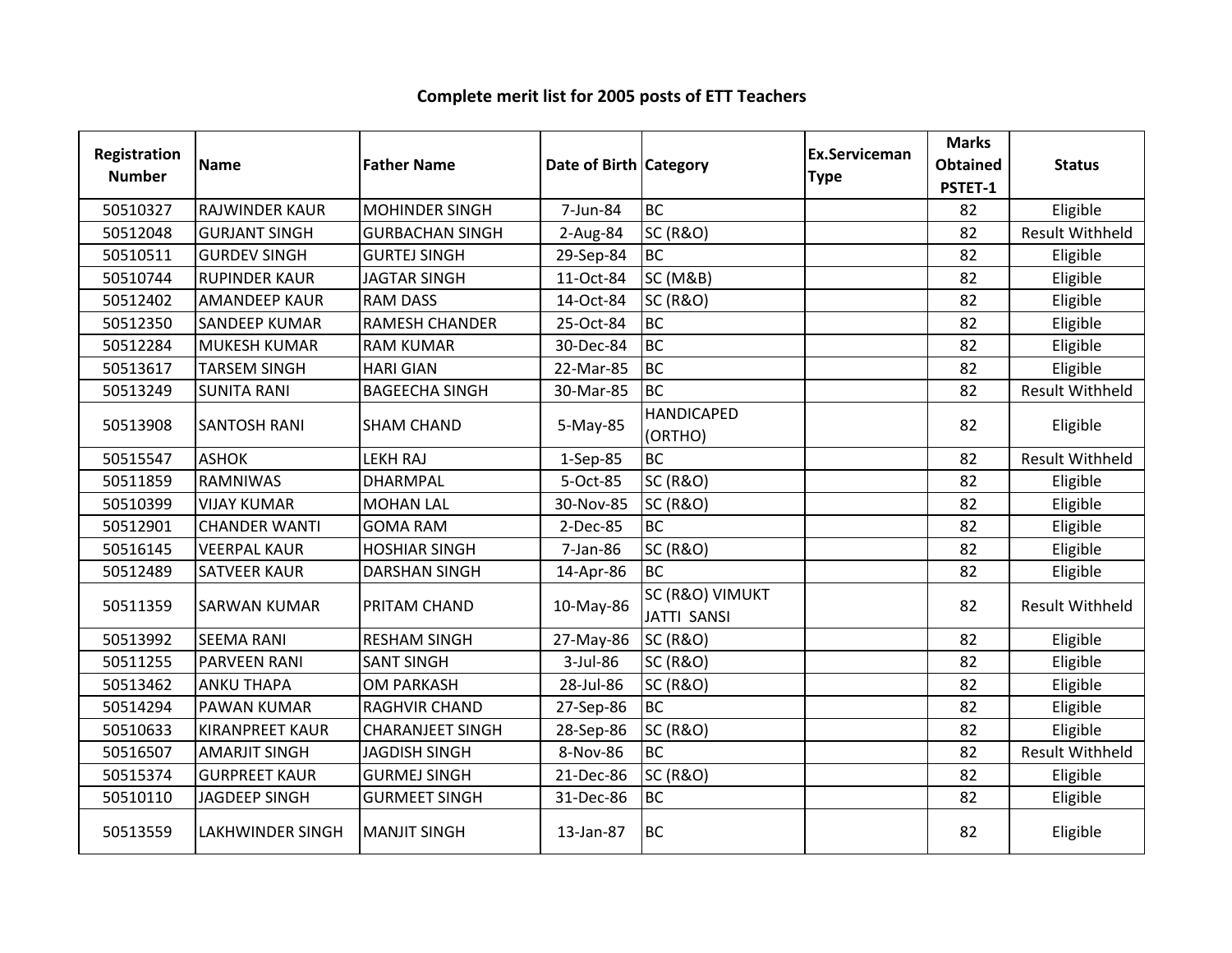# Complete merit list for 2005 posts of ETT Teachers

| Registration Number | Name | Father Name | Date of Birth | Category | Ex.Serviceman Type | Marks Obtained PSTET-1 | Status |
|---|---|---|---|---|---|---|---|
| 50510327 | RAJWINDER KAUR | MOHINDER SINGH | 7-Jun-84 | BC | | 82 | Eligible |
| 50512048 | GURJANT SINGH | GURBACHAN SINGH | 2-Aug-84 | SC (R&O) | | 82 | Result Withheld |
| 50510511 | GURDEV SINGH | GURTEJ SINGH | 29-Sep-84 | BC | | 82 | Eligible |
| 50510744 | RUPINDER KAUR | JAGTAR SINGH | 11-Oct-84 | SC (M&B) | | 82 | Eligible |
| 50512402 | AMANDEEP KAUR | RAM DASS | 14-Oct-84 | SC (R&O) | | 82 | Eligible |
| 50512350 | SANDEEP KUMAR | RAMESH CHANDER | 25-Oct-84 | BC | | 82 | Eligible |
| 50512284 | MUKESH KUMAR | RAM KUMAR | 30-Dec-84 | BC | | 82 | Eligible |
| 50513617 | TARSEM SINGH | HARI GIAN | 22-Mar-85 | BC | | 82 | Eligible |
| 50513249 | SUNITA RANI | BAGEECHA SINGH | 30-Mar-85 | BC | | 82 | Result Withheld |
| 50513908 | SANTOSH RANI | SHAM CHAND | 5-May-85 | HANDICAPED (ORTHO) | | 82 | Eligible |
| 50515547 | ASHOK | LEKH RAJ | 1-Sep-85 | BC | | 82 | Result Withheld |
| 50511859 | RAMNIWAS | DHARMPAL | 5-Oct-85 | SC (R&O) | | 82 | Eligible |
| 50510399 | VIJAY KUMAR | MOHAN LAL | 30-Nov-85 | SC (R&O) | | 82 | Eligible |
| 50512901 | CHANDER WANTI | GOMA RAM | 2-Dec-85 | BC | | 82 | Eligible |
| 50516145 | VEERPAL KAUR | HOSHIAR SINGH | 7-Jan-86 | SC (R&O) | | 82 | Eligible |
| 50512489 | SATVEER KAUR | DARSHAN SINGH | 14-Apr-86 | BC | | 82 | Eligible |
| 50511359 | SARWAN KUMAR | PRITAM CHAND | 10-May-86 | SC (R&O) VIMUKT JATTI SANSI | | 82 | Result Withheld |
| 50513992 | SEEMA RANI | RESHAM SINGH | 27-May-86 | SC (R&O) | | 82 | Eligible |
| 50511255 | PARVEEN RANI | SANT SINGH | 3-Jul-86 | SC (R&O) | | 82 | Eligible |
| 50513462 | ANKU THAPA | OM PARKASH | 28-Jul-86 | SC (R&O) | | 82 | Eligible |
| 50514294 | PAWAN KUMAR | RAGHVIR CHAND | 27-Sep-86 | BC | | 82 | Eligible |
| 50510633 | KIRANPREET KAUR | CHARANJEET SINGH | 28-Sep-86 | SC (R&O) | | 82 | Eligible |
| 50516507 | AMARJIT SINGH | JAGDISH SINGH | 8-Nov-86 | BC | | 82 | Result Withheld |
| 50515374 | GURPREET KAUR | GURMEJ SINGH | 21-Dec-86 | SC (R&O) | | 82 | Eligible |
| 50510110 | JAGDEEP SINGH | GURMEET SINGH | 31-Dec-86 | BC | | 82 | Eligible |
| 50513559 | LAKHWINDER SINGH | MANJIT SINGH | 13-Jan-87 | BC | | 82 | Eligible |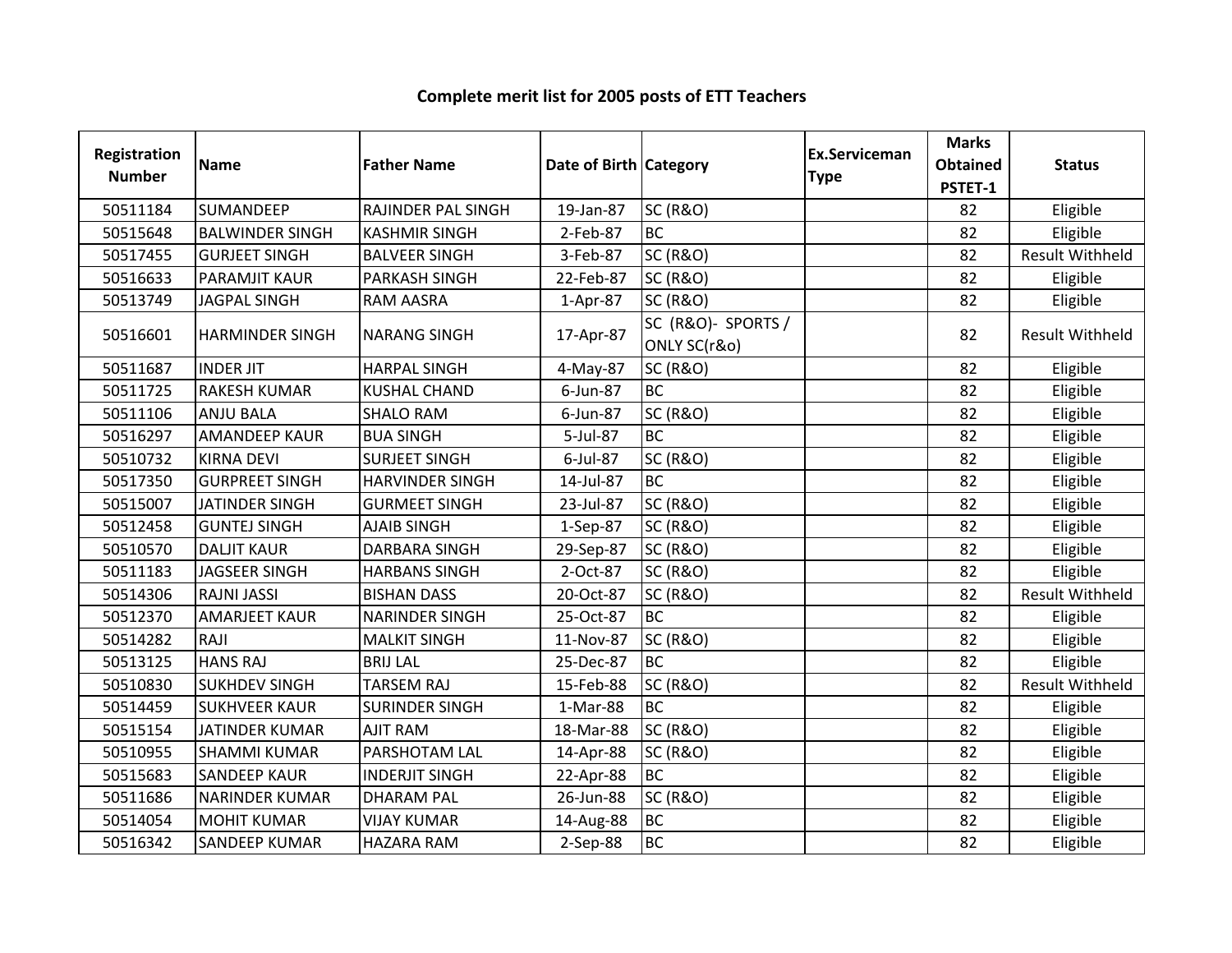# Complete merit list for 2005 posts of ETT Teachers

| Registration Number | Name | Father Name | Date of Birth | Category | Ex.Serviceman Type | Marks Obtained PSTET-1 | Status |
|---|---|---|---|---|---|---|---|
| 50511184 | SUMANDEEP | RAJINDER PAL SINGH | 19-Jan-87 | SC (R&O) | | 82 | Eligible |
| 50515648 | BALWINDER SINGH | KASHMIR SINGH | 2-Feb-87 | BC | | 82 | Eligible |
| 50517455 | GURJEET SINGH | BALVEER SINGH | 3-Feb-87 | SC (R&O) | | 82 | Result Withheld |
| 50516633 | PARAMJIT KAUR | PARKASH SINGH | 22-Feb-87 | SC (R&O) | | 82 | Eligible |
| 50513749 | JAGPAL SINGH | RAM AASRA | 1-Apr-87 | SC (R&O) | | 82 | Eligible |
| 50516601 | HARMINDER SINGH | NARANG SINGH | 17-Apr-87 | SC (R&O)- SPORTS / ONLY SC(r&o) | | 82 | Result Withheld |
| 50511687 | INDER JIT | HARPAL SINGH | 4-May-87 | SC (R&O) | | 82 | Eligible |
| 50511725 | RAKESH KUMAR | KUSHAL CHAND | 6-Jun-87 | BC | | 82 | Eligible |
| 50511106 | ANJU BALA | SHALO RAM | 6-Jun-87 | SC (R&O) | | 82 | Eligible |
| 50516297 | AMANDEEP KAUR | BUA SINGH | 5-Jul-87 | BC | | 82 | Eligible |
| 50510732 | KIRNA DEVI | SURJEET SINGH | 6-Jul-87 | SC (R&O) | | 82 | Eligible |
| 50517350 | GURPREET SINGH | HARVINDER SINGH | 14-Jul-87 | BC | | 82 | Eligible |
| 50515007 | JATINDER SINGH | GURMEET SINGH | 23-Jul-87 | SC (R&O) | | 82 | Eligible |
| 50512458 | GUNTEJ SINGH | AJAIB SINGH | 1-Sep-87 | SC (R&O) | | 82 | Eligible |
| 50510570 | DALJIT KAUR | DARBARA SINGH | 29-Sep-87 | SC (R&O) | | 82 | Eligible |
| 50511183 | JAGSEER SINGH | HARBANS SINGH | 2-Oct-87 | SC (R&O) | | 82 | Eligible |
| 50514306 | RAJNI JASSI | BISHAN DASS | 20-Oct-87 | SC (R&O) | | 82 | Result Withheld |
| 50512370 | AMARJEET KAUR | NARINDER SINGH | 25-Oct-87 | BC | | 82 | Eligible |
| 50514282 | RAJI | MALKIT SINGH | 11-Nov-87 | SC (R&O) | | 82 | Eligible |
| 50513125 | HANS RAJ | BRIJ LAL | 25-Dec-87 | BC | | 82 | Eligible |
| 50510830 | SUKHDEV SINGH | TARSEM RAJ | 15-Feb-88 | SC (R&O) | | 82 | Result Withheld |
| 50514459 | SUKHVEER KAUR | SURINDER SINGH | 1-Mar-88 | BC | | 82 | Eligible |
| 50515154 | JATINDER KUMAR | AJIT RAM | 18-Mar-88 | SC (R&O) | | 82 | Eligible |
| 50510955 | SHAMMI KUMAR | PARSHOTAM LAL | 14-Apr-88 | SC (R&O) | | 82 | Eligible |
| 50515683 | SANDEEP KAUR | INDERJIT SINGH | 22-Apr-88 | BC | | 82 | Eligible |
| 50511686 | NARINDER KUMAR | DHARAM PAL | 26-Jun-88 | SC (R&O) | | 82 | Eligible |
| 50514054 | MOHIT KUMAR | VIJAY KUMAR | 14-Aug-88 | BC | | 82 | Eligible |
| 50516342 | SANDEEP KUMAR | HAZARA RAM | 2-Sep-88 | BC | | 82 | Eligible |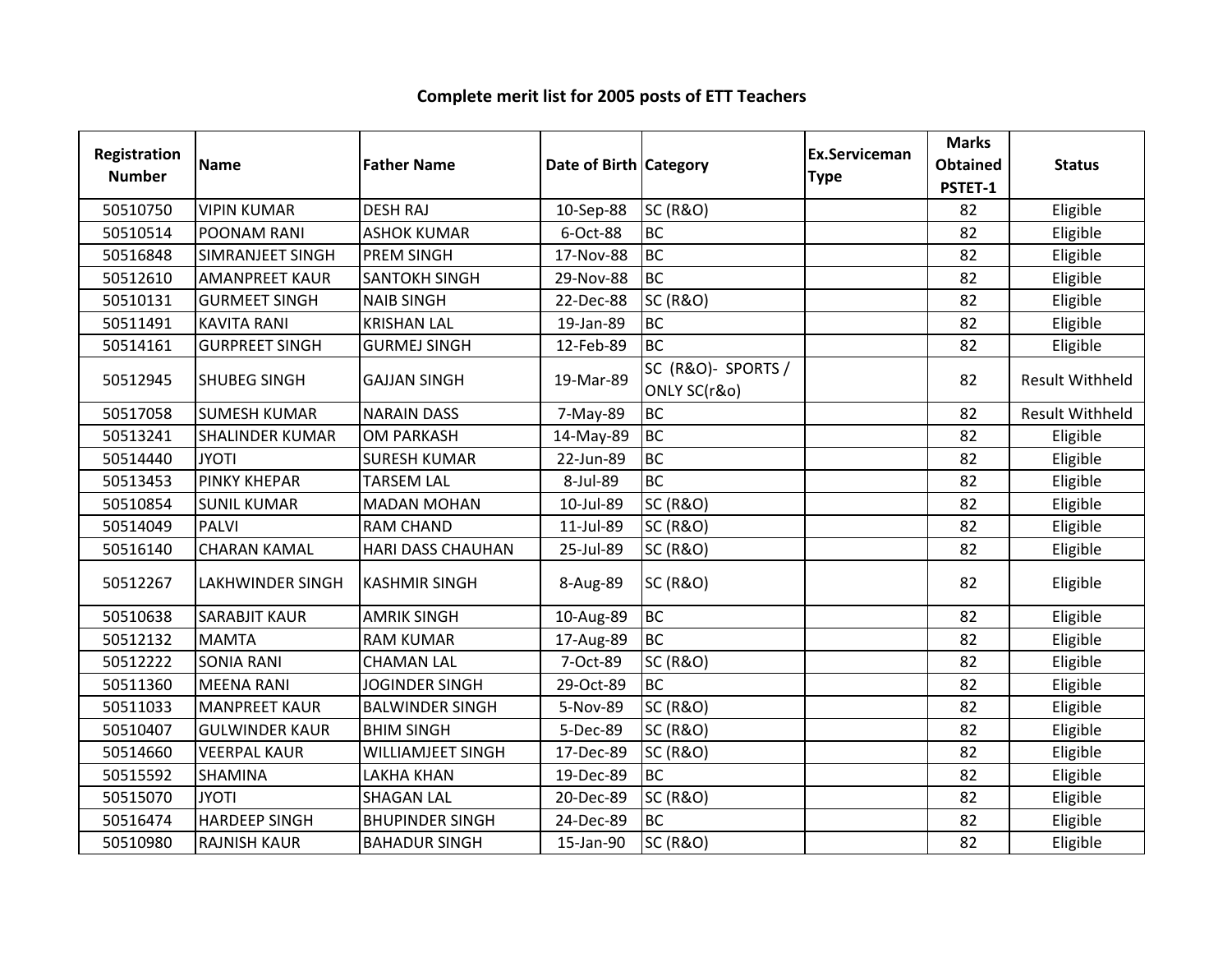# Complete merit list for 2005 posts of ETT Teachers

| Registration Number | Name | Father Name | Date of Birth | Category | Ex.Serviceman Type | Marks Obtained PSTET-1 | Status |
|---|---|---|---|---|---|---|---|
| 50510750 | VIPIN KUMAR | DESH RAJ | 10-Sep-88 | SC (R&O) | | 82 | Eligible |
| 50510514 | POONAM RANI | ASHOK KUMAR | 6-Oct-88 | BC | | 82 | Eligible |
| 50516848 | SIMRANJEET SINGH | PREM SINGH | 17-Nov-88 | BC | | 82 | Eligible |
| 50512610 | AMANPREET KAUR | SANTOKH SINGH | 29-Nov-88 | BC | | 82 | Eligible |
| 50510131 | GURMEET SINGH | NAIB SINGH | 22-Dec-88 | SC (R&O) | | 82 | Eligible |
| 50511491 | KAVITA RANI | KRISHAN LAL | 19-Jan-89 | BC | | 82 | Eligible |
| 50514161 | GURPREET SINGH | GURMEJ SINGH | 12-Feb-89 | BC | | 82 | Eligible |
| 50512945 | SHUBEG SINGH | GAJJAN SINGH | 19-Mar-89 | SC (R&O)- SPORTS / ONLY SC(r&o) | | 82 | Result Withheld |
| 50517058 | SUMESH KUMAR | NARAIN DASS | 7-May-89 | BC | | 82 | Result Withheld |
| 50513241 | SHALINDER KUMAR | OM PARKASH | 14-May-89 | BC | | 82 | Eligible |
| 50514440 | JYOTI | SURESH KUMAR | 22-Jun-89 | BC | | 82 | Eligible |
| 50513453 | PINKY KHEPAR | TARSEM LAL | 8-Jul-89 | BC | | 82 | Eligible |
| 50510854 | SUNIL KUMAR | MADAN MOHAN | 10-Jul-89 | SC (R&O) | | 82 | Eligible |
| 50514049 | PALVI | RAM CHAND | 11-Jul-89 | SC (R&O) | | 82 | Eligible |
| 50516140 | CHARAN KAMAL | HARI DASS CHAUHAN | 25-Jul-89 | SC (R&O) | | 82 | Eligible |
| 50512267 | LAKHWINDER SINGH | KASHMIR SINGH | 8-Aug-89 | SC (R&O) | | 82 | Eligible |
| 50510638 | SARABJIT KAUR | AMRIK SINGH | 10-Aug-89 | BC | | 82 | Eligible |
| 50512132 | MAMTA | RAM KUMAR | 17-Aug-89 | BC | | 82 | Eligible |
| 50512222 | SONIA RANI | CHAMAN LAL | 7-Oct-89 | SC (R&O) | | 82 | Eligible |
| 50511360 | MEENA RANI | JOGINDER SINGH | 29-Oct-89 | BC | | 82 | Eligible |
| 50511033 | MANPREET KAUR | BALWINDER SINGH | 5-Nov-89 | SC (R&O) | | 82 | Eligible |
| 50510407 | GULWINDER KAUR | BHIM SINGH | 5-Dec-89 | SC (R&O) | | 82 | Eligible |
| 50514660 | VEERPAL KAUR | WILLIAMJEET SINGH | 17-Dec-89 | SC (R&O) | | 82 | Eligible |
| 50515592 | SHAMINA | LAKHA KHAN | 19-Dec-89 | BC | | 82 | Eligible |
| 50515070 | JYOTI | SHAGAN LAL | 20-Dec-89 | SC (R&O) | | 82 | Eligible |
| 50516474 | HARDEEP SINGH | BHUPINDER SINGH | 24-Dec-89 | BC | | 82 | Eligible |
| 50510980 | RAJNISH KAUR | BAHADUR SINGH | 15-Jan-90 | SC (R&O) | | 82 | Eligible |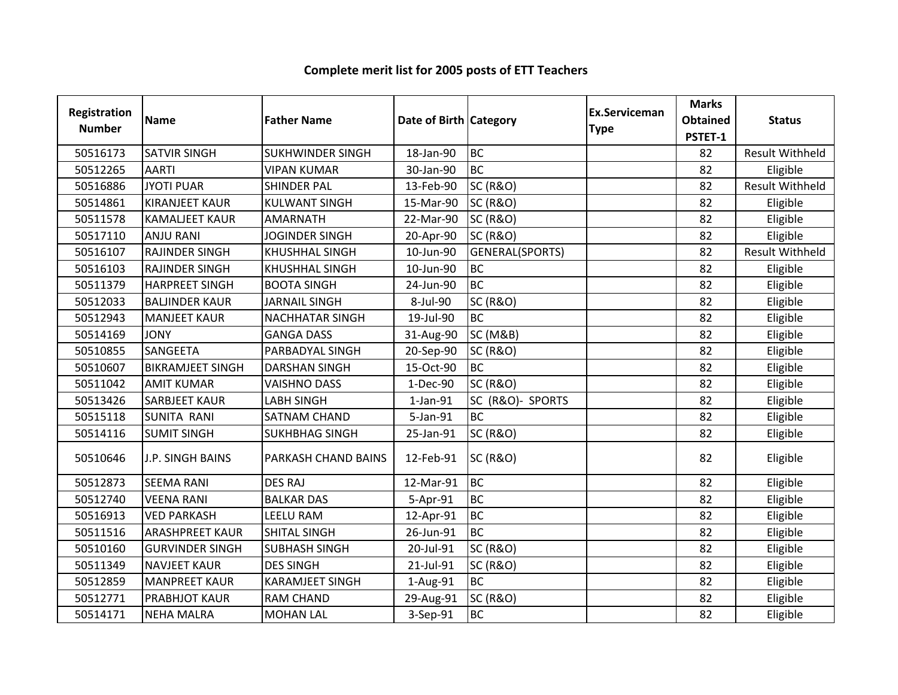## Complete merit list for 2005 posts of ETT Teachers

| Registration Number | Name | Father Name | Date of Birth | Category | Ex.Serviceman Type | Marks Obtained PSTET-1 | Status |
|---|---|---|---|---|---|---|---|
| 50516173 | SATVIR SINGH | SUKHWINDER SINGH | 18-Jan-90 | BC | | 82 | Result Withheld |
| 50512265 | AARTI | VIPAN KUMAR | 30-Jan-90 | BC | | 82 | Eligible |
| 50516886 | JYOTI PUAR | SHINDER PAL | 13-Feb-90 | SC (R&O) | | 82 | Result Withheld |
| 50514861 | KIRANJEET KAUR | KULWANT SINGH | 15-Mar-90 | SC (R&O) | | 82 | Eligible |
| 50511578 | KAMALJEET KAUR | AMARNATH | 22-Mar-90 | SC (R&O) | | 82 | Eligible |
| 50517110 | ANJU RANI | JOGINDER SINGH | 20-Apr-90 | SC (R&O) | | 82 | Eligible |
| 50516107 | RAJINDER SINGH | KHUSHHAL SINGH | 10-Jun-90 | GENERAL(SPORTS) | | 82 | Result Withheld |
| 50516103 | RAJINDER SINGH | KHUSHHAL SINGH | 10-Jun-90 | BC | | 82 | Eligible |
| 50511379 | HARPREET SINGH | BOOTA SINGH | 24-Jun-90 | BC | | 82 | Eligible |
| 50512033 | BALJINDER KAUR | JARNAIL SINGH | 8-Jul-90 | SC (R&O) | | 82 | Eligible |
| 50512943 | MANJEET KAUR | NACHHATAR SINGH | 19-Jul-90 | BC | | 82 | Eligible |
| 50514169 | JONY | GANGA DASS | 31-Aug-90 | SC (M&B) | | 82 | Eligible |
| 50510855 | SANGEETA | PARBADYAL SINGH | 20-Sep-90 | SC (R&O) | | 82 | Eligible |
| 50510607 | BIKRAMJEET SINGH | DARSHAN SINGH | 15-Oct-90 | BC | | 82 | Eligible |
| 50511042 | AMIT KUMAR | VAISHNO DASS | 1-Dec-90 | SC (R&O) | | 82 | Eligible |
| 50513426 | SARBJEET KAUR | LABH SINGH | 1-Jan-91 | SC (R&O)- SPORTS | | 82 | Eligible |
| 50515118 | SUNITA RANI | SATNAM CHAND | 5-Jan-91 | BC | | 82 | Eligible |
| 50514116 | SUMIT SINGH | SUKHBHAG SINGH | 25-Jan-91 | SC (R&O) | | 82 | Eligible |
| 50510646 | J.P. SINGH BAINS | PARKASH CHAND BAINS | 12-Feb-91 | SC (R&O) | | 82 | Eligible |
| 50512873 | SEEMA RANI | DES RAJ | 12-Mar-91 | BC | | 82 | Eligible |
| 50512740 | VEENA RANI | BALKAR DAS | 5-Apr-91 | BC | | 82 | Eligible |
| 50516913 | VED PARKASH | LEELU RAM | 12-Apr-91 | BC | | 82 | Eligible |
| 50511516 | ARASHPREET KAUR | SHITAL SINGH | 26-Jun-91 | BC | | 82 | Eligible |
| 50510160 | GURVINDER SINGH | SUBHASH SINGH | 20-Jul-91 | SC (R&O) | | 82 | Eligible |
| 50511349 | NAVJEET KAUR | DES SINGH | 21-Jul-91 | SC (R&O) | | 82 | Eligible |
| 50512859 | MANPREET KAUR | KARAMJEET SINGH | 1-Aug-91 | BC | | 82 | Eligible |
| 50512771 | PRABHJOT KAUR | RAM CHAND | 29-Aug-91 | SC (R&O) | | 82 | Eligible |
| 50514171 | NEHA MALRA | MOHAN LAL | 3-Sep-91 | BC | | 82 | Eligible |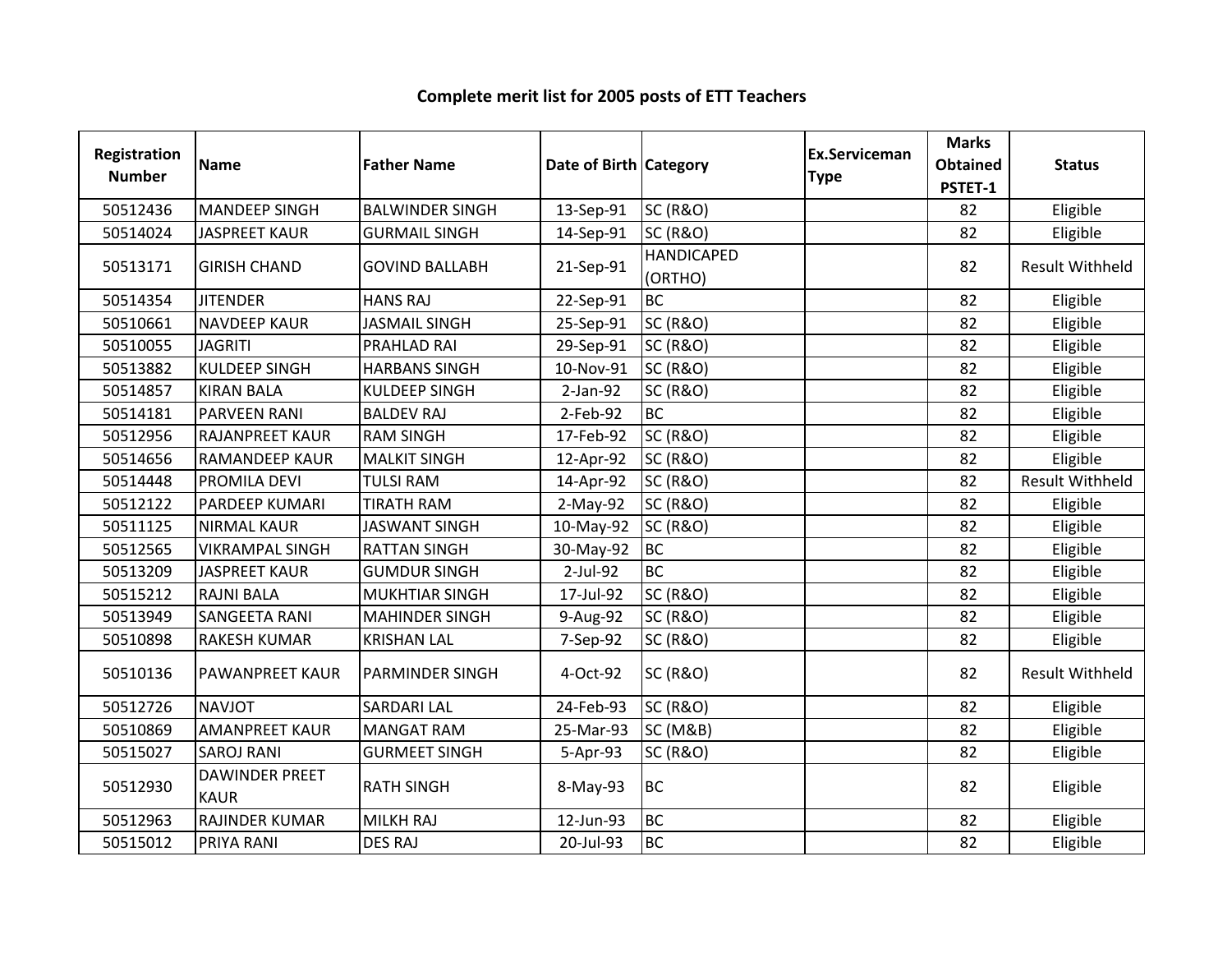# Complete merit list for 2005 posts of ETT Teachers

| Registration Number | Name | Father Name | Date of Birth | Category | Ex.Serviceman Type | Marks Obtained PSTET-1 | Status |
|---|---|---|---|---|---|---|---|
| 50512436 | MANDEEP SINGH | BALWINDER SINGH | 13-Sep-91 | SC (R&O) | | 82 | Eligible |
| 50514024 | JASPREET KAUR | GURMAIL SINGH | 14-Sep-91 | SC (R&O) | | 82 | Eligible |
| 50513171 | GIRISH CHAND | GOVIND BALLABH | 21-Sep-91 | HANDICAPED (ORTHO) | | 82 | Result Withheld |
| 50514354 | JITENDER | HANS RAJ | 22-Sep-91 | BC | | 82 | Eligible |
| 50510661 | NAVDEEP KAUR | JASMAIL SINGH | 25-Sep-91 | SC (R&O) | | 82 | Eligible |
| 50510055 | JAGRITI | PRAHLAD RAI | 29-Sep-91 | SC (R&O) | | 82 | Eligible |
| 50513882 | KULDEEP SINGH | HARBANS SINGH | 10-Nov-91 | SC (R&O) | | 82 | Eligible |
| 50514857 | KIRAN BALA | KULDEEP SINGH | 2-Jan-92 | SC (R&O) | | 82 | Eligible |
| 50514181 | PARVEEN RANI | BALDEV RAJ | 2-Feb-92 | BC | | 82 | Eligible |
| 50512956 | RAJANPREET KAUR | RAM SINGH | 17-Feb-92 | SC (R&O) | | 82 | Eligible |
| 50514656 | RAMANDEEP KAUR | MALKIT SINGH | 12-Apr-92 | SC (R&O) | | 82 | Eligible |
| 50514448 | PROMILA DEVI | TULSI RAM | 14-Apr-92 | SC (R&O) | | 82 | Result Withheld |
| 50512122 | PARDEEP KUMARI | TIRATH RAM | 2-May-92 | SC (R&O) | | 82 | Eligible |
| 50511125 | NIRMAL KAUR | JASWANT SINGH | 10-May-92 | SC (R&O) | | 82 | Eligible |
| 50512565 | VIKRAMPAL SINGH | RATTAN SINGH | 30-May-92 | BC | | 82 | Eligible |
| 50513209 | JASPREET KAUR | GUMDUR SINGH | 2-Jul-92 | BC | | 82 | Eligible |
| 50515212 | RAJNI BALA | MUKHTIAR SINGH | 17-Jul-92 | SC (R&O) | | 82 | Eligible |
| 50513949 | SANGEETA RANI | MAHINDER SINGH | 9-Aug-92 | SC (R&O) | | 82 | Eligible |
| 50510898 | RAKESH KUMAR | KRISHAN LAL | 7-Sep-92 | SC (R&O) | | 82 | Eligible |
| 50510136 | PAWANPREET KAUR | PARMINDER SINGH | 4-Oct-92 | SC (R&O) | | 82 | Result Withheld |
| 50512726 | NAVJOT | SARDARI LAL | 24-Feb-93 | SC (R&O) | | 82 | Eligible |
| 50510869 | AMANPREET KAUR | MANGAT RAM | 25-Mar-93 | SC (M&B) | | 82 | Eligible |
| 50515027 | SAROJ RANI | GURMEET SINGH | 5-Apr-93 | SC (R&O) | | 82 | Eligible |
| 50512930 | DAWINDER PREET KAUR | RATH SINGH | 8-May-93 | BC | | 82 | Eligible |
| 50512963 | RAJINDER KUMAR | MILKH RAJ | 12-Jun-93 | BC | | 82 | Eligible |
| 50515012 | PRIYA RANI | DES RAJ | 20-Jul-93 | BC | | 82 | Eligible |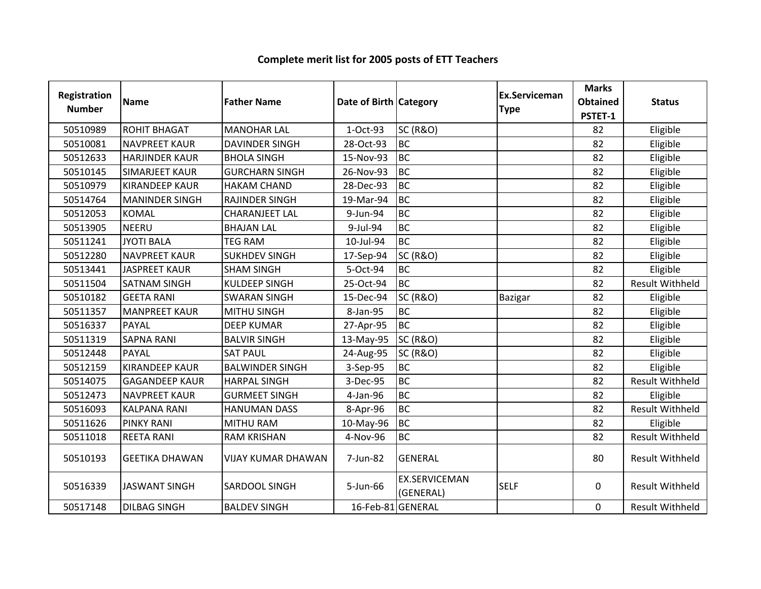# Complete merit list for 2005 posts of ETT Teachers

| Registration Number | Name | Father Name | Date of Birth | Category | Ex.Serviceman Type | Marks Obtained PSTET-1 | Status |
|---|---|---|---|---|---|---|---|
| 50510989 | ROHIT BHAGAT | MANOHAR LAL | 1-Oct-93 | SC (R&O) | | 82 | Eligible |
| 50510081 | NAVPREET KAUR | DAVINDER SINGH | 28-Oct-93 | BC | | 82 | Eligible |
| 50512633 | HARJINDER KAUR | BHOLA SINGH | 15-Nov-93 | BC | | 82 | Eligible |
| 50510145 | SIMARJEET KAUR | GURCHARN SINGH | 26-Nov-93 | BC | | 82 | Eligible |
| 50510979 | KIRANDEEP KAUR | HAKAM CHAND | 28-Dec-93 | BC | | 82 | Eligible |
| 50514764 | MANINDER SINGH | RAJINDER SINGH | 19-Mar-94 | BC | | 82 | Eligible |
| 50512053 | KOMAL | CHARANJEET LAL | 9-Jun-94 | BC | | 82 | Eligible |
| 50513905 | NEERU | BHAJAN LAL | 9-Jul-94 | BC | | 82 | Eligible |
| 50511241 | JYOTI BALA | TEG RAM | 10-Jul-94 | BC | | 82 | Eligible |
| 50512280 | NAVPREET KAUR | SUKHDEV SINGH | 17-Sep-94 | SC (R&O) | | 82 | Eligible |
| 50513441 | JASPREET KAUR | SHAM SINGH | 5-Oct-94 | BC | | 82 | Eligible |
| 50511504 | SATNAM SINGH | KULDEEP SINGH | 25-Oct-94 | BC | | 82 | Result Withheld |
| 50510182 | GEETA RANI | SWARAN SINGH | 15-Dec-94 | SC (R&O) | Bazigar | 82 | Eligible |
| 50511357 | MANPREET KAUR | MITHU SINGH | 8-Jan-95 | BC | | 82 | Eligible |
| 50516337 | PAYAL | DEEP KUMAR | 27-Apr-95 | BC | | 82 | Eligible |
| 50511319 | SAPNA RANI | BALVIR SINGH | 13-May-95 | SC (R&O) | | 82 | Eligible |
| 50512448 | PAYAL | SAT PAUL | 24-Aug-95 | SC (R&O) | | 82 | Eligible |
| 50512159 | KIRANDEEP KAUR | BALWINDER SINGH | 3-Sep-95 | BC | | 82 | Eligible |
| 50514075 | GAGANDEEP KAUR | HARPAL SINGH | 3-Dec-95 | BC | | 82 | Result Withheld |
| 50512473 | NAVPREET KAUR | GURMEET SINGH | 4-Jan-96 | BC | | 82 | Eligible |
| 50516093 | KALPANA RANI | HANUMAN DASS | 8-Apr-96 | BC | | 82 | Result Withheld |
| 50511626 | PINKY RANI | MITHU RAM | 10-May-96 | BC | | 82 | Eligible |
| 50511018 | REETA RANI | RAM KRISHAN | 4-Nov-96 | BC | | 82 | Result Withheld |
| 50510193 | GEETIKA DHAWAN | VIJAY KUMAR DHAWAN | 7-Jun-82 | GENERAL | | 80 | Result Withheld |
| 50516339 | JASWANT SINGH | SARDOOL SINGH | 5-Jun-66 | EX.SERVICEMAN (GENERAL) | SELF | 0 | Result Withheld |
| 50517148 | DILBAG SINGH | BALDEV SINGH | 16-Feb-81 | GENERAL | | 0 | Result Withheld |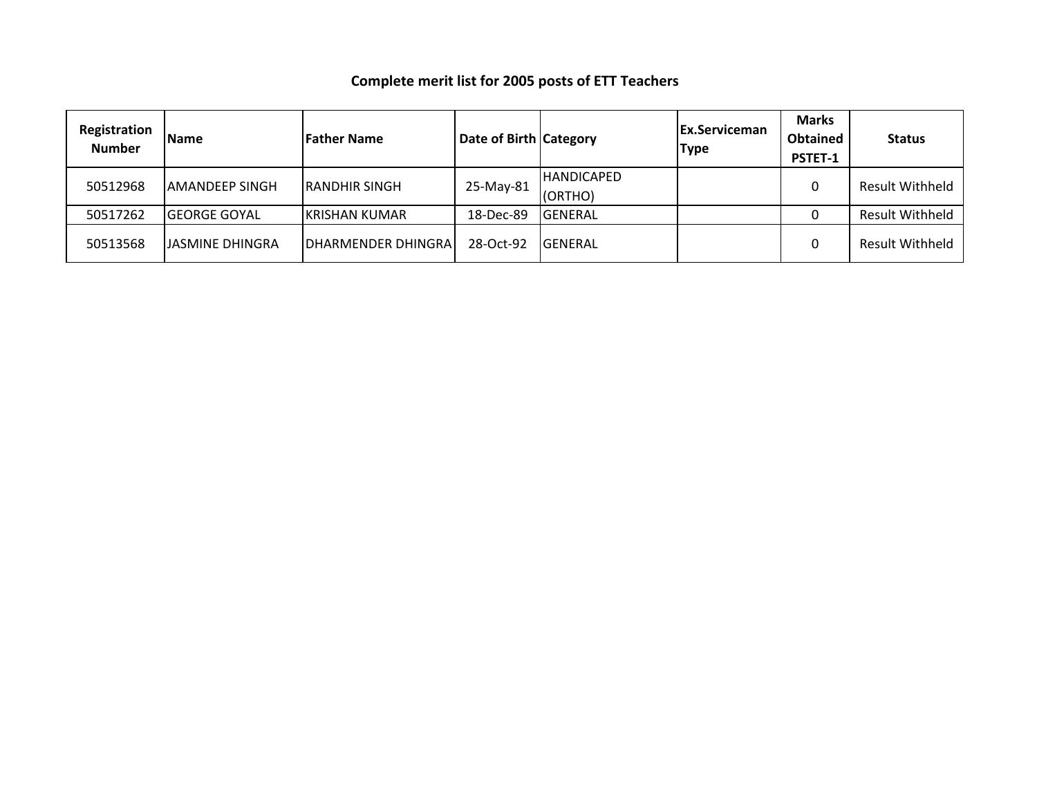# Complete merit list for 2005 posts of ETT Teachers

| Registration Number | Name | Father Name | Date of Birth | Category | Ex.Serviceman Type | Marks Obtained PSTET-1 | Status |
|---|---|---|---|---|---|---|---|
| 50512968 | AMANDEEP SINGH | RANDHIR SINGH | 25-May-81 | HANDICAPED (ORTHO) | | 0 | Result Withheld |
| 50517262 | GEORGE GOYAL | KRISHAN KUMAR | 18-Dec-89 | GENERAL | | 0 | Result Withheld |
| 50513568 | JASMINE DHINGRA | DHARMENDER DHINGRA | 28-Oct-92 | GENERAL | | 0 | Result Withheld |